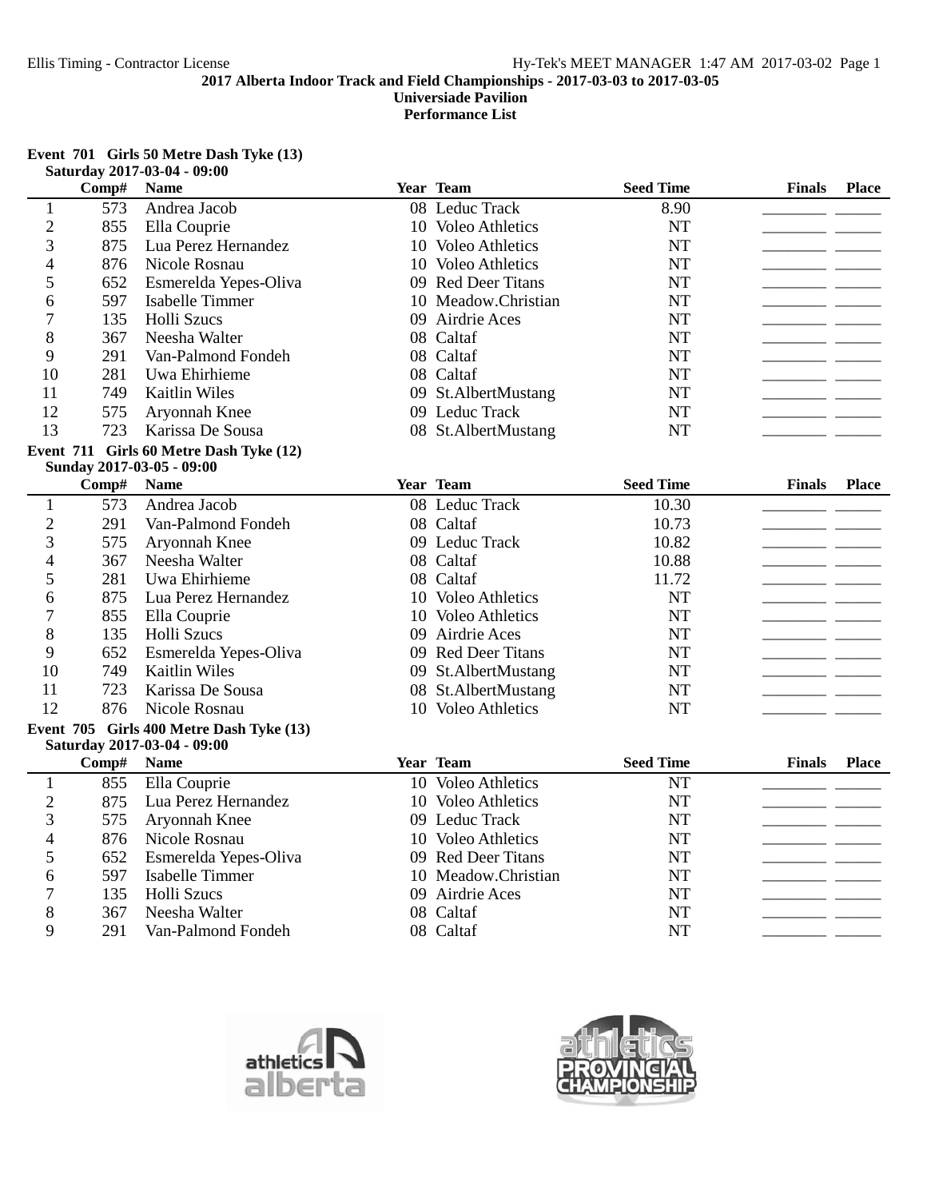Ellis Timing - Contractor License

Hy-Tek's MEET MANAGER 1:47 AM 2017-03-02

**2017 Alberta Indoor Track and Field Championships - 2017-03-03 to 2017-03-05**

**Universiade Pavilion**

**Performance List**

**Event 701 Girls 50 Metre Dash Tyke (13)**
**Saturday 2017-03-04 - 09:00**

| | Comp# | Name | Year | Team | Seed Time | Finals | Place |
|---|---|---|---|---|---|---|---|
| 1 | 573 | Andrea Jacob | 08 | Leduc Track | 8.90 | | |
| 2 | 855 | Ella Couprie | 10 | Voleo Athletics | NT | | |
| 3 | 875 | Lua Perez Hernandez | 10 | Voleo Athletics | NT | | |
| 4 | 876 | Nicole Rosnau | 10 | Voleo Athletics | NT | | |
| 5 | 652 | Esmerelda Yepes-Oliva | 09 | Red Deer Titans | NT | | |
| 6 | 597 | Isabelle Timmer | 10 | Meadow.Christian | NT | | |
| 7 | 135 | Holli Szucs | 09 | Airdrie Aces | NT | | |
| 8 | 367 | Neesha Walter | 08 | Caltaf | NT | | |
| 9 | 291 | Van-Palmond Fondeh | 08 | Caltaf | NT | | |
| 10 | 281 | Uwa Ehirhieme | 08 | Caltaf | NT | | |
| 11 | 749 | Kaitlin Wiles | 09 | St.AlbertMustang | NT | | |
| 12 | 575 | Aryonnah Knee | 09 | Leduc Track | NT | | |
| 13 | 723 | Karissa De Sousa | 08 | St.AlbertMustang | NT | | |

**Event 711 Girls 60 Metre Dash Tyke (12)**
**Sunday 2017-03-05 - 09:00**

| | Comp# | Name | Year | Team | Seed Time | Finals | Place |
|---|---|---|---|---|---|---|---|
| 1 | 573 | Andrea Jacob | 08 | Leduc Track | 10.30 | | |
| 2 | 291 | Van-Palmond Fondeh | 08 | Caltaf | 10.73 | | |
| 3 | 575 | Aryonnah Knee | 09 | Leduc Track | 10.82 | | |
| 4 | 367 | Neesha Walter | 08 | Caltaf | 10.88 | | |
| 5 | 281 | Uwa Ehirhieme | 08 | Caltaf | 11.72 | | |
| 6 | 875 | Lua Perez Hernandez | 10 | Voleo Athletics | NT | | |
| 7 | 855 | Ella Couprie | 10 | Voleo Athletics | NT | | |
| 8 | 135 | Holli Szucs | 09 | Airdrie Aces | NT | | |
| 9 | 652 | Esmerelda Yepes-Oliva | 09 | Red Deer Titans | NT | | |
| 10 | 749 | Kaitlin Wiles | 09 | St.AlbertMustang | NT | | |
| 11 | 723 | Karissa De Sousa | 08 | St.AlbertMustang | NT | | |
| 12 | 876 | Nicole Rosnau | 10 | Voleo Athletics | NT | | |

**Event 705 Girls 400 Metre Dash Tyke (13)**
**Saturday 2017-03-04 - 09:00**

| | Comp# | Name | Year | Team | Seed Time | Finals | Place |
|---|---|---|---|---|---|---|---|
| 1 | 855 | Ella Couprie | 10 | Voleo Athletics | NT | | |
| 2 | 875 | Lua Perez Hernandez | 10 | Voleo Athletics | NT | | |
| 3 | 575 | Aryonnah Knee | 09 | Leduc Track | NT | | |
| 4 | 876 | Nicole Rosnau | 10 | Voleo Athletics | NT | | |
| 5 | 652 | Esmerelda Yepes-Oliva | 09 | Red Deer Titans | NT | | |
| 6 | 597 | Isabelle Timmer | 10 | Meadow.Christian | NT | | |
| 7 | 135 | Holli Szucs | 09 | Airdrie Aces | NT | | |
| 8 | 367 | Neesha Walter | 08 | Caltaf | NT | | |
| 9 | 291 | Van-Palmond Fondeh | 08 | Caltaf | NT | | |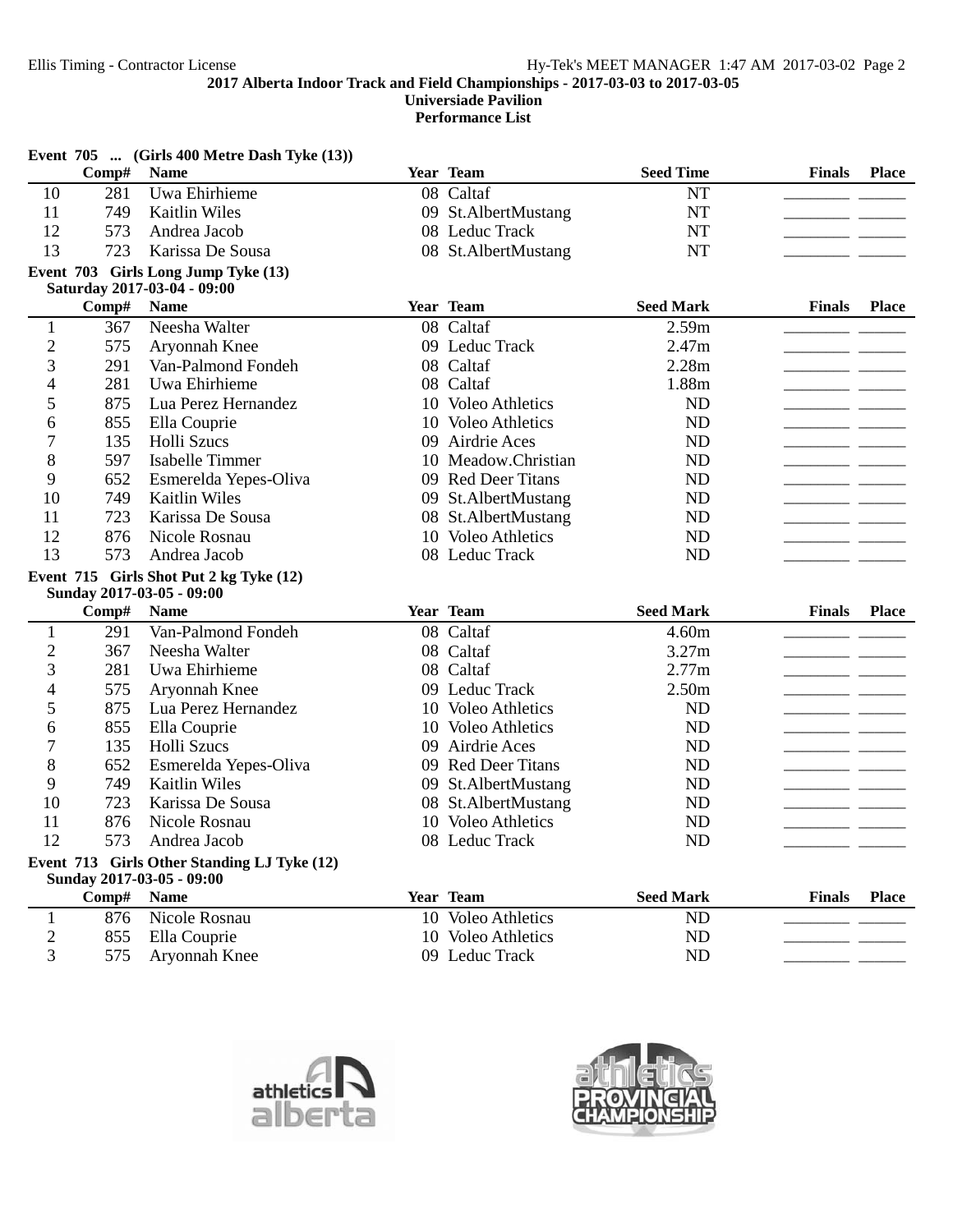**2017 Alberta Indoor Track and Field Championships - 2017-03-03 to 2017-03-05**
**Universiade Pavilion**
**Performance List**

**Event 705 ... (Girls 400 Metre Dash Tyke (13))**

| | Comp# | Name | Year | Team | Seed Time | Finals | Place |
|---|---|---|---|---|---|---|---|
| 10 | 281 | Uwa Ehirhieme | 08 | Caltaf | NT | ________ | ______ |
| 11 | 749 | Kaitlin Wiles | 09 | St.AlbertMustang | NT | ________ | ______ |
| 12 | 573 | Andrea Jacob | 08 | Leduc Track | NT | ________ | ______ |
| 13 | 723 | Karissa De Sousa | 08 | St.AlbertMustang | NT | ________ | ______ |

**Event 703 Girls Long Jump Tyke (13)**
**Saturday 2017-03-04 - 09:00**

| | Comp# | Name | Year | Team | Seed Mark | Finals | Place |
|---|---|---|---|---|---|---|---|
| 1 | 367 | Neesha Walter | 08 | Caltaf | 2.59m | ________ | ______ |
| 2 | 575 | Aryonnah Knee | 09 | Leduc Track | 2.47m | ________ | ______ |
| 3 | 291 | Van-Palmond Fondeh | 08 | Caltaf | 2.28m | ________ | ______ |
| 4 | 281 | Uwa Ehirhieme | 08 | Caltaf | 1.88m | ________ | ______ |
| 5 | 875 | Lua Perez Hernandez | 10 | Voleo Athletics | ND | ________ | ______ |
| 6 | 855 | Ella Couprie | 10 | Voleo Athletics | ND | ________ | ______ |
| 7 | 135 | Holli Szucs | 09 | Airdrie Aces | ND | ________ | ______ |
| 8 | 597 | Isabelle Timmer | 10 | Meadow.Christian | ND | ________ | ______ |
| 9 | 652 | Esmerelda Yepes-Oliva | 09 | Red Deer Titans | ND | ________ | ______ |
| 10 | 749 | Kaitlin Wiles | 09 | St.AlbertMustang | ND | ________ | ______ |
| 11 | 723 | Karissa De Sousa | 08 | St.AlbertMustang | ND | ________ | ______ |
| 12 | 876 | Nicole Rosnau | 10 | Voleo Athletics | ND | ________ | ______ |
| 13 | 573 | Andrea Jacob | 08 | Leduc Track | ND | ________ | ______ |

**Event 715 Girls Shot Put 2 kg Tyke (12)**
**Sunday 2017-03-05 - 09:00**

| | Comp# | Name | Year | Team | Seed Mark | Finals | Place |
|---|---|---|---|---|---|---|---|
| 1 | 291 | Van-Palmond Fondeh | 08 | Caltaf | 4.60m | ________ | ______ |
| 2 | 367 | Neesha Walter | 08 | Caltaf | 3.27m | ________ | ______ |
| 3 | 281 | Uwa Ehirhieme | 08 | Caltaf | 2.77m | ________ | ______ |
| 4 | 575 | Aryonnah Knee | 09 | Leduc Track | 2.50m | ________ | ______ |
| 5 | 875 | Lua Perez Hernandez | 10 | Voleo Athletics | ND | ________ | ______ |
| 6 | 855 | Ella Couprie | 10 | Voleo Athletics | ND | ________ | ______ |
| 7 | 135 | Holli Szucs | 09 | Airdrie Aces | ND | ________ | ______ |
| 8 | 652 | Esmerelda Yepes-Oliva | 09 | Red Deer Titans | ND | ________ | ______ |
| 9 | 749 | Kaitlin Wiles | 09 | St.AlbertMustang | ND | ________ | ______ |
| 10 | 723 | Karissa De Sousa | 08 | St.AlbertMustang | ND | ________ | ______ |
| 11 | 876 | Nicole Rosnau | 10 | Voleo Athletics | ND | ________ | ______ |
| 12 | 573 | Andrea Jacob | 08 | Leduc Track | ND | ________ | ______ |

**Event 713 Girls Other Standing LJ Tyke (12)**
**Sunday 2017-03-05 - 09:00**

| | Comp# | Name | Year | Team | Seed Mark | Finals | Place |
|---|---|---|---|---|---|---|---|
| 1 | 876 | Nicole Rosnau | 10 | Voleo Athletics | ND | ________ | ______ |
| 2 | 855 | Ella Couprie | 10 | Voleo Athletics | ND | ________ | ______ |
| 3 | 575 | Aryonnah Knee | 09 | Leduc Track | ND | ________ | ______ |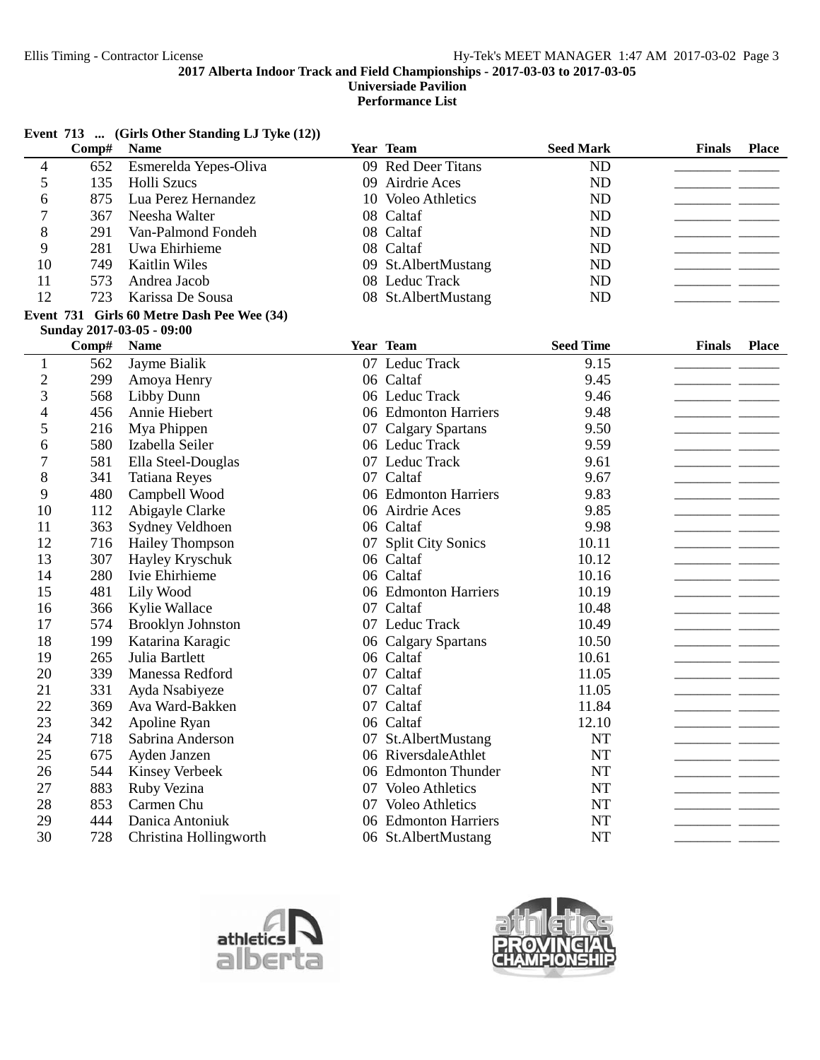## Event 713 ... (Girls Other Standing LJ Tyke (12))

| | Comp# | Name | Year | Team | Seed Mark | Finals | Place |
|---|---|---|---|---|---|---|---|
| 4 | 652 | Esmerelda Yepes-Oliva | 09 | Red Deer Titans | ND | ________ | ______ |
| 5 | 135 | Holli Szucs | 09 | Airdrie Aces | ND | ________ | ______ |
| 6 | 875 | Lua Perez Hernandez | 10 | Voleo Athletics | ND | ________ | ______ |
| 7 | 367 | Neesha Walter | 08 | Caltaf | ND | ________ | ______ |
| 8 | 291 | Van-Palmond Fondeh | 08 | Caltaf | ND | ________ | ______ |
| 9 | 281 | Uwa Ehirhieme | 08 | Caltaf | ND | ________ | ______ |
| 10 | 749 | Kaitlin Wiles | 09 | St.AlbertMustang | ND | ________ | ______ |
| 11 | 573 | Andrea Jacob | 08 | Leduc Track | ND | ________ | ______ |
| 12 | 723 | Karissa De Sousa | 08 | St.AlbertMustang | ND | ________ | ______ |

## Event 731 Girls 60 Metre Dash Pee Wee (34)

Sunday 2017-03-05 - 09:00

| | Comp# | Name | Year | Team | Seed Time | Finals | Place |
|---|---|---|---|---|---|---|---|
| 1 | 562 | Jayme Bialik | 07 | Leduc Track | 9.15 | ________ | ______ |
| 2 | 299 | Amoya Henry | 06 | Caltaf | 9.45 | ________ | ______ |
| 3 | 568 | Libby Dunn | 06 | Leduc Track | 9.46 | ________ | ______ |
| 4 | 456 | Annie Hiebert | 06 | Edmonton Harriers | 9.48 | ________ | ______ |
| 5 | 216 | Mya Phippen | 07 | Calgary Spartans | 9.50 | ________ | ______ |
| 6 | 580 | Izabella Seiler | 06 | Leduc Track | 9.59 | ________ | ______ |
| 7 | 581 | Ella Steel-Douglas | 07 | Leduc Track | 9.61 | ________ | ______ |
| 8 | 341 | Tatiana Reyes | 07 | Caltaf | 9.67 | ________ | ______ |
| 9 | 480 | Campbell Wood | 06 | Edmonton Harriers | 9.83 | ________ | ______ |
| 10 | 112 | Abigayle Clarke | 06 | Airdrie Aces | 9.85 | ________ | ______ |
| 11 | 363 | Sydney Veldhoen | 06 | Caltaf | 9.98 | ________ | ______ |
| 12 | 716 | Hailey Thompson | 07 | Split City Sonics | 10.11 | ________ | ______ |
| 13 | 307 | Hayley Kryschuk | 06 | Caltaf | 10.12 | ________ | ______ |
| 14 | 280 | Ivie Ehirhieme | 06 | Caltaf | 10.16 | ________ | ______ |
| 15 | 481 | Lily Wood | 06 | Edmonton Harriers | 10.19 | ________ | ______ |
| 16 | 366 | Kylie Wallace | 07 | Caltaf | 10.48 | ________ | ______ |
| 17 | 574 | Brooklyn Johnston | 07 | Leduc Track | 10.49 | ________ | ______ |
| 18 | 199 | Katarina Karagic | 06 | Calgary Spartans | 10.50 | ________ | ______ |
| 19 | 265 | Julia Bartlett | 06 | Caltaf | 10.61 | ________ | ______ |
| 20 | 339 | Manessa Redford | 07 | Caltaf | 11.05 | ________ | ______ |
| 21 | 331 | Ayda Nsabiyeze | 07 | Caltaf | 11.05 | ________ | ______ |
| 22 | 369 | Ava Ward-Bakken | 07 | Caltaf | 11.84 | ________ | ______ |
| 23 | 342 | Apoline Ryan | 06 | Caltaf | 12.10 | ________ | ______ |
| 24 | 718 | Sabrina Anderson | 07 | St.AlbertMustang | NT | ________ | ______ |
| 25 | 675 | Ayden Janzen | 06 | RiversdaleAthlet | NT | ________ | ______ |
| 26 | 544 | Kinsey Verbeek | 06 | Edmonton Thunder | NT | ________ | ______ |
| 27 | 883 | Ruby Vezina | 07 | Voleo Athletics | NT | ________ | ______ |
| 28 | 853 | Carmen Chu | 07 | Voleo Athletics | NT | ________ | ______ |
| 29 | 444 | Danica Antoniuk | 06 | Edmonton Harriers | NT | ________ | ______ |
| 30 | 728 | Christina Hollingworth | 06 | St.AlbertMustang | NT | ________ | ______ |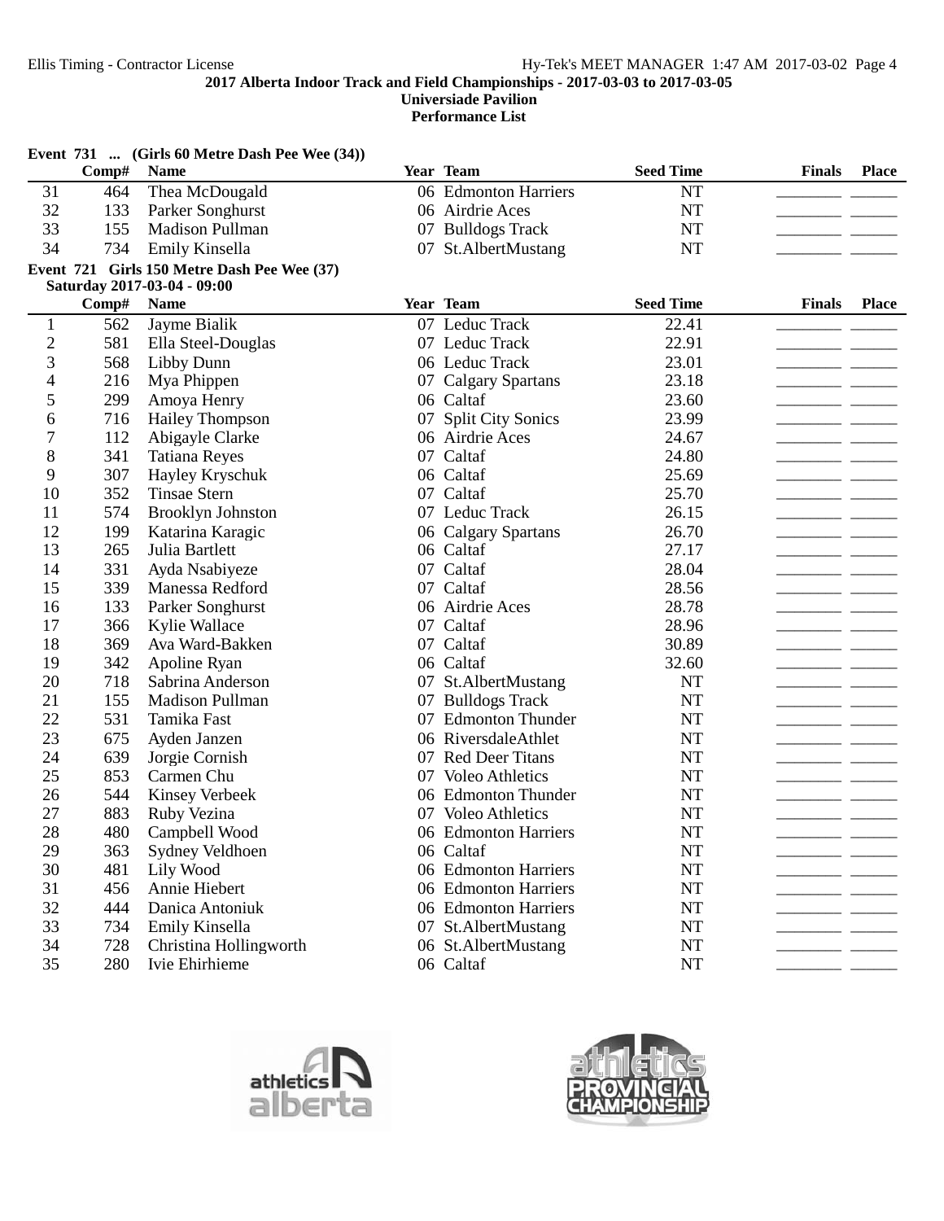**2017 Alberta Indoor Track and Field Championships - 2017-03-03 to 2017-03-05**
**Universiade Pavilion**
**Performance List**

### Event 731 ... (Girls 60 Metre Dash Pee Wee (34))

| | Comp# | Name | Year | Team | Seed Time | Finals | Place |
|---|---|---|---|---|---|---|---|
| 31 | 464 | Thea McDougald | 06 | Edmonton Harriers | NT | | |
| 32 | 133 | Parker Songhurst | 06 | Airdrie Aces | NT | | |
| 33 | 155 | Madison Pullman | 07 | Bulldogs Track | NT | | |
| 34 | 734 | Emily Kinsella | 07 | St.AlbertMustang | NT | | |

### Event 721 Girls 150 Metre Dash Pee Wee (37)

Saturday 2017-03-04 - 09:00

| | Comp# | Name | Year | Team | Seed Time | Finals | Place |
|---|---|---|---|---|---|---|---|
| 1 | 562 | Jayme Bialik | 07 | Leduc Track | 22.41 | | |
| 2 | 581 | Ella Steel-Douglas | 07 | Leduc Track | 22.91 | | |
| 3 | 568 | Libby Dunn | 06 | Leduc Track | 23.01 | | |
| 4 | 216 | Mya Phippen | 07 | Calgary Spartans | 23.18 | | |
| 5 | 299 | Amoya Henry | 06 | Caltaf | 23.60 | | |
| 6 | 716 | Hailey Thompson | 07 | Split City Sonics | 23.99 | | |
| 7 | 112 | Abigayle Clarke | 06 | Airdrie Aces | 24.67 | | |
| 8 | 341 | Tatiana Reyes | 07 | Caltaf | 24.80 | | |
| 9 | 307 | Hayley Kryschuk | 06 | Caltaf | 25.69 | | |
| 10 | 352 | Tinsae Stern | 07 | Caltaf | 25.70 | | |
| 11 | 574 | Brooklyn Johnston | 07 | Leduc Track | 26.15 | | |
| 12 | 199 | Katarina Karagic | 06 | Calgary Spartans | 26.70 | | |
| 13 | 265 | Julia Bartlett | 06 | Caltaf | 27.17 | | |
| 14 | 331 | Ayda Nsabiyeze | 07 | Caltaf | 28.04 | | |
| 15 | 339 | Manessa Redford | 07 | Caltaf | 28.56 | | |
| 16 | 133 | Parker Songhurst | 06 | Airdrie Aces | 28.78 | | |
| 17 | 366 | Kylie Wallace | 07 | Caltaf | 28.96 | | |
| 18 | 369 | Ava Ward-Bakken | 07 | Caltaf | 30.89 | | |
| 19 | 342 | Apoline Ryan | 06 | Caltaf | 32.60 | | |
| 20 | 718 | Sabrina Anderson | 07 | St.AlbertMustang | NT | | |
| 21 | 155 | Madison Pullman | 07 | Bulldogs Track | NT | | |
| 22 | 531 | Tamika Fast | 07 | Edmonton Thunder | NT | | |
| 23 | 675 | Ayden Janzen | 06 | RiversdaleAthlet | NT | | |
| 24 | 639 | Jorgie Cornish | 07 | Red Deer Titans | NT | | |
| 25 | 853 | Carmen Chu | 07 | Voleo Athletics | NT | | |
| 26 | 544 | Kinsey Verbeek | 06 | Edmonton Thunder | NT | | |
| 27 | 883 | Ruby Vezina | 07 | Voleo Athletics | NT | | |
| 28 | 480 | Campbell Wood | 06 | Edmonton Harriers | NT | | |
| 29 | 363 | Sydney Veldhoen | 06 | Caltaf | NT | | |
| 30 | 481 | Lily Wood | 06 | Edmonton Harriers | NT | | |
| 31 | 456 | Annie Hiebert | 06 | Edmonton Harriers | NT | | |
| 32 | 444 | Danica Antoniuk | 06 | Edmonton Harriers | NT | | |
| 33 | 734 | Emily Kinsella | 07 | St.AlbertMustang | NT | | |
| 34 | 728 | Christina Hollingworth | 06 | St.AlbertMustang | NT | | |
| 35 | 280 | Ivie Ehirhieme | 06 | Caltaf | NT | | |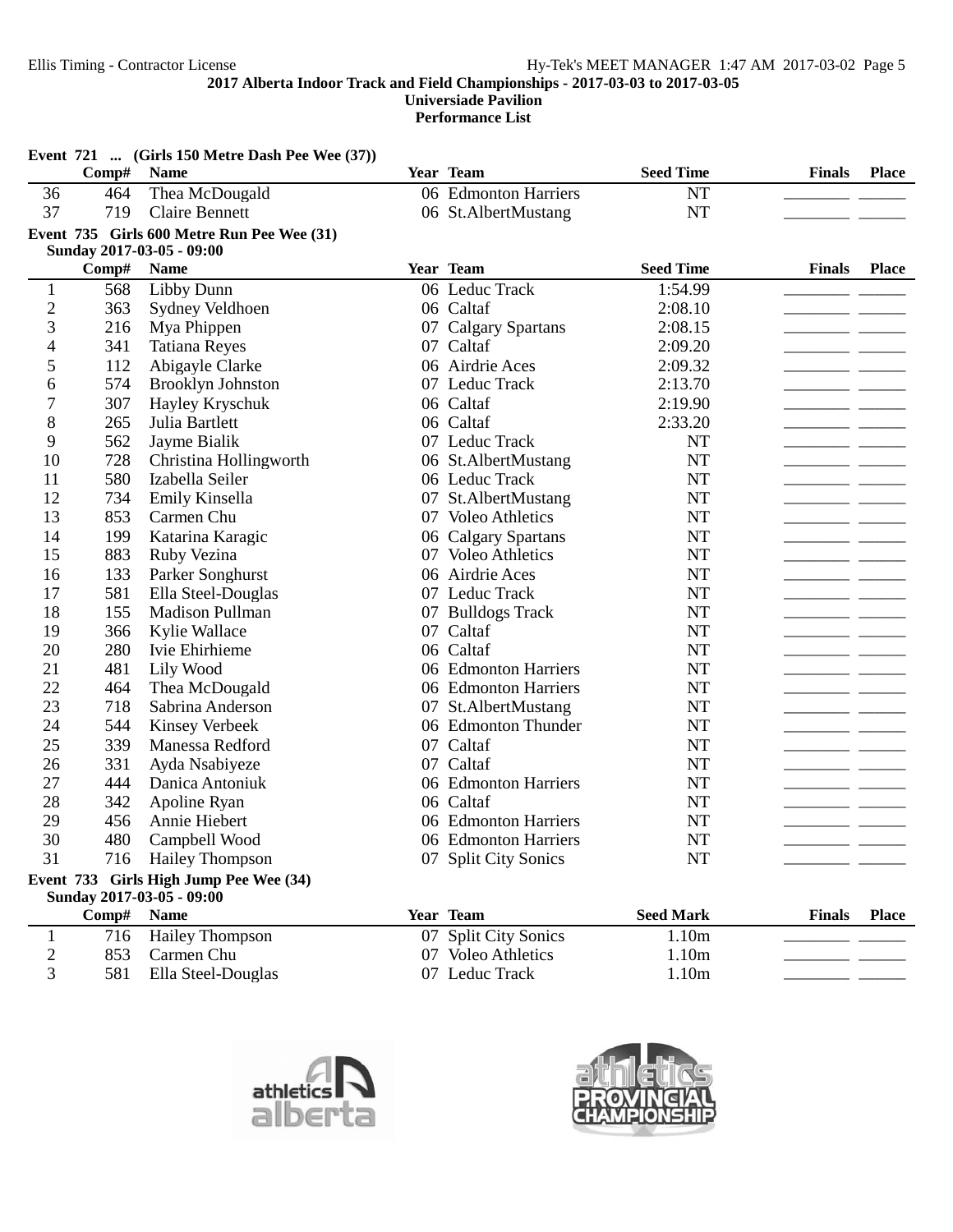**2017 Alberta Indoor Track and Field Championships - 2017-03-03 to 2017-03-05**
**Universiade Pavilion**
**Performance List**

### Event 721 ... (Girls 150 Metre Dash Pee Wee (37))

| | Comp# | Name | Year | Team | Seed Time | Finals | Place |
|---|---|---|---|---|---|---|---|
| 36 | 464 | Thea McDougald | 06 | Edmonton Harriers | NT | _______ | _____ |
| 37 | 719 | Claire Bennett | 06 | St.AlbertMustang | NT | _______ | _____ |

### Event 735 Girls 600 Metre Run Pee Wee (31)
**Sunday 2017-03-05 - 09:00**

| | Comp# | Name | Year | Team | Seed Time | Finals | Place |
|---|---|---|---|---|---|---|---|
| 1 | 568 | Libby Dunn | 06 | Leduc Track | 1:54.99 | _______ | _____ |
| 2 | 363 | Sydney Veldhoen | 06 | Caltaf | 2:08.10 | _______ | _____ |
| 3 | 216 | Mya Phippen | 07 | Calgary Spartans | 2:08.15 | _______ | _____ |
| 4 | 341 | Tatiana Reyes | 07 | Caltaf | 2:09.20 | _______ | _____ |
| 5 | 112 | Abigayle Clarke | 06 | Airdrie Aces | 2:09.32 | _______ | _____ |
| 6 | 574 | Brooklyn Johnston | 07 | Leduc Track | 2:13.70 | _______ | _____ |
| 7 | 307 | Hayley Kryschuk | 06 | Caltaf | 2:19.90 | _______ | _____ |
| 8 | 265 | Julia Bartlett | 06 | Caltaf | 2:33.20 | _______ | _____ |
| 9 | 562 | Jayme Bialik | 07 | Leduc Track | NT | _______ | _____ |
| 10 | 728 | Christina Hollingworth | 06 | St.AlbertMustang | NT | _______ | _____ |
| 11 | 580 | Izabella Seiler | 06 | Leduc Track | NT | _______ | _____ |
| 12 | 734 | Emily Kinsella | 07 | St.AlbertMustang | NT | _______ | _____ |
| 13 | 853 | Carmen Chu | 07 | Voleo Athletics | NT | _______ | _____ |
| 14 | 199 | Katarina Karagic | 06 | Calgary Spartans | NT | _______ | _____ |
| 15 | 883 | Ruby Vezina | 07 | Voleo Athletics | NT | _______ | _____ |
| 16 | 133 | Parker Songhurst | 06 | Airdrie Aces | NT | _______ | _____ |
| 17 | 581 | Ella Steel-Douglas | 07 | Leduc Track | NT | _______ | _____ |
| 18 | 155 | Madison Pullman | 07 | Bulldogs Track | NT | _______ | _____ |
| 19 | 366 | Kylie Wallace | 07 | Caltaf | NT | _______ | _____ |
| 20 | 280 | Ivie Ehirhieme | 06 | Caltaf | NT | _______ | _____ |
| 21 | 481 | Lily Wood | 06 | Edmonton Harriers | NT | _______ | _____ |
| 22 | 464 | Thea McDougald | 06 | Edmonton Harriers | NT | _______ | _____ |
| 23 | 718 | Sabrina Anderson | 07 | St.AlbertMustang | NT | _______ | _____ |
| 24 | 544 | Kinsey Verbeek | 06 | Edmonton Thunder | NT | _______ | _____ |
| 25 | 339 | Manessa Redford | 07 | Caltaf | NT | _______ | _____ |
| 26 | 331 | Ayda Nsabiyeze | 07 | Caltaf | NT | _______ | _____ |
| 27 | 444 | Danica Antoniuk | 06 | Edmonton Harriers | NT | _______ | _____ |
| 28 | 342 | Apoline Ryan | 06 | Caltaf | NT | _______ | _____ |
| 29 | 456 | Annie Hiebert | 06 | Edmonton Harriers | NT | _______ | _____ |
| 30 | 480 | Campbell Wood | 06 | Edmonton Harriers | NT | _______ | _____ |
| 31 | 716 | Hailey Thompson | 07 | Split City Sonics | NT | _______ | _____ |

### Event 733 Girls High Jump Pee Wee (34)
**Sunday 2017-03-05 - 09:00**

| | Comp# | Name | Year | Team | Seed Mark | Finals | Place |
|---|---|---|---|---|---|---|---|
| 1 | 716 | Hailey Thompson | 07 | Split City Sonics | 1.10m | _______ | _____ |
| 2 | 853 | Carmen Chu | 07 | Voleo Athletics | 1.10m | _______ | _____ |
| 3 | 581 | Ella Steel-Douglas | 07 | Leduc Track | 1.10m | _______ | _____ |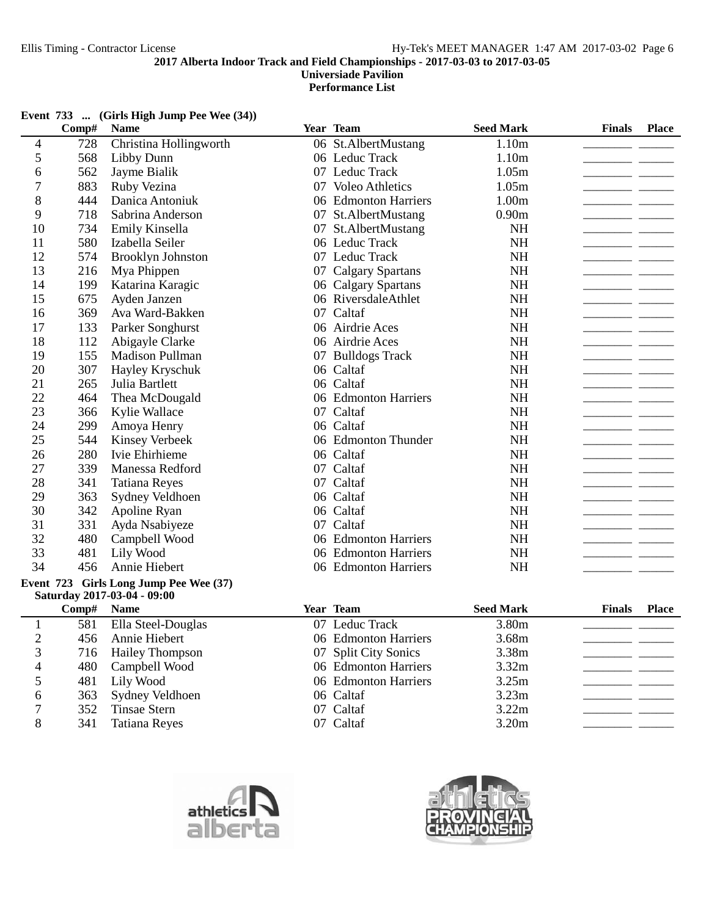## Event 733 ... (Girls High Jump Pee Wee (34))

| | Comp# | Name | Year | Team | Seed Mark | Finals | Place |
|---|---|---|---|---|---|---|---|
| 4 | 728 | Christina Hollingworth | 06 | St.AlbertMustang | 1.10m | | |
| 5 | 568 | Libby Dunn | 06 | Leduc Track | 1.10m | | |
| 6 | 562 | Jayme Bialik | 07 | Leduc Track | 1.05m | | |
| 7 | 883 | Ruby Vezina | 07 | Voleo Athletics | 1.05m | | |
| 8 | 444 | Danica Antoniuk | 06 | Edmonton Harriers | 1.00m | | |
| 9 | 718 | Sabrina Anderson | 07 | St.AlbertMustang | 0.90m | | |
| 10 | 734 | Emily Kinsella | 07 | St.AlbertMustang | NH | | |
| 11 | 580 | Izabella Seiler | 06 | Leduc Track | NH | | |
| 12 | 574 | Brooklyn Johnston | 07 | Leduc Track | NH | | |
| 13 | 216 | Mya Phippen | 07 | Calgary Spartans | NH | | |
| 14 | 199 | Katarina Karagic | 06 | Calgary Spartans | NH | | |
| 15 | 675 | Ayden Janzen | 06 | RiversdaleAthlet | NH | | |
| 16 | 369 | Ava Ward-Bakken | 07 | Caltaf | NH | | |
| 17 | 133 | Parker Songhurst | 06 | Airdrie Aces | NH | | |
| 18 | 112 | Abigayle Clarke | 06 | Airdrie Aces | NH | | |
| 19 | 155 | Madison Pullman | 07 | Bulldogs Track | NH | | |
| 20 | 307 | Hayley Kryschuk | 06 | Caltaf | NH | | |
| 21 | 265 | Julia Bartlett | 06 | Caltaf | NH | | |
| 22 | 464 | Thea McDougald | 06 | Edmonton Harriers | NH | | |
| 23 | 366 | Kylie Wallace | 07 | Caltaf | NH | | |
| 24 | 299 | Amoya Henry | 06 | Caltaf | NH | | |
| 25 | 544 | Kinsey Verbeek | 06 | Edmonton Thunder | NH | | |
| 26 | 280 | Ivie Ehirhieme | 06 | Caltaf | NH | | |
| 27 | 339 | Manessa Redford | 07 | Caltaf | NH | | |
| 28 | 341 | Tatiana Reyes | 07 | Caltaf | NH | | |
| 29 | 363 | Sydney Veldhoen | 06 | Caltaf | NH | | |
| 30 | 342 | Apoline Ryan | 06 | Caltaf | NH | | |
| 31 | 331 | Ayda Nsabiyeze | 07 | Caltaf | NH | | |
| 32 | 480 | Campbell Wood | 06 | Edmonton Harriers | NH | | |
| 33 | 481 | Lily Wood | 06 | Edmonton Harriers | NH | | |
| 34 | 456 | Annie Hiebert | 06 | Edmonton Harriers | NH | | |

## Event 723 Girls Long Jump Pee Wee (37)

**Saturday 2017-03-04 - 09:00**

| | Comp# | Name | Year | Team | Seed Mark | Finals | Place |
|---|---|---|---|---|---|---|---|
| 1 | 581 | Ella Steel-Douglas | 07 | Leduc Track | 3.80m | | |
| 2 | 456 | Annie Hiebert | 06 | Edmonton Harriers | 3.68m | | |
| 3 | 716 | Hailey Thompson | 07 | Split City Sonics | 3.38m | | |
| 4 | 480 | Campbell Wood | 06 | Edmonton Harriers | 3.32m | | |
| 5 | 481 | Lily Wood | 06 | Edmonton Harriers | 3.25m | | |
| 6 | 363 | Sydney Veldhoen | 06 | Caltaf | 3.23m | | |
| 7 | 352 | Tinsae Stern | 07 | Caltaf | 3.22m | | |
| 8 | 341 | Tatiana Reyes | 07 | Caltaf | 3.20m | | |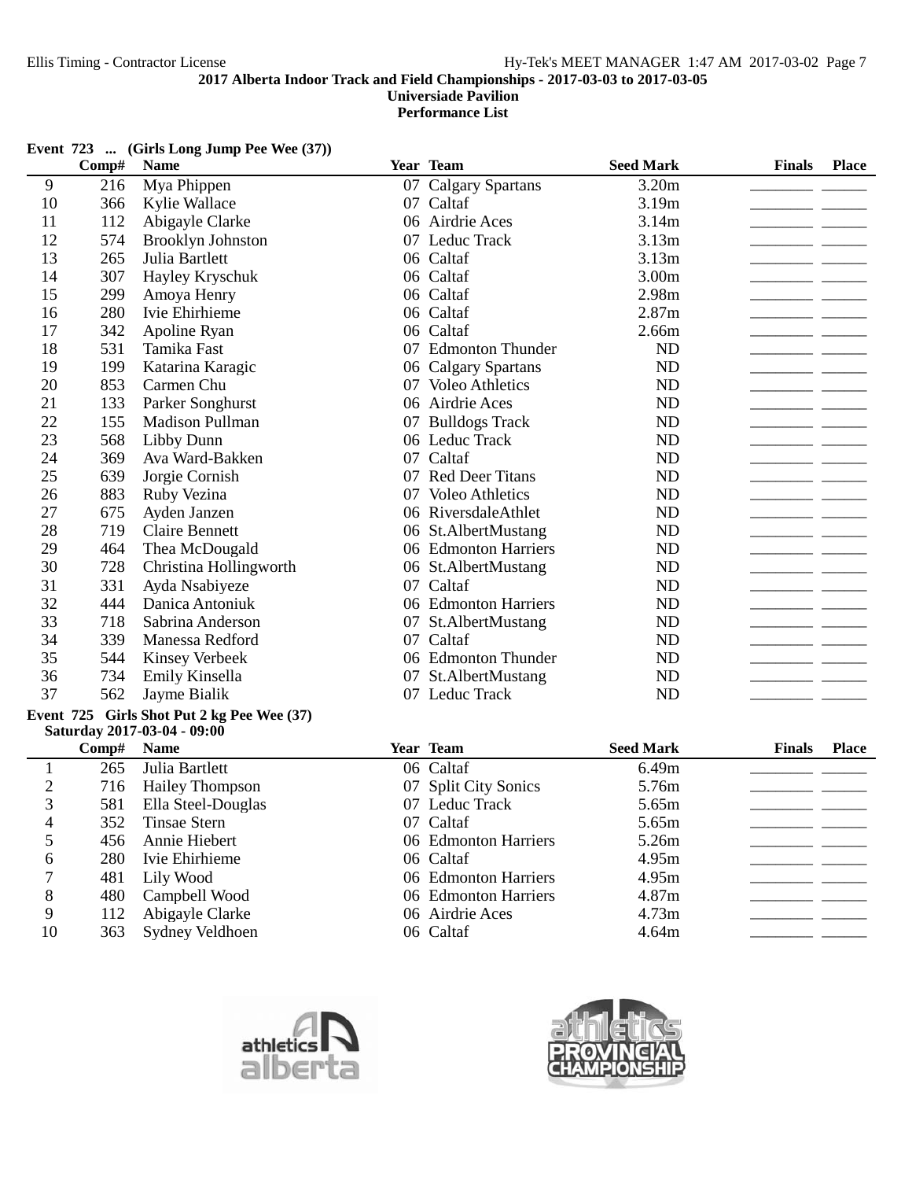Event 723 ... (Girls Long Jump Pee Wee (37))

| | Comp# | Name | Year | Team | Seed Mark | Finals | Place |
|---|---|---|---|---|---|---|---|
| 9 | 216 | Mya Phippen | 07 | Calgary Spartans | 3.20m | | |
| 10 | 366 | Kylie Wallace | 07 | Caltaf | 3.19m | | |
| 11 | 112 | Abigayle Clarke | 06 | Airdrie Aces | 3.14m | | |
| 12 | 574 | Brooklyn Johnston | 07 | Leduc Track | 3.13m | | |
| 13 | 265 | Julia Bartlett | 06 | Caltaf | 3.13m | | |
| 14 | 307 | Hayley Kryschuk | 06 | Caltaf | 3.00m | | |
| 15 | 299 | Amoya Henry | 06 | Caltaf | 2.98m | | |
| 16 | 280 | Ivie Ehirhieme | 06 | Caltaf | 2.87m | | |
| 17 | 342 | Apoline Ryan | 06 | Caltaf | 2.66m | | |
| 18 | 531 | Tamika Fast | 07 | Edmonton Thunder | ND | | |
| 19 | 199 | Katarina Karagic | 06 | Calgary Spartans | ND | | |
| 20 | 853 | Carmen Chu | 07 | Voleo Athletics | ND | | |
| 21 | 133 | Parker Songhurst | 06 | Airdrie Aces | ND | | |
| 22 | 155 | Madison Pullman | 07 | Bulldogs Track | ND | | |
| 23 | 568 | Libby Dunn | 06 | Leduc Track | ND | | |
| 24 | 369 | Ava Ward-Bakken | 07 | Caltaf | ND | | |
| 25 | 639 | Jorgie Cornish | 07 | Red Deer Titans | ND | | |
| 26 | 883 | Ruby Vezina | 07 | Voleo Athletics | ND | | |
| 27 | 675 | Ayden Janzen | 06 | RiversdaleAthlet | ND | | |
| 28 | 719 | Claire Bennett | 06 | St.AlbertMustang | ND | | |
| 29 | 464 | Thea McDougald | 06 | Edmonton Harriers | ND | | |
| 30 | 728 | Christina Hollingworth | 06 | St.AlbertMustang | ND | | |
| 31 | 331 | Ayda Nsabiyeze | 07 | Caltaf | ND | | |
| 32 | 444 | Danica Antoniuk | 06 | Edmonton Harriers | ND | | |
| 33 | 718 | Sabrina Anderson | 07 | St.AlbertMustang | ND | | |
| 34 | 339 | Manessa Redford | 07 | Caltaf | ND | | |
| 35 | 544 | Kinsey Verbeek | 06 | Edmonton Thunder | ND | | |
| 36 | 734 | Emily Kinsella | 07 | St.AlbertMustang | ND | | |
| 37 | 562 | Jayme Bialik | 07 | Leduc Track | ND | | |

**Event 725 Girls Shot Put 2 kg Pee Wee (37)**
**Saturday 2017-03-04 - 09:00**

| | Comp# | Name | Year | Team | Seed Mark | Finals | Place |
|---|---|---|---|---|---|---|---|
| 1 | 265 | Julia Bartlett | 06 | Caltaf | 6.49m | | |
| 2 | 716 | Hailey Thompson | 07 | Split City Sonics | 5.76m | | |
| 3 | 581 | Ella Steel-Douglas | 07 | Leduc Track | 5.65m | | |
| 4 | 352 | Tinsae Stern | 07 | Caltaf | 5.65m | | |
| 5 | 456 | Annie Hiebert | 06 | Edmonton Harriers | 5.26m | | |
| 6 | 280 | Ivie Ehirhieme | 06 | Caltaf | 4.95m | | |
| 7 | 481 | Lily Wood | 06 | Edmonton Harriers | 4.95m | | |
| 8 | 480 | Campbell Wood | 06 | Edmonton Harriers | 4.87m | | |
| 9 | 112 | Abigayle Clarke | 06 | Airdrie Aces | 4.73m | | |
| 10 | 363 | Sydney Veldhoen | 06 | Caltaf | 4.64m | | |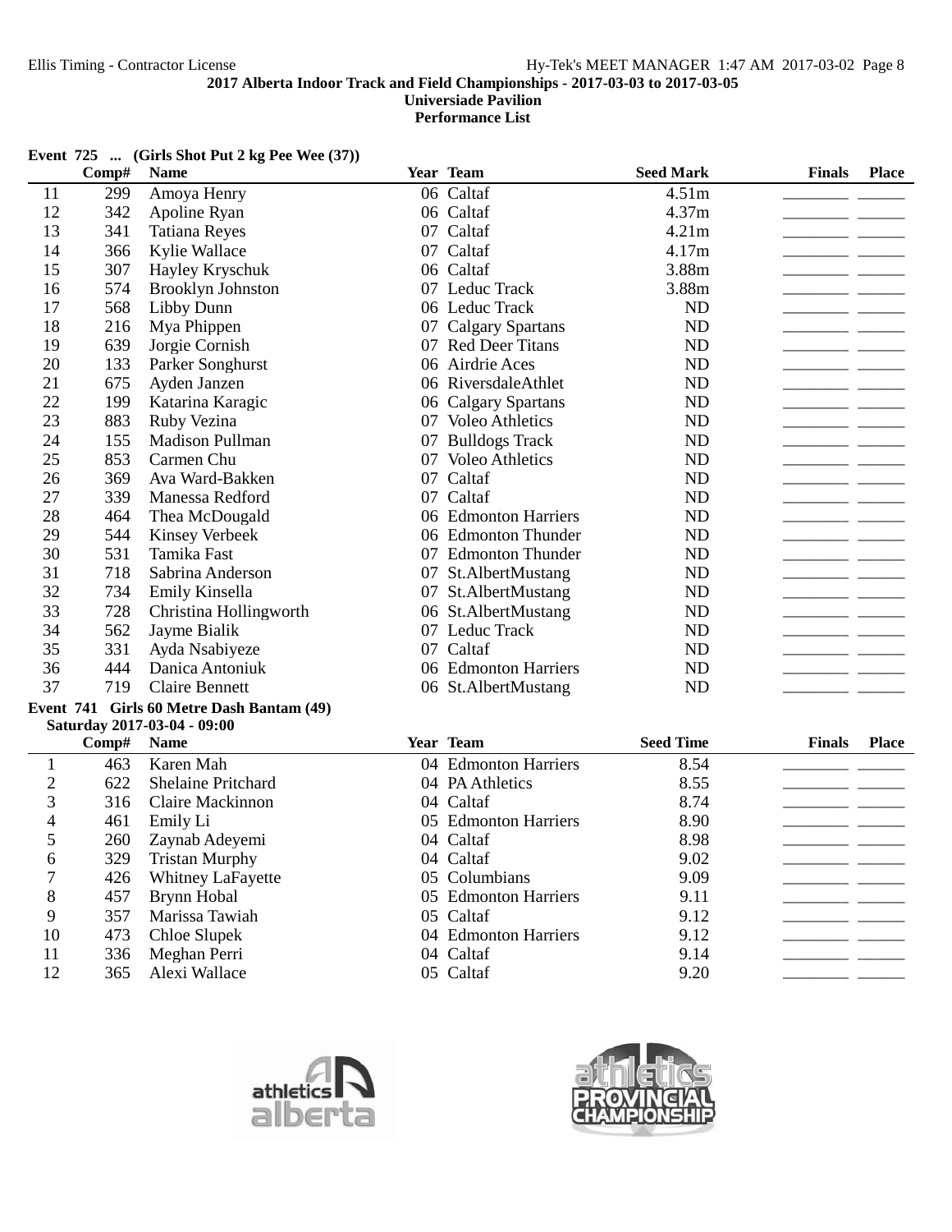**Event 725 ... (Girls Shot Put 2 kg Pee Wee (37))**

| | Comp# | Name | Year | Team | Seed Mark | Finals | Place |
|---|---|---|---|---|---|---|---|
| 11 | 299 | Amoya Henry | 06 | Caltaf | 4.51m | | |
| 12 | 342 | Apoline Ryan | 06 | Caltaf | 4.37m | | |
| 13 | 341 | Tatiana Reyes | 07 | Caltaf | 4.21m | | |
| 14 | 366 | Kylie Wallace | 07 | Caltaf | 4.17m | | |
| 15 | 307 | Hayley Kryschuk | 06 | Caltaf | 3.88m | | |
| 16 | 574 | Brooklyn Johnston | 07 | Leduc Track | 3.88m | | |
| 17 | 568 | Libby Dunn | 06 | Leduc Track | ND | | |
| 18 | 216 | Mya Phippen | 07 | Calgary Spartans | ND | | |
| 19 | 639 | Jorgie Cornish | 07 | Red Deer Titans | ND | | |
| 20 | 133 | Parker Songhurst | 06 | Airdrie Aces | ND | | |
| 21 | 675 | Ayden Janzen | 06 | RiversdaleAthlet | ND | | |
| 22 | 199 | Katarina Karagic | 06 | Calgary Spartans | ND | | |
| 23 | 883 | Ruby Vezina | 07 | Voleo Athletics | ND | | |
| 24 | 155 | Madison Pullman | 07 | Bulldogs Track | ND | | |
| 25 | 853 | Carmen Chu | 07 | Voleo Athletics | ND | | |
| 26 | 369 | Ava Ward-Bakken | 07 | Caltaf | ND | | |
| 27 | 339 | Manessa Redford | 07 | Caltaf | ND | | |
| 28 | 464 | Thea McDougald | 06 | Edmonton Harriers | ND | | |
| 29 | 544 | Kinsey Verbeek | 06 | Edmonton Thunder | ND | | |
| 30 | 531 | Tamika Fast | 07 | Edmonton Thunder | ND | | |
| 31 | 718 | Sabrina Anderson | 07 | St.AlbertMustang | ND | | |
| 32 | 734 | Emily Kinsella | 07 | St.AlbertMustang | ND | | |
| 33 | 728 | Christina Hollingworth | 06 | St.AlbertMustang | ND | | |
| 34 | 562 | Jayme Bialik | 07 | Leduc Track | ND | | |
| 35 | 331 | Ayda Nsabiyeze | 07 | Caltaf | ND | | |
| 36 | 444 | Danica Antoniuk | 06 | Edmonton Harriers | ND | | |
| 37 | 719 | Claire Bennett | 06 | St.AlbertMustang | ND | | |

**Event 741 Girls 60 Metre Dash Bantam (49)**

**Saturday 2017-03-04 - 09:00**

| | Comp# | Name | Year | Team | Seed Time | Finals | Place |
|---|---|---|---|---|---|---|---|
| 1 | 463 | Karen Mah | 04 | Edmonton Harriers | 8.54 | | |
| 2 | 622 | Shelaine Pritchard | 04 | PA Athletics | 8.55 | | |
| 3 | 316 | Claire Mackinnon | 04 | Caltaf | 8.74 | | |
| 4 | 461 | Emily Li | 05 | Edmonton Harriers | 8.90 | | |
| 5 | 260 | Zaynab Adeyemi | 04 | Caltaf | 8.98 | | |
| 6 | 329 | Tristan Murphy | 04 | Caltaf | 9.02 | | |
| 7 | 426 | Whitney LaFayette | 05 | Columbians | 9.09 | | |
| 8 | 457 | Brynn Hobal | 05 | Edmonton Harriers | 9.11 | | |
| 9 | 357 | Marissa Tawiah | 05 | Caltaf | 9.12 | | |
| 10 | 473 | Chloe Slupek | 04 | Edmonton Harriers | 9.12 | | |
| 11 | 336 | Meghan Perri | 04 | Caltaf | 9.14 | | |
| 12 | 365 | Alexi Wallace | 05 | Caltaf | 9.20 | | |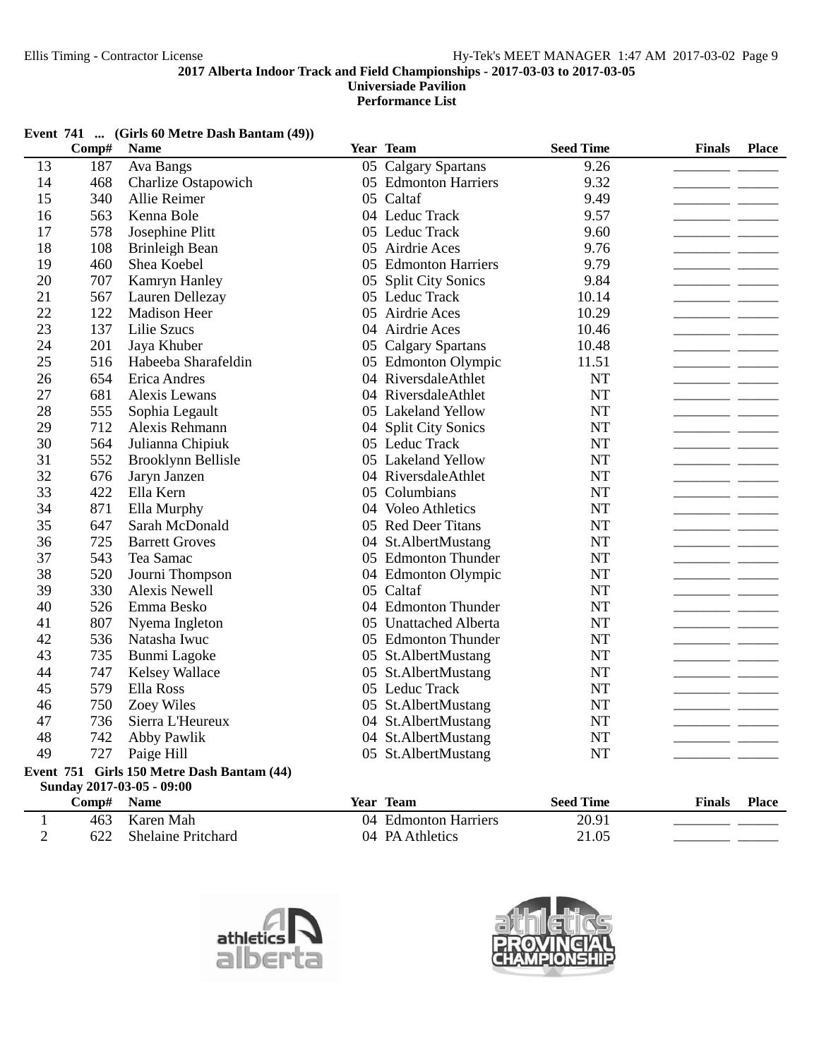**Event 741 ... (Girls 60 Metre Dash Bantam (49))**

| | Comp# | Name | Year | Team | Seed Time | Finals | Place |
|---|---|---|---|---|---|---|---|
| 13 | 187 | Ava Bangs | 05 | Calgary Spartans | 9.26 | ________ | ______ |
| 14 | 468 | Charlize Ostapowich | 05 | Edmonton Harriers | 9.32 | ________ | ______ |
| 15 | 340 | Allie Reimer | 05 | Caltaf | 9.49 | ________ | ______ |
| 16 | 563 | Kenna Bole | 04 | Leduc Track | 9.57 | ________ | ______ |
| 17 | 578 | Josephine Plitt | 05 | Leduc Track | 9.60 | ________ | ______ |
| 18 | 108 | Brinleigh Bean | 05 | Airdrie Aces | 9.76 | ________ | ______ |
| 19 | 460 | Shea Koebel | 05 | Edmonton Harriers | 9.79 | ________ | ______ |
| 20 | 707 | Kamryn Hanley | 05 | Split City Sonics | 9.84 | ________ | ______ |
| 21 | 567 | Lauren Dellezay | 05 | Leduc Track | 10.14 | ________ | ______ |
| 22 | 122 | Madison Heer | 05 | Airdrie Aces | 10.29 | ________ | ______ |
| 23 | 137 | Lilie Szucs | 04 | Airdrie Aces | 10.46 | ________ | ______ |
| 24 | 201 | Jaya Khuber | 05 | Calgary Spartans | 10.48 | ________ | ______ |
| 25 | 516 | Habeeba Sharafeldin | 05 | Edmonton Olympic | 11.51 | ________ | ______ |
| 26 | 654 | Erica Andres | 04 | RiversdaleAthlet | NT | ________ | ______ |
| 27 | 681 | Alexis Lewans | 04 | RiversdaleAthlet | NT | ________ | ______ |
| 28 | 555 | Sophia Legault | 05 | Lakeland Yellow | NT | ________ | ______ |
| 29 | 712 | Alexis Rehmann | 04 | Split City Sonics | NT | ________ | ______ |
| 30 | 564 | Julianna Chipiuk | 05 | Leduc Track | NT | ________ | ______ |
| 31 | 552 | Brooklynn Bellisle | 05 | Lakeland Yellow | NT | ________ | ______ |
| 32 | 676 | Jaryn Janzen | 04 | RiversdaleAthlet | NT | ________ | ______ |
| 33 | 422 | Ella Kern | 05 | Columbians | NT | ________ | ______ |
| 34 | 871 | Ella Murphy | 04 | Voleo Athletics | NT | ________ | ______ |
| 35 | 647 | Sarah McDonald | 05 | Red Deer Titans | NT | ________ | ______ |
| 36 | 725 | Barrett Groves | 04 | St.AlbertMustang | NT | ________ | ______ |
| 37 | 543 | Tea Samac | 05 | Edmonton Thunder | NT | ________ | ______ |
| 38 | 520 | Journi Thompson | 04 | Edmonton Olympic | NT | ________ | ______ |
| 39 | 330 | Alexis Newell | 05 | Caltaf | NT | ________ | ______ |
| 40 | 526 | Emma Besko | 04 | Edmonton Thunder | NT | ________ | ______ |
| 41 | 807 | Nyema Ingleton | 05 | Unattached Alberta | NT | ________ | ______ |
| 42 | 536 | Natasha Iwuc | 05 | Edmonton Thunder | NT | ________ | ______ |
| 43 | 735 | Bunmi Lagoke | 05 | St.AlbertMustang | NT | ________ | ______ |
| 44 | 747 | Kelsey Wallace | 05 | St.AlbertMustang | NT | ________ | ______ |
| 45 | 579 | Ella Ross | 05 | Leduc Track | NT | ________ | ______ |
| 46 | 750 | Zoey Wiles | 05 | St.AlbertMustang | NT | ________ | ______ |
| 47 | 736 | Sierra L'Heureux | 04 | St.AlbertMustang | NT | ________ | ______ |
| 48 | 742 | Abby Pawlik | 04 | St.AlbertMustang | NT | ________ | ______ |
| 49 | 727 | Paige Hill | 05 | St.AlbertMustang | NT | ________ | ______ |

**Event 751 Girls 150 Metre Dash Bantam (44)**

**Sunday 2017-03-05 - 09:00**

| | Comp# | Name | Year | Team | Seed Time | Finals | Place |
|---|---|---|---|---|---|---|---|
| 1 | 463 | Karen Mah | 04 | Edmonton Harriers | 20.91 | ________ | ______ |
| 2 | 622 | Shelaine Pritchard | 04 | PA Athletics | 21.05 | ________ | ______ |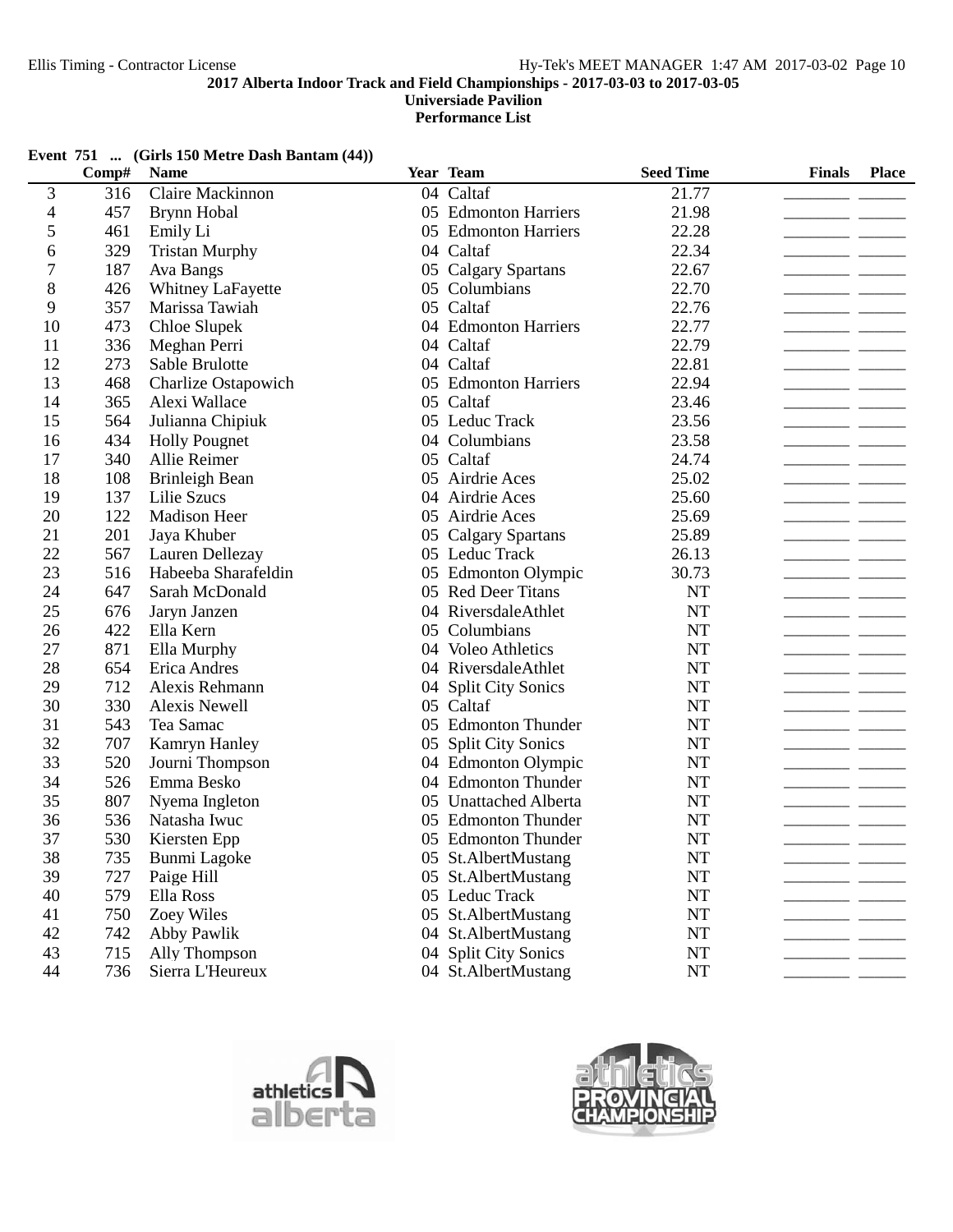**Event 751 ... (Girls 150 Metre Dash Bantam (44))**

| | Comp# | Name | Year | Team | Seed Time | Finals | Place |
|---|---|---|---|---|---|---|---|
| 3 | 316 | Claire Mackinnon | 04 | Caltaf | 21.77 | _______ | _____ |
| 4 | 457 | Brynn Hobal | 05 | Edmonton Harriers | 21.98 | _______ | _____ |
| 5 | 461 | Emily Li | 05 | Edmonton Harriers | 22.28 | _______ | _____ |
| 6 | 329 | Tristan Murphy | 04 | Caltaf | 22.34 | _______ | _____ |
| 7 | 187 | Ava Bangs | 05 | Calgary Spartans | 22.67 | _______ | _____ |
| 8 | 426 | Whitney LaFayette | 05 | Columbians | 22.70 | _______ | _____ |
| 9 | 357 | Marissa Tawiah | 05 | Caltaf | 22.76 | _______ | _____ |
| 10 | 473 | Chloe Slupek | 04 | Edmonton Harriers | 22.77 | _______ | _____ |
| 11 | 336 | Meghan Perri | 04 | Caltaf | 22.79 | _______ | _____ |
| 12 | 273 | Sable Brulotte | 04 | Caltaf | 22.81 | _______ | _____ |
| 13 | 468 | Charlize Ostapowich | 05 | Edmonton Harriers | 22.94 | _______ | _____ |
| 14 | 365 | Alexi Wallace | 05 | Caltaf | 23.46 | _______ | _____ |
| 15 | 564 | Julianna Chipiuk | 05 | Leduc Track | 23.56 | _______ | _____ |
| 16 | 434 | Holly Pougnet | 04 | Columbians | 23.58 | _______ | _____ |
| 17 | 340 | Allie Reimer | 05 | Caltaf | 24.74 | _______ | _____ |
| 18 | 108 | Brinleigh Bean | 05 | Airdrie Aces | 25.02 | _______ | _____ |
| 19 | 137 | Lilie Szucs | 04 | Airdrie Aces | 25.60 | _______ | _____ |
| 20 | 122 | Madison Heer | 05 | Airdrie Aces | 25.69 | _______ | _____ |
| 21 | 201 | Jaya Khuber | 05 | Calgary Spartans | 25.89 | _______ | _____ |
| 22 | 567 | Lauren Dellezay | 05 | Leduc Track | 26.13 | _______ | _____ |
| 23 | 516 | Habeeba Sharafeldin | 05 | Edmonton Olympic | 30.73 | _______ | _____ |
| 24 | 647 | Sarah McDonald | 05 | Red Deer Titans | NT | _______ | _____ |
| 25 | 676 | Jaryn Janzen | 04 | RiversdaleAthlet | NT | _______ | _____ |
| 26 | 422 | Ella Kern | 05 | Columbians | NT | _______ | _____ |
| 27 | 871 | Ella Murphy | 04 | Voleo Athletics | NT | _______ | _____ |
| 28 | 654 | Erica Andres | 04 | RiversdaleAthlet | NT | _______ | _____ |
| 29 | 712 | Alexis Rehmann | 04 | Split City Sonics | NT | _______ | _____ |
| 30 | 330 | Alexis Newell | 05 | Caltaf | NT | _______ | _____ |
| 31 | 543 | Tea Samac | 05 | Edmonton Thunder | NT | _______ | _____ |
| 32 | 707 | Kamryn Hanley | 05 | Split City Sonics | NT | _______ | _____ |
| 33 | 520 | Journi Thompson | 04 | Edmonton Olympic | NT | _______ | _____ |
| 34 | 526 | Emma Besko | 04 | Edmonton Thunder | NT | _______ | _____ |
| 35 | 807 | Nyema Ingleton | 05 | Unattached Alberta | NT | _______ | _____ |
| 36 | 536 | Natasha Iwuc | 05 | Edmonton Thunder | NT | _______ | _____ |
| 37 | 530 | Kiersten Epp | 05 | Edmonton Thunder | NT | _______ | _____ |
| 38 | 735 | Bunmi Lagoke | 05 | St.AlbertMustang | NT | _______ | _____ |
| 39 | 727 | Paige Hill | 05 | St.AlbertMustang | NT | _______ | _____ |
| 40 | 579 | Ella Ross | 05 | Leduc Track | NT | _______ | _____ |
| 41 | 750 | Zoey Wiles | 05 | St.AlbertMustang | NT | _______ | _____ |
| 42 | 742 | Abby Pawlik | 04 | St.AlbertMustang | NT | _______ | _____ |
| 43 | 715 | Ally Thompson | 04 | Split City Sonics | NT | _______ | _____ |
| 44 | 736 | Sierra L'Heureux | 04 | St.AlbertMustang | NT | _______ | _____ |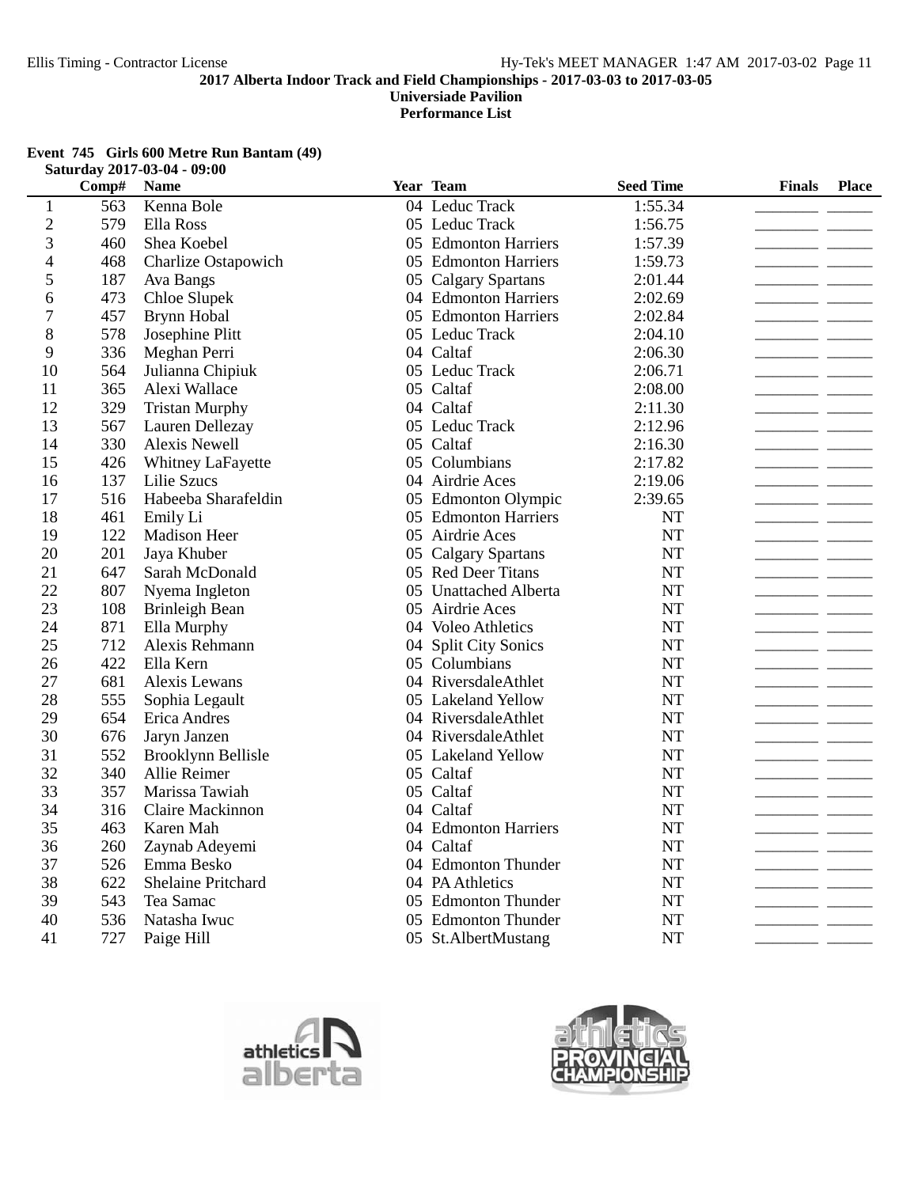## 2017 Alberta Indoor Track and Field Championships - 2017-03-03 to 2017-03-05

**Universiade Pavilion**

**Performance List**

### Event 745 Girls 600 Metre Run Bantam (49)

**Saturday 2017-03-04 - 09:00**

| | Comp# | Name | Year | Team | Seed Time | Finals | Place |
|---|---|---|---|---|---|---|---|
| 1 | 563 | Kenna Bole | 04 | Leduc Track | 1:55.34 | | |
| 2 | 579 | Ella Ross | 05 | Leduc Track | 1:56.75 | | |
| 3 | 460 | Shea Koebel | 05 | Edmonton Harriers | 1:57.39 | | |
| 4 | 468 | Charlize Ostapowich | 05 | Edmonton Harriers | 1:59.73 | | |
| 5 | 187 | Ava Bangs | 05 | Calgary Spartans | 2:01.44 | | |
| 6 | 473 | Chloe Slupek | 04 | Edmonton Harriers | 2:02.69 | | |
| 7 | 457 | Brynn Hobal | 05 | Edmonton Harriers | 2:02.84 | | |
| 8 | 578 | Josephine Plitt | 05 | Leduc Track | 2:04.10 | | |
| 9 | 336 | Meghan Perri | 04 | Caltaf | 2:06.30 | | |
| 10 | 564 | Julianna Chipiuk | 05 | Leduc Track | 2:06.71 | | |
| 11 | 365 | Alexi Wallace | 05 | Caltaf | 2:08.00 | | |
| 12 | 329 | Tristan Murphy | 04 | Caltaf | 2:11.30 | | |
| 13 | 567 | Lauren Dellezay | 05 | Leduc Track | 2:12.96 | | |
| 14 | 330 | Alexis Newell | 05 | Caltaf | 2:16.30 | | |
| 15 | 426 | Whitney LaFayette | 05 | Columbians | 2:17.82 | | |
| 16 | 137 | Lilie Szucs | 04 | Airdrie Aces | 2:19.06 | | |
| 17 | 516 | Habeeba Sharafeldin | 05 | Edmonton Olympic | 2:39.65 | | |
| 18 | 461 | Emily Li | 05 | Edmonton Harriers | NT | | |
| 19 | 122 | Madison Heer | 05 | Airdrie Aces | NT | | |
| 20 | 201 | Jaya Khuber | 05 | Calgary Spartans | NT | | |
| 21 | 647 | Sarah McDonald | 05 | Red Deer Titans | NT | | |
| 22 | 807 | Nyema Ingleton | 05 | Unattached Alberta | NT | | |
| 23 | 108 | Brinleigh Bean | 05 | Airdrie Aces | NT | | |
| 24 | 871 | Ella Murphy | 04 | Voleo Athletics | NT | | |
| 25 | 712 | Alexis Rehmann | 04 | Split City Sonics | NT | | |
| 26 | 422 | Ella Kern | 05 | Columbians | NT | | |
| 27 | 681 | Alexis Lewans | 04 | RiversdaleAthlet | NT | | |
| 28 | 555 | Sophia Legault | 05 | Lakeland Yellow | NT | | |
| 29 | 654 | Erica Andres | 04 | RiversdaleAthlet | NT | | |
| 30 | 676 | Jaryn Janzen | 04 | RiversdaleAthlet | NT | | |
| 31 | 552 | Brooklynn Bellisle | 05 | Lakeland Yellow | NT | | |
| 32 | 340 | Allie Reimer | 05 | Caltaf | NT | | |
| 33 | 357 | Marissa Tawiah | 05 | Caltaf | NT | | |
| 34 | 316 | Claire Mackinnon | 04 | Caltaf | NT | | |
| 35 | 463 | Karen Mah | 04 | Edmonton Harriers | NT | | |
| 36 | 260 | Zaynab Adeyemi | 04 | Caltaf | NT | | |
| 37 | 526 | Emma Besko | 04 | Edmonton Thunder | NT | | |
| 38 | 622 | Shelaine Pritchard | 04 | PA Athletics | NT | | |
| 39 | 543 | Tea Samac | 05 | Edmonton Thunder | NT | | |
| 40 | 536 | Natasha Iwuc | 05 | Edmonton Thunder | NT | | |
| 41 | 727 | Paige Hill | 05 | St.AlbertMustang | NT | | |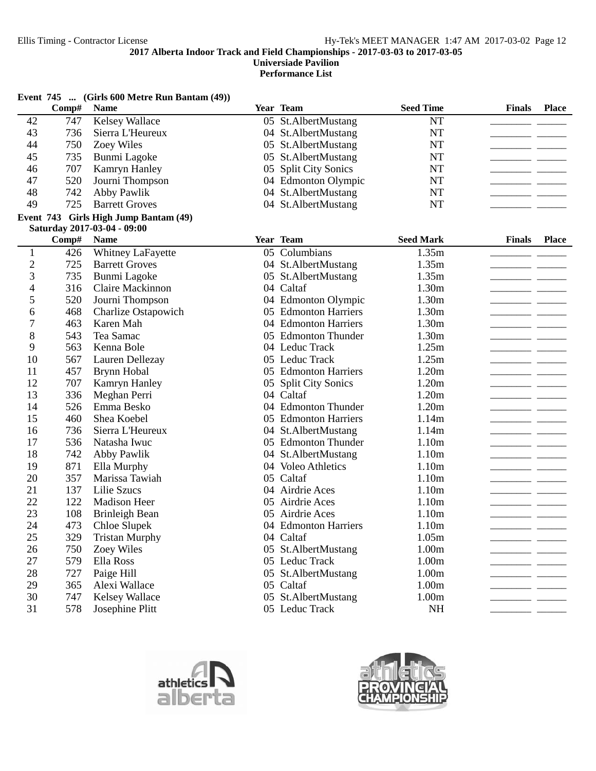### Event 745 ... (Girls 600 Metre Run Bantam (49))

|  | Comp# | Name | Year | Team | Seed Time | Finals | Place |
|---|---|---|---|---|---|---|---|
| 42 | 747 | Kelsey Wallace | 05 | St.AlbertMustang | NT | ________ | ______ |
| 43 | 736 | Sierra L'Heureux | 04 | St.AlbertMustang | NT | ________ | ______ |
| 44 | 750 | Zoey Wiles | 05 | St.AlbertMustang | NT | ________ | ______ |
| 45 | 735 | Bunmi Lagoke | 05 | St.AlbertMustang | NT | ________ | ______ |
| 46 | 707 | Kamryn Hanley | 05 | Split City Sonics | NT | ________ | ______ |
| 47 | 520 | Journi Thompson | 04 | Edmonton Olympic | NT | ________ | ______ |
| 48 | 742 | Abby Pawlik | 04 | St.AlbertMustang | NT | ________ | ______ |
| 49 | 725 | Barrett Groves | 04 | St.AlbertMustang | NT | ________ | ______ |

### Event 743 Girls High Jump Bantam (49)

**Saturday 2017-03-04 - 09:00**

|  | Comp# | Name | Year | Team | Seed Mark | Finals | Place |
|---|---|---|---|---|---|---|---|
| 1 | 426 | Whitney LaFayette | 05 | Columbians | 1.35m | ________ | ______ |
| 2 | 725 | Barrett Groves | 04 | St.AlbertMustang | 1.35m | ________ | ______ |
| 3 | 735 | Bunmi Lagoke | 05 | St.AlbertMustang | 1.35m | ________ | ______ |
| 4 | 316 | Claire Mackinnon | 04 | Caltaf | 1.30m | ________ | ______ |
| 5 | 520 | Journi Thompson | 04 | Edmonton Olympic | 1.30m | ________ | ______ |
| 6 | 468 | Charlize Ostapowich | 05 | Edmonton Harriers | 1.30m | ________ | ______ |
| 7 | 463 | Karen Mah | 04 | Edmonton Harriers | 1.30m | ________ | ______ |
| 8 | 543 | Tea Samac | 05 | Edmonton Thunder | 1.30m | ________ | ______ |
| 9 | 563 | Kenna Bole | 04 | Leduc Track | 1.25m | ________ | ______ |
| 10 | 567 | Lauren Dellezay | 05 | Leduc Track | 1.25m | ________ | ______ |
| 11 | 457 | Brynn Hobal | 05 | Edmonton Harriers | 1.20m | ________ | ______ |
| 12 | 707 | Kamryn Hanley | 05 | Split City Sonics | 1.20m | ________ | ______ |
| 13 | 336 | Meghan Perri | 04 | Caltaf | 1.20m | ________ | ______ |
| 14 | 526 | Emma Besko | 04 | Edmonton Thunder | 1.20m | ________ | ______ |
| 15 | 460 | Shea Koebel | 05 | Edmonton Harriers | 1.14m | ________ | ______ |
| 16 | 736 | Sierra L'Heureux | 04 | St.AlbertMustang | 1.14m | ________ | ______ |
| 17 | 536 | Natasha Iwuc | 05 | Edmonton Thunder | 1.10m | ________ | ______ |
| 18 | 742 | Abby Pawlik | 04 | St.AlbertMustang | 1.10m | ________ | ______ |
| 19 | 871 | Ella Murphy | 04 | Voleo Athletics | 1.10m | ________ | ______ |
| 20 | 357 | Marissa Tawiah | 05 | Caltaf | 1.10m | ________ | ______ |
| 21 | 137 | Lilie Szucs | 04 | Airdrie Aces | 1.10m | ________ | ______ |
| 22 | 122 | Madison Heer | 05 | Airdrie Aces | 1.10m | ________ | ______ |
| 23 | 108 | Brinleigh Bean | 05 | Airdrie Aces | 1.10m | ________ | ______ |
| 24 | 473 | Chloe Slupek | 04 | Edmonton Harriers | 1.10m | ________ | ______ |
| 25 | 329 | Tristan Murphy | 04 | Caltaf | 1.05m | ________ | ______ |
| 26 | 750 | Zoey Wiles | 05 | St.AlbertMustang | 1.00m | ________ | ______ |
| 27 | 579 | Ella Ross | 05 | Leduc Track | 1.00m | ________ | ______ |
| 28 | 727 | Paige Hill | 05 | St.AlbertMustang | 1.00m | ________ | ______ |
| 29 | 365 | Alexi Wallace | 05 | Caltaf | 1.00m | ________ | ______ |
| 30 | 747 | Kelsey Wallace | 05 | St.AlbertMustang | 1.00m | ________ | ______ |
| 31 | 578 | Josephine Plitt | 05 | Leduc Track | NH | ________ | ______ |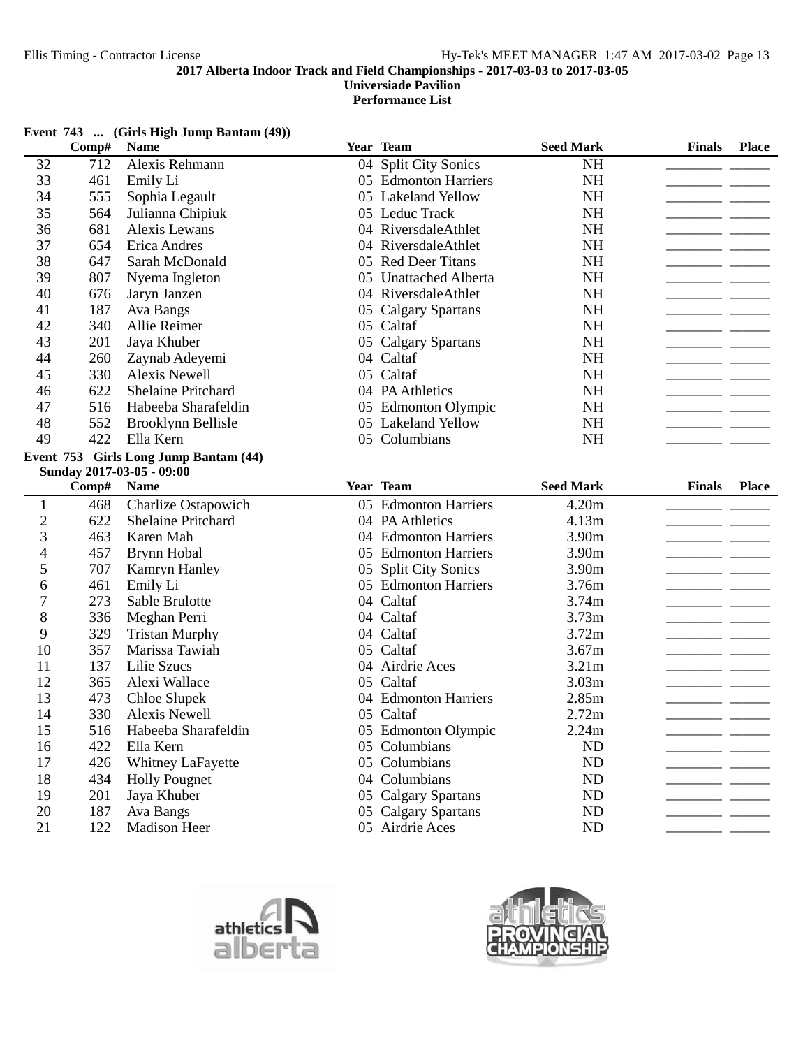**Event 743 ... (Girls High Jump Bantam (49))**

| | Comp# | Name | Year | Team | Seed Mark | Finals | Place |
|---|---|---|---|---|---|---|---|
| 32 | 712 | Alexis Rehmann | 04 | Split City Sonics | NH | | |
| 33 | 461 | Emily Li | 05 | Edmonton Harriers | NH | | |
| 34 | 555 | Sophia Legault | 05 | Lakeland Yellow | NH | | |
| 35 | 564 | Julianna Chipiuk | 05 | Leduc Track | NH | | |
| 36 | 681 | Alexis Lewans | 04 | RiversdaleAthlet | NH | | |
| 37 | 654 | Erica Andres | 04 | RiversdaleAthlet | NH | | |
| 38 | 647 | Sarah McDonald | 05 | Red Deer Titans | NH | | |
| 39 | 807 | Nyema Ingleton | 05 | Unattached Alberta | NH | | |
| 40 | 676 | Jaryn Janzen | 04 | RiversdaleAthlet | NH | | |
| 41 | 187 | Ava Bangs | 05 | Calgary Spartans | NH | | |
| 42 | 340 | Allie Reimer | 05 | Caltaf | NH | | |
| 43 | 201 | Jaya Khuber | 05 | Calgary Spartans | NH | | |
| 44 | 260 | Zaynab Adeyemi | 04 | Caltaf | NH | | |
| 45 | 330 | Alexis Newell | 05 | Caltaf | NH | | |
| 46 | 622 | Shelaine Pritchard | 04 | PA Athletics | NH | | |
| 47 | 516 | Habeeba Sharafeldin | 05 | Edmonton Olympic | NH | | |
| 48 | 552 | Brooklynn Bellisle | 05 | Lakeland Yellow | NH | | |
| 49 | 422 | Ella Kern | 05 | Columbians | NH | | |

**Event 753 Girls Long Jump Bantam (44)**

Sunday 2017-03-05 - 09:00

| | Comp# | Name | Year | Team | Seed Mark | Finals | Place |
|---|---|---|---|---|---|---|---|
| 1 | 468 | Charlize Ostapowich | 05 | Edmonton Harriers | 4.20m | | |
| 2 | 622 | Shelaine Pritchard | 04 | PA Athletics | 4.13m | | |
| 3 | 463 | Karen Mah | 04 | Edmonton Harriers | 3.90m | | |
| 4 | 457 | Brynn Hobal | 05 | Edmonton Harriers | 3.90m | | |
| 5 | 707 | Kamryn Hanley | 05 | Split City Sonics | 3.90m | | |
| 6 | 461 | Emily Li | 05 | Edmonton Harriers | 3.76m | | |
| 7 | 273 | Sable Brulotte | 04 | Caltaf | 3.74m | | |
| 8 | 336 | Meghan Perri | 04 | Caltaf | 3.73m | | |
| 9 | 329 | Tristan Murphy | 04 | Caltaf | 3.72m | | |
| 10 | 357 | Marissa Tawiah | 05 | Caltaf | 3.67m | | |
| 11 | 137 | Lilie Szucs | 04 | Airdrie Aces | 3.21m | | |
| 12 | 365 | Alexi Wallace | 05 | Caltaf | 3.03m | | |
| 13 | 473 | Chloe Slupek | 04 | Edmonton Harriers | 2.85m | | |
| 14 | 330 | Alexis Newell | 05 | Caltaf | 2.72m | | |
| 15 | 516 | Habeeba Sharafeldin | 05 | Edmonton Olympic | 2.24m | | |
| 16 | 422 | Ella Kern | 05 | Columbians | ND | | |
| 17 | 426 | Whitney LaFayette | 05 | Columbians | ND | | |
| 18 | 434 | Holly Pougnet | 04 | Columbians | ND | | |
| 19 | 201 | Jaya Khuber | 05 | Calgary Spartans | ND | | |
| 20 | 187 | Ava Bangs | 05 | Calgary Spartans | ND | | |
| 21 | 122 | Madison Heer | 05 | Airdrie Aces | ND | | |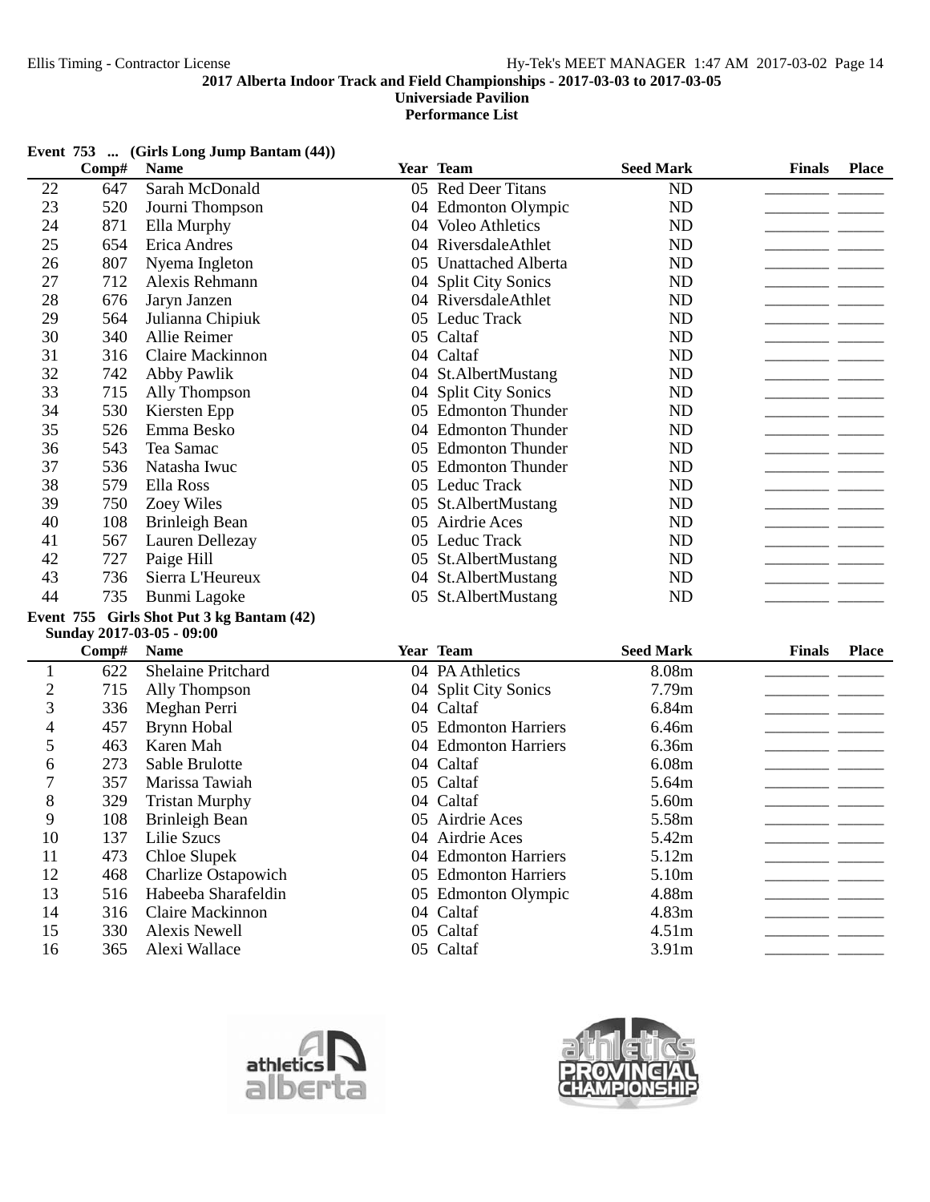**Event 753 ... (Girls Long Jump Bantam (44))**

|  | Comp# | Name | Year | Team | Seed Mark | Finals | Place |
|---|---|---|---|---|---|---|---|
| 22 | 647 | Sarah McDonald | 05 | Red Deer Titans | ND | | |
| 23 | 520 | Journi Thompson | 04 | Edmonton Olympic | ND | | |
| 24 | 871 | Ella Murphy | 04 | Voleo Athletics | ND | | |
| 25 | 654 | Erica Andres | 04 | RiversdaleAthlet | ND | | |
| 26 | 807 | Nyema Ingleton | 05 | Unattached Alberta | ND | | |
| 27 | 712 | Alexis Rehmann | 04 | Split City Sonics | ND | | |
| 28 | 676 | Jaryn Janzen | 04 | RiversdaleAthlet | ND | | |
| 29 | 564 | Julianna Chipiuk | 05 | Leduc Track | ND | | |
| 30 | 340 | Allie Reimer | 05 | Caltaf | ND | | |
| 31 | 316 | Claire Mackinnon | 04 | Caltaf | ND | | |
| 32 | 742 | Abby Pawlik | 04 | St.AlbertMustang | ND | | |
| 33 | 715 | Ally Thompson | 04 | Split City Sonics | ND | | |
| 34 | 530 | Kiersten Epp | 05 | Edmonton Thunder | ND | | |
| 35 | 526 | Emma Besko | 04 | Edmonton Thunder | ND | | |
| 36 | 543 | Tea Samac | 05 | Edmonton Thunder | ND | | |
| 37 | 536 | Natasha Iwuc | 05 | Edmonton Thunder | ND | | |
| 38 | 579 | Ella Ross | 05 | Leduc Track | ND | | |
| 39 | 750 | Zoey Wiles | 05 | St.AlbertMustang | ND | | |
| 40 | 108 | Brinleigh Bean | 05 | Airdrie Aces | ND | | |
| 41 | 567 | Lauren Dellezay | 05 | Leduc Track | ND | | |
| 42 | 727 | Paige Hill | 05 | St.AlbertMustang | ND | | |
| 43 | 736 | Sierra L'Heureux | 04 | St.AlbertMustang | ND | | |
| 44 | 735 | Bunmi Lagoke | 05 | St.AlbertMustang | ND | | |

**Event 755 Girls Shot Put 3 kg Bantam (42)**

**Sunday 2017-03-05 - 09:00**

|  | Comp# | Name | Year | Team | Seed Mark | Finals | Place |
|---|---|---|---|---|---|---|---|
| 1 | 622 | Shelaine Pritchard | 04 | PA Athletics | 8.08m | | |
| 2 | 715 | Ally Thompson | 04 | Split City Sonics | 7.79m | | |
| 3 | 336 | Meghan Perri | 04 | Caltaf | 6.84m | | |
| 4 | 457 | Brynn Hobal | 05 | Edmonton Harriers | 6.46m | | |
| 5 | 463 | Karen Mah | 04 | Edmonton Harriers | 6.36m | | |
| 6 | 273 | Sable Brulotte | 04 | Caltaf | 6.08m | | |
| 7 | 357 | Marissa Tawiah | 05 | Caltaf | 5.64m | | |
| 8 | 329 | Tristan Murphy | 04 | Caltaf | 5.60m | | |
| 9 | 108 | Brinleigh Bean | 05 | Airdrie Aces | 5.58m | | |
| 10 | 137 | Lilie Szucs | 04 | Airdrie Aces | 5.42m | | |
| 11 | 473 | Chloe Slupek | 04 | Edmonton Harriers | 5.12m | | |
| 12 | 468 | Charlize Ostapowich | 05 | Edmonton Harriers | 5.10m | | |
| 13 | 516 | Habeeba Sharafeldin | 05 | Edmonton Olympic | 4.88m | | |
| 14 | 316 | Claire Mackinnon | 04 | Caltaf | 4.83m | | |
| 15 | 330 | Alexis Newell | 05 | Caltaf | 4.51m | | |
| 16 | 365 | Alexi Wallace | 05 | Caltaf | 3.91m | | |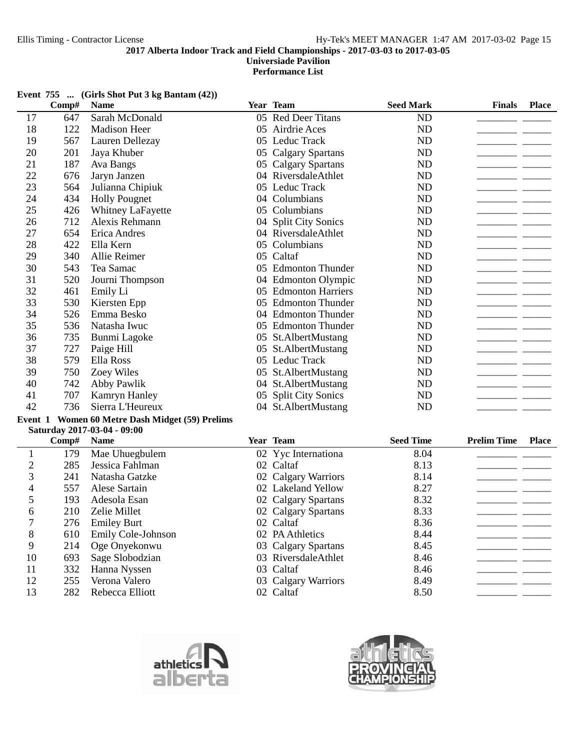2017 Alberta Indoor Track and Field Championships - 2017-03-03 to 2017-03-05

Universiade Pavilion

Performance List

**Event 755 ... (Girls Shot Put 3 kg Bantam (42))**

| | Comp# | Name | Year | Team | Seed Mark | Finals | Place |
|---|---|---|---|---|---|---|---|
| 17 | 647 | Sarah McDonald | 05 | Red Deer Titans | ND | ________ | ______ |
| 18 | 122 | Madison Heer | 05 | Airdrie Aces | ND | ________ | ______ |
| 19 | 567 | Lauren Dellezay | 05 | Leduc Track | ND | ________ | ______ |
| 20 | 201 | Jaya Khuber | 05 | Calgary Spartans | ND | ________ | ______ |
| 21 | 187 | Ava Bangs | 05 | Calgary Spartans | ND | ________ | ______ |
| 22 | 676 | Jaryn Janzen | 04 | RiversdaleAthlet | ND | ________ | ______ |
| 23 | 564 | Julianna Chipiuk | 05 | Leduc Track | ND | ________ | ______ |
| 24 | 434 | Holly Pougnet | 04 | Columbians | ND | ________ | ______ |
| 25 | 426 | Whitney LaFayette | 05 | Columbians | ND | ________ | ______ |
| 26 | 712 | Alexis Rehmann | 04 | Split City Sonics | ND | ________ | ______ |
| 27 | 654 | Erica Andres | 04 | RiversdaleAthlet | ND | ________ | ______ |
| 28 | 422 | Ella Kern | 05 | Columbians | ND | ________ | ______ |
| 29 | 340 | Allie Reimer | 05 | Caltaf | ND | ________ | ______ |
| 30 | 543 | Tea Samac | 05 | Edmonton Thunder | ND | ________ | ______ |
| 31 | 520 | Journi Thompson | 04 | Edmonton Olympic | ND | ________ | ______ |
| 32 | 461 | Emily Li | 05 | Edmonton Harriers | ND | ________ | ______ |
| 33 | 530 | Kiersten Epp | 05 | Edmonton Thunder | ND | ________ | ______ |
| 34 | 526 | Emma Besko | 04 | Edmonton Thunder | ND | ________ | ______ |
| 35 | 536 | Natasha Iwuc | 05 | Edmonton Thunder | ND | ________ | ______ |
| 36 | 735 | Bunmi Lagoke | 05 | St.AlbertMustang | ND | ________ | ______ |
| 37 | 727 | Paige Hill | 05 | St.AlbertMustang | ND | ________ | ______ |
| 38 | 579 | Ella Ross | 05 | Leduc Track | ND | ________ | ______ |
| 39 | 750 | Zoey Wiles | 05 | St.AlbertMustang | ND | ________ | ______ |
| 40 | 742 | Abby Pawlik | 04 | St.AlbertMustang | ND | ________ | ______ |
| 41 | 707 | Kamryn Hanley | 05 | Split City Sonics | ND | ________ | ______ |
| 42 | 736 | Sierra L'Heureux | 04 | St.AlbertMustang | ND | ________ | ______ |

**Event 1 Women 60 Metre Dash Midget (59) Prelims**

**Saturday 2017-03-04 - 09:00**

| | Comp# | Name | Year | Team | Seed Time | Prelim Time | Place |
|---|---|---|---|---|---|---|---|
| 1 | 179 | Mae Uhuegbulem | 02 | Yyc Internationa | 8.04 | ________ | ______ |
| 2 | 285 | Jessica Fahlman | 02 | Caltaf | 8.13 | ________ | ______ |
| 3 | 241 | Natasha Gatzke | 02 | Calgary Warriors | 8.14 | ________ | ______ |
| 4 | 557 | Alese Sartain | 02 | Lakeland Yellow | 8.27 | ________ | ______ |
| 5 | 193 | Adesola Esan | 02 | Calgary Spartans | 8.32 | ________ | ______ |
| 6 | 210 | Zelie Millet | 02 | Calgary Spartans | 8.33 | ________ | ______ |
| 7 | 276 | Emiley Burt | 02 | Caltaf | 8.36 | ________ | ______ |
| 8 | 610 | Emily Cole-Johnson | 02 | PA Athletics | 8.44 | ________ | ______ |
| 9 | 214 | Oge Onyekonwu | 03 | Calgary Spartans | 8.45 | ________ | ______ |
| 10 | 693 | Sage Slobodzian | 03 | RiversdaleAthlet | 8.46 | ________ | ______ |
| 11 | 332 | Hanna Nyssen | 03 | Caltaf | 8.46 | ________ | ______ |
| 12 | 255 | Verona Valero | 03 | Calgary Warriors | 8.49 | ________ | ______ |
| 13 | 282 | Rebecca Elliott | 02 | Caltaf | 8.50 | ________ | ______ |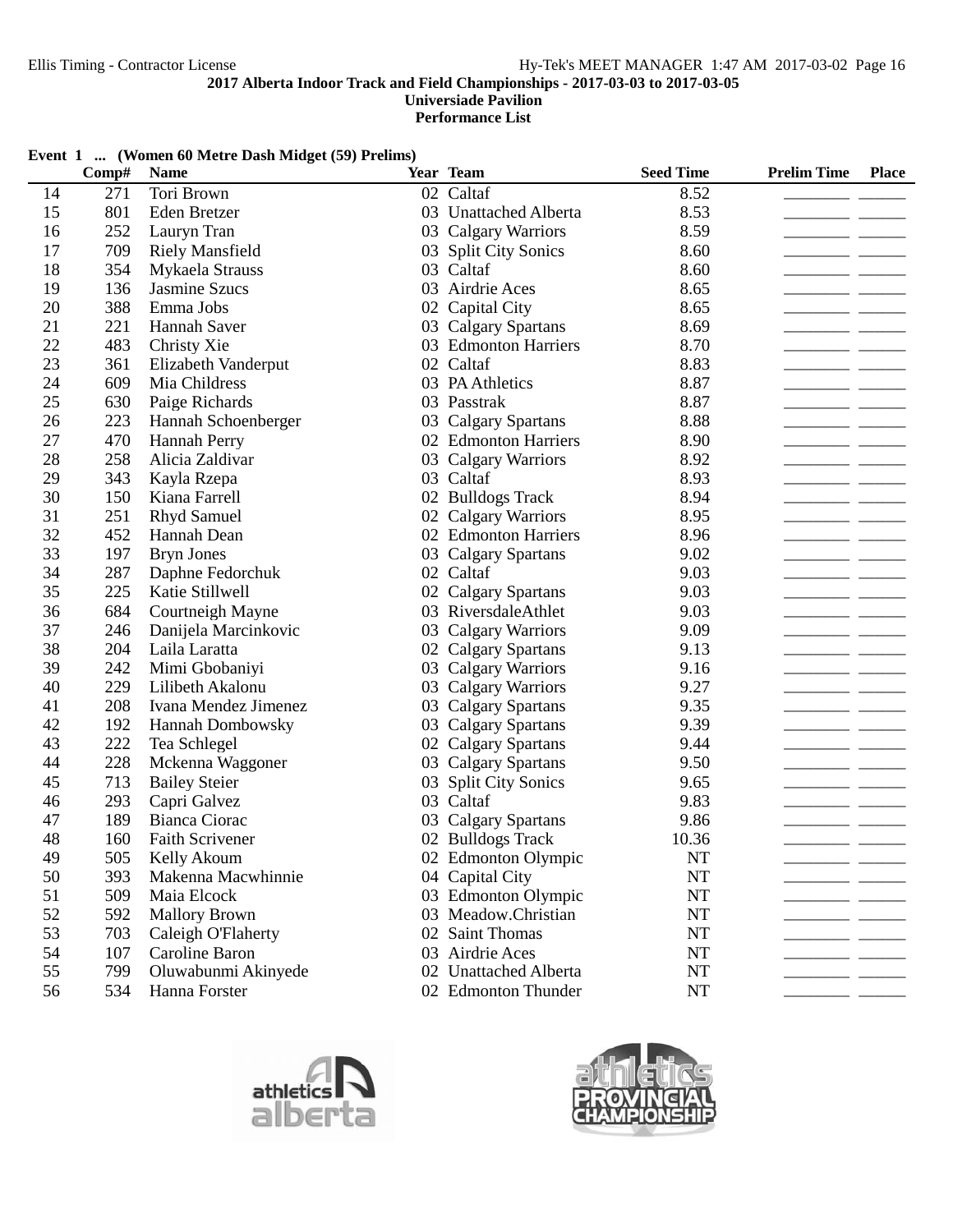**2017 Alberta Indoor Track and Field Championships - 2017-03-03 to 2017-03-05**
**Universiade Pavilion**
**Performance List**

**Event 1 ... (Women 60 Metre Dash Midget (59) Prelims)**

| | Comp# | Name | Year | Team | Seed Time | Prelim Time | Place |
|---|---|---|---|---|---|---|---|
| 14 | 271 | Tori Brown | 02 | Caltaf | 8.52 | ________ | ______ |
| 15 | 801 | Eden Bretzer | 03 | Unattached Alberta | 8.53 | ________ | ______ |
| 16 | 252 | Lauryn Tran | 03 | Calgary Warriors | 8.59 | ________ | ______ |
| 17 | 709 | Riely Mansfield | 03 | Split City Sonics | 8.60 | ________ | ______ |
| 18 | 354 | Mykaela Strauss | 03 | Caltaf | 8.60 | ________ | ______ |
| 19 | 136 | Jasmine Szucs | 03 | Airdrie Aces | 8.65 | ________ | ______ |
| 20 | 388 | Emma Jobs | 02 | Capital City | 8.65 | ________ | ______ |
| 21 | 221 | Hannah Saver | 03 | Calgary Spartans | 8.69 | ________ | ______ |
| 22 | 483 | Christy Xie | 03 | Edmonton Harriers | 8.70 | ________ | ______ |
| 23 | 361 | Elizabeth Vanderput | 02 | Caltaf | 8.83 | ________ | ______ |
| 24 | 609 | Mia Childress | 03 | PA Athletics | 8.87 | ________ | ______ |
| 25 | 630 | Paige Richards | 03 | Passtrak | 8.87 | ________ | ______ |
| 26 | 223 | Hannah Schoenberger | 03 | Calgary Spartans | 8.88 | ________ | ______ |
| 27 | 470 | Hannah Perry | 02 | Edmonton Harriers | 8.90 | ________ | ______ |
| 28 | 258 | Alicia Zaldivar | 03 | Calgary Warriors | 8.92 | ________ | ______ |
| 29 | 343 | Kayla Rzepa | 03 | Caltaf | 8.93 | ________ | ______ |
| 30 | 150 | Kiana Farrell | 02 | Bulldogs Track | 8.94 | ________ | ______ |
| 31 | 251 | Rhyd Samuel | 02 | Calgary Warriors | 8.95 | ________ | ______ |
| 32 | 452 | Hannah Dean | 02 | Edmonton Harriers | 8.96 | ________ | ______ |
| 33 | 197 | Bryn Jones | 03 | Calgary Spartans | 9.02 | ________ | ______ |
| 34 | 287 | Daphne Fedorchuk | 02 | Caltaf | 9.03 | ________ | ______ |
| 35 | 225 | Katie Stillwell | 02 | Calgary Spartans | 9.03 | ________ | ______ |
| 36 | 684 | Courtneigh Mayne | 03 | RiversdaleAthlet | 9.03 | ________ | ______ |
| 37 | 246 | Danijela Marcinkovic | 03 | Calgary Warriors | 9.09 | ________ | ______ |
| 38 | 204 | Laila Laratta | 02 | Calgary Spartans | 9.13 | ________ | ______ |
| 39 | 242 | Mimi Gbobaniyi | 03 | Calgary Warriors | 9.16 | ________ | ______ |
| 40 | 229 | Lilibeth Akalonu | 03 | Calgary Warriors | 9.27 | ________ | ______ |
| 41 | 208 | Ivana Mendez Jimenez | 03 | Calgary Spartans | 9.35 | ________ | ______ |
| 42 | 192 | Hannah Dombowsky | 03 | Calgary Spartans | 9.39 | ________ | ______ |
| 43 | 222 | Tea Schlegel | 02 | Calgary Spartans | 9.44 | ________ | ______ |
| 44 | 228 | Mckenna Waggoner | 03 | Calgary Spartans | 9.50 | ________ | ______ |
| 45 | 713 | Bailey Steier | 03 | Split City Sonics | 9.65 | ________ | ______ |
| 46 | 293 | Capri Galvez | 03 | Caltaf | 9.83 | ________ | ______ |
| 47 | 189 | Bianca Ciorac | 03 | Calgary Spartans | 9.86 | ________ | ______ |
| 48 | 160 | Faith Scrivener | 02 | Bulldogs Track | 10.36 | ________ | ______ |
| 49 | 505 | Kelly Akoum | 02 | Edmonton Olympic | NT | ________ | ______ |
| 50 | 393 | Makenna Macwhinnie | 04 | Capital City | NT | ________ | ______ |
| 51 | 509 | Maia Elcock | 03 | Edmonton Olympic | NT | ________ | ______ |
| 52 | 592 | Mallory Brown | 03 | Meadow.Christian | NT | ________ | ______ |
| 53 | 703 | Caleigh O'Flaherty | 02 | Saint Thomas | NT | ________ | ______ |
| 54 | 107 | Caroline Baron | 03 | Airdrie Aces | NT | ________ | ______ |
| 55 | 799 | Oluwabunmi Akinyede | 02 | Unattached Alberta | NT | ________ | ______ |
| 56 | 534 | Hanna Forster | 02 | Edmonton Thunder | NT | ________ | ______ |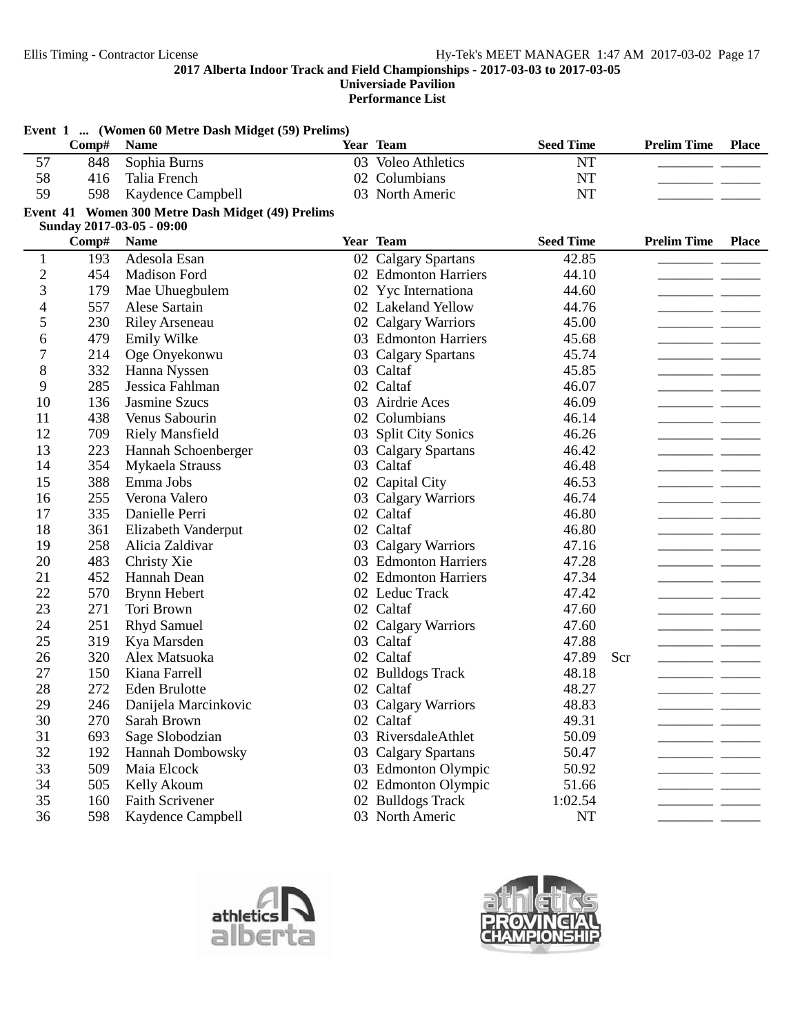### Event 1 ... (Women 60 Metre Dash Midget (59) Prelims)

| | Comp# | Name | Year | Team | Seed Time | | Prelim Time | Place |
|---|---|---|---|---|---|---|---|---|
| 57 | 848 | Sophia Burns | 03 | Voleo Athletics | NT | | ________ | ______ |
| 58 | 416 | Talia French | 02 | Columbians | NT | | ________ | ______ |
| 59 | 598 | Kaydence Campbell | 03 | North Americ | NT | | ________ | ______ |

### Event 41 Women 300 Metre Dash Midget (49) Prelims

**Sunday 2017-03-05 - 09:00**

| | Comp# | Name | Year | Team | Seed Time | | Prelim Time | Place |
|---|---|---|---|---|---|---|---|---|
| 1 | 193 | Adesola Esan | 02 | Calgary Spartans | 42.85 | | ________ | ______ |
| 2 | 454 | Madison Ford | 02 | Edmonton Harriers | 44.10 | | ________ | ______ |
| 3 | 179 | Mae Uhuegbulem | 02 | Yyc Internationa | 44.60 | | ________ | ______ |
| 4 | 557 | Alese Sartain | 02 | Lakeland Yellow | 44.76 | | ________ | ______ |
| 5 | 230 | Riley Arseneau | 02 | Calgary Warriors | 45.00 | | ________ | ______ |
| 6 | 479 | Emily Wilke | 03 | Edmonton Harriers | 45.68 | | ________ | ______ |
| 7 | 214 | Oge Onyekonwu | 03 | Calgary Spartans | 45.74 | | ________ | ______ |
| 8 | 332 | Hanna Nyssen | 03 | Caltaf | 45.85 | | ________ | ______ |
| 9 | 285 | Jessica Fahlman | 02 | Caltaf | 46.07 | | ________ | ______ |
| 10 | 136 | Jasmine Szucs | 03 | Airdrie Aces | 46.09 | | ________ | ______ |
| 11 | 438 | Venus Sabourin | 02 | Columbians | 46.14 | | ________ | ______ |
| 12 | 709 | Riely Mansfield | 03 | Split City Sonics | 46.26 | | ________ | ______ |
| 13 | 223 | Hannah Schoenberger | 03 | Calgary Spartans | 46.42 | | ________ | ______ |
| 14 | 354 | Mykaela Strauss | 03 | Caltaf | 46.48 | | ________ | ______ |
| 15 | 388 | Emma Jobs | 02 | Capital City | 46.53 | | ________ | ______ |
| 16 | 255 | Verona Valero | 03 | Calgary Warriors | 46.74 | | ________ | ______ |
| 17 | 335 | Danielle Perri | 02 | Caltaf | 46.80 | | ________ | ______ |
| 18 | 361 | Elizabeth Vanderput | 02 | Caltaf | 46.80 | | ________ | ______ |
| 19 | 258 | Alicia Zaldivar | 03 | Calgary Warriors | 47.16 | | ________ | ______ |
| 20 | 483 | Christy Xie | 03 | Edmonton Harriers | 47.28 | | ________ | ______ |
| 21 | 452 | Hannah Dean | 02 | Edmonton Harriers | 47.34 | | ________ | ______ |
| 22 | 570 | Brynn Hebert | 02 | Leduc Track | 47.42 | | ________ | ______ |
| 23 | 271 | Tori Brown | 02 | Caltaf | 47.60 | | ________ | ______ |
| 24 | 251 | Rhyd Samuel | 02 | Calgary Warriors | 47.60 | | ________ | ______ |
| 25 | 319 | Kya Marsden | 03 | Caltaf | 47.88 | | ________ | ______ |
| 26 | 320 | Alex Matsuoka | 02 | Caltaf | 47.89 | Scr | ________ | ______ |
| 27 | 150 | Kiana Farrell | 02 | Bulldogs Track | 48.18 | | ________ | ______ |
| 28 | 272 | Eden Brulotte | 02 | Caltaf | 48.27 | | ________ | ______ |
| 29 | 246 | Danijela Marcinkovic | 03 | Calgary Warriors | 48.83 | | ________ | ______ |
| 30 | 270 | Sarah Brown | 02 | Caltaf | 49.31 | | ________ | ______ |
| 31 | 693 | Sage Slobodzian | 03 | RiversdaleAthlet | 50.09 | | ________ | ______ |
| 32 | 192 | Hannah Dombowsky | 03 | Calgary Spartans | 50.47 | | ________ | ______ |
| 33 | 509 | Maia Elcock | 03 | Edmonton Olympic | 50.92 | | ________ | ______ |
| 34 | 505 | Kelly Akoum | 02 | Edmonton Olympic | 51.66 | | ________ | ______ |
| 35 | 160 | Faith Scrivener | 02 | Bulldogs Track | 1:02.54 | | ________ | ______ |
| 36 | 598 | Kaydence Campbell | 03 | North Americ | NT | | ________ | ______ |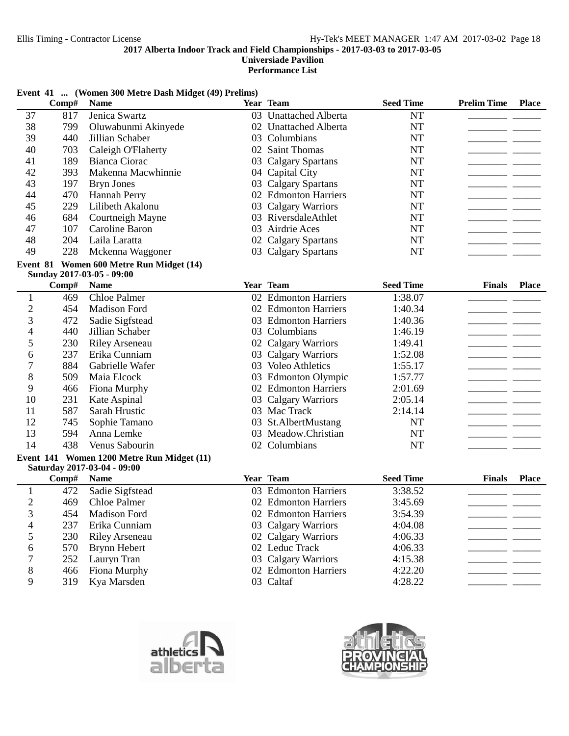**2017 Alberta Indoor Track and Field Championships - 2017-03-03 to 2017-03-05**
**Universiade Pavilion**
**Performance List**

**Event 41 ... (Women 300 Metre Dash Midget (49) Prelims)**

| | Comp# | Name | Year | Team | Seed Time | Prelim Time | Place |
|---|---|---|---|---|---|---|---|
| 37 | 817 | Jenica Swartz | 03 | Unattached Alberta | NT | ________ | ______ |
| 38 | 799 | Oluwabunmi Akinyede | 02 | Unattached Alberta | NT | ________ | ______ |
| 39 | 440 | Jillian Schaber | 03 | Columbians | NT | ________ | ______ |
| 40 | 703 | Caleigh O'Flaherty | 02 | Saint Thomas | NT | ________ | ______ |
| 41 | 189 | Bianca Ciorac | 03 | Calgary Spartans | NT | ________ | ______ |
| 42 | 393 | Makenna Macwhinnie | 04 | Capital City | NT | ________ | ______ |
| 43 | 197 | Bryn Jones | 03 | Calgary Spartans | NT | ________ | ______ |
| 44 | 470 | Hannah Perry | 02 | Edmonton Harriers | NT | ________ | ______ |
| 45 | 229 | Lilibeth Akalonu | 03 | Calgary Warriors | NT | ________ | ______ |
| 46 | 684 | Courtneigh Mayne | 03 | RiversdaleAthlet | NT | ________ | ______ |
| 47 | 107 | Caroline Baron | 03 | Airdrie Aces | NT | ________ | ______ |
| 48 | 204 | Laila Laratta | 02 | Calgary Spartans | NT | ________ | ______ |
| 49 | 228 | Mckenna Waggoner | 03 | Calgary Spartans | NT | ________ | ______ |

**Event 81 Women 600 Metre Run Midget (14)**
**Sunday 2017-03-05 - 09:00**

| | Comp# | Name | Year | Team | Seed Time | Finals | Place |
|---|---|---|---|---|---|---|---|
| 1 | 469 | Chloe Palmer | 02 | Edmonton Harriers | 1:38.07 | ________ | ______ |
| 2 | 454 | Madison Ford | 02 | Edmonton Harriers | 1:40.34 | ________ | ______ |
| 3 | 472 | Sadie Sigfstead | 03 | Edmonton Harriers | 1:40.36 | ________ | ______ |
| 4 | 440 | Jillian Schaber | 03 | Columbians | 1:46.19 | ________ | ______ |
| 5 | 230 | Riley Arseneau | 02 | Calgary Warriors | 1:49.41 | ________ | ______ |
| 6 | 237 | Erika Cunniam | 03 | Calgary Warriors | 1:52.08 | ________ | ______ |
| 7 | 884 | Gabrielle Wafer | 03 | Voleo Athletics | 1:55.17 | ________ | ______ |
| 8 | 509 | Maia Elcock | 03 | Edmonton Olympic | 1:57.77 | ________ | ______ |
| 9 | 466 | Fiona Murphy | 02 | Edmonton Harriers | 2:01.69 | ________ | ______ |
| 10 | 231 | Kate Aspinal | 03 | Calgary Warriors | 2:05.14 | ________ | ______ |
| 11 | 587 | Sarah Hrustic | 03 | Mac Track | 2:14.14 | ________ | ______ |
| 12 | 745 | Sophie Tamano | 03 | St.AlbertMustang | NT | ________ | ______ |
| 13 | 594 | Anna Lemke | 03 | Meadow.Christian | NT | ________ | ______ |
| 14 | 438 | Venus Sabourin | 02 | Columbians | NT | ________ | ______ |

**Event 141 Women 1200 Metre Run Midget (11)**
**Saturday 2017-03-04 - 09:00**

| | Comp# | Name | Year | Team | Seed Time | Finals | Place |
|---|---|---|---|---|---|---|---|
| 1 | 472 | Sadie Sigfstead | 03 | Edmonton Harriers | 3:38.52 | ________ | ______ |
| 2 | 469 | Chloe Palmer | 02 | Edmonton Harriers | 3:45.69 | ________ | ______ |
| 3 | 454 | Madison Ford | 02 | Edmonton Harriers | 3:54.39 | ________ | ______ |
| 4 | 237 | Erika Cunniam | 03 | Calgary Warriors | 4:04.08 | ________ | ______ |
| 5 | 230 | Riley Arseneau | 02 | Calgary Warriors | 4:06.33 | ________ | ______ |
| 6 | 570 | Brynn Hebert | 02 | Leduc Track | 4:06.33 | ________ | ______ |
| 7 | 252 | Lauryn Tran | 03 | Calgary Warriors | 4:15.38 | ________ | ______ |
| 8 | 466 | Fiona Murphy | 02 | Edmonton Harriers | 4:22.20 | ________ | ______ |
| 9 | 319 | Kya Marsden | 03 | Caltaf | 4:28.22 | ________ | ______ |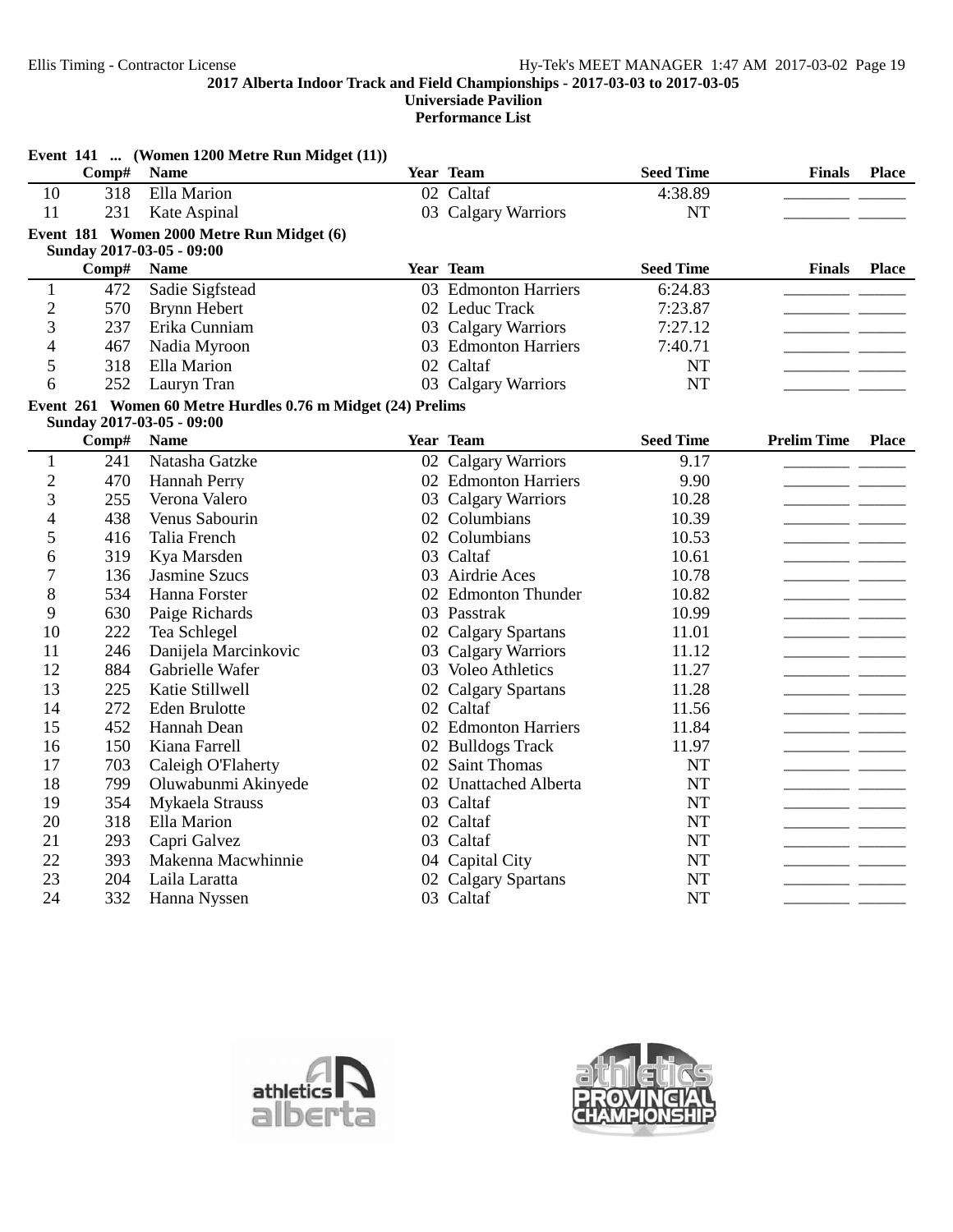**2017 Alberta Indoor Track and Field Championships - 2017-03-03 to 2017-03-05**
**Universiade Pavilion**
**Performance List**

### Event 141 ... (Women 1200 Metre Run Midget (11))

| | Comp# | Name | Year | Team | Seed Time | Finals | Place |
|---|---|---|---|---|---|---|---|
| 10 | 318 | Ella Marion | 02 | Caltaf | 4:38.89 | ________ | ______ |
| 11 | 231 | Kate Aspinal | 03 | Calgary Warriors | NT | ________ | ______ |

### Event 181 Women 2000 Metre Run Midget (6)

Sunday 2017-03-05 - 09:00

| | Comp# | Name | Year | Team | Seed Time | Finals | Place |
|---|---|---|---|---|---|---|---|
| 1 | 472 | Sadie Sigfstead | 03 | Edmonton Harriers | 6:24.83 | ________ | ______ |
| 2 | 570 | Brynn Hebert | 02 | Leduc Track | 7:23.87 | ________ | ______ |
| 3 | 237 | Erika Cunniam | 03 | Calgary Warriors | 7:27.12 | ________ | ______ |
| 4 | 467 | Nadia Myroon | 03 | Edmonton Harriers | 7:40.71 | ________ | ______ |
| 5 | 318 | Ella Marion | 02 | Caltaf | NT | ________ | ______ |
| 6 | 252 | Lauryn Tran | 03 | Calgary Warriors | NT | ________ | ______ |

### Event 261 Women 60 Metre Hurdles 0.76 m Midget (24) Prelims

Sunday 2017-03-05 - 09:00

| | Comp# | Name | Year | Team | Seed Time | Prelim Time | Place |
|---|---|---|---|---|---|---|---|
| 1 | 241 | Natasha Gatzke | 02 | Calgary Warriors | 9.17 | ________ | ______ |
| 2 | 470 | Hannah Perry | 02 | Edmonton Harriers | 9.90 | ________ | ______ |
| 3 | 255 | Verona Valero | 03 | Calgary Warriors | 10.28 | ________ | ______ |
| 4 | 438 | Venus Sabourin | 02 | Columbians | 10.39 | ________ | ______ |
| 5 | 416 | Talia French | 02 | Columbians | 10.53 | ________ | ______ |
| 6 | 319 | Kya Marsden | 03 | Caltaf | 10.61 | ________ | ______ |
| 7 | 136 | Jasmine Szucs | 03 | Airdrie Aces | 10.78 | ________ | ______ |
| 8 | 534 | Hanna Forster | 02 | Edmonton Thunder | 10.82 | ________ | ______ |
| 9 | 630 | Paige Richards | 03 | Passtrak | 10.99 | ________ | ______ |
| 10 | 222 | Tea Schlegel | 02 | Calgary Spartans | 11.01 | ________ | ______ |
| 11 | 246 | Danijela Marcinkovic | 03 | Calgary Warriors | 11.12 | ________ | ______ |
| 12 | 884 | Gabrielle Wafer | 03 | Voleo Athletics | 11.27 | ________ | ______ |
| 13 | 225 | Katie Stillwell | 02 | Calgary Spartans | 11.28 | ________ | ______ |
| 14 | 272 | Eden Brulotte | 02 | Caltaf | 11.56 | ________ | ______ |
| 15 | 452 | Hannah Dean | 02 | Edmonton Harriers | 11.84 | ________ | ______ |
| 16 | 150 | Kiana Farrell | 02 | Bulldogs Track | 11.97 | ________ | ______ |
| 17 | 703 | Caleigh O'Flaherty | 02 | Saint Thomas | NT | ________ | ______ |
| 18 | 799 | Oluwabunmi Akinyede | 02 | Unattached Alberta | NT | ________ | ______ |
| 19 | 354 | Mykaela Strauss | 03 | Caltaf | NT | ________ | ______ |
| 20 | 318 | Ella Marion | 02 | Caltaf | NT | ________ | ______ |
| 21 | 293 | Capri Galvez | 03 | Caltaf | NT | ________ | ______ |
| 22 | 393 | Makenna Macwhinnie | 04 | Capital City | NT | ________ | ______ |
| 23 | 204 | Laila Laratta | 02 | Calgary Spartans | NT | ________ | ______ |
| 24 | 332 | Hanna Nyssen | 03 | Caltaf | NT | ________ | ______ |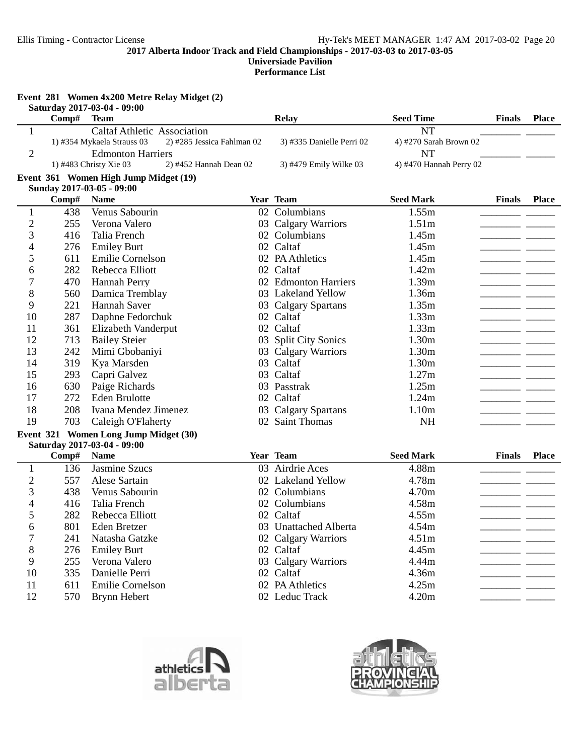**2017 Alberta Indoor Track and Field Championships - 2017-03-03 to 2017-03-05**
**Universiade Pavilion**
**Performance List**

### Event 281 Women 4x200 Metre Relay Midget (2)

Saturday 2017-03-04 - 09:00

| Comp# | Team | Relay | Seed Time | Finals | Place |
|---|---|---|---|---|---|
| 1 | Caltaf Athletic Association | | NT | | |
| | 1) #354 Mykaela Strauss 03 | 2) #285 Jessica Fahlman 02 | 3) #335 Danielle Perri 02 | 4) #270 Sarah Brown 02 | |
| 2 | Edmonton Harriers | | NT | | |
| | 1) #483 Christy Xie 03 | 2) #452 Hannah Dean 02 | 3) #479 Emily Wilke 03 | 4) #470 Hannah Perry 02 | |

### Event 361 Women High Jump Midget (19)

Sunday 2017-03-05 - 09:00

| | Comp# | Name | Year | Team | Seed Mark | Finals | Place |
|---|---|---|---|---|---|---|---|
| 1 | 438 | Venus Sabourin | 02 | Columbians | 1.55m | | |
| 2 | 255 | Verona Valero | 03 | Calgary Warriors | 1.51m | | |
| 3 | 416 | Talia French | 02 | Columbians | 1.45m | | |
| 4 | 276 | Emiley Burt | 02 | Caltaf | 1.45m | | |
| 5 | 611 | Emilie Cornelson | 02 | PA Athletics | 1.45m | | |
| 6 | 282 | Rebecca Elliott | 02 | Caltaf | 1.42m | | |
| 7 | 470 | Hannah Perry | 02 | Edmonton Harriers | 1.39m | | |
| 8 | 560 | Damica Tremblay | 03 | Lakeland Yellow | 1.36m | | |
| 9 | 221 | Hannah Saver | 03 | Calgary Spartans | 1.35m | | |
| 10 | 287 | Daphne Fedorchuk | 02 | Caltaf | 1.33m | | |
| 11 | 361 | Elizabeth Vanderput | 02 | Caltaf | 1.33m | | |
| 12 | 713 | Bailey Steier | 03 | Split City Sonics | 1.30m | | |
| 13 | 242 | Mimi Gbobaniyi | 03 | Calgary Warriors | 1.30m | | |
| 14 | 319 | Kya Marsden | 03 | Caltaf | 1.30m | | |
| 15 | 293 | Capri Galvez | 03 | Caltaf | 1.27m | | |
| 16 | 630 | Paige Richards | 03 | Passtrak | 1.25m | | |
| 17 | 272 | Eden Brulotte | 02 | Caltaf | 1.24m | | |
| 18 | 208 | Ivana Mendez Jimenez | 03 | Calgary Spartans | 1.10m | | |
| 19 | 703 | Caleigh O'Flaherty | 02 | Saint Thomas | NH | | |

### Event 321 Women Long Jump Midget (30)

Saturday 2017-03-04 - 09:00

| | Comp# | Name | Year | Team | Seed Mark | Finals | Place |
|---|---|---|---|---|---|---|---|
| 1 | 136 | Jasmine Szucs | 03 | Airdrie Aces | 4.88m | | |
| 2 | 557 | Alese Sartain | 02 | Lakeland Yellow | 4.78m | | |
| 3 | 438 | Venus Sabourin | 02 | Columbians | 4.70m | | |
| 4 | 416 | Talia French | 02 | Columbians | 4.58m | | |
| 5 | 282 | Rebecca Elliott | 02 | Caltaf | 4.55m | | |
| 6 | 801 | Eden Bretzer | 03 | Unattached Alberta | 4.54m | | |
| 7 | 241 | Natasha Gatzke | 02 | Calgary Warriors | 4.51m | | |
| 8 | 276 | Emiley Burt | 02 | Caltaf | 4.45m | | |
| 9 | 255 | Verona Valero | 03 | Calgary Warriors | 4.44m | | |
| 10 | 335 | Danielle Perri | 02 | Caltaf | 4.36m | | |
| 11 | 611 | Emilie Cornelson | 02 | PA Athletics | 4.25m | | |
| 12 | 570 | Brynn Hebert | 02 | Leduc Track | 4.20m | | |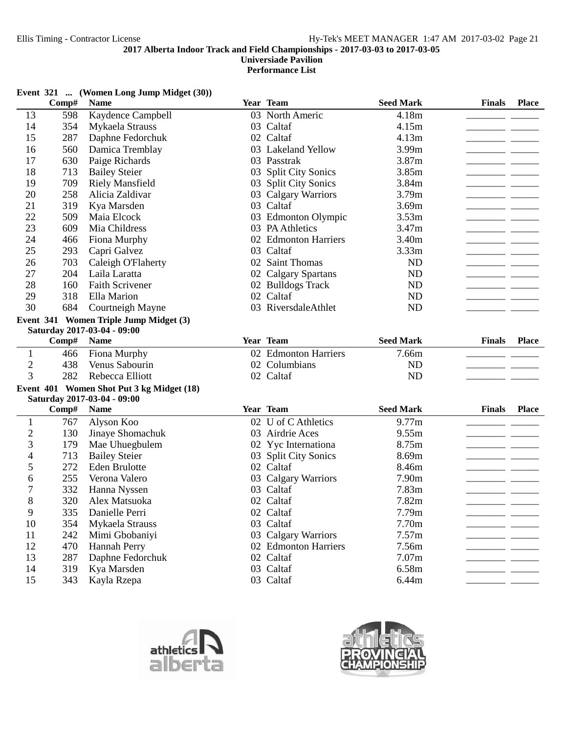2017 Alberta Indoor Track and Field Championships - 2017-03-03 to 2017-03-05

Universiade Pavilion

Performance List

**Event 321 ... (Women Long Jump Midget (30))**

| | Comp# | Name | Year | Team | Seed Mark | Finals | Place |
|---|---|---|---|---|---|---|---|
| 13 | 598 | Kaydence Campbell | 03 | North Americ | 4.18m | | |
| 14 | 354 | Mykaela Strauss | 03 | Caltaf | 4.15m | | |
| 15 | 287 | Daphne Fedorchuk | 02 | Caltaf | 4.13m | | |
| 16 | 560 | Damica Tremblay | 03 | Lakeland Yellow | 3.99m | | |
| 17 | 630 | Paige Richards | 03 | Passtrak | 3.87m | | |
| 18 | 713 | Bailey Steier | 03 | Split City Sonics | 3.85m | | |
| 19 | 709 | Riely Mansfield | 03 | Split City Sonics | 3.84m | | |
| 20 | 258 | Alicia Zaldivar | 03 | Calgary Warriors | 3.79m | | |
| 21 | 319 | Kya Marsden | 03 | Caltaf | 3.69m | | |
| 22 | 509 | Maia Elcock | 03 | Edmonton Olympic | 3.53m | | |
| 23 | 609 | Mia Childress | 03 | PA Athletics | 3.47m | | |
| 24 | 466 | Fiona Murphy | 02 | Edmonton Harriers | 3.40m | | |
| 25 | 293 | Capri Galvez | 03 | Caltaf | 3.33m | | |
| 26 | 703 | Caleigh O'Flaherty | 02 | Saint Thomas | ND | | |
| 27 | 204 | Laila Laratta | 02 | Calgary Spartans | ND | | |
| 28 | 160 | Faith Scrivener | 02 | Bulldogs Track | ND | | |
| 29 | 318 | Ella Marion | 02 | Caltaf | ND | | |
| 30 | 684 | Courtneigh Mayne | 03 | RiversdaleAthlet | ND | | |

**Event 341 Women Triple Jump Midget (3)**

**Saturday 2017-03-04 - 09:00**

| | Comp# | Name | Year | Team | Seed Mark | Finals | Place |
|---|---|---|---|---|---|---|---|
| 1 | 466 | Fiona Murphy | 02 | Edmonton Harriers | 7.66m | | |
| 2 | 438 | Venus Sabourin | 02 | Columbians | ND | | |
| 3 | 282 | Rebecca Elliott | 02 | Caltaf | ND | | |

**Event 401 Women Shot Put 3 kg Midget (18)**

**Saturday 2017-03-04 - 09:00**

| | Comp# | Name | Year | Team | Seed Mark | Finals | Place |
|---|---|---|---|---|---|---|---|
| 1 | 767 | Alyson Koo | 02 | U of C Athletics | 9.77m | | |
| 2 | 130 | Jinaye Shomachuk | 03 | Airdrie Aces | 9.55m | | |
| 3 | 179 | Mae Uhuegbulem | 02 | Yyc Internationa | 8.75m | | |
| 4 | 713 | Bailey Steier | 03 | Split City Sonics | 8.69m | | |
| 5 | 272 | Eden Brulotte | 02 | Caltaf | 8.46m | | |
| 6 | 255 | Verona Valero | 03 | Calgary Warriors | 7.90m | | |
| 7 | 332 | Hanna Nyssen | 03 | Caltaf | 7.83m | | |
| 8 | 320 | Alex Matsuoka | 02 | Caltaf | 7.82m | | |
| 9 | 335 | Danielle Perri | 02 | Caltaf | 7.79m | | |
| 10 | 354 | Mykaela Strauss | 03 | Caltaf | 7.70m | | |
| 11 | 242 | Mimi Gbobaniyi | 03 | Calgary Warriors | 7.57m | | |
| 12 | 470 | Hannah Perry | 02 | Edmonton Harriers | 7.56m | | |
| 13 | 287 | Daphne Fedorchuk | 02 | Caltaf | 7.07m | | |
| 14 | 319 | Kya Marsden | 03 | Caltaf | 6.58m | | |
| 15 | 343 | Kayla Rzepa | 03 | Caltaf | 6.44m | | |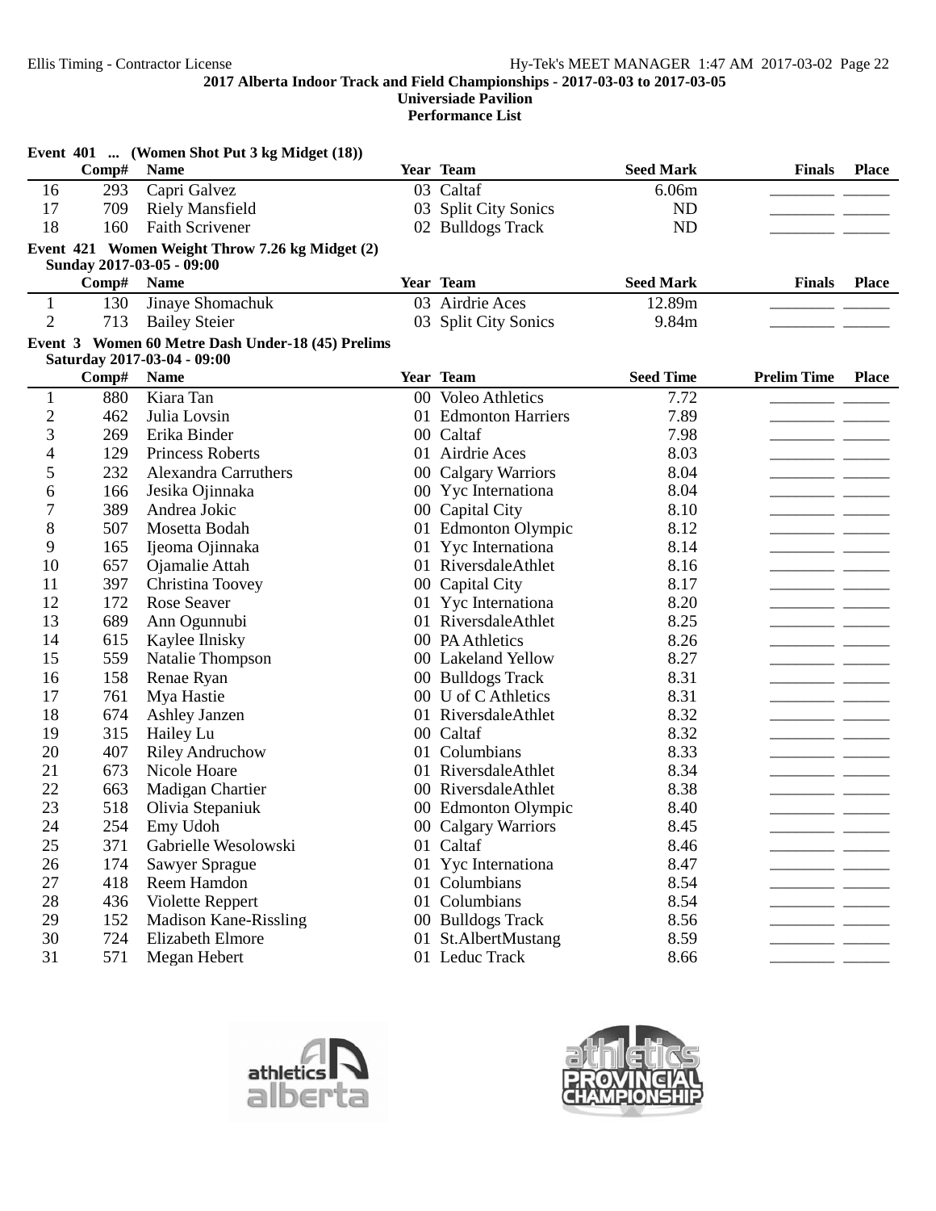**2017 Alberta Indoor Track and Field Championships - 2017-03-03 to 2017-03-05**
**Universiade Pavilion**
**Performance List**

**Event 401 ... (Women Shot Put 3 kg Midget (18))**

| | Comp# | Name | Year | Team | Seed Mark | Finals | Place |
|---|---|---|---|---|---|---|---|
| 16 | 293 | Capri Galvez | 03 | Caltaf | 6.06m | ________ | ______ |
| 17 | 709 | Riely Mansfield | 03 | Split City Sonics | ND | ________ | ______ |
| 18 | 160 | Faith Scrivener | 02 | Bulldogs Track | ND | ________ | ______ |

**Event 421 Women Weight Throw 7.26 kg Midget (2)**
**Sunday 2017-03-05 - 09:00**

| | Comp# | Name | Year | Team | Seed Mark | Finals | Place |
|---|---|---|---|---|---|---|---|
| 1 | 130 | Jinaye Shomachuk | 03 | Airdrie Aces | 12.89m | ________ | ______ |
| 2 | 713 | Bailey Steier | 03 | Split City Sonics | 9.84m | ________ | ______ |

**Event 3 Women 60 Metre Dash Under-18 (45) Prelims**
**Saturday 2017-03-04 - 09:00**

| | Comp# | Name | Year | Team | Seed Time | Prelim Time | Place |
|---|---|---|---|---|---|---|---|
| 1 | 880 | Kiara Tan | 00 | Voleo Athletics | 7.72 | ________ | ______ |
| 2 | 462 | Julia Lovsin | 01 | Edmonton Harriers | 7.89 | ________ | ______ |
| 3 | 269 | Erika Binder | 00 | Caltaf | 7.98 | ________ | ______ |
| 4 | 129 | Princess Roberts | 01 | Airdrie Aces | 8.03 | ________ | ______ |
| 5 | 232 | Alexandra Carruthers | 00 | Calgary Warriors | 8.04 | ________ | ______ |
| 6 | 166 | Jesika Ojinnaka | 00 | Yyc Internationa | 8.04 | ________ | ______ |
| 7 | 389 | Andrea Jokic | 00 | Capital City | 8.10 | ________ | ______ |
| 8 | 507 | Mosetta Bodah | 01 | Edmonton Olympic | 8.12 | ________ | ______ |
| 9 | 165 | Ijeoma Ojinnaka | 01 | Yyc Internationa | 8.14 | ________ | ______ |
| 10 | 657 | Ojamalie Attah | 01 | RiversdaleAthlet | 8.16 | ________ | ______ |
| 11 | 397 | Christina Toovey | 00 | Capital City | 8.17 | ________ | ______ |
| 12 | 172 | Rose Seaver | 01 | Yyc Internationa | 8.20 | ________ | ______ |
| 13 | 689 | Ann Ogunnubi | 01 | RiversdaleAthlet | 8.25 | ________ | ______ |
| 14 | 615 | Kaylee Ilnisky | 00 | PA Athletics | 8.26 | ________ | ______ |
| 15 | 559 | Natalie Thompson | 00 | Lakeland Yellow | 8.27 | ________ | ______ |
| 16 | 158 | Renae Ryan | 00 | Bulldogs Track | 8.31 | ________ | ______ |
| 17 | 761 | Mya Hastie | 00 | U of C Athletics | 8.31 | ________ | ______ |
| 18 | 674 | Ashley Janzen | 01 | RiversdaleAthlet | 8.32 | ________ | ______ |
| 19 | 315 | Hailey Lu | 00 | Caltaf | 8.32 | ________ | ______ |
| 20 | 407 | Riley Andruchow | 01 | Columbians | 8.33 | ________ | ______ |
| 21 | 673 | Nicole Hoare | 01 | RiversdaleAthlet | 8.34 | ________ | ______ |
| 22 | 663 | Madigan Chartier | 00 | RiversdaleAthlet | 8.38 | ________ | ______ |
| 23 | 518 | Olivia Stepaniuk | 00 | Edmonton Olympic | 8.40 | ________ | ______ |
| 24 | 254 | Emy Udoh | 00 | Calgary Warriors | 8.45 | ________ | ______ |
| 25 | 371 | Gabrielle Wesolowski | 01 | Caltaf | 8.46 | ________ | ______ |
| 26 | 174 | Sawyer Sprague | 01 | Yyc Internationa | 8.47 | ________ | ______ |
| 27 | 418 | Reem Hamdon | 01 | Columbians | 8.54 | ________ | ______ |
| 28 | 436 | Violette Reppert | 01 | Columbians | 8.54 | ________ | ______ |
| 29 | 152 | Madison Kane-Rissling | 00 | Bulldogs Track | 8.56 | ________ | ______ |
| 30 | 724 | Elizabeth Elmore | 01 | St.AlbertMustang | 8.59 | ________ | ______ |
| 31 | 571 | Megan Hebert | 01 | Leduc Track | 8.66 | ________ | ______ |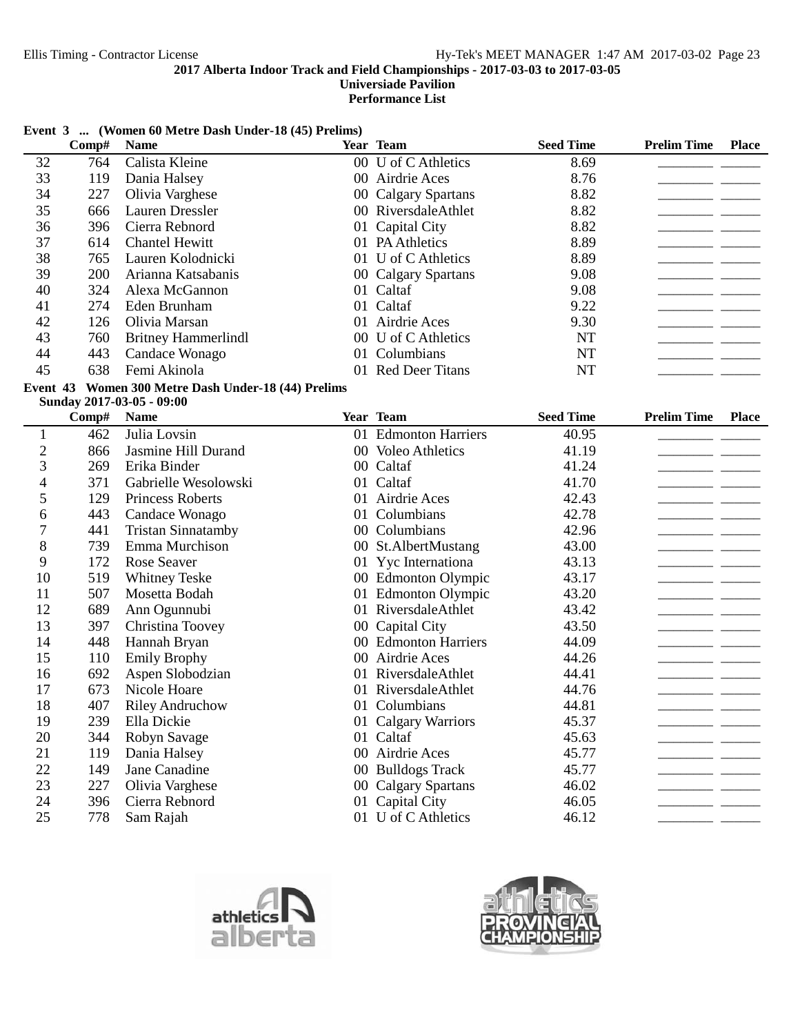**2017 Alberta Indoor Track and Field Championships - 2017-03-03 to 2017-03-05**
**Universiade Pavilion**
**Performance List**

**Event 3 ... (Women 60 Metre Dash Under-18 (45) Prelims)**

| | Comp# | Name | Year | Team | Seed Time | Prelim Time | Place |
|---|---|---|---|---|---|---|---|
| 32 | 764 | Calista Kleine | 00 | U of C Athletics | 8.69 | | |
| 33 | 119 | Dania Halsey | 00 | Airdrie Aces | 8.76 | | |
| 34 | 227 | Olivia Varghese | 00 | Calgary Spartans | 8.82 | | |
| 35 | 666 | Lauren Dressler | 00 | RiversdaleAthlet | 8.82 | | |
| 36 | 396 | Cierra Rebnord | 01 | Capital City | 8.82 | | |
| 37 | 614 | Chantel Hewitt | 01 | PA Athletics | 8.89 | | |
| 38 | 765 | Lauren Kolodnicki | 01 | U of C Athletics | 8.89 | | |
| 39 | 200 | Arianna Katsabanis | 00 | Calgary Spartans | 9.08 | | |
| 40 | 324 | Alexa McGannon | 01 | Caltaf | 9.08 | | |
| 41 | 274 | Eden Brunham | 01 | Caltaf | 9.22 | | |
| 42 | 126 | Olivia Marsan | 01 | Airdrie Aces | 9.30 | | |
| 43 | 760 | Britney Hammerlindl | 00 | U of C Athletics | NT | | |
| 44 | 443 | Candace Wonago | 01 | Columbians | NT | | |
| 45 | 638 | Femi Akinola | 01 | Red Deer Titans | NT | | |

**Event 43 Women 300 Metre Dash Under-18 (44) Prelims**
**Sunday 2017-03-05 - 09:00**

| | Comp# | Name | Year | Team | Seed Time | Prelim Time | Place |
|---|---|---|---|---|---|---|---|
| 1 | 462 | Julia Lovsin | 01 | Edmonton Harriers | 40.95 | | |
| 2 | 866 | Jasmine Hill Durand | 00 | Voleo Athletics | 41.19 | | |
| 3 | 269 | Erika Binder | 00 | Caltaf | 41.24 | | |
| 4 | 371 | Gabrielle Wesolowski | 01 | Caltaf | 41.70 | | |
| 5 | 129 | Princess Roberts | 01 | Airdrie Aces | 42.43 | | |
| 6 | 443 | Candace Wonago | 01 | Columbians | 42.78 | | |
| 7 | 441 | Tristan Sinnatamby | 00 | Columbians | 42.96 | | |
| 8 | 739 | Emma Murchison | 00 | St.AlbertMustang | 43.00 | | |
| 9 | 172 | Rose Seaver | 01 | Yyc Internationa | 43.13 | | |
| 10 | 519 | Whitney Teske | 00 | Edmonton Olympic | 43.17 | | |
| 11 | 507 | Mosetta Bodah | 01 | Edmonton Olympic | 43.20 | | |
| 12 | 689 | Ann Ogunnubi | 01 | RiversdaleAthlet | 43.42 | | |
| 13 | 397 | Christina Toovey | 00 | Capital City | 43.50 | | |
| 14 | 448 | Hannah Bryan | 00 | Edmonton Harriers | 44.09 | | |
| 15 | 110 | Emily Brophy | 00 | Airdrie Aces | 44.26 | | |
| 16 | 692 | Aspen Slobodzian | 01 | RiversdaleAthlet | 44.41 | | |
| 17 | 673 | Nicole Hoare | 01 | RiversdaleAthlet | 44.76 | | |
| 18 | 407 | Riley Andruchow | 01 | Columbians | 44.81 | | |
| 19 | 239 | Ella Dickie | 01 | Calgary Warriors | 45.37 | | |
| 20 | 344 | Robyn Savage | 01 | Caltaf | 45.63 | | |
| 21 | 119 | Dania Halsey | 00 | Airdrie Aces | 45.77 | | |
| 22 | 149 | Jane Canadine | 00 | Bulldogs Track | 45.77 | | |
| 23 | 227 | Olivia Varghese | 00 | Calgary Spartans | 46.02 | | |
| 24 | 396 | Cierra Rebnord | 01 | Capital City | 46.05 | | |
| 25 | 778 | Sam Rajah | 01 | U of C Athletics | 46.12 | | |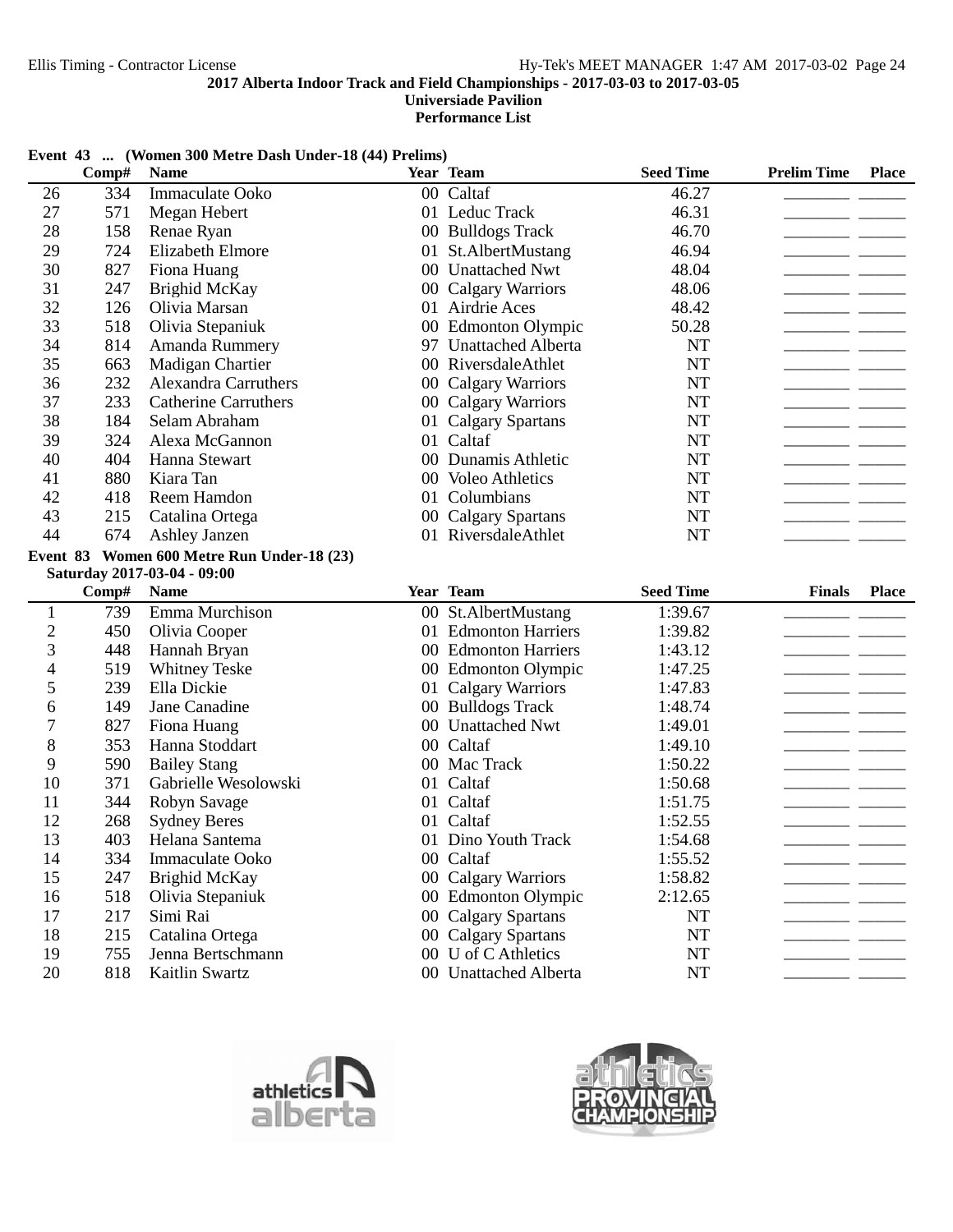2017 Alberta Indoor Track and Field Championships - 2017-03-03 to 2017-03-05
Universiade Pavilion
Performance List

**Event 43 ... (Women 300 Metre Dash Under-18 (44) Prelims)**

| | Comp# | Name | Year | Team | Seed Time | Prelim Time | Place |
|---|---|---|---|---|---|---|---|
| 26 | 334 | Immaculate Ooko | 00 | Caltaf | 46.27 | | |
| 27 | 571 | Megan Hebert | 01 | Leduc Track | 46.31 | | |
| 28 | 158 | Renae Ryan | 00 | Bulldogs Track | 46.70 | | |
| 29 | 724 | Elizabeth Elmore | 01 | St.AlbertMustang | 46.94 | | |
| 30 | 827 | Fiona Huang | 00 | Unattached Nwt | 48.04 | | |
| 31 | 247 | Brighid McKay | 00 | Calgary Warriors | 48.06 | | |
| 32 | 126 | Olivia Marsan | 01 | Airdrie Aces | 48.42 | | |
| 33 | 518 | Olivia Stepaniuk | 00 | Edmonton Olympic | 50.28 | | |
| 34 | 814 | Amanda Rummery | 97 | Unattached Alberta | NT | | |
| 35 | 663 | Madigan Chartier | 00 | RiversdaleAthlet | NT | | |
| 36 | 232 | Alexandra Carruthers | 00 | Calgary Warriors | NT | | |
| 37 | 233 | Catherine Carruthers | 00 | Calgary Warriors | NT | | |
| 38 | 184 | Selam Abraham | 01 | Calgary Spartans | NT | | |
| 39 | 324 | Alexa McGannon | 01 | Caltaf | NT | | |
| 40 | 404 | Hanna Stewart | 00 | Dunamis Athletic | NT | | |
| 41 | 880 | Kiara Tan | 00 | Voleo Athletics | NT | | |
| 42 | 418 | Reem Hamdon | 01 | Columbians | NT | | |
| 43 | 215 | Catalina Ortega | 00 | Calgary Spartans | NT | | |
| 44 | 674 | Ashley Janzen | 01 | RiversdaleAthlet | NT | | |

**Event 83 Women 600 Metre Run Under-18 (23)**

**Saturday 2017-03-04 - 09:00**

| | Comp# | Name | Year | Team | Seed Time | Finals | Place |
|---|---|---|---|---|---|---|---|
| 1 | 739 | Emma Murchison | 00 | St.AlbertMustang | 1:39.67 | | |
| 2 | 450 | Olivia Cooper | 01 | Edmonton Harriers | 1:39.82 | | |
| 3 | 448 | Hannah Bryan | 00 | Edmonton Harriers | 1:43.12 | | |
| 4 | 519 | Whitney Teske | 00 | Edmonton Olympic | 1:47.25 | | |
| 5 | 239 | Ella Dickie | 01 | Calgary Warriors | 1:47.83 | | |
| 6 | 149 | Jane Canadine | 00 | Bulldogs Track | 1:48.74 | | |
| 7 | 827 | Fiona Huang | 00 | Unattached Nwt | 1:49.01 | | |
| 8 | 353 | Hanna Stoddart | 00 | Caltaf | 1:49.10 | | |
| 9 | 590 | Bailey Stang | 00 | Mac Track | 1:50.22 | | |
| 10 | 371 | Gabrielle Wesolowski | 01 | Caltaf | 1:50.68 | | |
| 11 | 344 | Robyn Savage | 01 | Caltaf | 1:51.75 | | |
| 12 | 268 | Sydney Beres | 01 | Caltaf | 1:52.55 | | |
| 13 | 403 | Helana Santema | 01 | Dino Youth Track | 1:54.68 | | |
| 14 | 334 | Immaculate Ooko | 00 | Caltaf | 1:55.52 | | |
| 15 | 247 | Brighid McKay | 00 | Calgary Warriors | 1:58.82 | | |
| 16 | 518 | Olivia Stepaniuk | 00 | Edmonton Olympic | 2:12.65 | | |
| 17 | 217 | Simi Rai | 00 | Calgary Spartans | NT | | |
| 18 | 215 | Catalina Ortega | 00 | Calgary Spartans | NT | | |
| 19 | 755 | Jenna Bertschmann | 00 | U of C Athletics | NT | | |
| 20 | 818 | Kaitlin Swartz | 00 | Unattached Alberta | NT | | |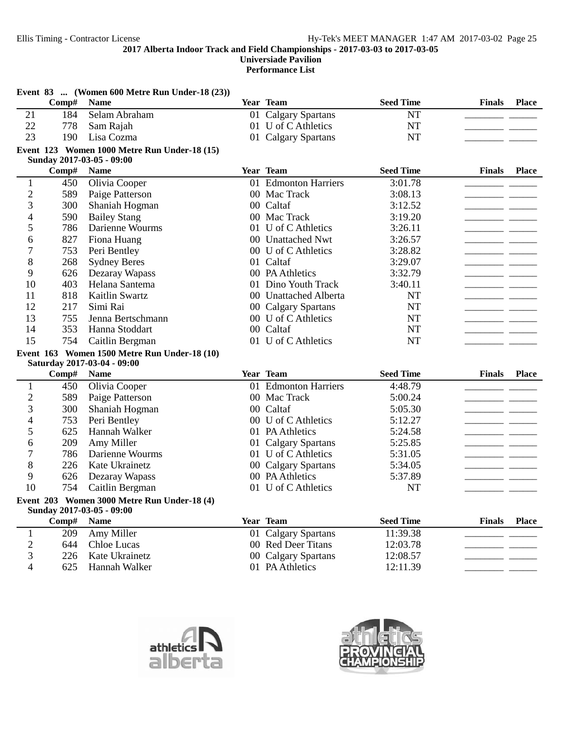**2017 Alberta Indoor Track and Field Championships - 2017-03-03 to 2017-03-05**
**Universiade Pavilion**
**Performance List**

### Event 83 ... (Women 600 Metre Run Under-18 (23))

| | Comp# | Name | Year | Team | Seed Time | Finals | Place |
|---|---|---|---|---|---|---|---|
| 21 | 184 | Selam Abraham | 01 | Calgary Spartans | NT | | |
| 22 | 778 | Sam Rajah | 01 | U of C Athletics | NT | | |
| 23 | 190 | Lisa Cozma | 01 | Calgary Spartans | NT | | |

### Event 123 Women 1000 Metre Run Under-18 (15)

Sunday 2017-03-05 - 09:00

| | Comp# | Name | Year | Team | Seed Time | Finals | Place |
|---|---|---|---|---|---|---|---|
| 1 | 450 | Olivia Cooper | 01 | Edmonton Harriers | 3:01.78 | | |
| 2 | 589 | Paige Patterson | 00 | Mac Track | 3:08.13 | | |
| 3 | 300 | Shaniah Hogman | 00 | Caltaf | 3:12.52 | | |
| 4 | 590 | Bailey Stang | 00 | Mac Track | 3:19.20 | | |
| 5 | 786 | Darienne Wourms | 01 | U of C Athletics | 3:26.11 | | |
| 6 | 827 | Fiona Huang | 00 | Unattached Nwt | 3:26.57 | | |
| 7 | 753 | Peri Bentley | 00 | U of C Athletics | 3:28.82 | | |
| 8 | 268 | Sydney Beres | 01 | Caltaf | 3:29.07 | | |
| 9 | 626 | Dezaray Wapass | 00 | PA Athletics | 3:32.79 | | |
| 10 | 403 | Helana Santema | 01 | Dino Youth Track | 3:40.11 | | |
| 11 | 818 | Kaitlin Swartz | 00 | Unattached Alberta | NT | | |
| 12 | 217 | Simi Rai | 00 | Calgary Spartans | NT | | |
| 13 | 755 | Jenna Bertschmann | 00 | U of C Athletics | NT | | |
| 14 | 353 | Hanna Stoddart | 00 | Caltaf | NT | | |
| 15 | 754 | Caitlin Bergman | 01 | U of C Athletics | NT | | |

### Event 163 Women 1500 Metre Run Under-18 (10)

Saturday 2017-03-04 - 09:00

| | Comp# | Name | Year | Team | Seed Time | Finals | Place |
|---|---|---|---|---|---|---|---|
| 1 | 450 | Olivia Cooper | 01 | Edmonton Harriers | 4:48.79 | | |
| 2 | 589 | Paige Patterson | 00 | Mac Track | 5:00.24 | | |
| 3 | 300 | Shaniah Hogman | 00 | Caltaf | 5:05.30 | | |
| 4 | 753 | Peri Bentley | 00 | U of C Athletics | 5:12.27 | | |
| 5 | 625 | Hannah Walker | 01 | PA Athletics | 5:24.58 | | |
| 6 | 209 | Amy Miller | 01 | Calgary Spartans | 5:25.85 | | |
| 7 | 786 | Darienne Wourms | 01 | U of C Athletics | 5:31.05 | | |
| 8 | 226 | Kate Ukrainetz | 00 | Calgary Spartans | 5:34.05 | | |
| 9 | 626 | Dezaray Wapass | 00 | PA Athletics | 5:37.89 | | |
| 10 | 754 | Caitlin Bergman | 01 | U of C Athletics | NT | | |

### Event 203 Women 3000 Metre Run Under-18 (4)

Sunday 2017-03-05 - 09:00

| | Comp# | Name | Year | Team | Seed Time | Finals | Place |
|---|---|---|---|---|---|---|---|
| 1 | 209 | Amy Miller | 01 | Calgary Spartans | 11:39.38 | | |
| 2 | 644 | Chloe Lucas | 00 | Red Deer Titans | 12:03.78 | | |
| 3 | 226 | Kate Ukrainetz | 00 | Calgary Spartans | 12:08.57 | | |
| 4 | 625 | Hannah Walker | 01 | PA Athletics | 12:11.39 | | |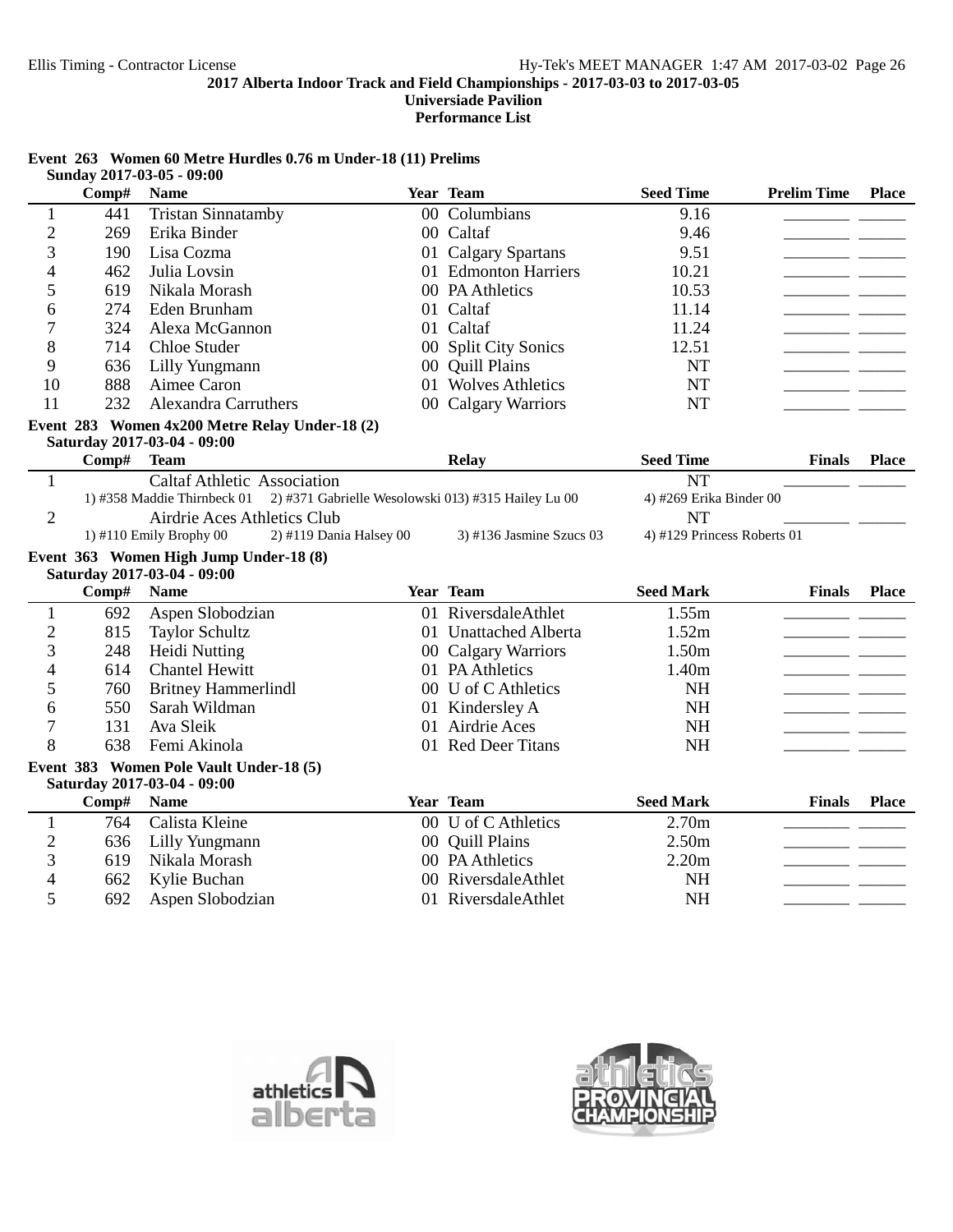## 2017 Alberta Indoor Track and Field Championships - 2017-03-03 to 2017-03-05

**Universiade Pavilion**

**Performance List**

### Event 263 Women 60 Metre Hurdles 0.76 m Under-18 (11) Prelims

**Sunday 2017-03-05 - 09:00**

| | Comp# | Name | Year | Team | Seed Time | Prelim Time | Place |
|---|---|---|---|---|---|---|---|
| 1 | 441 | Tristan Sinnatamby | 00 | Columbians | 9.16 | | |
| 2 | 269 | Erika Binder | 00 | Caltaf | 9.46 | | |
| 3 | 190 | Lisa Cozma | 01 | Calgary Spartans | 9.51 | | |
| 4 | 462 | Julia Lovsin | 01 | Edmonton Harriers | 10.21 | | |
| 5 | 619 | Nikala Morash | 00 | PA Athletics | 10.53 | | |
| 6 | 274 | Eden Brunham | 01 | Caltaf | 11.14 | | |
| 7 | 324 | Alexa McGannon | 01 | Caltaf | 11.24 | | |
| 8 | 714 | Chloe Studer | 00 | Split City Sonics | 12.51 | | |
| 9 | 636 | Lilly Yungmann | 00 | Quill Plains | NT | | |
| 10 | 888 | Aimee Caron | 01 | Wolves Athletics | NT | | |
| 11 | 232 | Alexandra Carruthers | 00 | Calgary Warriors | NT | | |

### Event 283 Women 4x200 Metre Relay Under-18 (2)

**Saturday 2017-03-04 - 09:00**

| | Comp# | Team | Relay | Seed Time | Finals | Place |
|---|---|---|---|---|---|---|
| 1 | | Caltaf Athletic Association | | NT | | |
| | | 1) #358 Maddie Thirnbeck 01 | 2) #371 Gabrielle Wesolowski 01 3) #315 Hailey Lu 00 | 4) #269 Erika Binder 00 | | |
| 2 | | Airdrie Aces Athletics Club | | NT | | |
| | | 1) #110 Emily Brophy 00 | 2) #119 Dania Halsey 00 3) #136 Jasmine Szucs 03 | 4) #129 Princess Roberts 01 | | |

### Event 363 Women High Jump Under-18 (8)

**Saturday 2017-03-04 - 09:00**

| | Comp# | Name | Year | Team | Seed Mark | Finals | Place |
|---|---|---|---|---|---|---|---|
| 1 | 692 | Aspen Slobodzian | 01 | RiversdaleAthlet | 1.55m | | |
| 2 | 815 | Taylor Schultz | 01 | Unattached Alberta | 1.52m | | |
| 3 | 248 | Heidi Nutting | 00 | Calgary Warriors | 1.50m | | |
| 4 | 614 | Chantel Hewitt | 01 | PA Athletics | 1.40m | | |
| 5 | 760 | Britney Hammerlindl | 00 | U of C Athletics | NH | | |
| 6 | 550 | Sarah Wildman | 01 | Kindersley A | NH | | |
| 7 | 131 | Ava Sleik | 01 | Airdrie Aces | NH | | |
| 8 | 638 | Femi Akinola | 01 | Red Deer Titans | NH | | |

### Event 383 Women Pole Vault Under-18 (5)

**Saturday 2017-03-04 - 09:00**

| | Comp# | Name | Year | Team | Seed Mark | Finals | Place |
|---|---|---|---|---|---|---|---|
| 1 | 764 | Calista Kleine | 00 | U of C Athletics | 2.70m | | |
| 2 | 636 | Lilly Yungmann | 00 | Quill Plains | 2.50m | | |
| 3 | 619 | Nikala Morash | 00 | PA Athletics | 2.20m | | |
| 4 | 662 | Kylie Buchan | 00 | RiversdaleAthlet | NH | | |
| 5 | 692 | Aspen Slobodzian | 01 | RiversdaleAthlet | NH | | |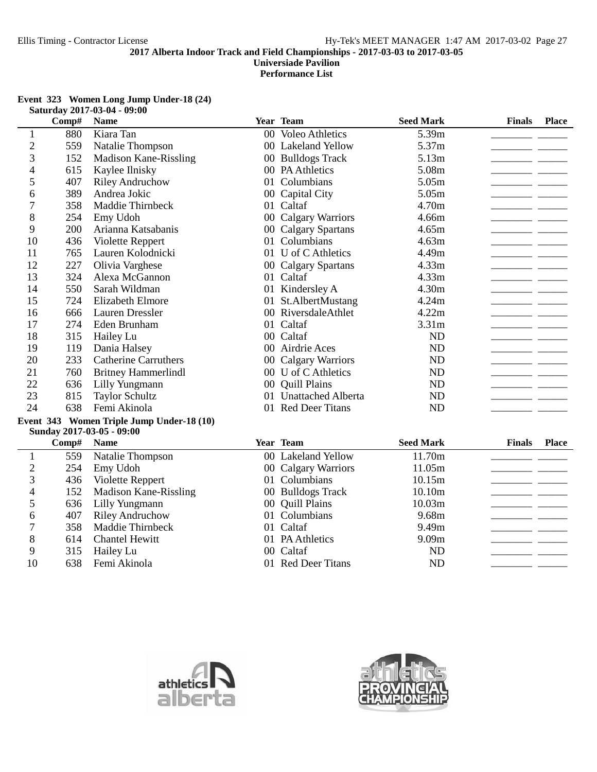2017 Alberta Indoor Track and Field Championships - 2017-03-03 to 2017-03-05

Universiade Pavilion

Performance List

## Event 323 Women Long Jump Under-18 (24)

Saturday 2017-03-04 - 09:00

| | Comp# | Name | Year | Team | Seed Mark | Finals | Place |
|---|---|---|---|---|---|---|---|
| 1 | 880 | Kiara Tan | 00 | Voleo Athletics | 5.39m | | |
| 2 | 559 | Natalie Thompson | 00 | Lakeland Yellow | 5.37m | | |
| 3 | 152 | Madison Kane-Rissling | 00 | Bulldogs Track | 5.13m | | |
| 4 | 615 | Kaylee Ilnisky | 00 | PA Athletics | 5.08m | | |
| 5 | 407 | Riley Andruchow | 01 | Columbians | 5.05m | | |
| 6 | 389 | Andrea Jokic | 00 | Capital City | 5.05m | | |
| 7 | 358 | Maddie Thirnbeck | 01 | Caltaf | 4.70m | | |
| 8 | 254 | Emy Udoh | 00 | Calgary Warriors | 4.66m | | |
| 9 | 200 | Arianna Katsabanis | 00 | Calgary Spartans | 4.65m | | |
| 10 | 436 | Violette Reppert | 01 | Columbians | 4.63m | | |
| 11 | 765 | Lauren Kolodnicki | 01 | U of C Athletics | 4.49m | | |
| 12 | 227 | Olivia Varghese | 00 | Calgary Spartans | 4.33m | | |
| 13 | 324 | Alexa McGannon | 01 | Caltaf | 4.33m | | |
| 14 | 550 | Sarah Wildman | 01 | Kindersley A | 4.30m | | |
| 15 | 724 | Elizabeth Elmore | 01 | St.AlbertMustang | 4.24m | | |
| 16 | 666 | Lauren Dressler | 00 | RiversdaleAthlet | 4.22m | | |
| 17 | 274 | Eden Brunham | 01 | Caltaf | 3.31m | | |
| 18 | 315 | Hailey Lu | 00 | Caltaf | ND | | |
| 19 | 119 | Dania Halsey | 00 | Airdrie Aces | ND | | |
| 20 | 233 | Catherine Carruthers | 00 | Calgary Warriors | ND | | |
| 21 | 760 | Britney Hammerlindl | 00 | U of C Athletics | ND | | |
| 22 | 636 | Lilly Yungmann | 00 | Quill Plains | ND | | |
| 23 | 815 | Taylor Schultz | 01 | Unattached Alberta | ND | | |
| 24 | 638 | Femi Akinola | 01 | Red Deer Titans | ND | | |

## Event 343 Women Triple Jump Under-18 (10)

Sunday 2017-03-05 - 09:00

| | Comp# | Name | Year | Team | Seed Mark | Finals | Place |
|---|---|---|---|---|---|---|---|
| 1 | 559 | Natalie Thompson | 00 | Lakeland Yellow | 11.70m | | |
| 2 | 254 | Emy Udoh | 00 | Calgary Warriors | 11.05m | | |
| 3 | 436 | Violette Reppert | 01 | Columbians | 10.15m | | |
| 4 | 152 | Madison Kane-Rissling | 00 | Bulldogs Track | 10.10m | | |
| 5 | 636 | Lilly Yungmann | 00 | Quill Plains | 10.03m | | |
| 6 | 407 | Riley Andruchow | 01 | Columbians | 9.68m | | |
| 7 | 358 | Maddie Thirnbeck | 01 | Caltaf | 9.49m | | |
| 8 | 614 | Chantel Hewitt | 01 | PA Athletics | 9.09m | | |
| 9 | 315 | Hailey Lu | 00 | Caltaf | ND | | |
| 10 | 638 | Femi Akinola | 01 | Red Deer Titans | ND | | |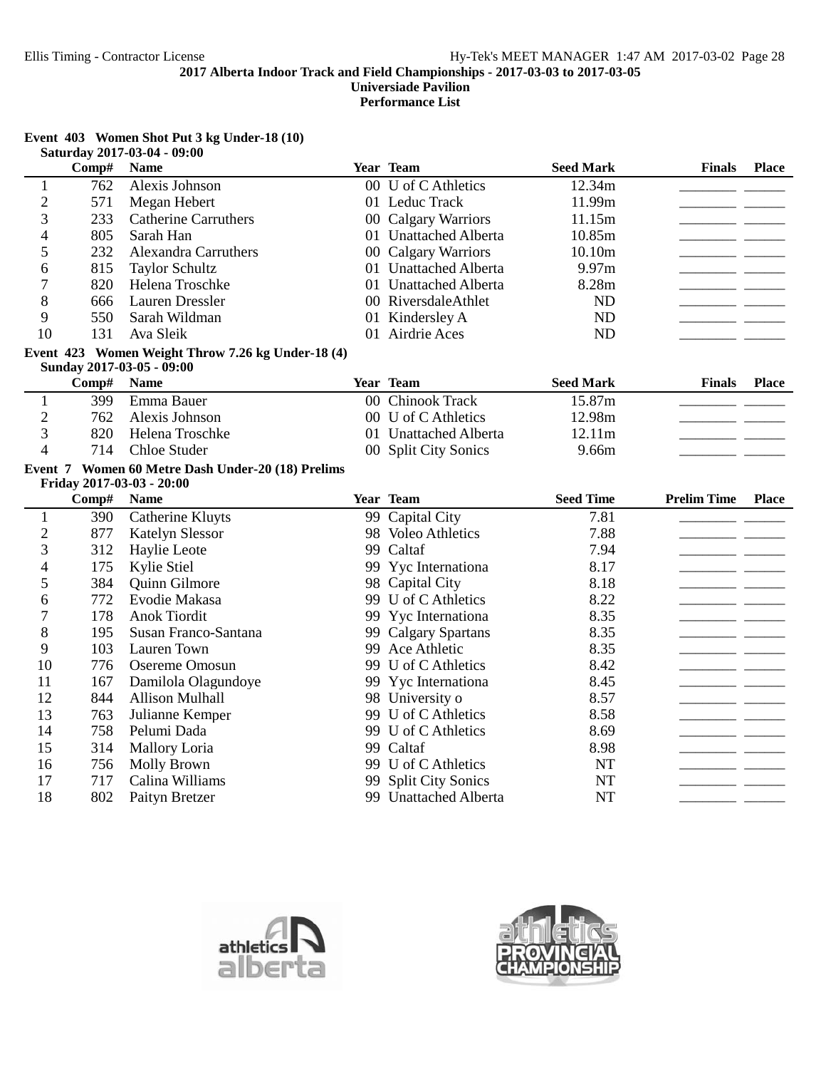**2017 Alberta Indoor Track and Field Championships - 2017-03-03 to 2017-03-05**
**Universiade Pavilion**
**Performance List**

### Event 403 Women Shot Put 3 kg Under-18 (10)
Saturday 2017-03-04 - 09:00

| | Comp# | Name | Year | Team | Seed Mark | Finals | Place |
|---|---|---|---|---|---|---|---|
| 1 | 762 | Alexis Johnson | 00 | U of C Athletics | 12.34m | | |
| 2 | 571 | Megan Hebert | 01 | Leduc Track | 11.99m | | |
| 3 | 233 | Catherine Carruthers | 00 | Calgary Warriors | 11.15m | | |
| 4 | 805 | Sarah Han | 01 | Unattached Alberta | 10.85m | | |
| 5 | 232 | Alexandra Carruthers | 00 | Calgary Warriors | 10.10m | | |
| 6 | 815 | Taylor Schultz | 01 | Unattached Alberta | 9.97m | | |
| 7 | 820 | Helena Troschke | 01 | Unattached Alberta | 8.28m | | |
| 8 | 666 | Lauren Dressler | 00 | RiversdaleAthlet | ND | | |
| 9 | 550 | Sarah Wildman | 01 | Kindersley A | ND | | |
| 10 | 131 | Ava Sleik | 01 | Airdrie Aces | ND | | |

### Event 423 Women Weight Throw 7.26 kg Under-18 (4)
Sunday 2017-03-05 - 09:00

| | Comp# | Name | Year | Team | Seed Mark | Finals | Place |
|---|---|---|---|---|---|---|---|
| 1 | 399 | Emma Bauer | 00 | Chinook Track | 15.87m | | |
| 2 | 762 | Alexis Johnson | 00 | U of C Athletics | 12.98m | | |
| 3 | 820 | Helena Troschke | 01 | Unattached Alberta | 12.11m | | |
| 4 | 714 | Chloe Studer | 00 | Split City Sonics | 9.66m | | |

### Event 7 Women 60 Metre Dash Under-20 (18) Prelims
Friday 2017-03-03 - 20:00

| | Comp# | Name | Year | Team | Seed Time | Prelim Time | Place |
|---|---|---|---|---|---|---|---|
| 1 | 390 | Catherine Kluyts | 99 | Capital City | 7.81 | | |
| 2 | 877 | Katelyn Slessor | 98 | Voleo Athletics | 7.88 | | |
| 3 | 312 | Haylie Leote | 99 | Caltaf | 7.94 | | |
| 4 | 175 | Kylie Stiel | 99 | Yyc Internationa | 8.17 | | |
| 5 | 384 | Quinn Gilmore | 98 | Capital City | 8.18 | | |
| 6 | 772 | Evodie Makasa | 99 | U of C Athletics | 8.22 | | |
| 7 | 178 | Anok Tiordit | 99 | Yyc Internationa | 8.35 | | |
| 8 | 195 | Susan Franco-Santana | 99 | Calgary Spartans | 8.35 | | |
| 9 | 103 | Lauren Town | 99 | Ace Athletic | 8.35 | | |
| 10 | 776 | Osereme Omosun | 99 | U of C Athletics | 8.42 | | |
| 11 | 167 | Damilola Olagundoye | 99 | Yyc Internationa | 8.45 | | |
| 12 | 844 | Allison Mulhall | 98 | University o | 8.57 | | |
| 13 | 763 | Julianne Kemper | 99 | U of C Athletics | 8.58 | | |
| 14 | 758 | Pelumi Dada | 99 | U of C Athletics | 8.69 | | |
| 15 | 314 | Mallory Loria | 99 | Caltaf | 8.98 | | |
| 16 | 756 | Molly Brown | 99 | U of C Athletics | NT | | |
| 17 | 717 | Calina Williams | 99 | Split City Sonics | NT | | |
| 18 | 802 | Paityn Bretzer | 99 | Unattached Alberta | NT | | |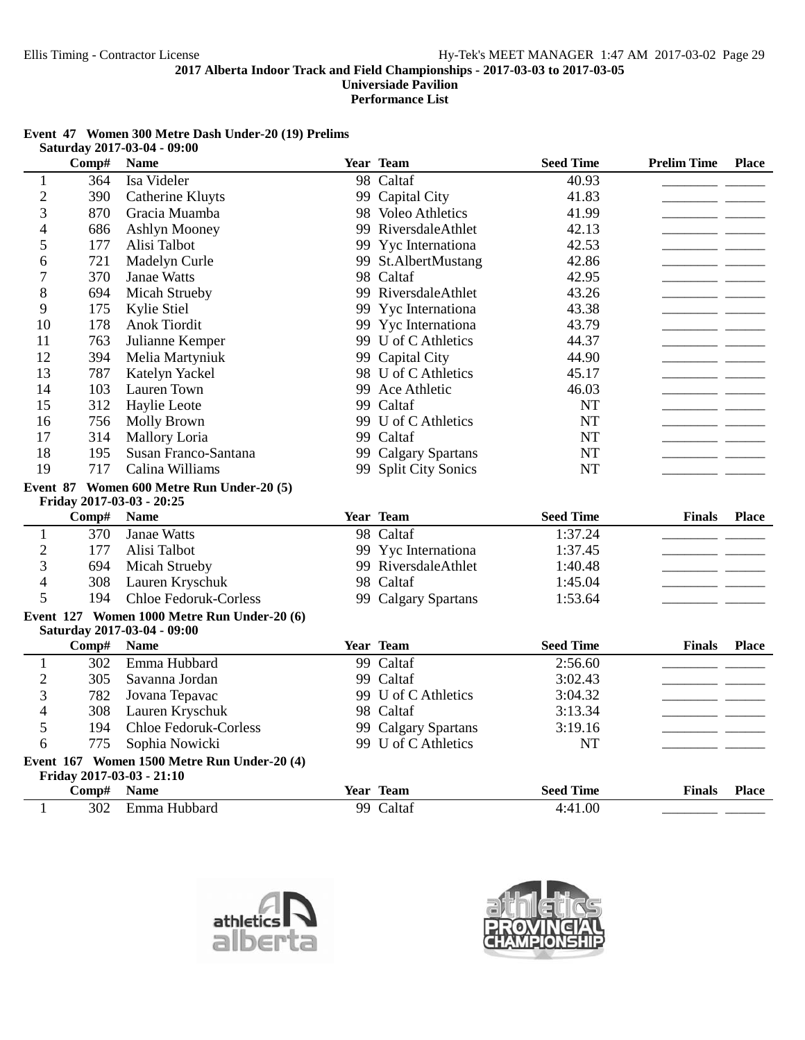**2017 Alberta Indoor Track and Field Championships - 2017-03-03 to 2017-03-05**
**Universiade Pavilion**
**Performance List**

### Event 47 Women 300 Metre Dash Under-20 (19) Prelims

Saturday 2017-03-04 - 09:00

| | Comp# | Name | Year | Team | Seed Time | Prelim Time | Place |
|---|---|---|---|---|---|---|---|
| 1 | 364 | Isa Videler | 98 | Caltaf | 40.93 | | |
| 2 | 390 | Catherine Kluyts | 99 | Capital City | 41.83 | | |
| 3 | 870 | Gracia Muamba | 98 | Voleo Athletics | 41.99 | | |
| 4 | 686 | Ashlyn Mooney | 99 | RiversdaleAthlet | 42.13 | | |
| 5 | 177 | Alisi Talbot | 99 | Yyc Internationa | 42.53 | | |
| 6 | 721 | Madelyn Curle | 99 | St.AlbertMustang | 42.86 | | |
| 7 | 370 | Janae Watts | 98 | Caltaf | 42.95 | | |
| 8 | 694 | Micah Strueby | 99 | RiversdaleAthlet | 43.26 | | |
| 9 | 175 | Kylie Stiel | 99 | Yyc Internationa | 43.38 | | |
| 10 | 178 | Anok Tiordit | 99 | Yyc Internationa | 43.79 | | |
| 11 | 763 | Julianne Kemper | 99 | U of C Athletics | 44.37 | | |
| 12 | 394 | Melia Martyniuk | 99 | Capital City | 44.90 | | |
| 13 | 787 | Katelyn Yackel | 98 | U of C Athletics | 45.17 | | |
| 14 | 103 | Lauren Town | 99 | Ace Athletic | 46.03 | | |
| 15 | 312 | Haylie Leote | 99 | Caltaf | NT | | |
| 16 | 756 | Molly Brown | 99 | U of C Athletics | NT | | |
| 17 | 314 | Mallory Loria | 99 | Caltaf | NT | | |
| 18 | 195 | Susan Franco-Santana | 99 | Calgary Spartans | NT | | |
| 19 | 717 | Calina Williams | 99 | Split City Sonics | NT | | |

### Event 87 Women 600 Metre Run Under-20 (5)

Friday 2017-03-03 - 20:25

| | Comp# | Name | Year | Team | Seed Time | Finals | Place |
|---|---|---|---|---|---|---|---|
| 1 | 370 | Janae Watts | 98 | Caltaf | 1:37.24 | | |
| 2 | 177 | Alisi Talbot | 99 | Yyc Internationa | 1:37.45 | | |
| 3 | 694 | Micah Strueby | 99 | RiversdaleAthlet | 1:40.48 | | |
| 4 | 308 | Lauren Kryschuk | 98 | Caltaf | 1:45.04 | | |
| 5 | 194 | Chloe Fedoruk-Corless | 99 | Calgary Spartans | 1:53.64 | | |

### Event 127 Women 1000 Metre Run Under-20 (6)

Saturday 2017-03-04 - 09:00

| | Comp# | Name | Year | Team | Seed Time | Finals | Place |
|---|---|---|---|---|---|---|---|
| 1 | 302 | Emma Hubbard | 99 | Caltaf | 2:56.60 | | |
| 2 | 305 | Savanna Jordan | 99 | Caltaf | 3:02.43 | | |
| 3 | 782 | Jovana Tepavac | 99 | U of C Athletics | 3:04.32 | | |
| 4 | 308 | Lauren Kryschuk | 98 | Caltaf | 3:13.34 | | |
| 5 | 194 | Chloe Fedoruk-Corless | 99 | Calgary Spartans | 3:19.16 | | |
| 6 | 775 | Sophia Nowicki | 99 | U of C Athletics | NT | | |

### Event 167 Women 1500 Metre Run Under-20 (4)

Friday 2017-03-03 - 21:10

| | Comp# | Name | Year | Team | Seed Time | Finals | Place |
|---|---|---|---|---|---|---|---|
| 1 | 302 | Emma Hubbard | 99 | Caltaf | 4:41.00 | | |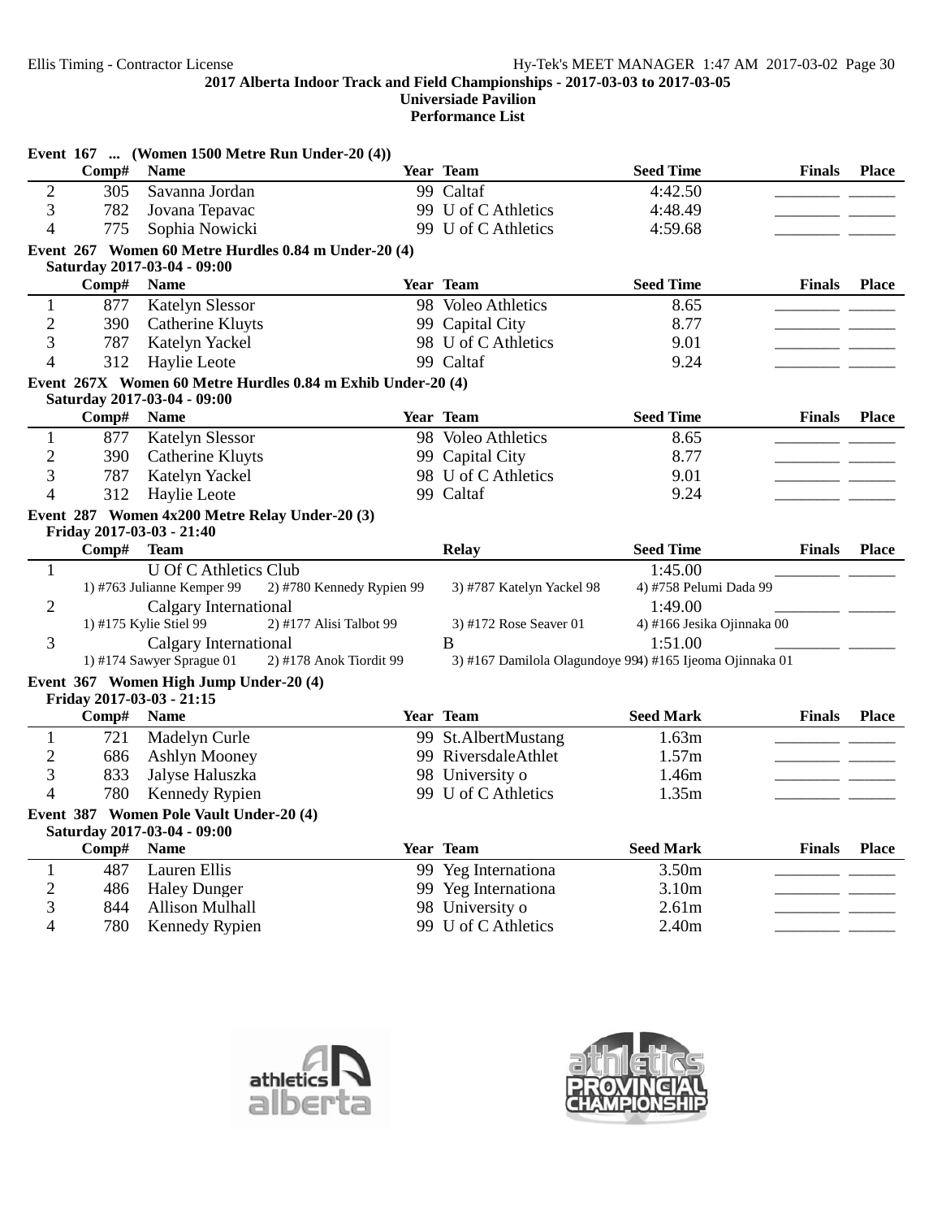### Event 167 ... (Women 1500 Metre Run Under-20 (4))

| | Comp# | Name | Year | Team | Seed Time | Finals | Place |
|---|---|---|---|---|---|---|---|
| 2 | 305 | Savanna Jordan | 99 | Caltaf | 4:42.50 | ________ | ______ |
| 3 | 782 | Jovana Tepavac | 99 | U of C Athletics | 4:48.49 | ________ | ______ |
| 4 | 775 | Sophia Nowicki | 99 | U of C Athletics | 4:59.68 | ________ | ______ |

### Event 267 Women 60 Metre Hurdles 0.84 m Under-20 (4)

Saturday 2017-03-04 - 09:00

| | Comp# | Name | Year | Team | Seed Time | Finals | Place |
|---|---|---|---|---|---|---|---|
| 1 | 877 | Katelyn Slessor | 98 | Voleo Athletics | 8.65 | ________ | ______ |
| 2 | 390 | Catherine Kluyts | 99 | Capital City | 8.77 | ________ | ______ |
| 3 | 787 | Katelyn Yackel | 98 | U of C Athletics | 9.01 | ________ | ______ |
| 4 | 312 | Haylie Leote | 99 | Caltaf | 9.24 | ________ | ______ |

### Event 267X Women 60 Metre Hurdles 0.84 m Exhib Under-20 (4)

Saturday 2017-03-04 - 09:00

| | Comp# | Name | Year | Team | Seed Time | Finals | Place |
|---|---|---|---|---|---|---|---|
| 1 | 877 | Katelyn Slessor | 98 | Voleo Athletics | 8.65 | ________ | ______ |
| 2 | 390 | Catherine Kluyts | 99 | Capital City | 8.77 | ________ | ______ |
| 3 | 787 | Katelyn Yackel | 98 | U of C Athletics | 9.01 | ________ | ______ |
| 4 | 312 | Haylie Leote | 99 | Caltaf | 9.24 | ________ | ______ |

### Event 287 Women 4x200 Metre Relay Under-20 (3)

Friday 2017-03-03 - 21:40

| | Comp# | Team | Relay | Seed Time | Finals | Place |
|---|---|---|---|---|---|---|
| 1 | | U Of C Athletics Club | | 1:45.00 | ________ | ______ |
| | | 1) #763 Julianne Kemper 99 / 2) #780 Kennedy Rypien 99 | 3) #787 Katelyn Yackel 98 | 4) #758 Pelumi Dada 99 | | |
| 2 | | Calgary International | | 1:49.00 | ________ | ______ |
| | | 1) #175 Kylie Stiel 99 / 2) #177 Alisi Talbot 99 | 3) #172 Rose Seaver 01 | 4) #166 Jesika Ojinnaka 00 | | |
| 3 | | Calgary International | B | 1:51.00 | ________ | ______ |
| | | 1) #174 Sawyer Sprague 01 / 2) #178 Anok Tiordit 99 | 3) #167 Damilola Olagundoye 99 | 4) #165 Ijeoma Ojinnaka 01 | | |

### Event 367 Women High Jump Under-20 (4)

Friday 2017-03-03 - 21:15

| | Comp# | Name | Year | Team | Seed Mark | Finals | Place |
|---|---|---|---|---|---|---|---|
| 1 | 721 | Madelyn Curle | 99 | St.AlbertMustang | 1.63m | ________ | ______ |
| 2 | 686 | Ashlyn Mooney | 99 | RiversdaleAthlet | 1.57m | ________ | ______ |
| 3 | 833 | Jalyse Haluszka | 98 | University o | 1.46m | ________ | ______ |
| 4 | 780 | Kennedy Rypien | 99 | U of C Athletics | 1.35m | ________ | ______ |

### Event 387 Women Pole Vault Under-20 (4)

Saturday 2017-03-04 - 09:00

| | Comp# | Name | Year | Team | Seed Mark | Finals | Place |
|---|---|---|---|---|---|---|---|
| 1 | 487 | Lauren Ellis | 99 | Yeg Internationa | 3.50m | ________ | ______ |
| 2 | 486 | Haley Dunger | 99 | Yeg Internationa | 3.10m | ________ | ______ |
| 3 | 844 | Allison Mulhall | 98 | University o | 2.61m | ________ | ______ |
| 4 | 780 | Kennedy Rypien | 99 | U of C Athletics | 2.40m | ________ | ______ |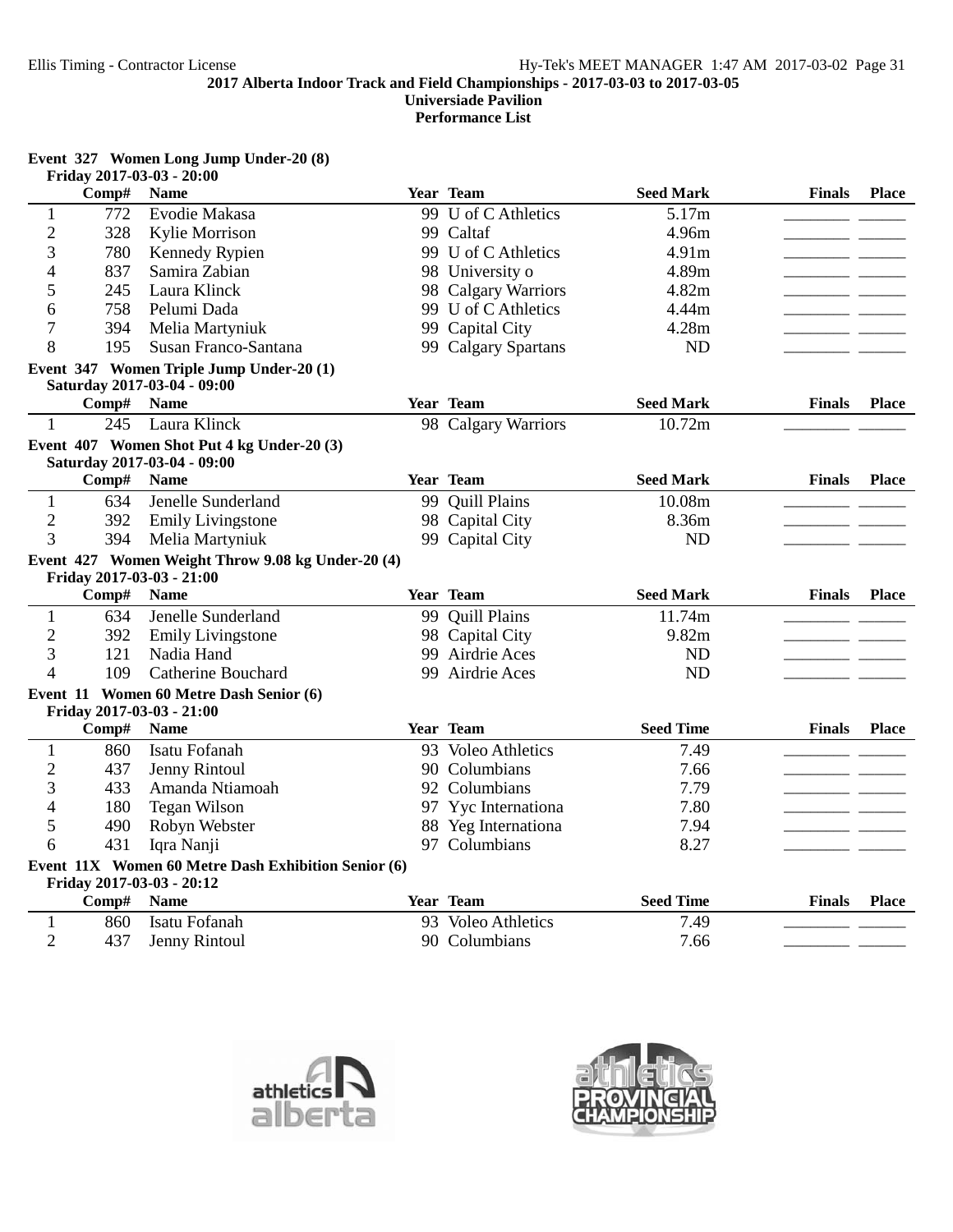# 2017 Alberta Indoor Track and Field Championships - 2017-03-03 to 2017-03-05

**Universiade Pavilion**

**Performance List**

### Event 327 Women Long Jump Under-20 (8)

Friday 2017-03-03 - 20:00

| | Comp# | Name | Year | Team | Seed Mark | Finals | Place |
|---|---|---|---|---|---|---|---|
| 1 | 772 | Evodie Makasa | 99 | U of C Athletics | 5.17m | | |
| 2 | 328 | Kylie Morrison | 99 | Caltaf | 4.96m | | |
| 3 | 780 | Kennedy Rypien | 99 | U of C Athletics | 4.91m | | |
| 4 | 837 | Samira Zabian | 98 | University o | 4.89m | | |
| 5 | 245 | Laura Klinck | 98 | Calgary Warriors | 4.82m | | |
| 6 | 758 | Pelumi Dada | 99 | U of C Athletics | 4.44m | | |
| 7 | 394 | Melia Martyniuk | 99 | Capital City | 4.28m | | |
| 8 | 195 | Susan Franco-Santana | 99 | Calgary Spartans | ND | | |

### Event 347 Women Triple Jump Under-20 (1)

Saturday 2017-03-04 - 09:00

| | Comp# | Name | Year | Team | Seed Mark | Finals | Place |
|---|---|---|---|---|---|---|---|
| 1 | 245 | Laura Klinck | 98 | Calgary Warriors | 10.72m | | |

### Event 407 Women Shot Put 4 kg Under-20 (3)

Saturday 2017-03-04 - 09:00

| | Comp# | Name | Year | Team | Seed Mark | Finals | Place |
|---|---|---|---|---|---|---|---|
| 1 | 634 | Jenelle Sunderland | 99 | Quill Plains | 10.08m | | |
| 2 | 392 | Emily Livingstone | 98 | Capital City | 8.36m | | |
| 3 | 394 | Melia Martyniuk | 99 | Capital City | ND | | |

### Event 427 Women Weight Throw 9.08 kg Under-20 (4)

Friday 2017-03-03 - 21:00

| | Comp# | Name | Year | Team | Seed Mark | Finals | Place |
|---|---|---|---|---|---|---|---|
| 1 | 634 | Jenelle Sunderland | 99 | Quill Plains | 11.74m | | |
| 2 | 392 | Emily Livingstone | 98 | Capital City | 9.82m | | |
| 3 | 121 | Nadia Hand | 99 | Airdrie Aces | ND | | |
| 4 | 109 | Catherine Bouchard | 99 | Airdrie Aces | ND | | |

### Event 11 Women 60 Metre Dash Senior (6)

Friday 2017-03-03 - 21:00

| | Comp# | Name | Year | Team | Seed Time | Finals | Place |
|---|---|---|---|---|---|---|---|
| 1 | 860 | Isatu Fofanah | 93 | Voleo Athletics | 7.49 | | |
| 2 | 437 | Jenny Rintoul | 90 | Columbians | 7.66 | | |
| 3 | 433 | Amanda Ntiamoah | 92 | Columbians | 7.79 | | |
| 4 | 180 | Tegan Wilson | 97 | Yyc Internationa | 7.80 | | |
| 5 | 490 | Robyn Webster | 88 | Yeg Internationa | 7.94 | | |
| 6 | 431 | Iqra Nanji | 97 | Columbians | 8.27 | | |

### Event 11X Women 60 Metre Dash Exhibition Senior (6)

Friday 2017-03-03 - 20:12

| | Comp# | Name | Year | Team | Seed Time | Finals | Place |
|---|---|---|---|---|---|---|---|
| 1 | 860 | Isatu Fofanah | 93 | Voleo Athletics | 7.49 | | |
| 2 | 437 | Jenny Rintoul | 90 | Columbians | 7.66 | | |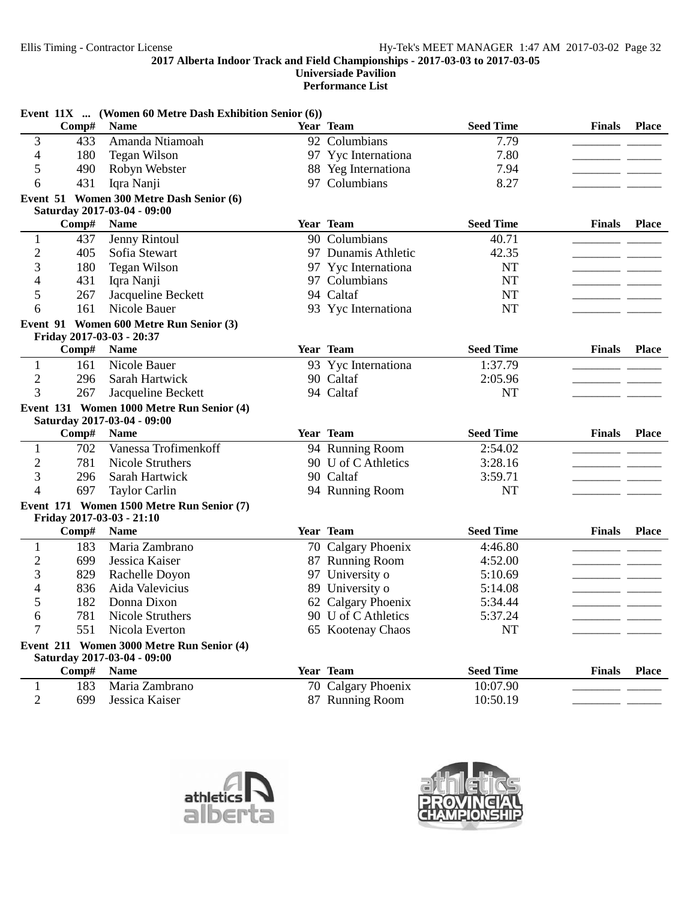### Event 11X ... (Women 60 Metre Dash Exhibition Senior (6))

| | Comp# | Name | Year | Team | Seed Time | Finals | Place |
|---|---|---|---|---|---|---|---|
| 3 | 433 | Amanda Ntiamoah | 92 | Columbians | 7.79 | | |
| 4 | 180 | Tegan Wilson | 97 | Yyc Internationa | 7.80 | | |
| 5 | 490 | Robyn Webster | 88 | Yeg Internationa | 7.94 | | |
| 6 | 431 | Iqra Nanji | 97 | Columbians | 8.27 | | |

### Event 51 Women 300 Metre Dash Senior (6)

Saturday 2017-03-04 - 09:00

| | Comp# | Name | Year | Team | Seed Time | Finals | Place |
|---|---|---|---|---|---|---|---|
| 1 | 437 | Jenny Rintoul | 90 | Columbians | 40.71 | | |
| 2 | 405 | Sofia Stewart | 97 | Dunamis Athletic | 42.35 | | |
| 3 | 180 | Tegan Wilson | 97 | Yyc Internationa | NT | | |
| 4 | 431 | Iqra Nanji | 97 | Columbians | NT | | |
| 5 | 267 | Jacqueline Beckett | 94 | Caltaf | NT | | |
| 6 | 161 | Nicole Bauer | 93 | Yyc Internationa | NT | | |

### Event 91 Women 600 Metre Run Senior (3)

Friday 2017-03-03 - 20:37

| | Comp# | Name | Year | Team | Seed Time | Finals | Place |
|---|---|---|---|---|---|---|---|
| 1 | 161 | Nicole Bauer | 93 | Yyc Internationa | 1:37.79 | | |
| 2 | 296 | Sarah Hartwick | 90 | Caltaf | 2:05.96 | | |
| 3 | 267 | Jacqueline Beckett | 94 | Caltaf | NT | | |

### Event 131 Women 1000 Metre Run Senior (4)

Saturday 2017-03-04 - 09:00

| | Comp# | Name | Year | Team | Seed Time | Finals | Place |
|---|---|---|---|---|---|---|---|
| 1 | 702 | Vanessa Trofimenkoff | 94 | Running Room | 2:54.02 | | |
| 2 | 781 | Nicole Struthers | 90 | U of C Athletics | 3:28.16 | | |
| 3 | 296 | Sarah Hartwick | 90 | Caltaf | 3:59.71 | | |
| 4 | 697 | Taylor Carlin | 94 | Running Room | NT | | |

### Event 171 Women 1500 Metre Run Senior (7)

Friday 2017-03-03 - 21:10

| | Comp# | Name | Year | Team | Seed Time | Finals | Place |
|---|---|---|---|---|---|---|---|
| 1 | 183 | Maria Zambrano | 70 | Calgary Phoenix | 4:46.80 | | |
| 2 | 699 | Jessica Kaiser | 87 | Running Room | 4:52.00 | | |
| 3 | 829 | Rachelle Doyon | 97 | University o | 5:10.69 | | |
| 4 | 836 | Aida Valevicius | 89 | University o | 5:14.08 | | |
| 5 | 182 | Donna Dixon | 62 | Calgary Phoenix | 5:34.44 | | |
| 6 | 781 | Nicole Struthers | 90 | U of C Athletics | 5:37.24 | | |
| 7 | 551 | Nicola Everton | 65 | Kootenay Chaos | NT | | |

### Event 211 Women 3000 Metre Run Senior (4)

Saturday 2017-03-04 - 09:00

| | Comp# | Name | Year | Team | Seed Time | Finals | Place |
|---|---|---|---|---|---|---|---|
| 1 | 183 | Maria Zambrano | 70 | Calgary Phoenix | 10:07.90 | | |
| 2 | 699 | Jessica Kaiser | 87 | Running Room | 10:50.19 | | |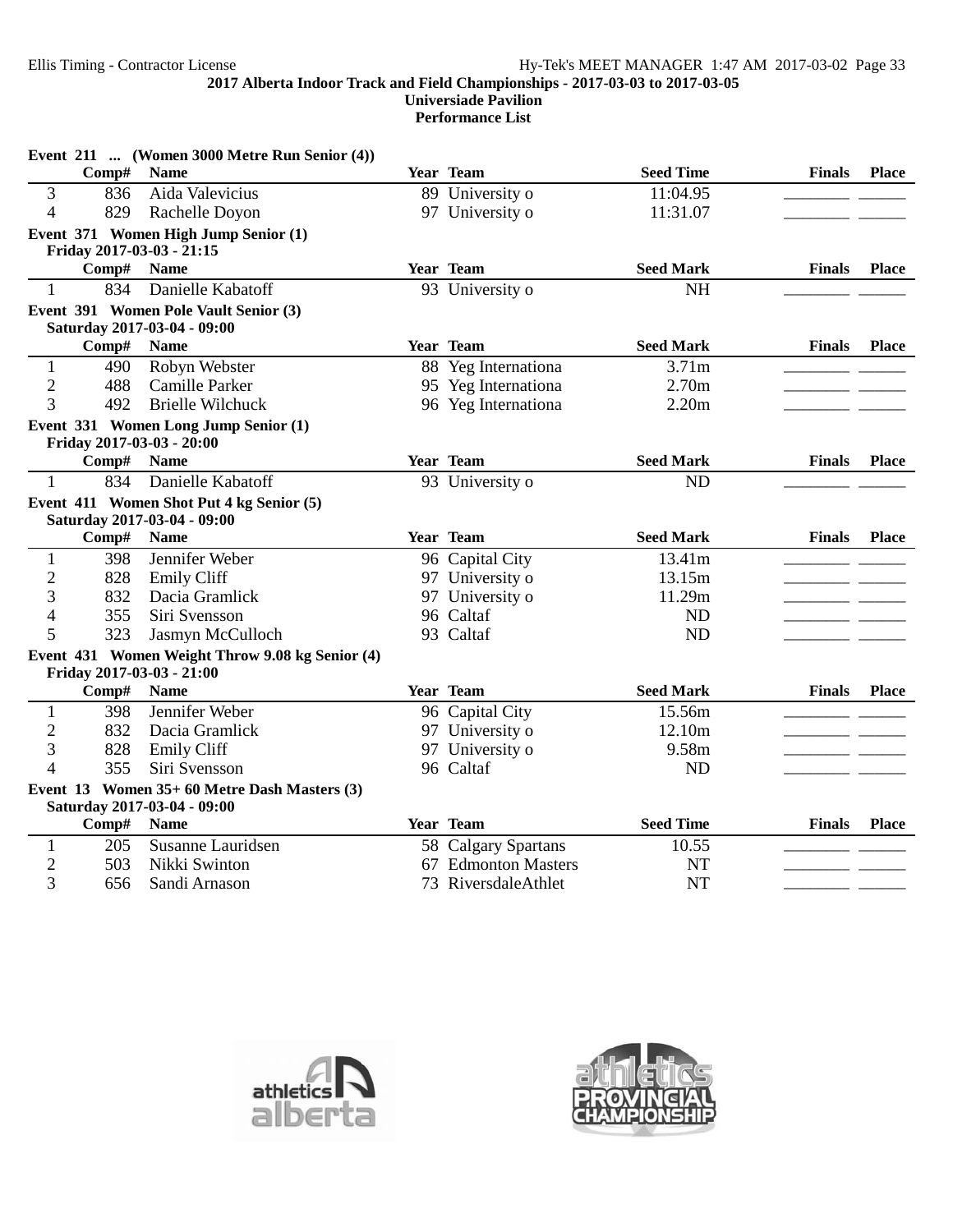Event 211 ... (Women 3000 Metre Run Senior (4))

| | Comp# | Name | Year | Team | Seed Time | Finals | Place |
|---|---|---|---|---|---|---|---|
| 3 | 836 | Aida Valevicius | 89 | University o | 11:04.95 | | |
| 4 | 829 | Rachelle Doyon | 97 | University o | 11:31.07 | | |

Event 371 Women High Jump Senior (1)
Friday 2017-03-03 - 21:15

| | Comp# | Name | Year | Team | Seed Mark | Finals | Place |
|---|---|---|---|---|---|---|---|
| 1 | 834 | Danielle Kabatoff | 93 | University o | NH | | |

Event 391 Women Pole Vault Senior (3)
Saturday 2017-03-04 - 09:00

| | Comp# | Name | Year | Team | Seed Mark | Finals | Place |
|---|---|---|---|---|---|---|---|
| 1 | 490 | Robyn Webster | 88 | Yeg Internationa | 3.71m | | |
| 2 | 488 | Camille Parker | 95 | Yeg Internationa | 2.70m | | |
| 3 | 492 | Brielle Wilchuck | 96 | Yeg Internationa | 2.20m | | |

Event 331 Women Long Jump Senior (1)
Friday 2017-03-03 - 20:00

| | Comp# | Name | Year | Team | Seed Mark | Finals | Place |
|---|---|---|---|---|---|---|---|
| 1 | 834 | Danielle Kabatoff | 93 | University o | ND | | |

Event 411 Women Shot Put 4 kg Senior (5)
Saturday 2017-03-04 - 09:00

| | Comp# | Name | Year | Team | Seed Mark | Finals | Place |
|---|---|---|---|---|---|---|---|
| 1 | 398 | Jennifer Weber | 96 | Capital City | 13.41m | | |
| 2 | 828 | Emily Cliff | 97 | University o | 13.15m | | |
| 3 | 832 | Dacia Gramlick | 97 | University o | 11.29m | | |
| 4 | 355 | Siri Svensson | 96 | Caltaf | ND | | |
| 5 | 323 | Jasmyn McCulloch | 93 | Caltaf | ND | | |

Event 431 Women Weight Throw 9.08 kg Senior (4)
Friday 2017-03-03 - 21:00

| | Comp# | Name | Year | Team | Seed Mark | Finals | Place |
|---|---|---|---|---|---|---|---|
| 1 | 398 | Jennifer Weber | 96 | Capital City | 15.56m | | |
| 2 | 832 | Dacia Gramlick | 97 | University o | 12.10m | | |
| 3 | 828 | Emily Cliff | 97 | University o | 9.58m | | |
| 4 | 355 | Siri Svensson | 96 | Caltaf | ND | | |

Event 13 Women 35+ 60 Metre Dash Masters (3)
Saturday 2017-03-04 - 09:00

| | Comp# | Name | Year | Team | Seed Time | Finals | Place |
|---|---|---|---|---|---|---|---|
| 1 | 205 | Susanne Lauridsen | 58 | Calgary Spartans | 10.55 | | |
| 2 | 503 | Nikki Swinton | 67 | Edmonton Masters | NT | | |
| 3 | 656 | Sandi Arnason | 73 | RiversdaleAthlet | NT | | |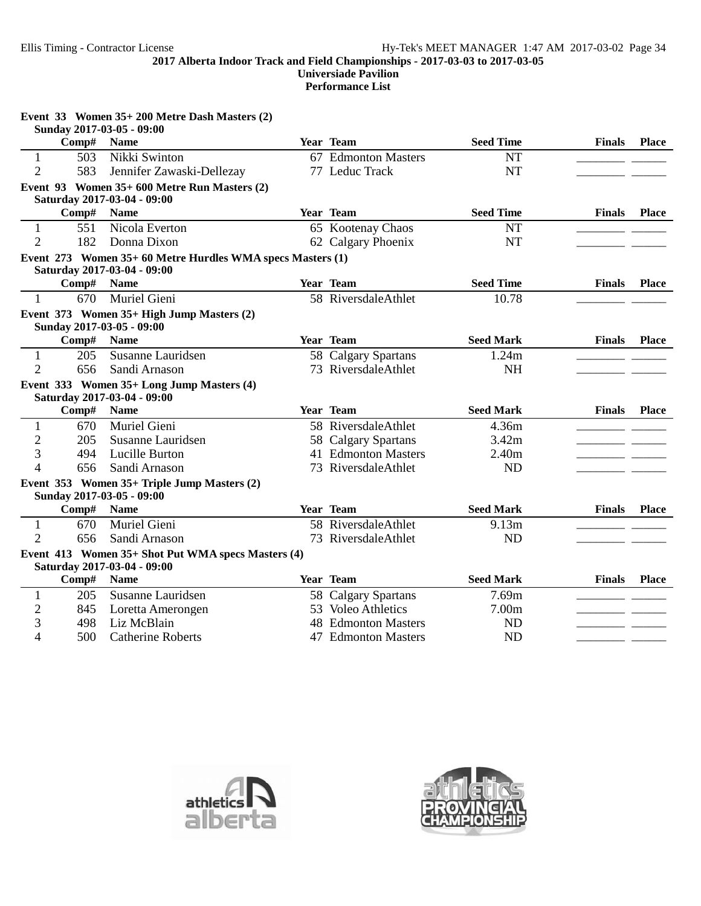# 2017 Alberta Indoor Track and Field Championships - 2017-03-03 to 2017-03-05

**Universiade Pavilion**

**Performance List**

### Event 33 Women 35+ 200 Metre Dash Masters (2)

Sunday 2017-03-05 - 09:00

| | Comp# | Name | Year | Team | Seed Time | Finals | Place |
|---|---|---|---|---|---|---|---|
| 1 | 503 | Nikki Swinton | 67 | Edmonton Masters | NT | | |
| 2 | 583 | Jennifer Zawaski-Dellezay | 77 | Leduc Track | NT | | |

### Event 93 Women 35+ 600 Metre Run Masters (2)

Saturday 2017-03-04 - 09:00

| | Comp# | Name | Year | Team | Seed Time | Finals | Place |
|---|---|---|---|---|---|---|---|
| 1 | 551 | Nicola Everton | 65 | Kootenay Chaos | NT | | |
| 2 | 182 | Donna Dixon | 62 | Calgary Phoenix | NT | | |

### Event 273 Women 35+ 60 Metre Hurdles WMA specs Masters (1)

Saturday 2017-03-04 - 09:00

| | Comp# | Name | Year | Team | Seed Time | Finals | Place |
|---|---|---|---|---|---|---|---|
| 1 | 670 | Muriel Gieni | 58 | RiversdaleAthlet | 10.78 | | |

### Event 373 Women 35+ High Jump Masters (2)

Sunday 2017-03-05 - 09:00

| | Comp# | Name | Year | Team | Seed Mark | Finals | Place |
|---|---|---|---|---|---|---|---|
| 1 | 205 | Susanne Lauridsen | 58 | Calgary Spartans | 1.24m | | |
| 2 | 656 | Sandi Arnason | 73 | RiversdaleAthlet | NH | | |

### Event 333 Women 35+ Long Jump Masters (4)

Saturday 2017-03-04 - 09:00

| | Comp# | Name | Year | Team | Seed Mark | Finals | Place |
|---|---|---|---|---|---|---|---|
| 1 | 670 | Muriel Gieni | 58 | RiversdaleAthlet | 4.36m | | |
| 2 | 205 | Susanne Lauridsen | 58 | Calgary Spartans | 3.42m | | |
| 3 | 494 | Lucille Burton | 41 | Edmonton Masters | 2.40m | | |
| 4 | 656 | Sandi Arnason | 73 | RiversdaleAthlet | ND | | |

### Event 353 Women 35+ Triple Jump Masters (2)

Sunday 2017-03-05 - 09:00

| | Comp# | Name | Year | Team | Seed Mark | Finals | Place |
|---|---|---|---|---|---|---|---|
| 1 | 670 | Muriel Gieni | 58 | RiversdaleAthlet | 9.13m | | |
| 2 | 656 | Sandi Arnason | 73 | RiversdaleAthlet | ND | | |

### Event 413 Women 35+ Shot Put WMA specs Masters (4)

Saturday 2017-03-04 - 09:00

| | Comp# | Name | Year | Team | Seed Mark | Finals | Place |
|---|---|---|---|---|---|---|---|
| 1 | 205 | Susanne Lauridsen | 58 | Calgary Spartans | 7.69m | | |
| 2 | 845 | Loretta Amerongen | 53 | Voleo Athletics | 7.00m | | |
| 3 | 498 | Liz McBlain | 48 | Edmonton Masters | ND | | |
| 4 | 500 | Catherine Roberts | 47 | Edmonton Masters | ND | | |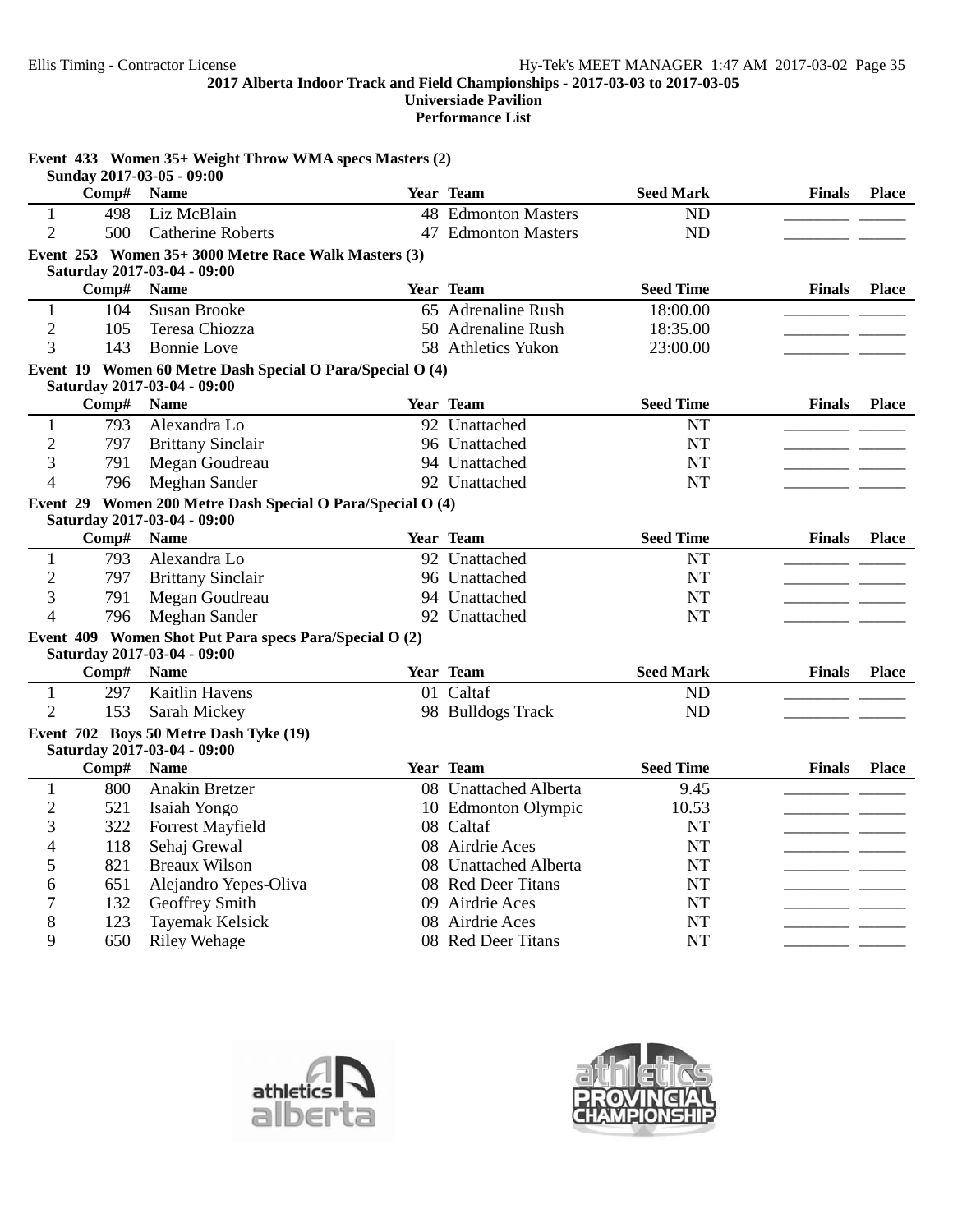## 2017 Alberta Indoor Track and Field Championships - 2017-03-03 to 2017-03-05

**Universiade Pavilion**

**Performance List**

### Event 433 Women 35+ Weight Throw WMA specs Masters (2)

Sunday 2017-03-05 - 09:00

| | Comp# | Name | Year | Team | Seed Mark | Finals | Place |
|---|---|---|---|---|---|---|---|
| 1 | 498 | Liz McBlain | 48 | Edmonton Masters | ND | | |
| 2 | 500 | Catherine Roberts | 47 | Edmonton Masters | ND | | |

### Event 253 Women 35+ 3000 Metre Race Walk Masters (3)

Saturday 2017-03-04 - 09:00

| | Comp# | Name | Year | Team | Seed Time | Finals | Place |
|---|---|---|---|---|---|---|---|
| 1 | 104 | Susan Brooke | 65 | Adrenaline Rush | 18:00.00 | | |
| 2 | 105 | Teresa Chiozza | 50 | Adrenaline Rush | 18:35.00 | | |
| 3 | 143 | Bonnie Love | 58 | Athletics Yukon | 23:00.00 | | |

### Event 19 Women 60 Metre Dash Special O Para/Special O (4)

Saturday 2017-03-04 - 09:00

| | Comp# | Name | Year | Team | Seed Time | Finals | Place |
|---|---|---|---|---|---|---|---|
| 1 | 793 | Alexandra Lo | 92 | Unattached | NT | | |
| 2 | 797 | Brittany Sinclair | 96 | Unattached | NT | | |
| 3 | 791 | Megan Goudreau | 94 | Unattached | NT | | |
| 4 | 796 | Meghan Sander | 92 | Unattached | NT | | |

### Event 29 Women 200 Metre Dash Special O Para/Special O (4)

Saturday 2017-03-04 - 09:00

| | Comp# | Name | Year | Team | Seed Time | Finals | Place |
|---|---|---|---|---|---|---|---|
| 1 | 793 | Alexandra Lo | 92 | Unattached | NT | | |
| 2 | 797 | Brittany Sinclair | 96 | Unattached | NT | | |
| 3 | 791 | Megan Goudreau | 94 | Unattached | NT | | |
| 4 | 796 | Meghan Sander | 92 | Unattached | NT | | |

### Event 409 Women Shot Put Para specs Para/Special O (2)

Saturday 2017-03-04 - 09:00

| | Comp# | Name | Year | Team | Seed Mark | Finals | Place |
|---|---|---|---|---|---|---|---|
| 1 | 297 | Kaitlin Havens | 01 | Caltaf | ND | | |
| 2 | 153 | Sarah Mickey | 98 | Bulldogs Track | ND | | |

### Event 702 Boys 50 Metre Dash Tyke (19)

Saturday 2017-03-04 - 09:00

| | Comp# | Name | Year | Team | Seed Time | Finals | Place |
|---|---|---|---|---|---|---|---|
| 1 | 800 | Anakin Bretzer | 08 | Unattached Alberta | 9.45 | | |
| 2 | 521 | Isaiah Yongo | 10 | Edmonton Olympic | 10.53 | | |
| 3 | 322 | Forrest Mayfield | 08 | Caltaf | NT | | |
| 4 | 118 | Sehaj Grewal | 08 | Airdrie Aces | NT | | |
| 5 | 821 | Breaux Wilson | 08 | Unattached Alberta | NT | | |
| 6 | 651 | Alejandro Yepes-Oliva | 08 | Red Deer Titans | NT | | |
| 7 | 132 | Geoffrey Smith | 09 | Airdrie Aces | NT | | |
| 8 | 123 | Tayemak Kelsick | 08 | Airdrie Aces | NT | | |
| 9 | 650 | Riley Wehage | 08 | Red Deer Titans | NT | | |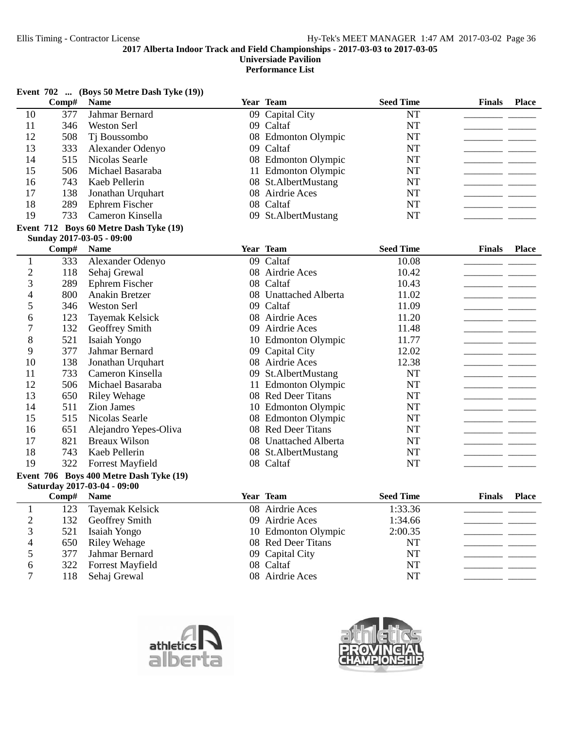## Event 702 ... (Boys 50 Metre Dash Tyke (19))

| | Comp# | Name | Year | Team | Seed Time | Finals | Place |
|---|---|---|---|---|---|---|---|
| 10 | 377 | Jahmar Bernard | 09 | Capital City | NT | | |
| 11 | 346 | Weston Serl | 09 | Caltaf | NT | | |
| 12 | 508 | Tj Boussombo | 08 | Edmonton Olympic | NT | | |
| 13 | 333 | Alexander Odenyo | 09 | Caltaf | NT | | |
| 14 | 515 | Nicolas Searle | 08 | Edmonton Olympic | NT | | |
| 15 | 506 | Michael Basaraba | 11 | Edmonton Olympic | NT | | |
| 16 | 743 | Kaeb Pellerin | 08 | St.AlbertMustang | NT | | |
| 17 | 138 | Jonathan Urquhart | 08 | Airdrie Aces | NT | | |
| 18 | 289 | Ephrem Fischer | 08 | Caltaf | NT | | |
| 19 | 733 | Cameron Kinsella | 09 | St.AlbertMustang | NT | | |

## Event 712 Boys 60 Metre Dash Tyke (19)

Sunday 2017-03-05 - 09:00

| | Comp# | Name | Year | Team | Seed Time | Finals | Place |
|---|---|---|---|---|---|---|---|
| 1 | 333 | Alexander Odenyo | 09 | Caltaf | 10.08 | | |
| 2 | 118 | Sehaj Grewal | 08 | Airdrie Aces | 10.42 | | |
| 3 | 289 | Ephrem Fischer | 08 | Caltaf | 10.43 | | |
| 4 | 800 | Anakin Bretzer | 08 | Unattached Alberta | 11.02 | | |
| 5 | 346 | Weston Serl | 09 | Caltaf | 11.09 | | |
| 6 | 123 | Tayemak Kelsick | 08 | Airdrie Aces | 11.20 | | |
| 7 | 132 | Geoffrey Smith | 09 | Airdrie Aces | 11.48 | | |
| 8 | 521 | Isaiah Yongo | 10 | Edmonton Olympic | 11.77 | | |
| 9 | 377 | Jahmar Bernard | 09 | Capital City | 12.02 | | |
| 10 | 138 | Jonathan Urquhart | 08 | Airdrie Aces | 12.38 | | |
| 11 | 733 | Cameron Kinsella | 09 | St.AlbertMustang | NT | | |
| 12 | 506 | Michael Basaraba | 11 | Edmonton Olympic | NT | | |
| 13 | 650 | Riley Wehage | 08 | Red Deer Titans | NT | | |
| 14 | 511 | Zion James | 10 | Edmonton Olympic | NT | | |
| 15 | 515 | Nicolas Searle | 08 | Edmonton Olympic | NT | | |
| 16 | 651 | Alejandro Yepes-Oliva | 08 | Red Deer Titans | NT | | |
| 17 | 821 | Breaux Wilson | 08 | Unattached Alberta | NT | | |
| 18 | 743 | Kaeb Pellerin | 08 | St.AlbertMustang | NT | | |
| 19 | 322 | Forrest Mayfield | 08 | Caltaf | NT | | |

## Event 706 Boys 400 Metre Dash Tyke (19)

Saturday 2017-03-04 - 09:00

| | Comp# | Name | Year | Team | Seed Time | Finals | Place |
|---|---|---|---|---|---|---|---|
| 1 | 123 | Tayemak Kelsick | 08 | Airdrie Aces | 1:33.36 | | |
| 2 | 132 | Geoffrey Smith | 09 | Airdrie Aces | 1:34.66 | | |
| 3 | 521 | Isaiah Yongo | 10 | Edmonton Olympic | 2:00.35 | | |
| 4 | 650 | Riley Wehage | 08 | Red Deer Titans | NT | | |
| 5 | 377 | Jahmar Bernard | 09 | Capital City | NT | | |
| 6 | 322 | Forrest Mayfield | 08 | Caltaf | NT | | |
| 7 | 118 | Sehaj Grewal | 08 | Airdrie Aces | NT | | |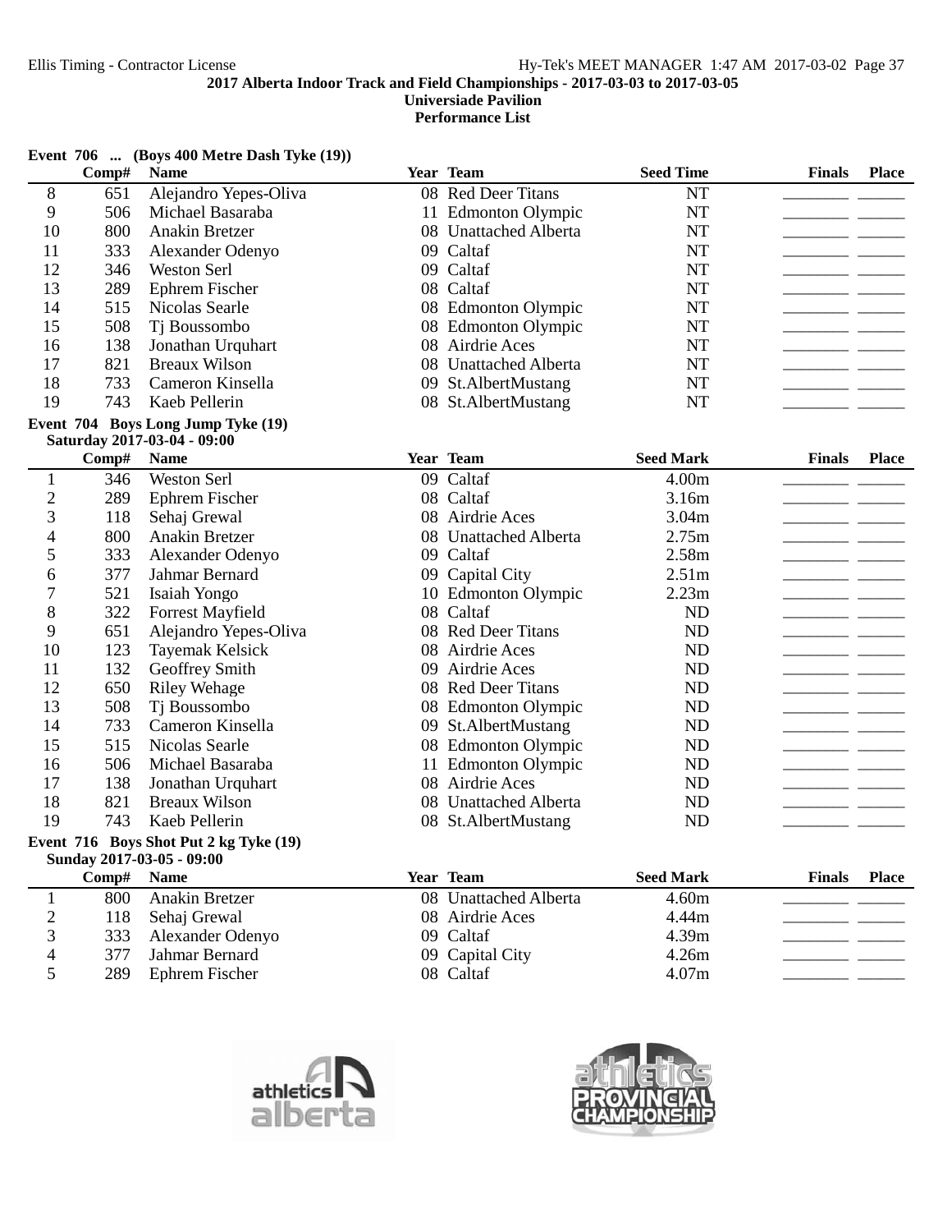### Event 706 ... (Boys 400 Metre Dash Tyke (19))

| | Comp# | Name | Year | Team | Seed Time | Finals | Place |
|---|---|---|---|---|---|---|---|
| 8 | 651 | Alejandro Yepes-Oliva | 08 | Red Deer Titans | NT | | |
| 9 | 506 | Michael Basaraba | 11 | Edmonton Olympic | NT | | |
| 10 | 800 | Anakin Bretzer | 08 | Unattached Alberta | NT | | |
| 11 | 333 | Alexander Odenyo | 09 | Caltaf | NT | | |
| 12 | 346 | Weston Serl | 09 | Caltaf | NT | | |
| 13 | 289 | Ephrem Fischer | 08 | Caltaf | NT | | |
| 14 | 515 | Nicolas Searle | 08 | Edmonton Olympic | NT | | |
| 15 | 508 | Tj Boussombo | 08 | Edmonton Olympic | NT | | |
| 16 | 138 | Jonathan Urquhart | 08 | Airdrie Aces | NT | | |
| 17 | 821 | Breaux Wilson | 08 | Unattached Alberta | NT | | |
| 18 | 733 | Cameron Kinsella | 09 | St.AlbertMustang | NT | | |
| 19 | 743 | Kaeb Pellerin | 08 | St.AlbertMustang | NT | | |

### Event 704 Boys Long Jump Tyke (19)

**Saturday 2017-03-04 - 09:00**

| | Comp# | Name | Year | Team | Seed Mark | Finals | Place |
|---|---|---|---|---|---|---|---|
| 1 | 346 | Weston Serl | 09 | Caltaf | 4.00m | | |
| 2 | 289 | Ephrem Fischer | 08 | Caltaf | 3.16m | | |
| 3 | 118 | Sehaj Grewal | 08 | Airdrie Aces | 3.04m | | |
| 4 | 800 | Anakin Bretzer | 08 | Unattached Alberta | 2.75m | | |
| 5 | 333 | Alexander Odenyo | 09 | Caltaf | 2.58m | | |
| 6 | 377 | Jahmar Bernard | 09 | Capital City | 2.51m | | |
| 7 | 521 | Isaiah Yongo | 10 | Edmonton Olympic | 2.23m | | |
| 8 | 322 | Forrest Mayfield | 08 | Caltaf | ND | | |
| 9 | 651 | Alejandro Yepes-Oliva | 08 | Red Deer Titans | ND | | |
| 10 | 123 | Tayemak Kelsick | 08 | Airdrie Aces | ND | | |
| 11 | 132 | Geoffrey Smith | 09 | Airdrie Aces | ND | | |
| 12 | 650 | Riley Wehage | 08 | Red Deer Titans | ND | | |
| 13 | 508 | Tj Boussombo | 08 | Edmonton Olympic | ND | | |
| 14 | 733 | Cameron Kinsella | 09 | St.AlbertMustang | ND | | |
| 15 | 515 | Nicolas Searle | 08 | Edmonton Olympic | ND | | |
| 16 | 506 | Michael Basaraba | 11 | Edmonton Olympic | ND | | |
| 17 | 138 | Jonathan Urquhart | 08 | Airdrie Aces | ND | | |
| 18 | 821 | Breaux Wilson | 08 | Unattached Alberta | ND | | |
| 19 | 743 | Kaeb Pellerin | 08 | St.AlbertMustang | ND | | |

### Event 716 Boys Shot Put 2 kg Tyke (19)

**Sunday 2017-03-05 - 09:00**

| | Comp# | Name | Year | Team | Seed Mark | Finals | Place |
|---|---|---|---|---|---|---|---|
| 1 | 800 | Anakin Bretzer | 08 | Unattached Alberta | 4.60m | | |
| 2 | 118 | Sehaj Grewal | 08 | Airdrie Aces | 4.44m | | |
| 3 | 333 | Alexander Odenyo | 09 | Caltaf | 4.39m | | |
| 4 | 377 | Jahmar Bernard | 09 | Capital City | 4.26m | | |
| 5 | 289 | Ephrem Fischer | 08 | Caltaf | 4.07m | | |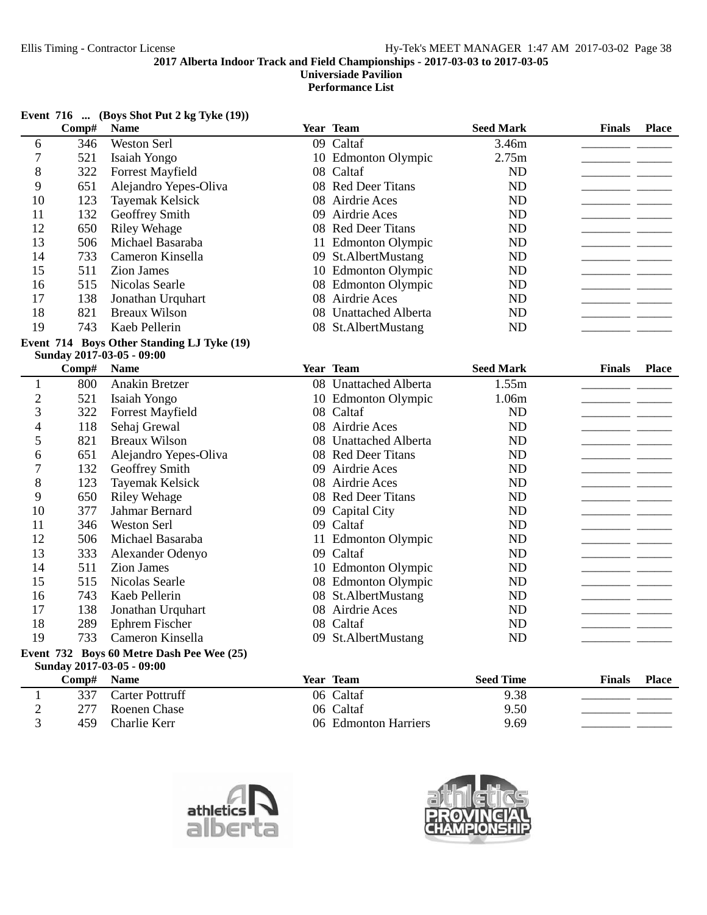2017 Alberta Indoor Track and Field Championships - 2017-03-03 to 2017-03-05

Universiade Pavilion

Performance List

**Event 716 ... (Boys Shot Put 2 kg Tyke (19))**

| | Comp# | Name | Year | Team | Seed Mark | Finals | Place |
|---|---|---|---|---|---|---|---|
| 6 | 346 | Weston Serl | 09 | Caltaf | 3.46m | ________ | ______ |
| 7 | 521 | Isaiah Yongo | 10 | Edmonton Olympic | 2.75m | ________ | ______ |
| 8 | 322 | Forrest Mayfield | 08 | Caltaf | ND | ________ | ______ |
| 9 | 651 | Alejandro Yepes-Oliva | 08 | Red Deer Titans | ND | ________ | ______ |
| 10 | 123 | Tayemak Kelsick | 08 | Airdrie Aces | ND | ________ | ______ |
| 11 | 132 | Geoffrey Smith | 09 | Airdrie Aces | ND | ________ | ______ |
| 12 | 650 | Riley Wehage | 08 | Red Deer Titans | ND | ________ | ______ |
| 13 | 506 | Michael Basaraba | 11 | Edmonton Olympic | ND | ________ | ______ |
| 14 | 733 | Cameron Kinsella | 09 | St.AlbertMustang | ND | ________ | ______ |
| 15 | 511 | Zion James | 10 | Edmonton Olympic | ND | ________ | ______ |
| 16 | 515 | Nicolas Searle | 08 | Edmonton Olympic | ND | ________ | ______ |
| 17 | 138 | Jonathan Urquhart | 08 | Airdrie Aces | ND | ________ | ______ |
| 18 | 821 | Breaux Wilson | 08 | Unattached Alberta | ND | ________ | ______ |
| 19 | 743 | Kaeb Pellerin | 08 | St.AlbertMustang | ND | ________ | ______ |

**Event 714 Boys Other Standing LJ Tyke (19)**

**Sunday 2017-03-05 - 09:00**

| | Comp# | Name | Year | Team | Seed Mark | Finals | Place |
|---|---|---|---|---|---|---|---|
| 1 | 800 | Anakin Bretzer | 08 | Unattached Alberta | 1.55m | ________ | ______ |
| 2 | 521 | Isaiah Yongo | 10 | Edmonton Olympic | 1.06m | ________ | ______ |
| 3 | 322 | Forrest Mayfield | 08 | Caltaf | ND | ________ | ______ |
| 4 | 118 | Sehaj Grewal | 08 | Airdrie Aces | ND | ________ | ______ |
| 5 | 821 | Breaux Wilson | 08 | Unattached Alberta | ND | ________ | ______ |
| 6 | 651 | Alejandro Yepes-Oliva | 08 | Red Deer Titans | ND | ________ | ______ |
| 7 | 132 | Geoffrey Smith | 09 | Airdrie Aces | ND | ________ | ______ |
| 8 | 123 | Tayemak Kelsick | 08 | Airdrie Aces | ND | ________ | ______ |
| 9 | 650 | Riley Wehage | 08 | Red Deer Titans | ND | ________ | ______ |
| 10 | 377 | Jahmar Bernard | 09 | Capital City | ND | ________ | ______ |
| 11 | 346 | Weston Serl | 09 | Caltaf | ND | ________ | ______ |
| 12 | 506 | Michael Basaraba | 11 | Edmonton Olympic | ND | ________ | ______ |
| 13 | 333 | Alexander Odenyo | 09 | Caltaf | ND | ________ | ______ |
| 14 | 511 | Zion James | 10 | Edmonton Olympic | ND | ________ | ______ |
| 15 | 515 | Nicolas Searle | 08 | Edmonton Olympic | ND | ________ | ______ |
| 16 | 743 | Kaeb Pellerin | 08 | St.AlbertMustang | ND | ________ | ______ |
| 17 | 138 | Jonathan Urquhart | 08 | Airdrie Aces | ND | ________ | ______ |
| 18 | 289 | Ephrem Fischer | 08 | Caltaf | ND | ________ | ______ |
| 19 | 733 | Cameron Kinsella | 09 | St.AlbertMustang | ND | ________ | ______ |

**Event 732 Boys 60 Metre Dash Pee Wee (25)**

**Sunday 2017-03-05 - 09:00**

| | Comp# | Name | Year | Team | Seed Time | Finals | Place |
|---|---|---|---|---|---|---|---|
| 1 | 337 | Carter Pottruff | 06 | Caltaf | 9.38 | ________ | ______ |
| 2 | 277 | Roenen Chase | 06 | Caltaf | 9.50 | ________ | ______ |
| 3 | 459 | Charlie Kerr | 06 | Edmonton Harriers | 9.69 | ________ | ______ |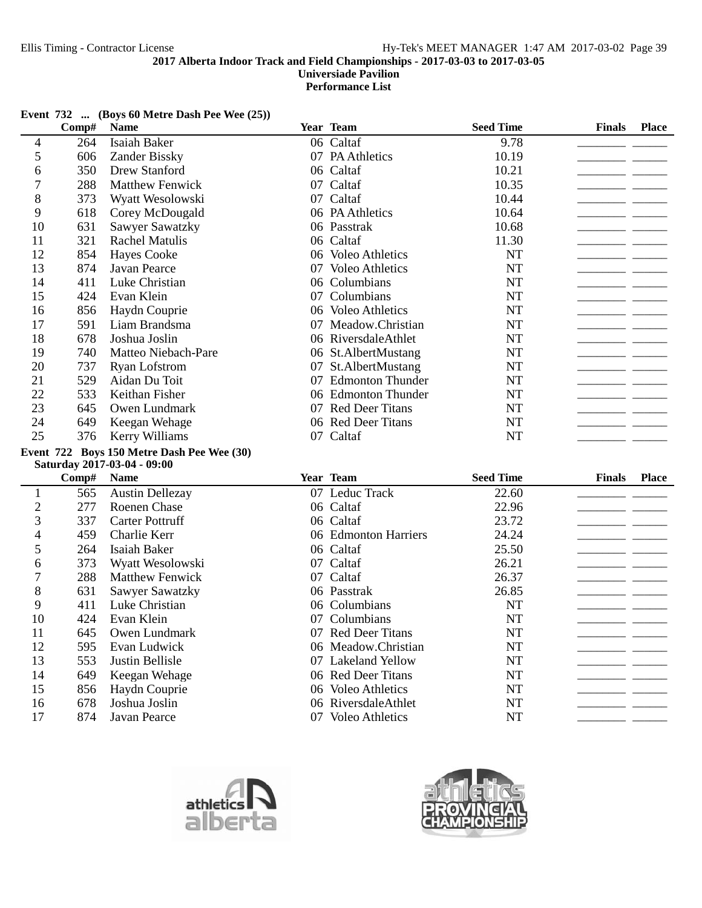**2017 Alberta Indoor Track and Field Championships - 2017-03-03 to 2017-03-05**
**Universiade Pavilion**
**Performance List**

**Event 732 ... (Boys 60 Metre Dash Pee Wee (25))**

| | Comp# | Name | Year | Team | Seed Time | Finals | Place |
|---|---|---|---|---|---|---|---|
| 4 | 264 | Isaiah Baker | 06 | Caltaf | 9.78 | | |
| 5 | 606 | Zander Bissky | 07 | PA Athletics | 10.19 | | |
| 6 | 350 | Drew Stanford | 06 | Caltaf | 10.21 | | |
| 7 | 288 | Matthew Fenwick | 07 | Caltaf | 10.35 | | |
| 8 | 373 | Wyatt Wesolowski | 07 | Caltaf | 10.44 | | |
| 9 | 618 | Corey McDougald | 06 | PA Athletics | 10.64 | | |
| 10 | 631 | Sawyer Sawatzky | 06 | Passtrak | 10.68 | | |
| 11 | 321 | Rachel Matulis | 06 | Caltaf | 11.30 | | |
| 12 | 854 | Hayes Cooke | 06 | Voleo Athletics | NT | | |
| 13 | 874 | Javan Pearce | 07 | Voleo Athletics | NT | | |
| 14 | 411 | Luke Christian | 06 | Columbians | NT | | |
| 15 | 424 | Evan Klein | 07 | Columbians | NT | | |
| 16 | 856 | Haydn Couprie | 06 | Voleo Athletics | NT | | |
| 17 | 591 | Liam Brandsma | 07 | Meadow.Christian | NT | | |
| 18 | 678 | Joshua Joslin | 06 | RiversdaleAthlet | NT | | |
| 19 | 740 | Matteo Niebach-Pare | 06 | St.AlbertMustang | NT | | |
| 20 | 737 | Ryan Lofstrom | 07 | St.AlbertMustang | NT | | |
| 21 | 529 | Aidan Du Toit | 07 | Edmonton Thunder | NT | | |
| 22 | 533 | Keithan Fisher | 06 | Edmonton Thunder | NT | | |
| 23 | 645 | Owen Lundmark | 07 | Red Deer Titans | NT | | |
| 24 | 649 | Keegan Wehage | 06 | Red Deer Titans | NT | | |
| 25 | 376 | Kerry Williams | 07 | Caltaf | NT | | |

**Event 722 Boys 150 Metre Dash Pee Wee (30)**
**Saturday 2017-03-04 - 09:00**

| | Comp# | Name | Year | Team | Seed Time | Finals | Place |
|---|---|---|---|---|---|---|---|
| 1 | 565 | Austin Dellezay | 07 | Leduc Track | 22.60 | | |
| 2 | 277 | Roenen Chase | 06 | Caltaf | 22.96 | | |
| 3 | 337 | Carter Pottruff | 06 | Caltaf | 23.72 | | |
| 4 | 459 | Charlie Kerr | 06 | Edmonton Harriers | 24.24 | | |
| 5 | 264 | Isaiah Baker | 06 | Caltaf | 25.50 | | |
| 6 | 373 | Wyatt Wesolowski | 07 | Caltaf | 26.21 | | |
| 7 | 288 | Matthew Fenwick | 07 | Caltaf | 26.37 | | |
| 8 | 631 | Sawyer Sawatzky | 06 | Passtrak | 26.85 | | |
| 9 | 411 | Luke Christian | 06 | Columbians | NT | | |
| 10 | 424 | Evan Klein | 07 | Columbians | NT | | |
| 11 | 645 | Owen Lundmark | 07 | Red Deer Titans | NT | | |
| 12 | 595 | Evan Ludwick | 06 | Meadow.Christian | NT | | |
| 13 | 553 | Justin Bellisle | 07 | Lakeland Yellow | NT | | |
| 14 | 649 | Keegan Wehage | 06 | Red Deer Titans | NT | | |
| 15 | 856 | Haydn Couprie | 06 | Voleo Athletics | NT | | |
| 16 | 678 | Joshua Joslin | 06 | RiversdaleAthlet | NT | | |
| 17 | 874 | Javan Pearce | 07 | Voleo Athletics | NT | | |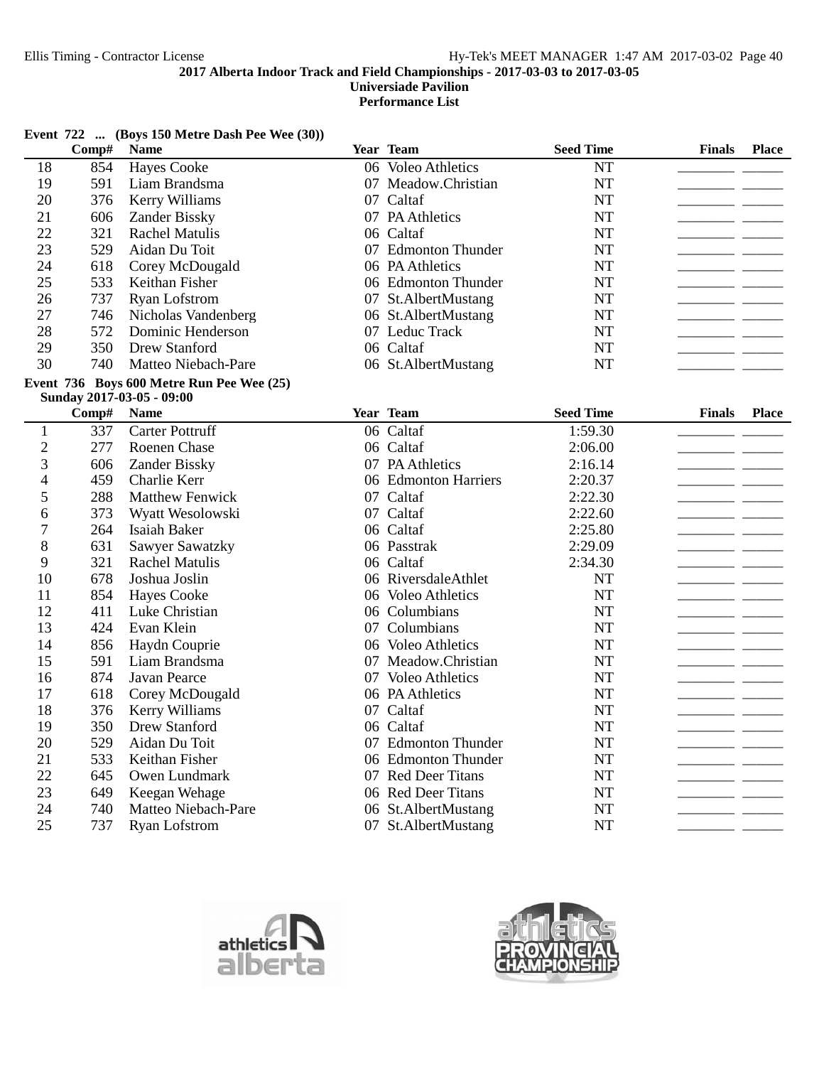**2017 Alberta Indoor Track and Field Championships - 2017-03-03 to 2017-03-05**
**Universiade Pavilion**
**Performance List**

**Event 722 ... (Boys 150 Metre Dash Pee Wee (30))**

| | Comp# | Name | Year | Team | Seed Time | Finals | Place |
|---|---|---|---|---|---|---|---|
| 18 | 854 | Hayes Cooke | 06 | Voleo Athletics | NT | | |
| 19 | 591 | Liam Brandsma | 07 | Meadow.Christian | NT | | |
| 20 | 376 | Kerry Williams | 07 | Caltaf | NT | | |
| 21 | 606 | Zander Bissky | 07 | PA Athletics | NT | | |
| 22 | 321 | Rachel Matulis | 06 | Caltaf | NT | | |
| 23 | 529 | Aidan Du Toit | 07 | Edmonton Thunder | NT | | |
| 24 | 618 | Corey McDougald | 06 | PA Athletics | NT | | |
| 25 | 533 | Keithan Fisher | 06 | Edmonton Thunder | NT | | |
| 26 | 737 | Ryan Lofstrom | 07 | St.AlbertMustang | NT | | |
| 27 | 746 | Nicholas Vandenberg | 06 | St.AlbertMustang | NT | | |
| 28 | 572 | Dominic Henderson | 07 | Leduc Track | NT | | |
| 29 | 350 | Drew Stanford | 06 | Caltaf | NT | | |
| 30 | 740 | Matteo Niebach-Pare | 06 | St.AlbertMustang | NT | | |

**Event 736 Boys 600 Metre Run Pee Wee (25)**
**Sunday 2017-03-05 - 09:00**

| | Comp# | Name | Year | Team | Seed Time | Finals | Place |
|---|---|---|---|---|---|---|---|
| 1 | 337 | Carter Pottruff | 06 | Caltaf | 1:59.30 | | |
| 2 | 277 | Roenen Chase | 06 | Caltaf | 2:06.00 | | |
| 3 | 606 | Zander Bissky | 07 | PA Athletics | 2:16.14 | | |
| 4 | 459 | Charlie Kerr | 06 | Edmonton Harriers | 2:20.37 | | |
| 5 | 288 | Matthew Fenwick | 07 | Caltaf | 2:22.30 | | |
| 6 | 373 | Wyatt Wesolowski | 07 | Caltaf | 2:22.60 | | |
| 7 | 264 | Isaiah Baker | 06 | Caltaf | 2:25.80 | | |
| 8 | 631 | Sawyer Sawatzky | 06 | Passtrak | 2:29.09 | | |
| 9 | 321 | Rachel Matulis | 06 | Caltaf | 2:34.30 | | |
| 10 | 678 | Joshua Joslin | 06 | RiversdaleAthlet | NT | | |
| 11 | 854 | Hayes Cooke | 06 | Voleo Athletics | NT | | |
| 12 | 411 | Luke Christian | 06 | Columbians | NT | | |
| 13 | 424 | Evan Klein | 07 | Columbians | NT | | |
| 14 | 856 | Haydn Couprie | 06 | Voleo Athletics | NT | | |
| 15 | 591 | Liam Brandsma | 07 | Meadow.Christian | NT | | |
| 16 | 874 | Javan Pearce | 07 | Voleo Athletics | NT | | |
| 17 | 618 | Corey McDougald | 06 | PA Athletics | NT | | |
| 18 | 376 | Kerry Williams | 07 | Caltaf | NT | | |
| 19 | 350 | Drew Stanford | 06 | Caltaf | NT | | |
| 20 | 529 | Aidan Du Toit | 07 | Edmonton Thunder | NT | | |
| 21 | 533 | Keithan Fisher | 06 | Edmonton Thunder | NT | | |
| 22 | 645 | Owen Lundmark | 07 | Red Deer Titans | NT | | |
| 23 | 649 | Keegan Wehage | 06 | Red Deer Titans | NT | | |
| 24 | 740 | Matteo Niebach-Pare | 06 | St.AlbertMustang | NT | | |
| 25 | 737 | Ryan Lofstrom | 07 | St.AlbertMustang | NT | | |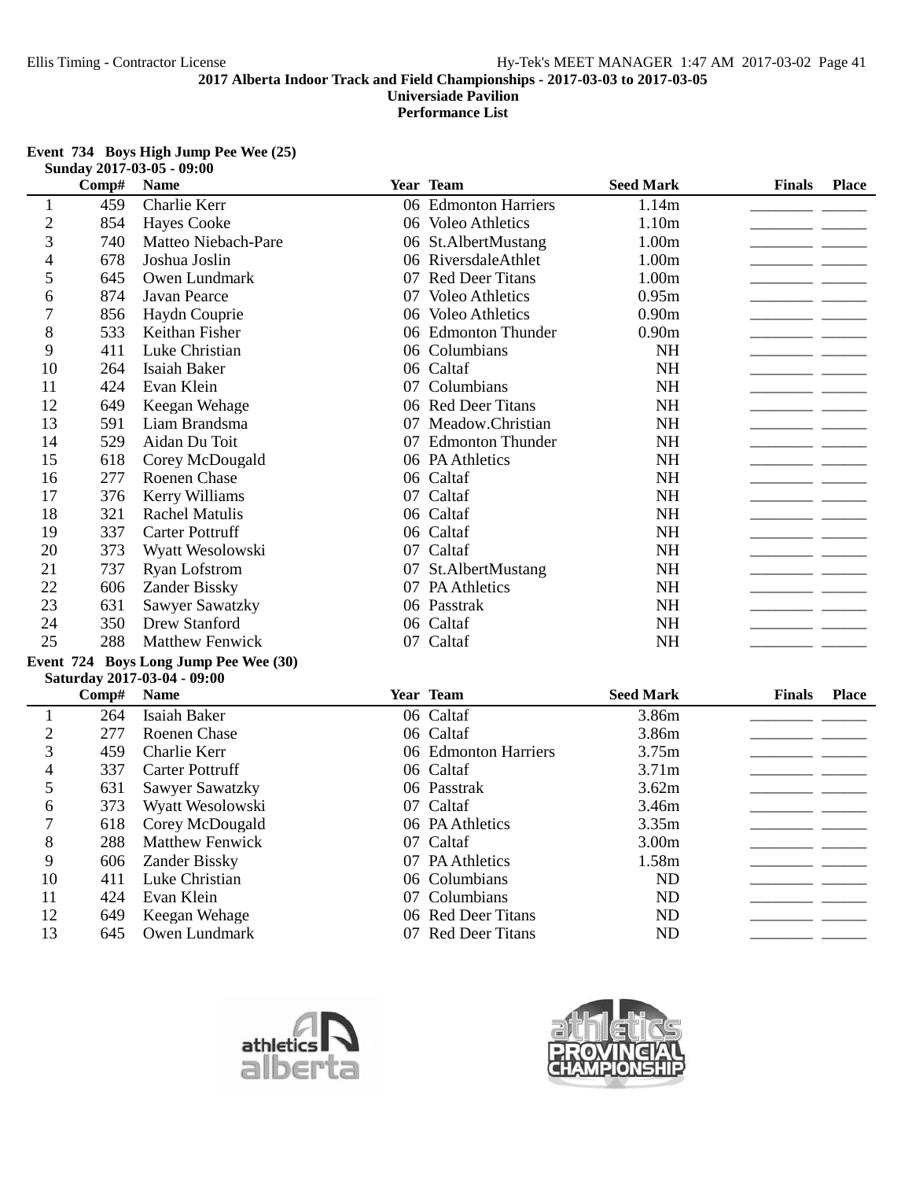2017 Alberta Indoor Track and Field Championships - 2017-03-03 to 2017-03-05

Universiade Pavilion

Performance List

**Event 734 Boys High Jump Pee Wee (25)**

Sunday 2017-03-05 - 09:00

| | Comp# | Name | Year | Team | Seed Mark | Finals | Place |
|---|---|---|---|---|---|---|---|
| 1 | 459 | Charlie Kerr | 06 | Edmonton Harriers | 1.14m | | |
| 2 | 854 | Hayes Cooke | 06 | Voleo Athletics | 1.10m | | |
| 3 | 740 | Matteo Niebach-Pare | 06 | St.AlbertMustang | 1.00m | | |
| 4 | 678 | Joshua Joslin | 06 | RiversdaleAthlet | 1.00m | | |
| 5 | 645 | Owen Lundmark | 07 | Red Deer Titans | 1.00m | | |
| 6 | 874 | Javan Pearce | 07 | Voleo Athletics | 0.95m | | |
| 7 | 856 | Haydn Couprie | 06 | Voleo Athletics | 0.90m | | |
| 8 | 533 | Keithan Fisher | 06 | Edmonton Thunder | 0.90m | | |
| 9 | 411 | Luke Christian | 06 | Columbians | NH | | |
| 10 | 264 | Isaiah Baker | 06 | Caltaf | NH | | |
| 11 | 424 | Evan Klein | 07 | Columbians | NH | | |
| 12 | 649 | Keegan Wehage | 06 | Red Deer Titans | NH | | |
| 13 | 591 | Liam Brandsma | 07 | Meadow.Christian | NH | | |
| 14 | 529 | Aidan Du Toit | 07 | Edmonton Thunder | NH | | |
| 15 | 618 | Corey McDougald | 06 | PA Athletics | NH | | |
| 16 | 277 | Roenen Chase | 06 | Caltaf | NH | | |
| 17 | 376 | Kerry Williams | 07 | Caltaf | NH | | |
| 18 | 321 | Rachel Matulis | 06 | Caltaf | NH | | |
| 19 | 337 | Carter Pottruff | 06 | Caltaf | NH | | |
| 20 | 373 | Wyatt Wesolowski | 07 | Caltaf | NH | | |
| 21 | 737 | Ryan Lofstrom | 07 | St.AlbertMustang | NH | | |
| 22 | 606 | Zander Bissky | 07 | PA Athletics | NH | | |
| 23 | 631 | Sawyer Sawatzky | 06 | Passtrak | NH | | |
| 24 | 350 | Drew Stanford | 06 | Caltaf | NH | | |
| 25 | 288 | Matthew Fenwick | 07 | Caltaf | NH | | |

**Event 724 Boys Long Jump Pee Wee (30)**

Saturday 2017-03-04 - 09:00

| | Comp# | Name | Year | Team | Seed Mark | Finals | Place |
|---|---|---|---|---|---|---|---|
| 1 | 264 | Isaiah Baker | 06 | Caltaf | 3.86m | | |
| 2 | 277 | Roenen Chase | 06 | Caltaf | 3.86m | | |
| 3 | 459 | Charlie Kerr | 06 | Edmonton Harriers | 3.75m | | |
| 4 | 337 | Carter Pottruff | 06 | Caltaf | 3.71m | | |
| 5 | 631 | Sawyer Sawatzky | 06 | Passtrak | 3.62m | | |
| 6 | 373 | Wyatt Wesolowski | 07 | Caltaf | 3.46m | | |
| 7 | 618 | Corey McDougald | 06 | PA Athletics | 3.35m | | |
| 8 | 288 | Matthew Fenwick | 07 | Caltaf | 3.00m | | |
| 9 | 606 | Zander Bissky | 07 | PA Athletics | 1.58m | | |
| 10 | 411 | Luke Christian | 06 | Columbians | ND | | |
| 11 | 424 | Evan Klein | 07 | Columbians | ND | | |
| 12 | 649 | Keegan Wehage | 06 | Red Deer Titans | ND | | |
| 13 | 645 | Owen Lundmark | 07 | Red Deer Titans | ND | | |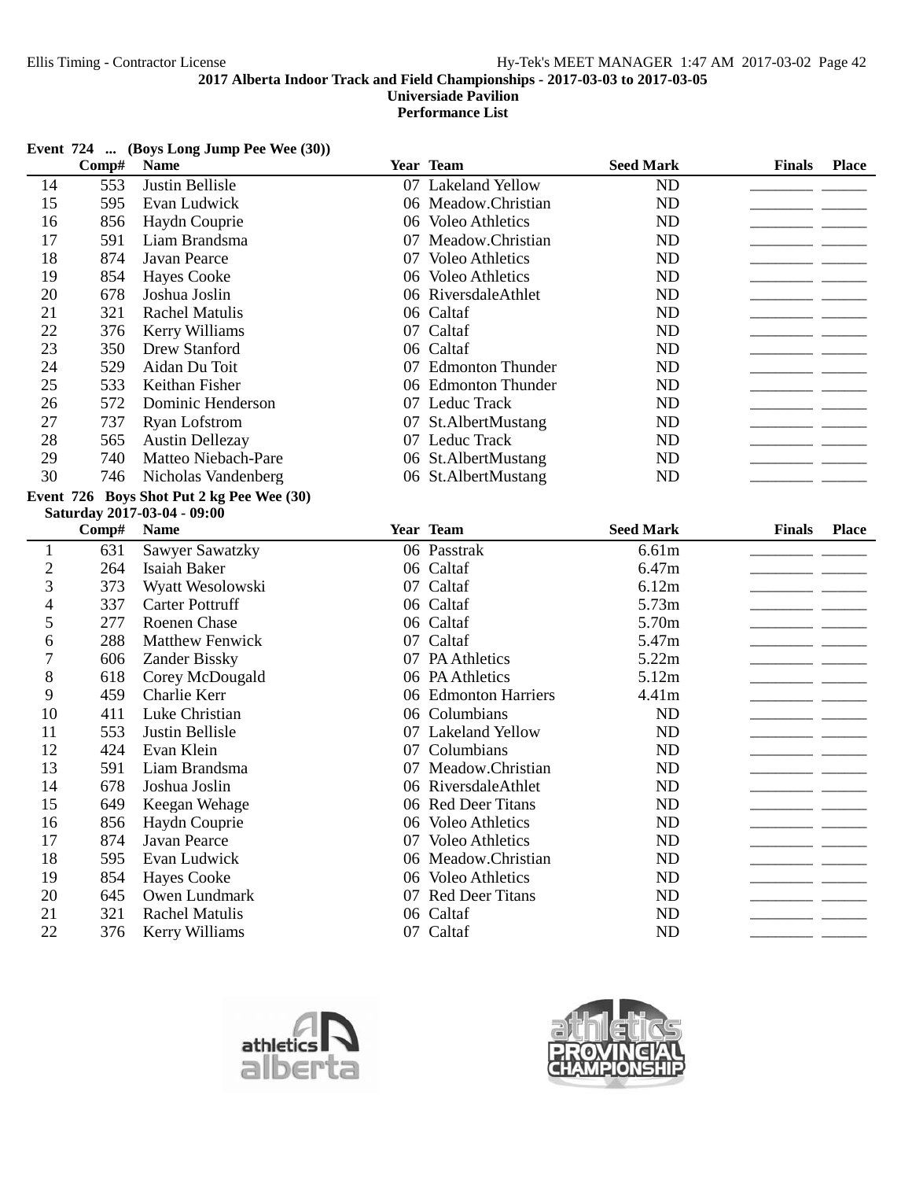2017 Alberta Indoor Track and Field Championships - 2017-03-03 to 2017-03-05

Universiade Pavilion

Performance List

**Event 724 ... (Boys Long Jump Pee Wee (30))**

| | Comp# | Name | Year | Team | Seed Mark | Finals | Place |
|---|---|---|---|---|---|---|---|
| 14 | 553 | Justin Bellisle | 07 | Lakeland Yellow | ND | | |
| 15 | 595 | Evan Ludwick | 06 | Meadow.Christian | ND | | |
| 16 | 856 | Haydn Couprie | 06 | Voleo Athletics | ND | | |
| 17 | 591 | Liam Brandsma | 07 | Meadow.Christian | ND | | |
| 18 | 874 | Javan Pearce | 07 | Voleo Athletics | ND | | |
| 19 | 854 | Hayes Cooke | 06 | Voleo Athletics | ND | | |
| 20 | 678 | Joshua Joslin | 06 | RiversdaleAthlet | ND | | |
| 21 | 321 | Rachel Matulis | 06 | Caltaf | ND | | |
| 22 | 376 | Kerry Williams | 07 | Caltaf | ND | | |
| 23 | 350 | Drew Stanford | 06 | Caltaf | ND | | |
| 24 | 529 | Aidan Du Toit | 07 | Edmonton Thunder | ND | | |
| 25 | 533 | Keithan Fisher | 06 | Edmonton Thunder | ND | | |
| 26 | 572 | Dominic Henderson | 07 | Leduc Track | ND | | |
| 27 | 737 | Ryan Lofstrom | 07 | St.AlbertMustang | ND | | |
| 28 | 565 | Austin Dellezay | 07 | Leduc Track | ND | | |
| 29 | 740 | Matteo Niebach-Pare | 06 | St.AlbertMustang | ND | | |
| 30 | 746 | Nicholas Vandenberg | 06 | St.AlbertMustang | ND | | |

**Event 726 Boys Shot Put 2 kg Pee Wee (30)**

**Saturday 2017-03-04 - 09:00**

| | Comp# | Name | Year | Team | Seed Mark | Finals | Place |
|---|---|---|---|---|---|---|---|
| 1 | 631 | Sawyer Sawatzky | 06 | Passtrak | 6.61m | | |
| 2 | 264 | Isaiah Baker | 06 | Caltaf | 6.47m | | |
| 3 | 373 | Wyatt Wesolowski | 07 | Caltaf | 6.12m | | |
| 4 | 337 | Carter Pottruff | 06 | Caltaf | 5.73m | | |
| 5 | 277 | Roenen Chase | 06 | Caltaf | 5.70m | | |
| 6 | 288 | Matthew Fenwick | 07 | Caltaf | 5.47m | | |
| 7 | 606 | Zander Bissky | 07 | PA Athletics | 5.22m | | |
| 8 | 618 | Corey McDougald | 06 | PA Athletics | 5.12m | | |
| 9 | 459 | Charlie Kerr | 06 | Edmonton Harriers | 4.41m | | |
| 10 | 411 | Luke Christian | 06 | Columbians | ND | | |
| 11 | 553 | Justin Bellisle | 07 | Lakeland Yellow | ND | | |
| 12 | 424 | Evan Klein | 07 | Columbians | ND | | |
| 13 | 591 | Liam Brandsma | 07 | Meadow.Christian | ND | | |
| 14 | 678 | Joshua Joslin | 06 | RiversdaleAthlet | ND | | |
| 15 | 649 | Keegan Wehage | 06 | Red Deer Titans | ND | | |
| 16 | 856 | Haydn Couprie | 06 | Voleo Athletics | ND | | |
| 17 | 874 | Javan Pearce | 07 | Voleo Athletics | ND | | |
| 18 | 595 | Evan Ludwick | 06 | Meadow.Christian | ND | | |
| 19 | 854 | Hayes Cooke | 06 | Voleo Athletics | ND | | |
| 20 | 645 | Owen Lundmark | 07 | Red Deer Titans | ND | | |
| 21 | 321 | Rachel Matulis | 06 | Caltaf | ND | | |
| 22 | 376 | Kerry Williams | 07 | Caltaf | ND | | |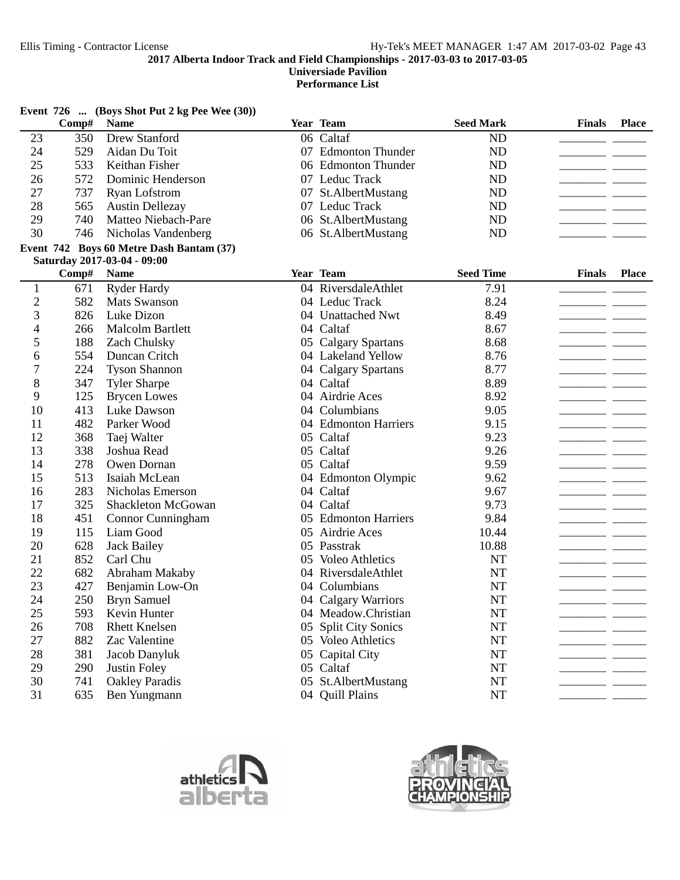## 2017 Alberta Indoor Track and Field Championships - 2017-03-03 to 2017-03-05

**Universiade Pavilion**

**Performance List**

### Event 726 ... (Boys Shot Put 2 kg Pee Wee (30))

| | Comp# | Name | Year | Team | Seed Mark | Finals | Place |
|---|---|---|---|---|---|---|---|
| 23 | 350 | Drew Stanford | 06 | Caltaf | ND | ________ | ______ |
| 24 | 529 | Aidan Du Toit | 07 | Edmonton Thunder | ND | ________ | ______ |
| 25 | 533 | Keithan Fisher | 06 | Edmonton Thunder | ND | ________ | ______ |
| 26 | 572 | Dominic Henderson | 07 | Leduc Track | ND | ________ | ______ |
| 27 | 737 | Ryan Lofstrom | 07 | St.AlbertMustang | ND | ________ | ______ |
| 28 | 565 | Austin Dellezay | 07 | Leduc Track | ND | ________ | ______ |
| 29 | 740 | Matteo Niebach-Pare | 06 | St.AlbertMustang | ND | ________ | ______ |
| 30 | 746 | Nicholas Vandenberg | 06 | St.AlbertMustang | ND | ________ | ______ |

### Event 742 Boys 60 Metre Dash Bantam (37)

**Saturday 2017-03-04 - 09:00**

| | Comp# | Name | Year | Team | Seed Time | Finals | Place |
|---|---|---|---|---|---|---|---|
| 1 | 671 | Ryder Hardy | 04 | RiversdaleAthlet | 7.91 | ________ | ______ |
| 2 | 582 | Mats Swanson | 04 | Leduc Track | 8.24 | ________ | ______ |
| 3 | 826 | Luke Dizon | 04 | Unattached Nwt | 8.49 | ________ | ______ |
| 4 | 266 | Malcolm Bartlett | 04 | Caltaf | 8.67 | ________ | ______ |
| 5 | 188 | Zach Chulsky | 05 | Calgary Spartans | 8.68 | ________ | ______ |
| 6 | 554 | Duncan Critch | 04 | Lakeland Yellow | 8.76 | ________ | ______ |
| 7 | 224 | Tyson Shannon | 04 | Calgary Spartans | 8.77 | ________ | ______ |
| 8 | 347 | Tyler Sharpe | 04 | Caltaf | 8.89 | ________ | ______ |
| 9 | 125 | Brycen Lowes | 04 | Airdrie Aces | 8.92 | ________ | ______ |
| 10 | 413 | Luke Dawson | 04 | Columbians | 9.05 | ________ | ______ |
| 11 | 482 | Parker Wood | 04 | Edmonton Harriers | 9.15 | ________ | ______ |
| 12 | 368 | Taej Walter | 05 | Caltaf | 9.23 | ________ | ______ |
| 13 | 338 | Joshua Read | 05 | Caltaf | 9.26 | ________ | ______ |
| 14 | 278 | Owen Dornan | 05 | Caltaf | 9.59 | ________ | ______ |
| 15 | 513 | Isaiah McLean | 04 | Edmonton Olympic | 9.62 | ________ | ______ |
| 16 | 283 | Nicholas Emerson | 04 | Caltaf | 9.67 | ________ | ______ |
| 17 | 325 | Shackleton McGowan | 04 | Caltaf | 9.73 | ________ | ______ |
| 18 | 451 | Connor Cunningham | 05 | Edmonton Harriers | 9.84 | ________ | ______ |
| 19 | 115 | Liam Good | 05 | Airdrie Aces | 10.44 | ________ | ______ |
| 20 | 628 | Jack Bailey | 05 | Passtrak | 10.88 | ________ | ______ |
| 21 | 852 | Carl Chu | 05 | Voleo Athletics | NT | ________ | ______ |
| 22 | 682 | Abraham Makaby | 04 | RiversdaleAthlet | NT | ________ | ______ |
| 23 | 427 | Benjamin Low-On | 04 | Columbians | NT | ________ | ______ |
| 24 | 250 | Bryn Samuel | 04 | Calgary Warriors | NT | ________ | ______ |
| 25 | 593 | Kevin Hunter | 04 | Meadow.Christian | NT | ________ | ______ |
| 26 | 708 | Rhett Knelsen | 05 | Split City Sonics | NT | ________ | ______ |
| 27 | 882 | Zac Valentine | 05 | Voleo Athletics | NT | ________ | ______ |
| 28 | 381 | Jacob Danyluk | 05 | Capital City | NT | ________ | ______ |
| 29 | 290 | Justin Foley | 05 | Caltaf | NT | ________ | ______ |
| 30 | 741 | Oakley Paradis | 05 | St.AlbertMustang | NT | ________ | ______ |
| 31 | 635 | Ben Yungmann | 04 | Quill Plains | NT | ________ | ______ |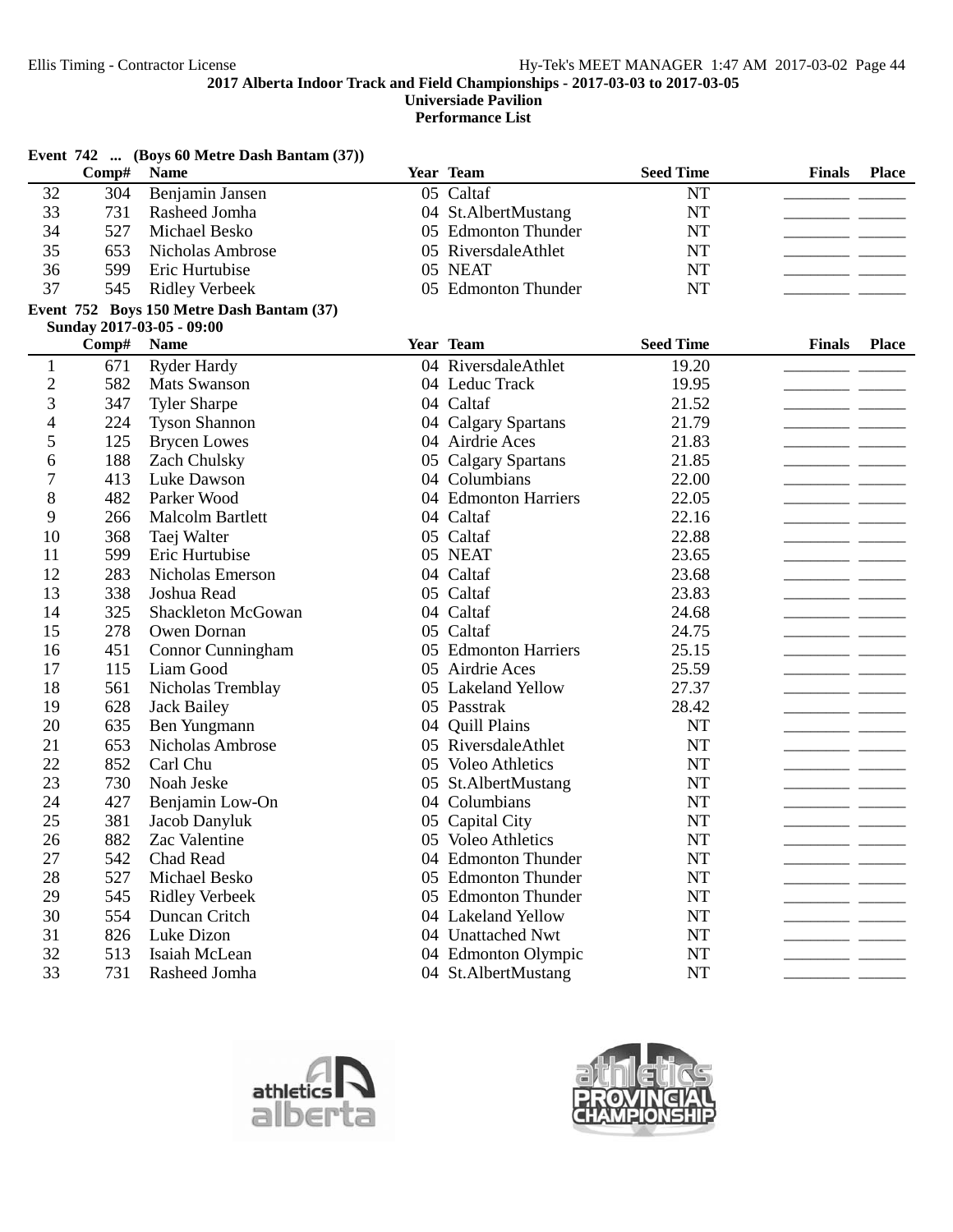2017 Alberta Indoor Track and Field Championships - 2017-03-03 to 2017-03-05

Universiade Pavilion

Performance List

**Event 742 ... (Boys 60 Metre Dash Bantam (37))**

| | Comp# | Name | Year | Team | Seed Time | Finals | Place |
|---|---|---|---|---|---|---|---|
| 32 | 304 | Benjamin Jansen | 05 | Caltaf | NT | | |
| 33 | 731 | Rasheed Jomha | 04 | St.AlbertMustang | NT | | |
| 34 | 527 | Michael Besko | 05 | Edmonton Thunder | NT | | |
| 35 | 653 | Nicholas Ambrose | 05 | RiversdaleAthlet | NT | | |
| 36 | 599 | Eric Hurtubise | 05 | NEAT | NT | | |
| 37 | 545 | Ridley Verbeek | 05 | Edmonton Thunder | NT | | |

**Event 752 Boys 150 Metre Dash Bantam (37)**

Sunday 2017-03-05 - 09:00

| | Comp# | Name | Year | Team | Seed Time | Finals | Place |
|---|---|---|---|---|---|---|---|
| 1 | 671 | Ryder Hardy | 04 | RiversdaleAthlet | 19.20 | | |
| 2 | 582 | Mats Swanson | 04 | Leduc Track | 19.95 | | |
| 3 | 347 | Tyler Sharpe | 04 | Caltaf | 21.52 | | |
| 4 | 224 | Tyson Shannon | 04 | Calgary Spartans | 21.79 | | |
| 5 | 125 | Brycen Lowes | 04 | Airdrie Aces | 21.83 | | |
| 6 | 188 | Zach Chulsky | 05 | Calgary Spartans | 21.85 | | |
| 7 | 413 | Luke Dawson | 04 | Columbians | 22.00 | | |
| 8 | 482 | Parker Wood | 04 | Edmonton Harriers | 22.05 | | |
| 9 | 266 | Malcolm Bartlett | 04 | Caltaf | 22.16 | | |
| 10 | 368 | Taej Walter | 05 | Caltaf | 22.88 | | |
| 11 | 599 | Eric Hurtubise | 05 | NEAT | 23.65 | | |
| 12 | 283 | Nicholas Emerson | 04 | Caltaf | 23.68 | | |
| 13 | 338 | Joshua Read | 05 | Caltaf | 23.83 | | |
| 14 | 325 | Shackleton McGowan | 04 | Caltaf | 24.68 | | |
| 15 | 278 | Owen Dornan | 05 | Caltaf | 24.75 | | |
| 16 | 451 | Connor Cunningham | 05 | Edmonton Harriers | 25.15 | | |
| 17 | 115 | Liam Good | 05 | Airdrie Aces | 25.59 | | |
| 18 | 561 | Nicholas Tremblay | 05 | Lakeland Yellow | 27.37 | | |
| 19 | 628 | Jack Bailey | 05 | Passtrak | 28.42 | | |
| 20 | 635 | Ben Yungmann | 04 | Quill Plains | NT | | |
| 21 | 653 | Nicholas Ambrose | 05 | RiversdaleAthlet | NT | | |
| 22 | 852 | Carl Chu | 05 | Voleo Athletics | NT | | |
| 23 | 730 | Noah Jeske | 05 | St.AlbertMustang | NT | | |
| 24 | 427 | Benjamin Low-On | 04 | Columbians | NT | | |
| 25 | 381 | Jacob Danyluk | 05 | Capital City | NT | | |
| 26 | 882 | Zac Valentine | 05 | Voleo Athletics | NT | | |
| 27 | 542 | Chad Read | 04 | Edmonton Thunder | NT | | |
| 28 | 527 | Michael Besko | 05 | Edmonton Thunder | NT | | |
| 29 | 545 | Ridley Verbeek | 05 | Edmonton Thunder | NT | | |
| 30 | 554 | Duncan Critch | 04 | Lakeland Yellow | NT | | |
| 31 | 826 | Luke Dizon | 04 | Unattached Nwt | NT | | |
| 32 | 513 | Isaiah McLean | 04 | Edmonton Olympic | NT | | |
| 33 | 731 | Rasheed Jomha | 04 | St.AlbertMustang | NT | | |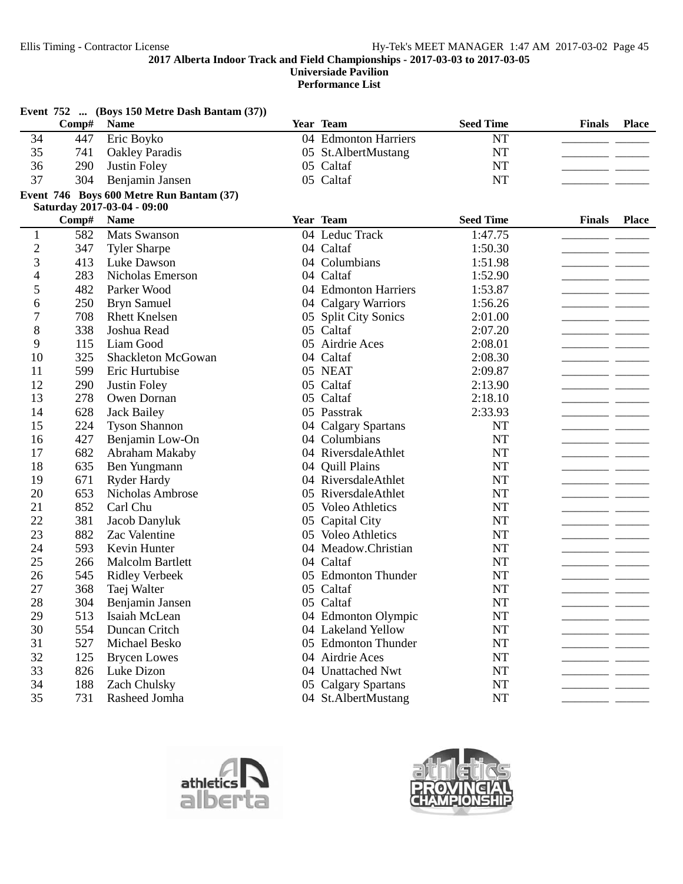**2017 Alberta Indoor Track and Field Championships - 2017-03-03 to 2017-03-05**
**Universiade Pavilion**
**Performance List**

**Event 752 ... (Boys 150 Metre Dash Bantam (37))**

| | Comp# | Name | Year | Team | Seed Time | Finals | Place |
|---|---|---|---|---|---|---|---|
| 34 | 447 | Eric Boyko | 04 | Edmonton Harriers | NT | | |
| 35 | 741 | Oakley Paradis | 05 | St.AlbertMustang | NT | | |
| 36 | 290 | Justin Foley | 05 | Caltaf | NT | | |
| 37 | 304 | Benjamin Jansen | 05 | Caltaf | NT | | |

**Event 746 Boys 600 Metre Run Bantam (37)**
**Saturday 2017-03-04 - 09:00**

| | Comp# | Name | Year | Team | Seed Time | Finals | Place |
|---|---|---|---|---|---|---|---|
| 1 | 582 | Mats Swanson | 04 | Leduc Track | 1:47.75 | | |
| 2 | 347 | Tyler Sharpe | 04 | Caltaf | 1:50.30 | | |
| 3 | 413 | Luke Dawson | 04 | Columbians | 1:51.98 | | |
| 4 | 283 | Nicholas Emerson | 04 | Caltaf | 1:52.90 | | |
| 5 | 482 | Parker Wood | 04 | Edmonton Harriers | 1:53.87 | | |
| 6 | 250 | Bryn Samuel | 04 | Calgary Warriors | 1:56.26 | | |
| 7 | 708 | Rhett Knelsen | 05 | Split City Sonics | 2:01.00 | | |
| 8 | 338 | Joshua Read | 05 | Caltaf | 2:07.20 | | |
| 9 | 115 | Liam Good | 05 | Airdrie Aces | 2:08.01 | | |
| 10 | 325 | Shackleton McGowan | 04 | Caltaf | 2:08.30 | | |
| 11 | 599 | Eric Hurtubise | 05 | NEAT | 2:09.87 | | |
| 12 | 290 | Justin Foley | 05 | Caltaf | 2:13.90 | | |
| 13 | 278 | Owen Dornan | 05 | Caltaf | 2:18.10 | | |
| 14 | 628 | Jack Bailey | 05 | Passtrak | 2:33.93 | | |
| 15 | 224 | Tyson Shannon | 04 | Calgary Spartans | NT | | |
| 16 | 427 | Benjamin Low-On | 04 | Columbians | NT | | |
| 17 | 682 | Abraham Makaby | 04 | RiversdaleAthlet | NT | | |
| 18 | 635 | Ben Yungmann | 04 | Quill Plains | NT | | |
| 19 | 671 | Ryder Hardy | 04 | RiversdaleAthlet | NT | | |
| 20 | 653 | Nicholas Ambrose | 05 | RiversdaleAthlet | NT | | |
| 21 | 852 | Carl Chu | 05 | Voleo Athletics | NT | | |
| 22 | 381 | Jacob Danyluk | 05 | Capital City | NT | | |
| 23 | 882 | Zac Valentine | 05 | Voleo Athletics | NT | | |
| 24 | 593 | Kevin Hunter | 04 | Meadow.Christian | NT | | |
| 25 | 266 | Malcolm Bartlett | 04 | Caltaf | NT | | |
| 26 | 545 | Ridley Verbeek | 05 | Edmonton Thunder | NT | | |
| 27 | 368 | Taej Walter | 05 | Caltaf | NT | | |
| 28 | 304 | Benjamin Jansen | 05 | Caltaf | NT | | |
| 29 | 513 | Isaiah McLean | 04 | Edmonton Olympic | NT | | |
| 30 | 554 | Duncan Critch | 04 | Lakeland Yellow | NT | | |
| 31 | 527 | Michael Besko | 05 | Edmonton Thunder | NT | | |
| 32 | 125 | Brycen Lowes | 04 | Airdrie Aces | NT | | |
| 33 | 826 | Luke Dizon | 04 | Unattached Nwt | NT | | |
| 34 | 188 | Zach Chulsky | 05 | Calgary Spartans | NT | | |
| 35 | 731 | Rasheed Jomha | 04 | St.AlbertMustang | NT | | |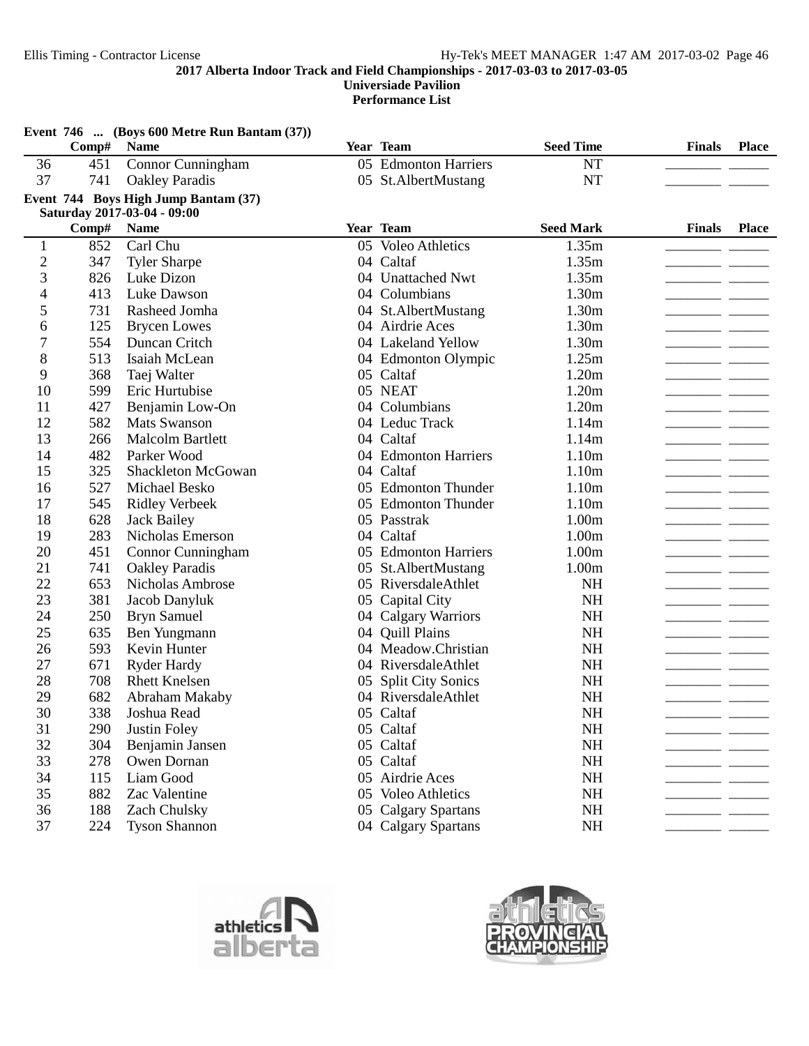**Event 746 ... (Boys 600 Metre Run Bantam (37))**

| | Comp# | Name | Year | Team | Seed Time | Finals | Place |
|---|---|---|---|---|---|---|---|
| 36 | 451 | Connor Cunningham | 05 | Edmonton Harriers | NT | ________ | ______ |
| 37 | 741 | Oakley Paradis | 05 | St.AlbertMustang | NT | ________ | ______ |

**Event 744 Boys High Jump Bantam (37)**

**Saturday 2017-03-04 - 09:00**

| | Comp# | Name | Year | Team | Seed Mark | Finals | Place |
|---|---|---|---|---|---|---|---|
| 1 | 852 | Carl Chu | 05 | Voleo Athletics | 1.35m | ________ | ______ |
| 2 | 347 | Tyler Sharpe | 04 | Caltaf | 1.35m | ________ | ______ |
| 3 | 826 | Luke Dizon | 04 | Unattached Nwt | 1.35m | ________ | ______ |
| 4 | 413 | Luke Dawson | 04 | Columbians | 1.30m | ________ | ______ |
| 5 | 731 | Rasheed Jomha | 04 | St.AlbertMustang | 1.30m | ________ | ______ |
| 6 | 125 | Brycen Lowes | 04 | Airdrie Aces | 1.30m | ________ | ______ |
| 7 | 554 | Duncan Critch | 04 | Lakeland Yellow | 1.30m | ________ | ______ |
| 8 | 513 | Isaiah McLean | 04 | Edmonton Olympic | 1.25m | ________ | ______ |
| 9 | 368 | Taej Walter | 05 | Caltaf | 1.20m | ________ | ______ |
| 10 | 599 | Eric Hurtubise | 05 | NEAT | 1.20m | ________ | ______ |
| 11 | 427 | Benjamin Low-On | 04 | Columbians | 1.20m | ________ | ______ |
| 12 | 582 | Mats Swanson | 04 | Leduc Track | 1.14m | ________ | ______ |
| 13 | 266 | Malcolm Bartlett | 04 | Caltaf | 1.14m | ________ | ______ |
| 14 | 482 | Parker Wood | 04 | Edmonton Harriers | 1.10m | ________ | ______ |
| 15 | 325 | Shackleton McGowan | 04 | Caltaf | 1.10m | ________ | ______ |
| 16 | 527 | Michael Besko | 05 | Edmonton Thunder | 1.10m | ________ | ______ |
| 17 | 545 | Ridley Verbeek | 05 | Edmonton Thunder | 1.10m | ________ | ______ |
| 18 | 628 | Jack Bailey | 05 | Passtrak | 1.00m | ________ | ______ |
| 19 | 283 | Nicholas Emerson | 04 | Caltaf | 1.00m | ________ | ______ |
| 20 | 451 | Connor Cunningham | 05 | Edmonton Harriers | 1.00m | ________ | ______ |
| 21 | 741 | Oakley Paradis | 05 | St.AlbertMustang | 1.00m | ________ | ______ |
| 22 | 653 | Nicholas Ambrose | 05 | RiversdaleAthlet | NH | ________ | ______ |
| 23 | 381 | Jacob Danyluk | 05 | Capital City | NH | ________ | ______ |
| 24 | 250 | Bryn Samuel | 04 | Calgary Warriors | NH | ________ | ______ |
| 25 | 635 | Ben Yungmann | 04 | Quill Plains | NH | ________ | ______ |
| 26 | 593 | Kevin Hunter | 04 | Meadow.Christian | NH | ________ | ______ |
| 27 | 671 | Ryder Hardy | 04 | RiversdaleAthlet | NH | ________ | ______ |
| 28 | 708 | Rhett Knelsen | 05 | Split City Sonics | NH | ________ | ______ |
| 29 | 682 | Abraham Makaby | 04 | RiversdaleAthlet | NH | ________ | ______ |
| 30 | 338 | Joshua Read | 05 | Caltaf | NH | ________ | ______ |
| 31 | 290 | Justin Foley | 05 | Caltaf | NH | ________ | ______ |
| 32 | 304 | Benjamin Jansen | 05 | Caltaf | NH | ________ | ______ |
| 33 | 278 | Owen Dornan | 05 | Caltaf | NH | ________ | ______ |
| 34 | 115 | Liam Good | 05 | Airdrie Aces | NH | ________ | ______ |
| 35 | 882 | Zac Valentine | 05 | Voleo Athletics | NH | ________ | ______ |
| 36 | 188 | Zach Chulsky | 05 | Calgary Spartans | NH | ________ | ______ |
| 37 | 224 | Tyson Shannon | 04 | Calgary Spartans | NH | ________ | ______ |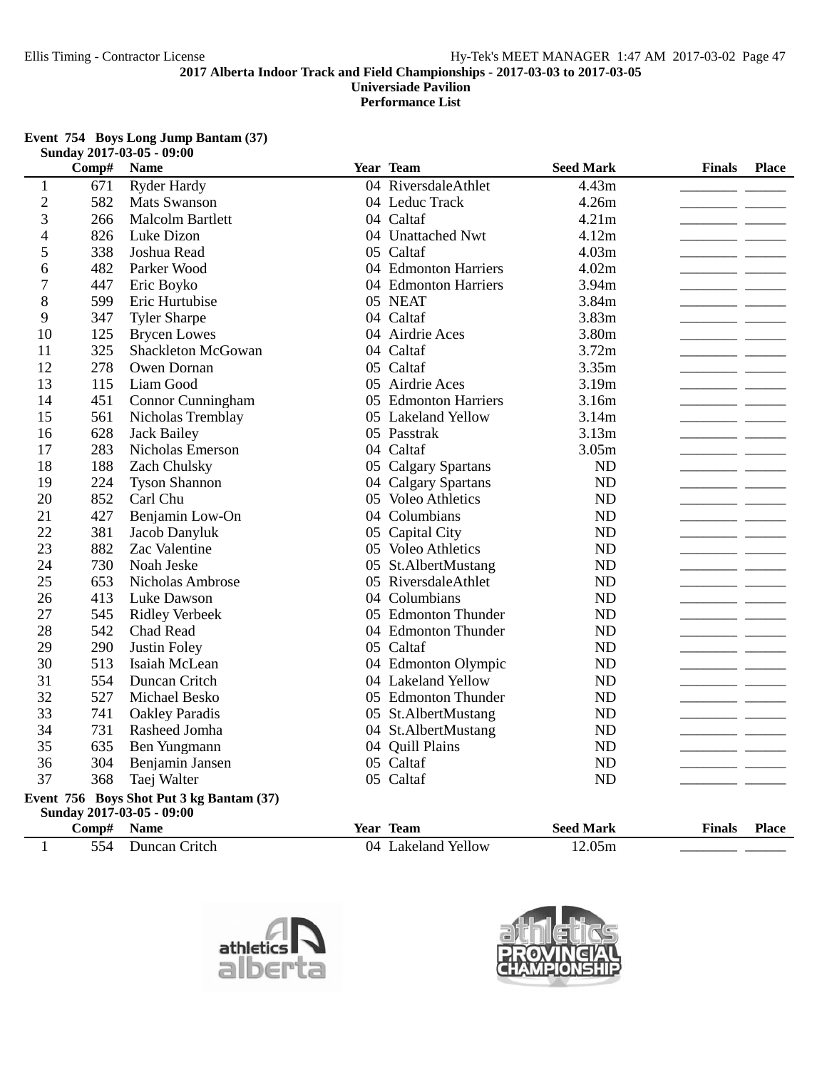## Event 754 Boys Long Jump Bantam (37)

Sunday 2017-03-05 - 09:00

| | Comp# | Name | Year | Team | Seed Mark | Finals | Place |
|---|---|---|---|---|---|---|---|
| 1 | 671 | Ryder Hardy | 04 | RiversdaleAthlet | 4.43m | | |
| 2 | 582 | Mats Swanson | 04 | Leduc Track | 4.26m | | |
| 3 | 266 | Malcolm Bartlett | 04 | Caltaf | 4.21m | | |
| 4 | 826 | Luke Dizon | 04 | Unattached Nwt | 4.12m | | |
| 5 | 338 | Joshua Read | 05 | Caltaf | 4.03m | | |
| 6 | 482 | Parker Wood | 04 | Edmonton Harriers | 4.02m | | |
| 7 | 447 | Eric Boyko | 04 | Edmonton Harriers | 3.94m | | |
| 8 | 599 | Eric Hurtubise | 05 | NEAT | 3.84m | | |
| 9 | 347 | Tyler Sharpe | 04 | Caltaf | 3.83m | | |
| 10 | 125 | Brycen Lowes | 04 | Airdrie Aces | 3.80m | | |
| 11 | 325 | Shackleton McGowan | 04 | Caltaf | 3.72m | | |
| 12 | 278 | Owen Dornan | 05 | Caltaf | 3.35m | | |
| 13 | 115 | Liam Good | 05 | Airdrie Aces | 3.19m | | |
| 14 | 451 | Connor Cunningham | 05 | Edmonton Harriers | 3.16m | | |
| 15 | 561 | Nicholas Tremblay | 05 | Lakeland Yellow | 3.14m | | |
| 16 | 628 | Jack Bailey | 05 | Passtrak | 3.13m | | |
| 17 | 283 | Nicholas Emerson | 04 | Caltaf | 3.05m | | |
| 18 | 188 | Zach Chulsky | 05 | Calgary Spartans | ND | | |
| 19 | 224 | Tyson Shannon | 04 | Calgary Spartans | ND | | |
| 20 | 852 | Carl Chu | 05 | Voleo Athletics | ND | | |
| 21 | 427 | Benjamin Low-On | 04 | Columbians | ND | | |
| 22 | 381 | Jacob Danyluk | 05 | Capital City | ND | | |
| 23 | 882 | Zac Valentine | 05 | Voleo Athletics | ND | | |
| 24 | 730 | Noah Jeske | 05 | St.AlbertMustang | ND | | |
| 25 | 653 | Nicholas Ambrose | 05 | RiversdaleAthlet | ND | | |
| 26 | 413 | Luke Dawson | 04 | Columbians | ND | | |
| 27 | 545 | Ridley Verbeek | 05 | Edmonton Thunder | ND | | |
| 28 | 542 | Chad Read | 04 | Edmonton Thunder | ND | | |
| 29 | 290 | Justin Foley | 05 | Caltaf | ND | | |
| 30 | 513 | Isaiah McLean | 04 | Edmonton Olympic | ND | | |
| 31 | 554 | Duncan Critch | 04 | Lakeland Yellow | ND | | |
| 32 | 527 | Michael Besko | 05 | Edmonton Thunder | ND | | |
| 33 | 741 | Oakley Paradis | 05 | St.AlbertMustang | ND | | |
| 34 | 731 | Rasheed Jomha | 04 | St.AlbertMustang | ND | | |
| 35 | 635 | Ben Yungmann | 04 | Quill Plains | ND | | |
| 36 | 304 | Benjamin Jansen | 05 | Caltaf | ND | | |
| 37 | 368 | Taej Walter | 05 | Caltaf | ND | | |

## Event 756 Boys Shot Put 3 kg Bantam (37)

Sunday 2017-03-05 - 09:00

| | Comp# | Name | Year | Team | Seed Mark | Finals | Place |
|---|---|---|---|---|---|---|---|
| 1 | 554 | Duncan Critch | 04 | Lakeland Yellow | 12.05m | | |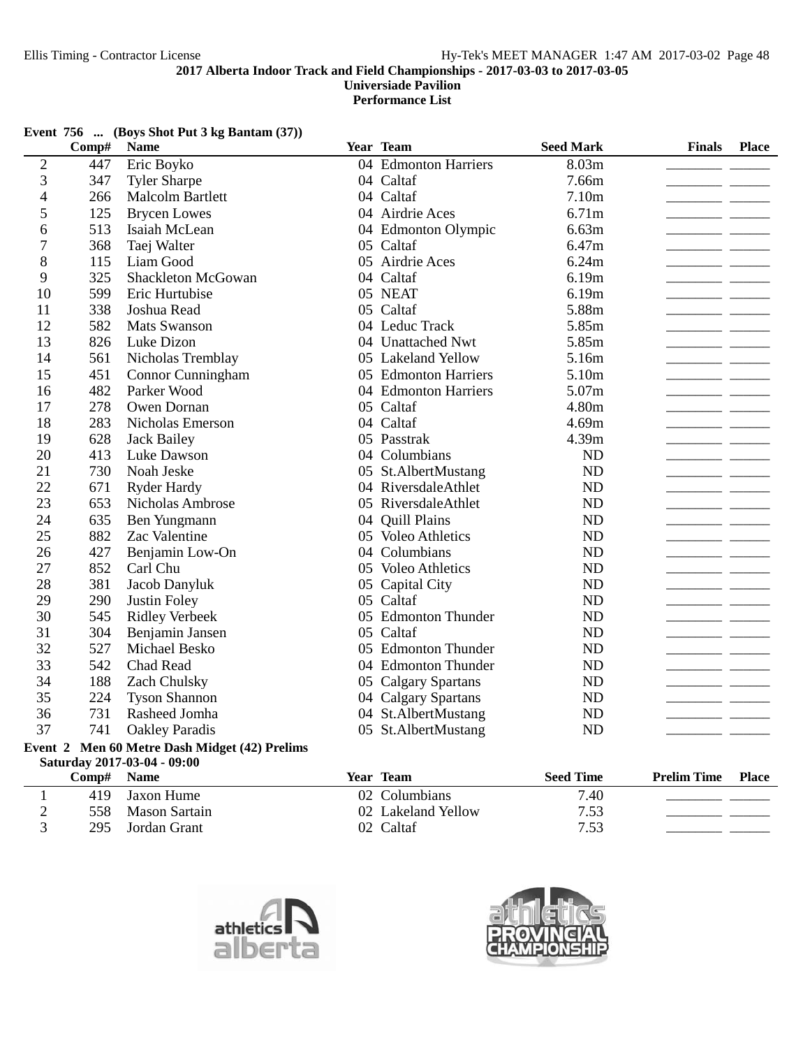**2017 Alberta Indoor Track and Field Championships - 2017-03-03 to 2017-03-05**
**Universiade Pavilion**
**Performance List**

**Event 756 ... (Boys Shot Put 3 kg Bantam (37))**

| | Comp# | Name | Year | Team | Seed Mark | Finals | Place |
|---|---|---|---|---|---|---|---|
| 2 | 447 | Eric Boyko | 04 | Edmonton Harriers | 8.03m | ________ | ______ |
| 3 | 347 | Tyler Sharpe | 04 | Caltaf | 7.66m | ________ | ______ |
| 4 | 266 | Malcolm Bartlett | 04 | Caltaf | 7.10m | ________ | ______ |
| 5 | 125 | Brycen Lowes | 04 | Airdrie Aces | 6.71m | ________ | ______ |
| 6 | 513 | Isaiah McLean | 04 | Edmonton Olympic | 6.63m | ________ | ______ |
| 7 | 368 | Taej Walter | 05 | Caltaf | 6.47m | ________ | ______ |
| 8 | 115 | Liam Good | 05 | Airdrie Aces | 6.24m | ________ | ______ |
| 9 | 325 | Shackleton McGowan | 04 | Caltaf | 6.19m | ________ | ______ |
| 10 | 599 | Eric Hurtubise | 05 | NEAT | 6.19m | ________ | ______ |
| 11 | 338 | Joshua Read | 05 | Caltaf | 5.88m | ________ | ______ |
| 12 | 582 | Mats Swanson | 04 | Leduc Track | 5.85m | ________ | ______ |
| 13 | 826 | Luke Dizon | 04 | Unattached Nwt | 5.85m | ________ | ______ |
| 14 | 561 | Nicholas Tremblay | 05 | Lakeland Yellow | 5.16m | ________ | ______ |
| 15 | 451 | Connor Cunningham | 05 | Edmonton Harriers | 5.10m | ________ | ______ |
| 16 | 482 | Parker Wood | 04 | Edmonton Harriers | 5.07m | ________ | ______ |
| 17 | 278 | Owen Dornan | 05 | Caltaf | 4.80m | ________ | ______ |
| 18 | 283 | Nicholas Emerson | 04 | Caltaf | 4.69m | ________ | ______ |
| 19 | 628 | Jack Bailey | 05 | Passtrak | 4.39m | ________ | ______ |
| 20 | 413 | Luke Dawson | 04 | Columbians | ND | ________ | ______ |
| 21 | 730 | Noah Jeske | 05 | St.AlbertMustang | ND | ________ | ______ |
| 22 | 671 | Ryder Hardy | 04 | RiversdaleAthlet | ND | ________ | ______ |
| 23 | 653 | Nicholas Ambrose | 05 | RiversdaleAthlet | ND | ________ | ______ |
| 24 | 635 | Ben Yungmann | 04 | Quill Plains | ND | ________ | ______ |
| 25 | 882 | Zac Valentine | 05 | Voleo Athletics | ND | ________ | ______ |
| 26 | 427 | Benjamin Low-On | 04 | Columbians | ND | ________ | ______ |
| 27 | 852 | Carl Chu | 05 | Voleo Athletics | ND | ________ | ______ |
| 28 | 381 | Jacob Danyluk | 05 | Capital City | ND | ________ | ______ |
| 29 | 290 | Justin Foley | 05 | Caltaf | ND | ________ | ______ |
| 30 | 545 | Ridley Verbeek | 05 | Edmonton Thunder | ND | ________ | ______ |
| 31 | 304 | Benjamin Jansen | 05 | Caltaf | ND | ________ | ______ |
| 32 | 527 | Michael Besko | 05 | Edmonton Thunder | ND | ________ | ______ |
| 33 | 542 | Chad Read | 04 | Edmonton Thunder | ND | ________ | ______ |
| 34 | 188 | Zach Chulsky | 05 | Calgary Spartans | ND | ________ | ______ |
| 35 | 224 | Tyson Shannon | 04 | Calgary Spartans | ND | ________ | ______ |
| 36 | 731 | Rasheed Jomha | 04 | St.AlbertMustang | ND | ________ | ______ |
| 37 | 741 | Oakley Paradis | 05 | St.AlbertMustang | ND | ________ | ______ |

**Event 2 Men 60 Metre Dash Midget (42) Prelims**
**Saturday 2017-03-04 - 09:00**

| | Comp# | Name | Year | Team | Seed Time | Prelim Time | Place |
|---|---|---|---|---|---|---|---|
| 1 | 419 | Jaxon Hume | 02 | Columbians | 7.40 | ________ | ______ |
| 2 | 558 | Mason Sartain | 02 | Lakeland Yellow | 7.53 | ________ | ______ |
| 3 | 295 | Jordan Grant | 02 | Caltaf | 7.53 | ________ | ______ |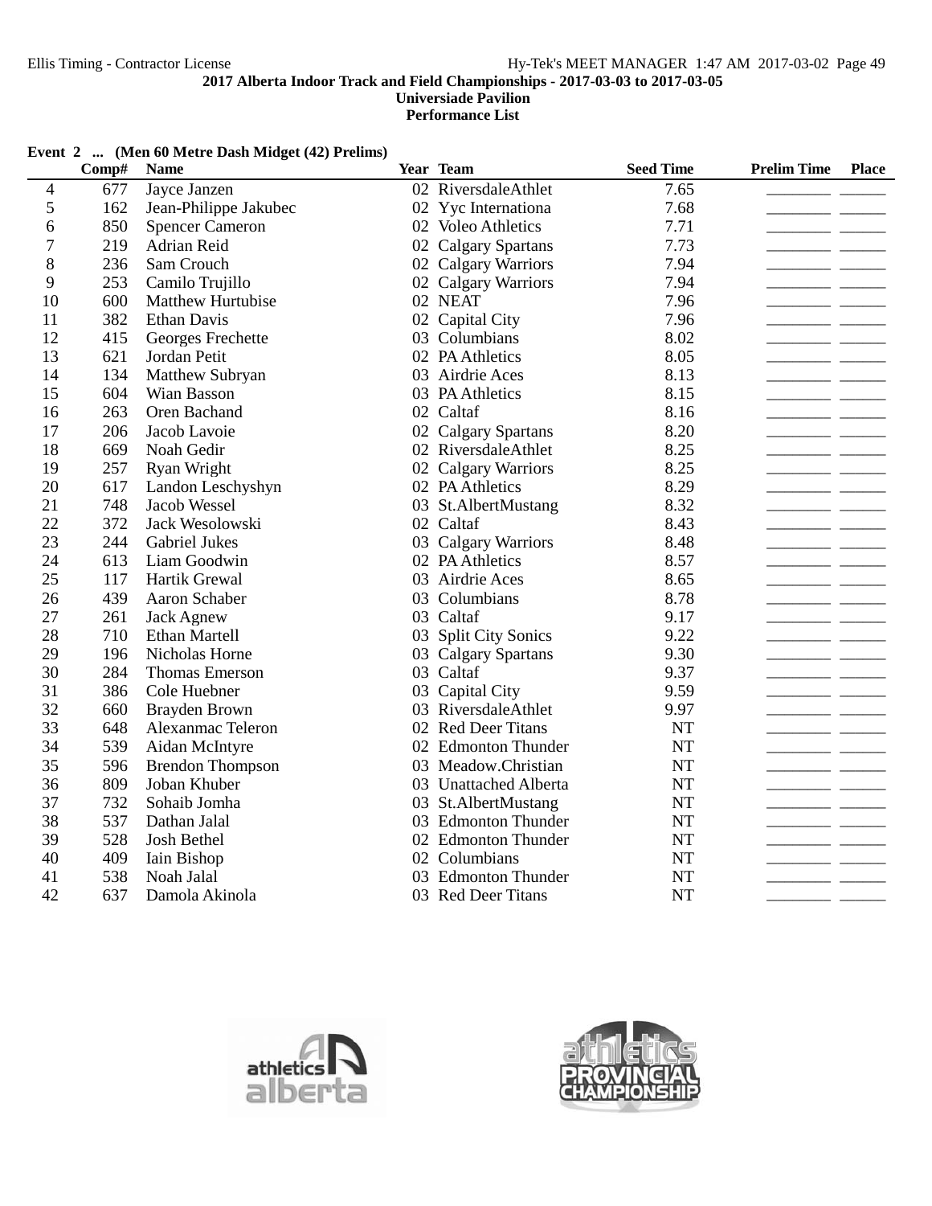**2017 Alberta Indoor Track and Field Championships - 2017-03-03 to 2017-03-05**
**Universiade Pavilion**
**Performance List**

**Event 2 ... (Men 60 Metre Dash Midget (42) Prelims)**

| | Comp# | Name | Year | Team | Seed Time | Prelim Time | Place |
|---|---|---|---|---|---|---|---|
| 4 | 677 | Jayce Janzen | 02 | RiversdaleAthlet | 7.65 | | |
| 5 | 162 | Jean-Philippe Jakubec | 02 | Yyc Internationa | 7.68 | | |
| 6 | 850 | Spencer Cameron | 02 | Voleo Athletics | 7.71 | | |
| 7 | 219 | Adrian Reid | 02 | Calgary Spartans | 7.73 | | |
| 8 | 236 | Sam Crouch | 02 | Calgary Warriors | 7.94 | | |
| 9 | 253 | Camilo Trujillo | 02 | Calgary Warriors | 7.94 | | |
| 10 | 600 | Matthew Hurtubise | 02 | NEAT | 7.96 | | |
| 11 | 382 | Ethan Davis | 02 | Capital City | 7.96 | | |
| 12 | 415 | Georges Frechette | 03 | Columbians | 8.02 | | |
| 13 | 621 | Jordan Petit | 02 | PA Athletics | 8.05 | | |
| 14 | 134 | Matthew Subryan | 03 | Airdrie Aces | 8.13 | | |
| 15 | 604 | Wian Basson | 03 | PA Athletics | 8.15 | | |
| 16 | 263 | Oren Bachand | 02 | Caltaf | 8.16 | | |
| 17 | 206 | Jacob Lavoie | 02 | Calgary Spartans | 8.20 | | |
| 18 | 669 | Noah Gedir | 02 | RiversdaleAthlet | 8.25 | | |
| 19 | 257 | Ryan Wright | 02 | Calgary Warriors | 8.25 | | |
| 20 | 617 | Landon Leschyshyn | 02 | PA Athletics | 8.29 | | |
| 21 | 748 | Jacob Wessel | 03 | St.AlbertMustang | 8.32 | | |
| 22 | 372 | Jack Wesolowski | 02 | Caltaf | 8.43 | | |
| 23 | 244 | Gabriel Jukes | 03 | Calgary Warriors | 8.48 | | |
| 24 | 613 | Liam Goodwin | 02 | PA Athletics | 8.57 | | |
| 25 | 117 | Hartik Grewal | 03 | Airdrie Aces | 8.65 | | |
| 26 | 439 | Aaron Schaber | 03 | Columbians | 8.78 | | |
| 27 | 261 | Jack Agnew | 03 | Caltaf | 9.17 | | |
| 28 | 710 | Ethan Martell | 03 | Split City Sonics | 9.22 | | |
| 29 | 196 | Nicholas Horne | 03 | Calgary Spartans | 9.30 | | |
| 30 | 284 | Thomas Emerson | 03 | Caltaf | 9.37 | | |
| 31 | 386 | Cole Huebner | 03 | Capital City | 9.59 | | |
| 32 | 660 | Brayden Brown | 03 | RiversdaleAthlet | 9.97 | | |
| 33 | 648 | Alexanmac Teleron | 02 | Red Deer Titans | NT | | |
| 34 | 539 | Aidan McIntyre | 02 | Edmonton Thunder | NT | | |
| 35 | 596 | Brendon Thompson | 03 | Meadow.Christian | NT | | |
| 36 | 809 | Joban Khuber | 03 | Unattached Alberta | NT | | |
| 37 | 732 | Sohaib Jomha | 03 | St.AlbertMustang | NT | | |
| 38 | 537 | Dathan Jalal | 03 | Edmonton Thunder | NT | | |
| 39 | 528 | Josh Bethel | 02 | Edmonton Thunder | NT | | |
| 40 | 409 | Iain Bishop | 02 | Columbians | NT | | |
| 41 | 538 | Noah Jalal | 03 | Edmonton Thunder | NT | | |
| 42 | 637 | Damola Akinola | 03 | Red Deer Titans | NT | | |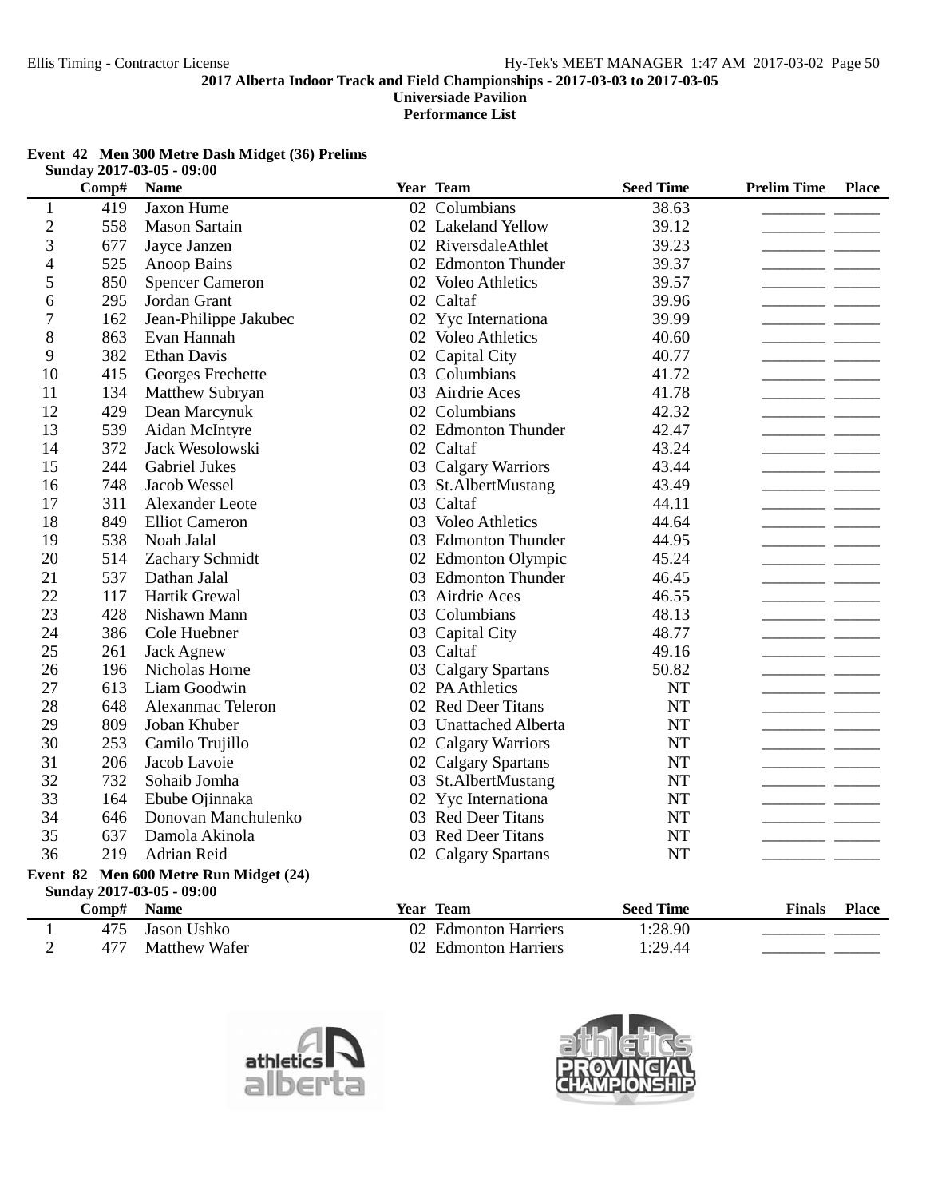**2017 Alberta Indoor Track and Field Championships - 2017-03-03 to 2017-03-05**
**Universiade Pavilion**
**Performance List**

### Event 42 Men 300 Metre Dash Midget (36) Prelims
**Sunday 2017-03-05 - 09:00**

| | Comp# | Name | Year | Team | Seed Time | Prelim Time | Place |
|---|---|---|---|---|---|---|---|
| 1 | 419 | Jaxon Hume | 02 | Columbians | 38.63 | ________ | ______ |
| 2 | 558 | Mason Sartain | 02 | Lakeland Yellow | 39.12 | ________ | ______ |
| 3 | 677 | Jayce Janzen | 02 | RiversdaleAthlet | 39.23 | ________ | ______ |
| 4 | 525 | Anoop Bains | 02 | Edmonton Thunder | 39.37 | ________ | ______ |
| 5 | 850 | Spencer Cameron | 02 | Voleo Athletics | 39.57 | ________ | ______ |
| 6 | 295 | Jordan Grant | 02 | Caltaf | 39.96 | ________ | ______ |
| 7 | 162 | Jean-Philippe Jakubec | 02 | Yyc Internationa | 39.99 | ________ | ______ |
| 8 | 863 | Evan Hannah | 02 | Voleo Athletics | 40.60 | ________ | ______ |
| 9 | 382 | Ethan Davis | 02 | Capital City | 40.77 | ________ | ______ |
| 10 | 415 | Georges Frechette | 03 | Columbians | 41.72 | ________ | ______ |
| 11 | 134 | Matthew Subryan | 03 | Airdrie Aces | 41.78 | ________ | ______ |
| 12 | 429 | Dean Marcynuk | 02 | Columbians | 42.32 | ________ | ______ |
| 13 | 539 | Aidan McIntyre | 02 | Edmonton Thunder | 42.47 | ________ | ______ |
| 14 | 372 | Jack Wesolowski | 02 | Caltaf | 43.24 | ________ | ______ |
| 15 | 244 | Gabriel Jukes | 03 | Calgary Warriors | 43.44 | ________ | ______ |
| 16 | 748 | Jacob Wessel | 03 | St.AlbertMustang | 43.49 | ________ | ______ |
| 17 | 311 | Alexander Leote | 03 | Caltaf | 44.11 | ________ | ______ |
| 18 | 849 | Elliot Cameron | 03 | Voleo Athletics | 44.64 | ________ | ______ |
| 19 | 538 | Noah Jalal | 03 | Edmonton Thunder | 44.95 | ________ | ______ |
| 20 | 514 | Zachary Schmidt | 02 | Edmonton Olympic | 45.24 | ________ | ______ |
| 21 | 537 | Dathan Jalal | 03 | Edmonton Thunder | 46.45 | ________ | ______ |
| 22 | 117 | Hartik Grewal | 03 | Airdrie Aces | 46.55 | ________ | ______ |
| 23 | 428 | Nishawn Mann | 03 | Columbians | 48.13 | ________ | ______ |
| 24 | 386 | Cole Huebner | 03 | Capital City | 48.77 | ________ | ______ |
| 25 | 261 | Jack Agnew | 03 | Caltaf | 49.16 | ________ | ______ |
| 26 | 196 | Nicholas Horne | 03 | Calgary Spartans | 50.82 | ________ | ______ |
| 27 | 613 | Liam Goodwin | 02 | PA Athletics | NT | ________ | ______ |
| 28 | 648 | Alexanmac Teleron | 02 | Red Deer Titans | NT | ________ | ______ |
| 29 | 809 | Joban Khuber | 03 | Unattached Alberta | NT | ________ | ______ |
| 30 | 253 | Camilo Trujillo | 02 | Calgary Warriors | NT | ________ | ______ |
| 31 | 206 | Jacob Lavoie | 02 | Calgary Spartans | NT | ________ | ______ |
| 32 | 732 | Sohaib Jomha | 03 | St.AlbertMustang | NT | ________ | ______ |
| 33 | 164 | Ebube Ojinnaka | 02 | Yyc Internationa | NT | ________ | ______ |
| 34 | 646 | Donovan Manchulenko | 03 | Red Deer Titans | NT | ________ | ______ |
| 35 | 637 | Damola Akinola | 03 | Red Deer Titans | NT | ________ | ______ |
| 36 | 219 | Adrian Reid | 02 | Calgary Spartans | NT | ________ | ______ |

### Event 82 Men 600 Metre Run Midget (24)
**Sunday 2017-03-05 - 09:00**

| | Comp# | Name | Year | Team | Seed Time | Finals | Place |
|---|---|---|---|---|---|---|---|
| 1 | 475 | Jason Ushko | 02 | Edmonton Harriers | 1:28.90 | ________ | ______ |
| 2 | 477 | Matthew Wafer | 02 | Edmonton Harriers | 1:29.44 | ________ | ______ |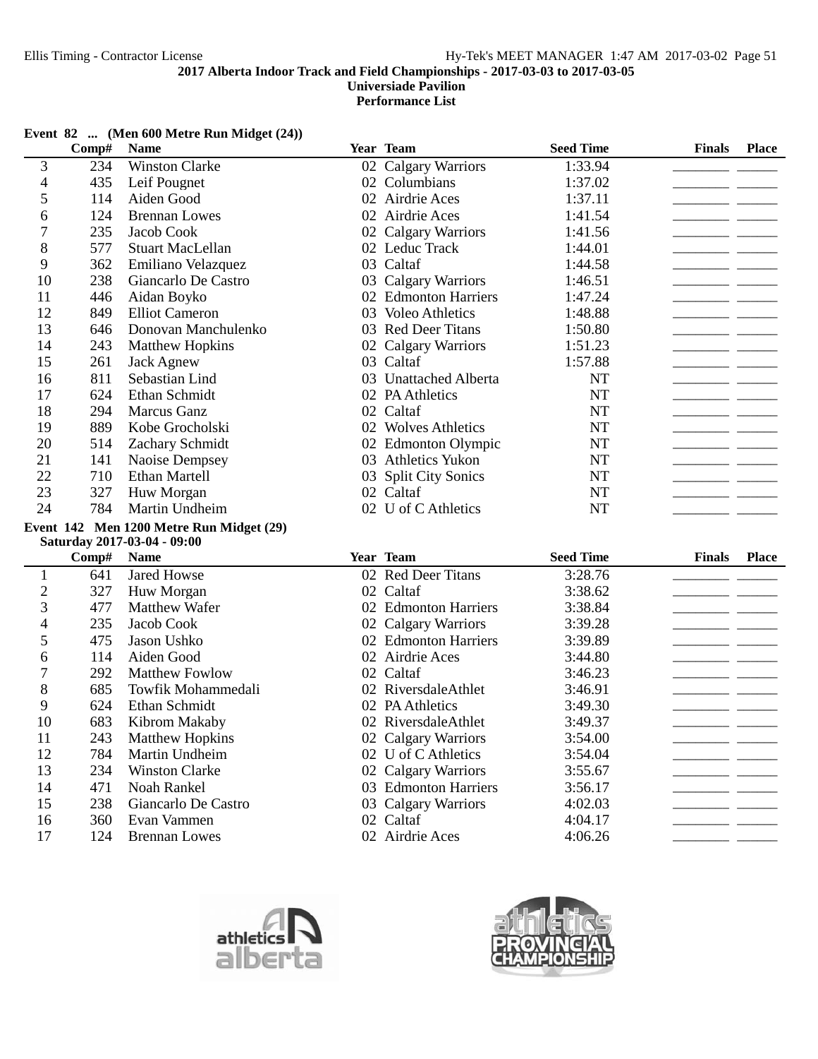**2017 Alberta Indoor Track and Field Championships - 2017-03-03 to 2017-03-05**
**Universiade Pavilion**
**Performance List**

**Event 82 ... (Men 600 Metre Run Midget (24))**

| | Comp# | Name | Year | Team | Seed Time | Finals | Place |
|---|---|---|---|---|---|---|---|
| 3 | 234 | Winston Clarke | 02 | Calgary Warriors | 1:33.94 | | |
| 4 | 435 | Leif Pougnet | 02 | Columbians | 1:37.02 | | |
| 5 | 114 | Aiden Good | 02 | Airdrie Aces | 1:37.11 | | |
| 6 | 124 | Brennan Lowes | 02 | Airdrie Aces | 1:41.54 | | |
| 7 | 235 | Jacob Cook | 02 | Calgary Warriors | 1:41.56 | | |
| 8 | 577 | Stuart MacLellan | 02 | Leduc Track | 1:44.01 | | |
| 9 | 362 | Emiliano Velazquez | 03 | Caltaf | 1:44.58 | | |
| 10 | 238 | Giancarlo De Castro | 03 | Calgary Warriors | 1:46.51 | | |
| 11 | 446 | Aidan Boyko | 02 | Edmonton Harriers | 1:47.24 | | |
| 12 | 849 | Elliot Cameron | 03 | Voleo Athletics | 1:48.88 | | |
| 13 | 646 | Donovan Manchulenko | 03 | Red Deer Titans | 1:50.80 | | |
| 14 | 243 | Matthew Hopkins | 02 | Calgary Warriors | 1:51.23 | | |
| 15 | 261 | Jack Agnew | 03 | Caltaf | 1:57.88 | | |
| 16 | 811 | Sebastian Lind | 03 | Unattached Alberta | NT | | |
| 17 | 624 | Ethan Schmidt | 02 | PA Athletics | NT | | |
| 18 | 294 | Marcus Ganz | 02 | Caltaf | NT | | |
| 19 | 889 | Kobe Grocholski | 02 | Wolves Athletics | NT | | |
| 20 | 514 | Zachary Schmidt | 02 | Edmonton Olympic | NT | | |
| 21 | 141 | Naoise Dempsey | 03 | Athletics Yukon | NT | | |
| 22 | 710 | Ethan Martell | 03 | Split City Sonics | NT | | |
| 23 | 327 | Huw Morgan | 02 | Caltaf | NT | | |
| 24 | 784 | Martin Undheim | 02 | U of C Athletics | NT | | |

**Event 142 Men 1200 Metre Run Midget (29)**
**Saturday 2017-03-04 - 09:00**

| | Comp# | Name | Year | Team | Seed Time | Finals | Place |
|---|---|---|---|---|---|---|---|
| 1 | 641 | Jared Howse | 02 | Red Deer Titans | 3:28.76 | | |
| 2 | 327 | Huw Morgan | 02 | Caltaf | 3:38.62 | | |
| 3 | 477 | Matthew Wafer | 02 | Edmonton Harriers | 3:38.84 | | |
| 4 | 235 | Jacob Cook | 02 | Calgary Warriors | 3:39.28 | | |
| 5 | 475 | Jason Ushko | 02 | Edmonton Harriers | 3:39.89 | | |
| 6 | 114 | Aiden Good | 02 | Airdrie Aces | 3:44.80 | | |
| 7 | 292 | Matthew Fowlow | 02 | Caltaf | 3:46.23 | | |
| 8 | 685 | Towfik Mohammedali | 02 | RiversdaleAthlet | 3:46.91 | | |
| 9 | 624 | Ethan Schmidt | 02 | PA Athletics | 3:49.30 | | |
| 10 | 683 | Kibrom Makaby | 02 | RiversdaleAthlet | 3:49.37 | | |
| 11 | 243 | Matthew Hopkins | 02 | Calgary Warriors | 3:54.00 | | |
| 12 | 784 | Martin Undheim | 02 | U of C Athletics | 3:54.04 | | |
| 13 | 234 | Winston Clarke | 02 | Calgary Warriors | 3:55.67 | | |
| 14 | 471 | Noah Rankel | 03 | Edmonton Harriers | 3:56.17 | | |
| 15 | 238 | Giancarlo De Castro | 03 | Calgary Warriors | 4:02.03 | | |
| 16 | 360 | Evan Vammen | 02 | Caltaf | 4:04.17 | | |
| 17 | 124 | Brennan Lowes | 02 | Airdrie Aces | 4:06.26 | | |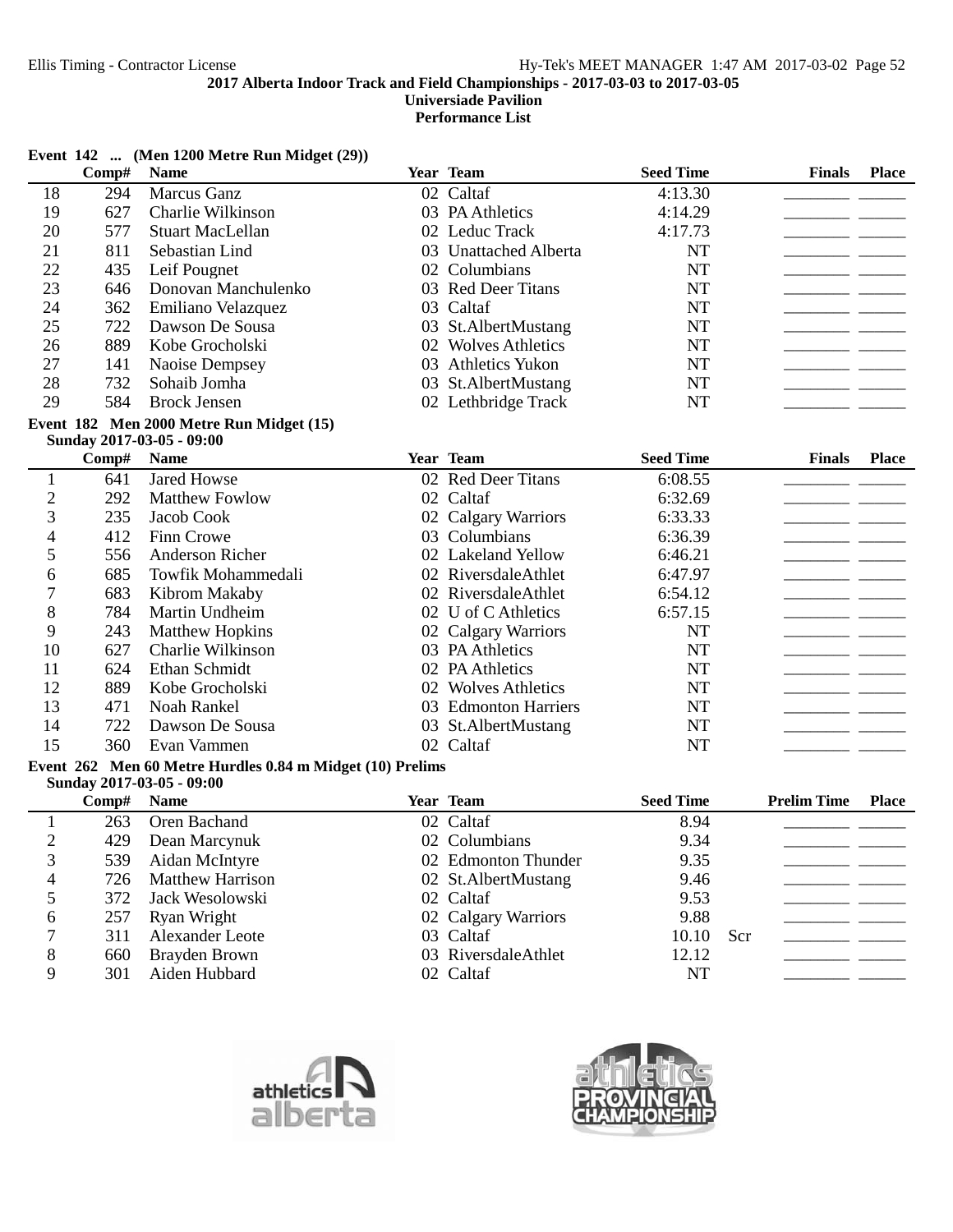2017 Alberta Indoor Track and Field Championships - 2017-03-03 to 2017-03-05

Universiade Pavilion

Performance List

**Event 142 ... (Men 1200 Metre Run Midget (29))**

| | Comp# | Name | Year | Team | Seed Time | Finals | Place |
|---|---|---|---|---|---|---|---|
| 18 | 294 | Marcus Ganz | 02 | Caltaf | 4:13.30 | | |
| 19 | 627 | Charlie Wilkinson | 03 | PA Athletics | 4:14.29 | | |
| 20 | 577 | Stuart MacLellan | 02 | Leduc Track | 4:17.73 | | |
| 21 | 811 | Sebastian Lind | 03 | Unattached Alberta | NT | | |
| 22 | 435 | Leif Pougnet | 02 | Columbians | NT | | |
| 23 | 646 | Donovan Manchulenko | 03 | Red Deer Titans | NT | | |
| 24 | 362 | Emiliano Velazquez | 03 | Caltaf | NT | | |
| 25 | 722 | Dawson De Sousa | 03 | St.AlbertMustang | NT | | |
| 26 | 889 | Kobe Grocholski | 02 | Wolves Athletics | NT | | |
| 27 | 141 | Naoise Dempsey | 03 | Athletics Yukon | NT | | |
| 28 | 732 | Sohaib Jomha | 03 | St.AlbertMustang | NT | | |
| 29 | 584 | Brock Jensen | 02 | Lethbridge Track | NT | | |

**Event 182 Men 2000 Metre Run Midget (15)**

Sunday 2017-03-05 - 09:00

| | Comp# | Name | Year | Team | Seed Time | Finals | Place |
|---|---|---|---|---|---|---|---|
| 1 | 641 | Jared Howse | 02 | Red Deer Titans | 6:08.55 | | |
| 2 | 292 | Matthew Fowlow | 02 | Caltaf | 6:32.69 | | |
| 3 | 235 | Jacob Cook | 02 | Calgary Warriors | 6:33.33 | | |
| 4 | 412 | Finn Crowe | 03 | Columbians | 6:36.39 | | |
| 5 | 556 | Anderson Richer | 02 | Lakeland Yellow | 6:46.21 | | |
| 6 | 685 | Towfik Mohammedali | 02 | RiversdaleAthlet | 6:47.97 | | |
| 7 | 683 | Kibrom Makaby | 02 | RiversdaleAthlet | 6:54.12 | | |
| 8 | 784 | Martin Undheim | 02 | U of C Athletics | 6:57.15 | | |
| 9 | 243 | Matthew Hopkins | 02 | Calgary Warriors | NT | | |
| 10 | 627 | Charlie Wilkinson | 03 | PA Athletics | NT | | |
| 11 | 624 | Ethan Schmidt | 02 | PA Athletics | NT | | |
| 12 | 889 | Kobe Grocholski | 02 | Wolves Athletics | NT | | |
| 13 | 471 | Noah Rankel | 03 | Edmonton Harriers | NT | | |
| 14 | 722 | Dawson De Sousa | 03 | St.AlbertMustang | NT | | |
| 15 | 360 | Evan Vammen | 02 | Caltaf | NT | | |

**Event 262 Men 60 Metre Hurdles 0.84 m Midget (10) Prelims**

Sunday 2017-03-05 - 09:00

| | Comp# | Name | Year | Team | Seed Time | | Prelim Time | Place |
|---|---|---|---|---|---|---|---|---|
| 1 | 263 | Oren Bachand | 02 | Caltaf | 8.94 | | | |
| 2 | 429 | Dean Marcynuk | 02 | Columbians | 9.34 | | | |
| 3 | 539 | Aidan McIntyre | 02 | Edmonton Thunder | 9.35 | | | |
| 4 | 726 | Matthew Harrison | 02 | St.AlbertMustang | 9.46 | | | |
| 5 | 372 | Jack Wesolowski | 02 | Caltaf | 9.53 | | | |
| 6 | 257 | Ryan Wright | 02 | Calgary Warriors | 9.88 | | | |
| 7 | 311 | Alexander Leote | 03 | Caltaf | 10.10 | Scr | | |
| 8 | 660 | Brayden Brown | 03 | RiversdaleAthlet | 12.12 | | | |
| 9 | 301 | Aiden Hubbard | 02 | Caltaf | NT | | | |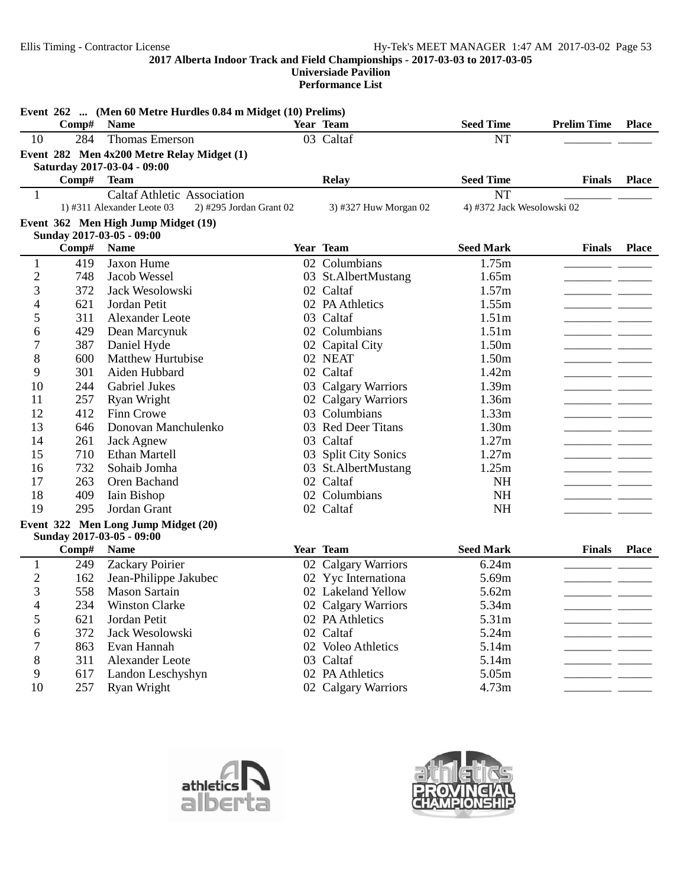**2017 Alberta Indoor Track and Field Championships - 2017-03-03 to 2017-03-05**
**Universiade Pavilion**
**Performance List**

### Event 262 ... (Men 60 Metre Hurdles 0.84 m Midget (10) Prelims)

| | Comp# | Name | Year | Team | Seed Time | Prelim Time | Place |
|---|---|---|---|---|---|---|---|
| 10 | 284 | Thomas Emerson | 03 | Caltaf | NT | ________ | ______ |

### Event 282 Men 4x200 Metre Relay Midget (1)

Saturday 2017-03-04 - 09:00

| | Comp# | Team | Relay | Seed Time | Finals | Place |
|---|---|---|---|---|---|---|
| 1 | | Caltaf Athletic Association | | NT | ________ | ______ |

1) #311 Alexander Leote 03 2) #295 Jordan Grant 02 3) #327 Huw Morgan 02 4) #372 Jack Wesolowski 02

### Event 362 Men High Jump Midget (19)

Sunday 2017-03-05 - 09:00

| | Comp# | Name | Year | Team | Seed Mark | Finals | Place |
|---|---|---|---|---|---|---|---|
| 1 | 419 | Jaxon Hume | 02 | Columbians | 1.75m | ________ | ______ |
| 2 | 748 | Jacob Wessel | 03 | St.AlbertMustang | 1.65m | ________ | ______ |
| 3 | 372 | Jack Wesolowski | 02 | Caltaf | 1.57m | ________ | ______ |
| 4 | 621 | Jordan Petit | 02 | PA Athletics | 1.55m | ________ | ______ |
| 5 | 311 | Alexander Leote | 03 | Caltaf | 1.51m | ________ | ______ |
| 6 | 429 | Dean Marcynuk | 02 | Columbians | 1.51m | ________ | ______ |
| 7 | 387 | Daniel Hyde | 02 | Capital City | 1.50m | ________ | ______ |
| 8 | 600 | Matthew Hurtubise | 02 | NEAT | 1.50m | ________ | ______ |
| 9 | 301 | Aiden Hubbard | 02 | Caltaf | 1.42m | ________ | ______ |
| 10 | 244 | Gabriel Jukes | 03 | Calgary Warriors | 1.39m | ________ | ______ |
| 11 | 257 | Ryan Wright | 02 | Calgary Warriors | 1.36m | ________ | ______ |
| 12 | 412 | Finn Crowe | 03 | Columbians | 1.33m | ________ | ______ |
| 13 | 646 | Donovan Manchulenko | 03 | Red Deer Titans | 1.30m | ________ | ______ |
| 14 | 261 | Jack Agnew | 03 | Caltaf | 1.27m | ________ | ______ |
| 15 | 710 | Ethan Martell | 03 | Split City Sonics | 1.27m | ________ | ______ |
| 16 | 732 | Sohaib Jomha | 03 | St.AlbertMustang | 1.25m | ________ | ______ |
| 17 | 263 | Oren Bachand | 02 | Caltaf | NH | ________ | ______ |
| 18 | 409 | Iain Bishop | 02 | Columbians | NH | ________ | ______ |
| 19 | 295 | Jordan Grant | 02 | Caltaf | NH | ________ | ______ |

### Event 322 Men Long Jump Midget (20)

Sunday 2017-03-05 - 09:00

| | Comp# | Name | Year | Team | Seed Mark | Finals | Place |
|---|---|---|---|---|---|---|---|
| 1 | 249 | Zackary Poirier | 02 | Calgary Warriors | 6.24m | ________ | ______ |
| 2 | 162 | Jean-Philippe Jakubec | 02 | Yyc Internationa | 5.69m | ________ | ______ |
| 3 | 558 | Mason Sartain | 02 | Lakeland Yellow | 5.62m | ________ | ______ |
| 4 | 234 | Winston Clarke | 02 | Calgary Warriors | 5.34m | ________ | ______ |
| 5 | 621 | Jordan Petit | 02 | PA Athletics | 5.31m | ________ | ______ |
| 6 | 372 | Jack Wesolowski | 02 | Caltaf | 5.24m | ________ | ______ |
| 7 | 863 | Evan Hannah | 02 | Voleo Athletics | 5.14m | ________ | ______ |
| 8 | 311 | Alexander Leote | 03 | Caltaf | 5.14m | ________ | ______ |
| 9 | 617 | Landon Leschyshyn | 02 | PA Athletics | 5.05m | ________ | ______ |
| 10 | 257 | Ryan Wright | 02 | Calgary Warriors | 4.73m | ________ | ______ |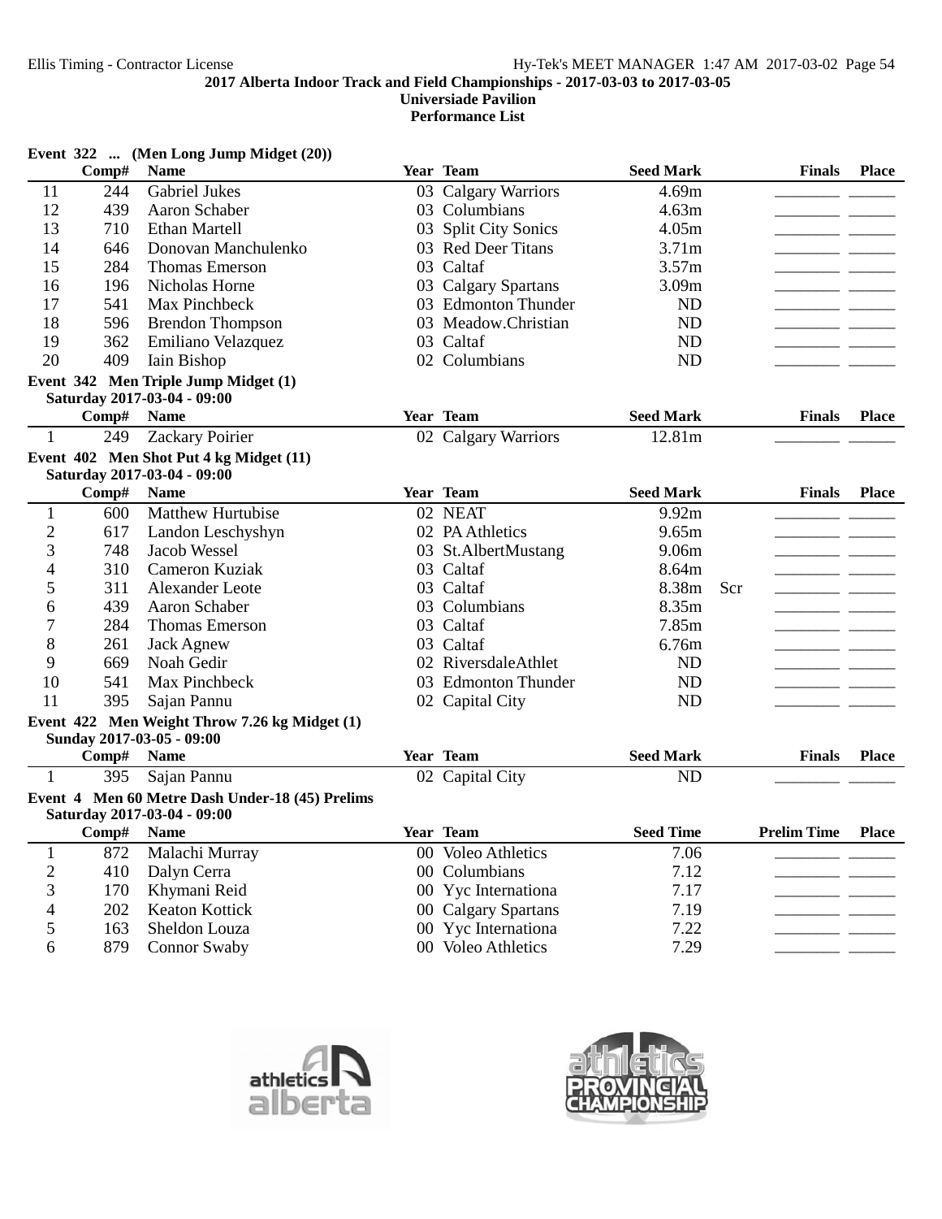**2017 Alberta Indoor Track and Field Championships - 2017-03-03 to 2017-03-05**
**Universiade Pavilion**
**Performance List**

### Event 322 ... (Men Long Jump Midget (20))

| | Comp# | Name | Year | Team | Seed Mark | | Finals | Place |
|---|---|---|---|---|---|---|---|---|
| 11 | 244 | Gabriel Jukes | 03 | Calgary Warriors | 4.69m | | ________ | ______ |
| 12 | 439 | Aaron Schaber | 03 | Columbians | 4.63m | | ________ | ______ |
| 13 | 710 | Ethan Martell | 03 | Split City Sonics | 4.05m | | ________ | ______ |
| 14 | 646 | Donovan Manchulenko | 03 | Red Deer Titans | 3.71m | | ________ | ______ |
| 15 | 284 | Thomas Emerson | 03 | Caltaf | 3.57m | | ________ | ______ |
| 16 | 196 | Nicholas Horne | 03 | Calgary Spartans | 3.09m | | ________ | ______ |
| 17 | 541 | Max Pinchbeck | 03 | Edmonton Thunder | ND | | ________ | ______ |
| 18 | 596 | Brendon Thompson | 03 | Meadow.Christian | ND | | ________ | ______ |
| 19 | 362 | Emiliano Velazquez | 03 | Caltaf | ND | | ________ | ______ |
| 20 | 409 | Iain Bishop | 02 | Columbians | ND | | ________ | ______ |

### Event 342 Men Triple Jump Midget (1)
**Saturday 2017-03-04 - 09:00**

| | Comp# | Name | Year | Team | Seed Mark | Finals | Place |
|---|---|---|---|---|---|---|---|
| 1 | 249 | Zackary Poirier | 02 | Calgary Warriors | 12.81m | ________ | ______ |

### Event 402 Men Shot Put 4 kg Midget (11)
**Saturday 2017-03-04 - 09:00**

| | Comp# | Name | Year | Team | Seed Mark | | Finals | Place |
|---|---|---|---|---|---|---|---|---|
| 1 | 600 | Matthew Hurtubise | 02 | NEAT | 9.92m | | ________ | ______ |
| 2 | 617 | Landon Leschyshyn | 02 | PA Athletics | 9.65m | | ________ | ______ |
| 3 | 748 | Jacob Wessel | 03 | St.AlbertMustang | 9.06m | | ________ | ______ |
| 4 | 310 | Cameron Kuziak | 03 | Caltaf | 8.64m | | ________ | ______ |
| 5 | 311 | Alexander Leote | 03 | Caltaf | 8.38m | Scr | ________ | ______ |
| 6 | 439 | Aaron Schaber | 03 | Columbians | 8.35m | | ________ | ______ |
| 7 | 284 | Thomas Emerson | 03 | Caltaf | 7.85m | | ________ | ______ |
| 8 | 261 | Jack Agnew | 03 | Caltaf | 6.76m | | ________ | ______ |
| 9 | 669 | Noah Gedir | 02 | RiversdaleAthlet | ND | | ________ | ______ |
| 10 | 541 | Max Pinchbeck | 03 | Edmonton Thunder | ND | | ________ | ______ |
| 11 | 395 | Sajan Pannu | 02 | Capital City | ND | | ________ | ______ |

### Event 422 Men Weight Throw 7.26 kg Midget (1)
**Sunday 2017-03-05 - 09:00**

| | Comp# | Name | Year | Team | Seed Mark | Finals | Place |
|---|---|---|---|---|---|---|---|
| 1 | 395 | Sajan Pannu | 02 | Capital City | ND | ________ | ______ |

### Event 4 Men 60 Metre Dash Under-18 (45) Prelims
**Saturday 2017-03-04 - 09:00**

| | Comp# | Name | Year | Team | Seed Time | Prelim Time | Place |
|---|---|---|---|---|---|---|---|
| 1 | 872 | Malachi Murray | 00 | Voleo Athletics | 7.06 | ________ | ______ |
| 2 | 410 | Dalyn Cerra | 00 | Columbians | 7.12 | ________ | ______ |
| 3 | 170 | Khymani Reid | 00 | Yyc Internationa | 7.17 | ________ | ______ |
| 4 | 202 | Keaton Kottick | 00 | Calgary Spartans | 7.19 | ________ | ______ |
| 5 | 163 | Sheldon Louza | 00 | Yyc Internationa | 7.22 | ________ | ______ |
| 6 | 879 | Connor Swaby | 00 | Voleo Athletics | 7.29 | ________ | ______ |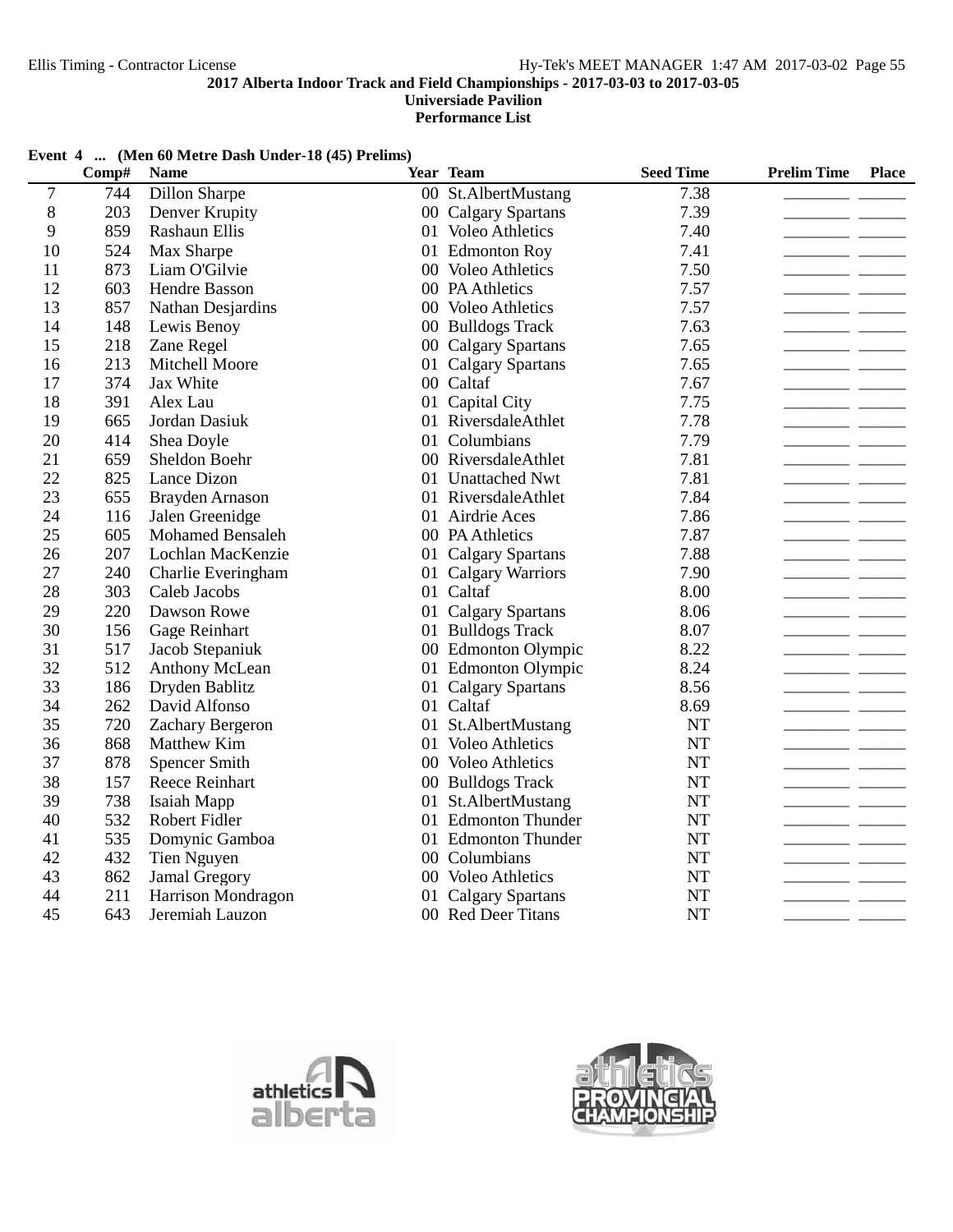**2017 Alberta Indoor Track and Field Championships - 2017-03-03 to 2017-03-05**
**Universiade Pavilion**
**Performance List**

**Event 4 ... (Men 60 Metre Dash Under-18 (45) Prelims)**

| | Comp# | Name | Year | Team | Seed Time | Prelim Time | Place |
|---|---|---|---|---|---|---|---|
| 7 | 744 | Dillon Sharpe | 00 | St.AlbertMustang | 7.38 | _______ | _____ |
| 8 | 203 | Denver Krupity | 00 | Calgary Spartans | 7.39 | _______ | _____ |
| 9 | 859 | Rashaun Ellis | 01 | Voleo Athletics | 7.40 | _______ | _____ |
| 10 | 524 | Max Sharpe | 01 | Edmonton Roy | 7.41 | _______ | _____ |
| 11 | 873 | Liam O'Gilvie | 00 | Voleo Athletics | 7.50 | _______ | _____ |
| 12 | 603 | Hendre Basson | 00 | PA Athletics | 7.57 | _______ | _____ |
| 13 | 857 | Nathan Desjardins | 00 | Voleo Athletics | 7.57 | _______ | _____ |
| 14 | 148 | Lewis Benoy | 00 | Bulldogs Track | 7.63 | _______ | _____ |
| 15 | 218 | Zane Regel | 00 | Calgary Spartans | 7.65 | _______ | _____ |
| 16 | 213 | Mitchell Moore | 01 | Calgary Spartans | 7.65 | _______ | _____ |
| 17 | 374 | Jax White | 00 | Caltaf | 7.67 | _______ | _____ |
| 18 | 391 | Alex Lau | 01 | Capital City | 7.75 | _______ | _____ |
| 19 | 665 | Jordan Dasiuk | 01 | RiversdaleAthlet | 7.78 | _______ | _____ |
| 20 | 414 | Shea Doyle | 01 | Columbians | 7.79 | _______ | _____ |
| 21 | 659 | Sheldon Boehr | 00 | RiversdaleAthlet | 7.81 | _______ | _____ |
| 22 | 825 | Lance Dizon | 01 | Unattached Nwt | 7.81 | _______ | _____ |
| 23 | 655 | Brayden Arnason | 01 | RiversdaleAthlet | 7.84 | _______ | _____ |
| 24 | 116 | Jalen Greenidge | 01 | Airdrie Aces | 7.86 | _______ | _____ |
| 25 | 605 | Mohamed Bensaleh | 00 | PA Athletics | 7.87 | _______ | _____ |
| 26 | 207 | Lochlan MacKenzie | 01 | Calgary Spartans | 7.88 | _______ | _____ |
| 27 | 240 | Charlie Everingham | 01 | Calgary Warriors | 7.90 | _______ | _____ |
| 28 | 303 | Caleb Jacobs | 01 | Caltaf | 8.00 | _______ | _____ |
| 29 | 220 | Dawson Rowe | 01 | Calgary Spartans | 8.06 | _______ | _____ |
| 30 | 156 | Gage Reinhart | 01 | Bulldogs Track | 8.07 | _______ | _____ |
| 31 | 517 | Jacob Stepaniuk | 00 | Edmonton Olympic | 8.22 | _______ | _____ |
| 32 | 512 | Anthony McLean | 01 | Edmonton Olympic | 8.24 | _______ | _____ |
| 33 | 186 | Dryden Bablitz | 01 | Calgary Spartans | 8.56 | _______ | _____ |
| 34 | 262 | David Alfonso | 01 | Caltaf | 8.69 | _______ | _____ |
| 35 | 720 | Zachary Bergeron | 01 | St.AlbertMustang | NT | _______ | _____ |
| 36 | 868 | Matthew Kim | 01 | Voleo Athletics | NT | _______ | _____ |
| 37 | 878 | Spencer Smith | 00 | Voleo Athletics | NT | _______ | _____ |
| 38 | 157 | Reece Reinhart | 00 | Bulldogs Track | NT | _______ | _____ |
| 39 | 738 | Isaiah Mapp | 01 | St.AlbertMustang | NT | _______ | _____ |
| 40 | 532 | Robert Fidler | 01 | Edmonton Thunder | NT | _______ | _____ |
| 41 | 535 | Domynic Gamboa | 01 | Edmonton Thunder | NT | _______ | _____ |
| 42 | 432 | Tien Nguyen | 00 | Columbians | NT | _______ | _____ |
| 43 | 862 | Jamal Gregory | 00 | Voleo Athletics | NT | _______ | _____ |
| 44 | 211 | Harrison Mondragon | 01 | Calgary Spartans | NT | _______ | _____ |
| 45 | 643 | Jeremiah Lauzon | 00 | Red Deer Titans | NT | _______ | _____ |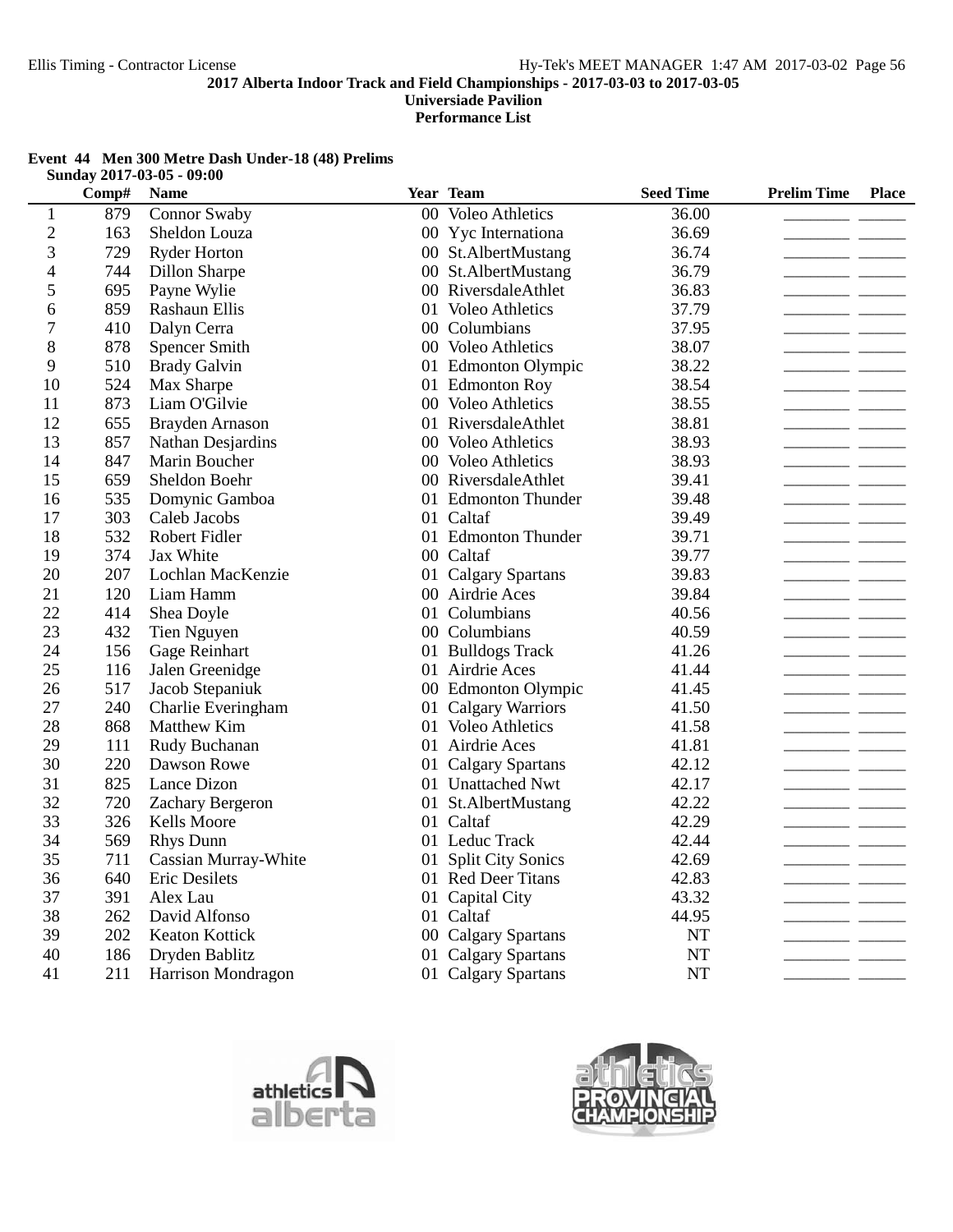**2017 Alberta Indoor Track and Field Championships - 2017-03-03 to 2017-03-05**
**Universiade Pavilion**
**Performance List**

### Event 44 Men 300 Metre Dash Under-18 (48) Prelims

**Sunday 2017-03-05 - 09:00**

| | Comp# | Name | Year | Team | Seed Time | Prelim Time | Place |
|---|---|---|---|---|---|---|---|
| 1 | 879 | Connor Swaby | 00 | Voleo Athletics | 36.00 | | |
| 2 | 163 | Sheldon Louza | 00 | Yyc Internationa | 36.69 | | |
| 3 | 729 | Ryder Horton | 00 | St.AlbertMustang | 36.74 | | |
| 4 | 744 | Dillon Sharpe | 00 | St.AlbertMustang | 36.79 | | |
| 5 | 695 | Payne Wylie | 00 | RiversdaleAthlet | 36.83 | | |
| 6 | 859 | Rashaun Ellis | 01 | Voleo Athletics | 37.79 | | |
| 7 | 410 | Dalyn Cerra | 00 | Columbians | 37.95 | | |
| 8 | 878 | Spencer Smith | 00 | Voleo Athletics | 38.07 | | |
| 9 | 510 | Brady Galvin | 01 | Edmonton Olympic | 38.22 | | |
| 10 | 524 | Max Sharpe | 01 | Edmonton Roy | 38.54 | | |
| 11 | 873 | Liam O'Gilvie | 00 | Voleo Athletics | 38.55 | | |
| 12 | 655 | Brayden Arnason | 01 | RiversdaleAthlet | 38.81 | | |
| 13 | 857 | Nathan Desjardins | 00 | Voleo Athletics | 38.93 | | |
| 14 | 847 | Marin Boucher | 00 | Voleo Athletics | 38.93 | | |
| 15 | 659 | Sheldon Boehr | 00 | RiversdaleAthlet | 39.41 | | |
| 16 | 535 | Domynic Gamboa | 01 | Edmonton Thunder | 39.48 | | |
| 17 | 303 | Caleb Jacobs | 01 | Caltaf | 39.49 | | |
| 18 | 532 | Robert Fidler | 01 | Edmonton Thunder | 39.71 | | |
| 19 | 374 | Jax White | 00 | Caltaf | 39.77 | | |
| 20 | 207 | Lochlan MacKenzie | 01 | Calgary Spartans | 39.83 | | |
| 21 | 120 | Liam Hamm | 00 | Airdrie Aces | 39.84 | | |
| 22 | 414 | Shea Doyle | 01 | Columbians | 40.56 | | |
| 23 | 432 | Tien Nguyen | 00 | Columbians | 40.59 | | |
| 24 | 156 | Gage Reinhart | 01 | Bulldogs Track | 41.26 | | |
| 25 | 116 | Jalen Greenidge | 01 | Airdrie Aces | 41.44 | | |
| 26 | 517 | Jacob Stepaniuk | 00 | Edmonton Olympic | 41.45 | | |
| 27 | 240 | Charlie Everingham | 01 | Calgary Warriors | 41.50 | | |
| 28 | 868 | Matthew Kim | 01 | Voleo Athletics | 41.58 | | |
| 29 | 111 | Rudy Buchanan | 01 | Airdrie Aces | 41.81 | | |
| 30 | 220 | Dawson Rowe | 01 | Calgary Spartans | 42.12 | | |
| 31 | 825 | Lance Dizon | 01 | Unattached Nwt | 42.17 | | |
| 32 | 720 | Zachary Bergeron | 01 | St.AlbertMustang | 42.22 | | |
| 33 | 326 | Kells Moore | 01 | Caltaf | 42.29 | | |
| 34 | 569 | Rhys Dunn | 01 | Leduc Track | 42.44 | | |
| 35 | 711 | Cassian Murray-White | 01 | Split City Sonics | 42.69 | | |
| 36 | 640 | Eric Desilets | 01 | Red Deer Titans | 42.83 | | |
| 37 | 391 | Alex Lau | 01 | Capital City | 43.32 | | |
| 38 | 262 | David Alfonso | 01 | Caltaf | 44.95 | | |
| 39 | 202 | Keaton Kottick | 00 | Calgary Spartans | NT | | |
| 40 | 186 | Dryden Bablitz | 01 | Calgary Spartans | NT | | |
| 41 | 211 | Harrison Mondragon | 01 | Calgary Spartans | NT | | |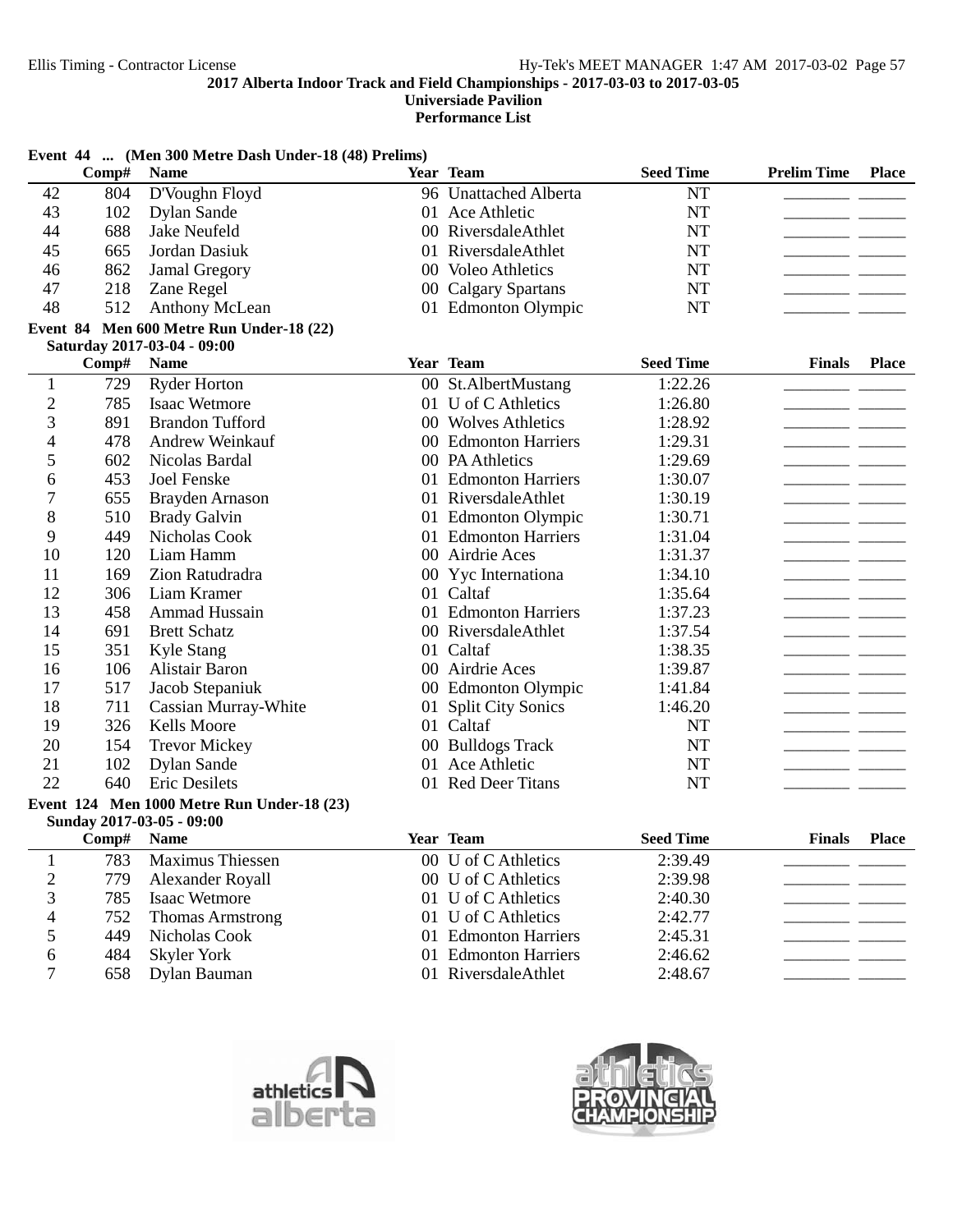**Event 44 ... (Men 300 Metre Dash Under-18 (48) Prelims)**

| | Comp# | Name | Year | Team | Seed Time | Prelim Time | Place |
|---|---|---|---|---|---|---|---|
| 42 | 804 | D'Voughn Floyd | 96 | Unattached Alberta | NT | | |
| 43 | 102 | Dylan Sande | 01 | Ace Athletic | NT | | |
| 44 | 688 | Jake Neufeld | 00 | RiversdaleAthlet | NT | | |
| 45 | 665 | Jordan Dasiuk | 01 | RiversdaleAthlet | NT | | |
| 46 | 862 | Jamal Gregory | 00 | Voleo Athletics | NT | | |
| 47 | 218 | Zane Regel | 00 | Calgary Spartans | NT | | |
| 48 | 512 | Anthony McLean | 01 | Edmonton Olympic | NT | | |

**Event 84 Men 600 Metre Run Under-18 (22)**

**Saturday 2017-03-04 - 09:00**

| | Comp# | Name | Year | Team | Seed Time | Finals | Place |
|---|---|---|---|---|---|---|---|
| 1 | 729 | Ryder Horton | 00 | St.AlbertMustang | 1:22.26 | | |
| 2 | 785 | Isaac Wetmore | 01 | U of C Athletics | 1:26.80 | | |
| 3 | 891 | Brandon Tufford | 00 | Wolves Athletics | 1:28.92 | | |
| 4 | 478 | Andrew Weinkauf | 00 | Edmonton Harriers | 1:29.31 | | |
| 5 | 602 | Nicolas Bardal | 00 | PA Athletics | 1:29.69 | | |
| 6 | 453 | Joel Fenske | 01 | Edmonton Harriers | 1:30.07 | | |
| 7 | 655 | Brayden Arnason | 01 | RiversdaleAthlet | 1:30.19 | | |
| 8 | 510 | Brady Galvin | 01 | Edmonton Olympic | 1:30.71 | | |
| 9 | 449 | Nicholas Cook | 01 | Edmonton Harriers | 1:31.04 | | |
| 10 | 120 | Liam Hamm | 00 | Airdrie Aces | 1:31.37 | | |
| 11 | 169 | Zion Ratudradra | 00 | Yyc Internationa | 1:34.10 | | |
| 12 | 306 | Liam Kramer | 01 | Caltaf | 1:35.64 | | |
| 13 | 458 | Ammad Hussain | 01 | Edmonton Harriers | 1:37.23 | | |
| 14 | 691 | Brett Schatz | 00 | RiversdaleAthlet | 1:37.54 | | |
| 15 | 351 | Kyle Stang | 01 | Caltaf | 1:38.35 | | |
| 16 | 106 | Alistair Baron | 00 | Airdrie Aces | 1:39.87 | | |
| 17 | 517 | Jacob Stepaniuk | 00 | Edmonton Olympic | 1:41.84 | | |
| 18 | 711 | Cassian Murray-White | 01 | Split City Sonics | 1:46.20 | | |
| 19 | 326 | Kells Moore | 01 | Caltaf | NT | | |
| 20 | 154 | Trevor Mickey | 00 | Bulldogs Track | NT | | |
| 21 | 102 | Dylan Sande | 01 | Ace Athletic | NT | | |
| 22 | 640 | Eric Desilets | 01 | Red Deer Titans | NT | | |

**Event 124 Men 1000 Metre Run Under-18 (23)**

**Sunday 2017-03-05 - 09:00**

| | Comp# | Name | Year | Team | Seed Time | Finals | Place |
|---|---|---|---|---|---|---|---|
| 1 | 783 | Maximus Thiessen | 00 | U of C Athletics | 2:39.49 | | |
| 2 | 779 | Alexander Royall | 00 | U of C Athletics | 2:39.98 | | |
| 3 | 785 | Isaac Wetmore | 01 | U of C Athletics | 2:40.30 | | |
| 4 | 752 | Thomas Armstrong | 01 | U of C Athletics | 2:42.77 | | |
| 5 | 449 | Nicholas Cook | 01 | Edmonton Harriers | 2:45.31 | | |
| 6 | 484 | Skyler York | 01 | Edmonton Harriers | 2:46.62 | | |
| 7 | 658 | Dylan Bauman | 01 | RiversdaleAthlet | 2:48.67 | | |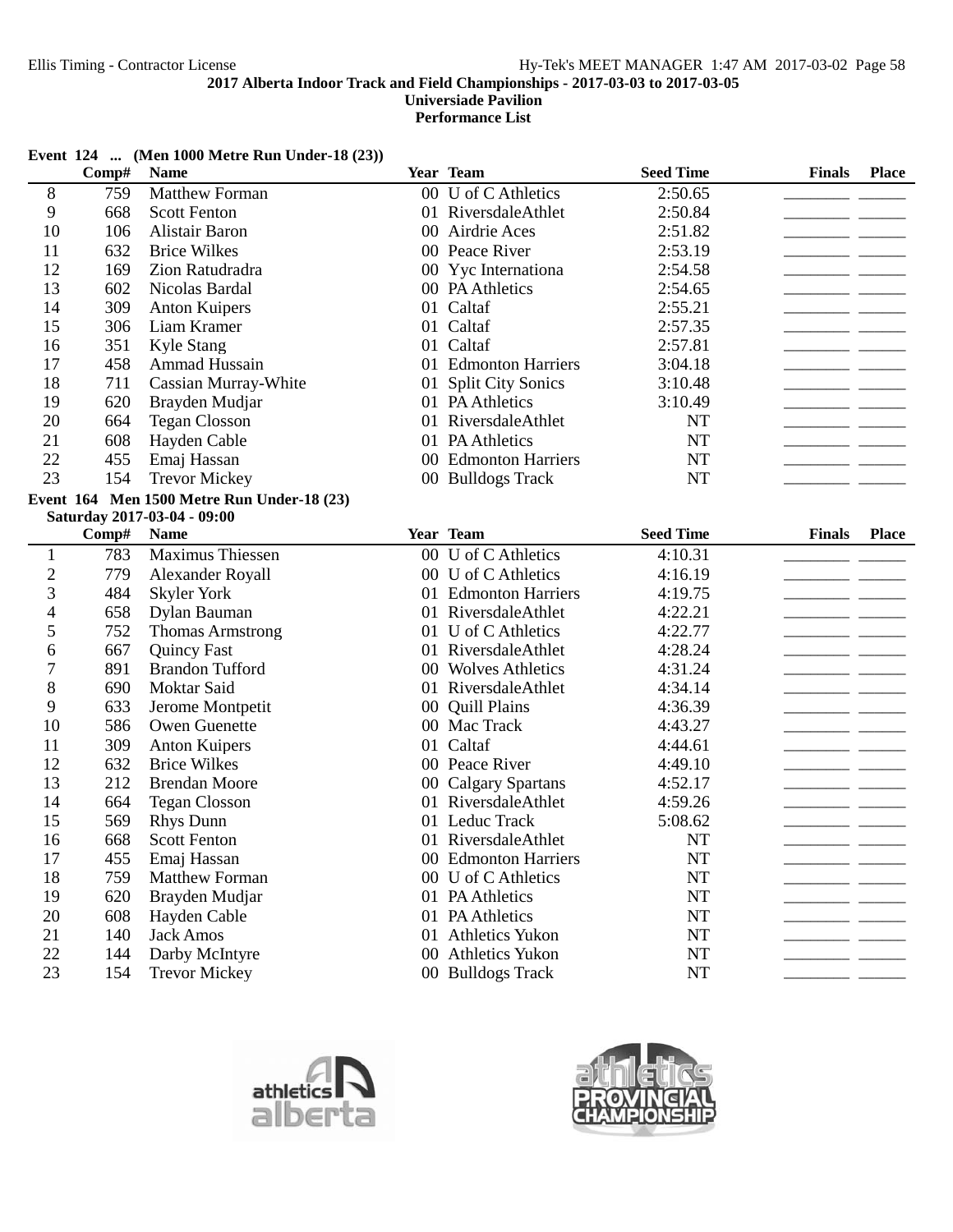**2017 Alberta Indoor Track and Field Championships - 2017-03-03 to 2017-03-05**
**Universiade Pavilion**
**Performance List**

### Event 124 ... (Men 1000 Metre Run Under-18 (23))

| | Comp# | Name | Year | Team | Seed Time | Finals | Place |
|---|---|---|---|---|---|---|---|
| 8 | 759 | Matthew Forman | 00 | U of C Athletics | 2:50.65 | ________ | ______ |
| 9 | 668 | Scott Fenton | 01 | RiversdaleAthlet | 2:50.84 | ________ | ______ |
| 10 | 106 | Alistair Baron | 00 | Airdrie Aces | 2:51.82 | ________ | ______ |
| 11 | 632 | Brice Wilkes | 00 | Peace River | 2:53.19 | ________ | ______ |
| 12 | 169 | Zion Ratudradra | 00 | Yyc Internationa | 2:54.58 | ________ | ______ |
| 13 | 602 | Nicolas Bardal | 00 | PA Athletics | 2:54.65 | ________ | ______ |
| 14 | 309 | Anton Kuipers | 01 | Caltaf | 2:55.21 | ________ | ______ |
| 15 | 306 | Liam Kramer | 01 | Caltaf | 2:57.35 | ________ | ______ |
| 16 | 351 | Kyle Stang | 01 | Caltaf | 2:57.81 | ________ | ______ |
| 17 | 458 | Ammad Hussain | 01 | Edmonton Harriers | 3:04.18 | ________ | ______ |
| 18 | 711 | Cassian Murray-White | 01 | Split City Sonics | 3:10.48 | ________ | ______ |
| 19 | 620 | Brayden Mudjar | 01 | PA Athletics | 3:10.49 | ________ | ______ |
| 20 | 664 | Tegan Closson | 01 | RiversdaleAthlet | NT | ________ | ______ |
| 21 | 608 | Hayden Cable | 01 | PA Athletics | NT | ________ | ______ |
| 22 | 455 | Emaj Hassan | 00 | Edmonton Harriers | NT | ________ | ______ |
| 23 | 154 | Trevor Mickey | 00 | Bulldogs Track | NT | ________ | ______ |

### Event 164 Men 1500 Metre Run Under-18 (23)

**Saturday 2017-03-04 - 09:00**

| | Comp# | Name | Year | Team | Seed Time | Finals | Place |
|---|---|---|---|---|---|---|---|
| 1 | 783 | Maximus Thiessen | 00 | U of C Athletics | 4:10.31 | ________ | ______ |
| 2 | 779 | Alexander Royall | 00 | U of C Athletics | 4:16.19 | ________ | ______ |
| 3 | 484 | Skyler York | 01 | Edmonton Harriers | 4:19.75 | ________ | ______ |
| 4 | 658 | Dylan Bauman | 01 | RiversdaleAthlet | 4:22.21 | ________ | ______ |
| 5 | 752 | Thomas Armstrong | 01 | U of C Athletics | 4:22.77 | ________ | ______ |
| 6 | 667 | Quincy Fast | 01 | RiversdaleAthlet | 4:28.24 | ________ | ______ |
| 7 | 891 | Brandon Tufford | 00 | Wolves Athletics | 4:31.24 | ________ | ______ |
| 8 | 690 | Moktar Said | 01 | RiversdaleAthlet | 4:34.14 | ________ | ______ |
| 9 | 633 | Jerome Montpetit | 00 | Quill Plains | 4:36.39 | ________ | ______ |
| 10 | 586 | Owen Guenette | 00 | Mac Track | 4:43.27 | ________ | ______ |
| 11 | 309 | Anton Kuipers | 01 | Caltaf | 4:44.61 | ________ | ______ |
| 12 | 632 | Brice Wilkes | 00 | Peace River | 4:49.10 | ________ | ______ |
| 13 | 212 | Brendan Moore | 00 | Calgary Spartans | 4:52.17 | ________ | ______ |
| 14 | 664 | Tegan Closson | 01 | RiversdaleAthlet | 4:59.26 | ________ | ______ |
| 15 | 569 | Rhys Dunn | 01 | Leduc Track | 5:08.62 | ________ | ______ |
| 16 | 668 | Scott Fenton | 01 | RiversdaleAthlet | NT | ________ | ______ |
| 17 | 455 | Emaj Hassan | 00 | Edmonton Harriers | NT | ________ | ______ |
| 18 | 759 | Matthew Forman | 00 | U of C Athletics | NT | ________ | ______ |
| 19 | 620 | Brayden Mudjar | 01 | PA Athletics | NT | ________ | ______ |
| 20 | 608 | Hayden Cable | 01 | PA Athletics | NT | ________ | ______ |
| 21 | 140 | Jack Amos | 01 | Athletics Yukon | NT | ________ | ______ |
| 22 | 144 | Darby McIntyre | 00 | Athletics Yukon | NT | ________ | ______ |
| 23 | 154 | Trevor Mickey | 00 | Bulldogs Track | NT | ________ | ______ |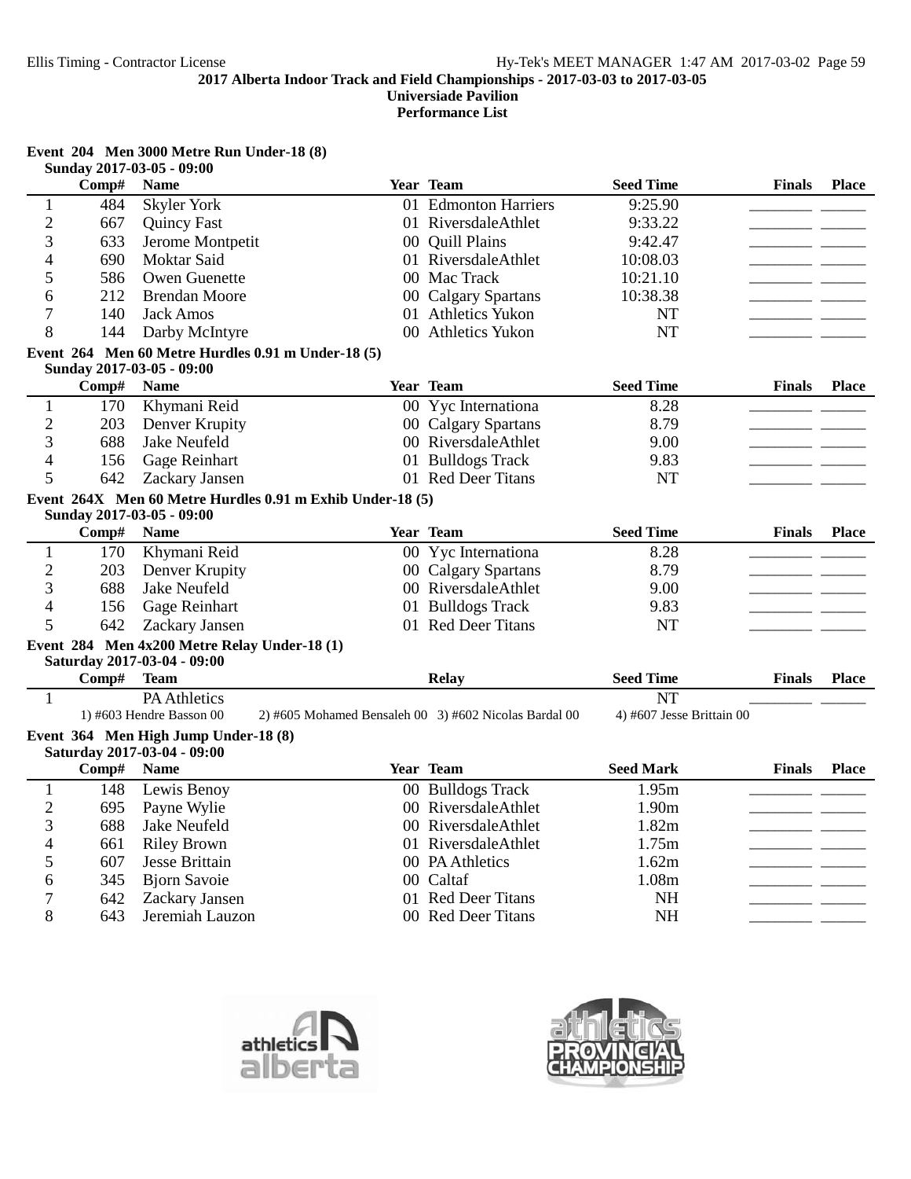**2017 Alberta Indoor Track and Field Championships - 2017-03-03 to 2017-03-05**
**Universiade Pavilion**
**Performance List**

**Event 204 Men 3000 Metre Run Under-18 (8)**
**Sunday 2017-03-05 - 09:00**

| | Comp# | Name | Year | Team | Seed Time | Finals | Place |
|---|---|---|---|---|---|---|---|
| 1 | 484 | Skyler York | 01 | Edmonton Harriers | 9:25.90 | | |
| 2 | 667 | Quincy Fast | 01 | RiversdaleAthlet | 9:33.22 | | |
| 3 | 633 | Jerome Montpetit | 00 | Quill Plains | 9:42.47 | | |
| 4 | 690 | Moktar Said | 01 | RiversdaleAthlet | 10:08.03 | | |
| 5 | 586 | Owen Guenette | 00 | Mac Track | 10:21.10 | | |
| 6 | 212 | Brendan Moore | 00 | Calgary Spartans | 10:38.38 | | |
| 7 | 140 | Jack Amos | 01 | Athletics Yukon | NT | | |
| 8 | 144 | Darby McIntyre | 00 | Athletics Yukon | NT | | |

**Event 264 Men 60 Metre Hurdles 0.91 m Under-18 (5)**
**Sunday 2017-03-05 - 09:00**

| | Comp# | Name | Year | Team | Seed Time | Finals | Place |
|---|---|---|---|---|---|---|---|
| 1 | 170 | Khymani Reid | 00 | Yyc Internationa | 8.28 | | |
| 2 | 203 | Denver Krupity | 00 | Calgary Spartans | 8.79 | | |
| 3 | 688 | Jake Neufeld | 00 | RiversdaleAthlet | 9.00 | | |
| 4 | 156 | Gage Reinhart | 01 | Bulldogs Track | 9.83 | | |
| 5 | 642 | Zackary Jansen | 01 | Red Deer Titans | NT | | |

**Event 264X Men 60 Metre Hurdles 0.91 m Exhib Under-18 (5)**
**Sunday 2017-03-05 - 09:00**

| | Comp# | Name | Year | Team | Seed Time | Finals | Place |
|---|---|---|---|---|---|---|---|
| 1 | 170 | Khymani Reid | 00 | Yyc Internationa | 8.28 | | |
| 2 | 203 | Denver Krupity | 00 | Calgary Spartans | 8.79 | | |
| 3 | 688 | Jake Neufeld | 00 | RiversdaleAthlet | 9.00 | | |
| 4 | 156 | Gage Reinhart | 01 | Bulldogs Track | 9.83 | | |
| 5 | 642 | Zackary Jansen | 01 | Red Deer Titans | NT | | |

**Event 284 Men 4x200 Metre Relay Under-18 (1)**
**Saturday 2017-03-04 - 09:00**

| | Comp# | Team | Relay | Seed Time | Finals | Place |
|---|---|---|---|---|---|---|
| 1 | | PA Athletics | | NT | | |

1) #603 Hendre Basson 00 2) #605 Mohamed Bensaleh 00 3) #602 Nicolas Bardal 00 4) #607 Jesse Brittain 00

**Event 364 Men High Jump Under-18 (8)**
**Saturday 2017-03-04 - 09:00**

| | Comp# | Name | Year | Team | Seed Mark | Finals | Place |
|---|---|---|---|---|---|---|---|
| 1 | 148 | Lewis Benoy | 00 | Bulldogs Track | 1.95m | | |
| 2 | 695 | Payne Wylie | 00 | RiversdaleAthlet | 1.90m | | |
| 3 | 688 | Jake Neufeld | 00 | RiversdaleAthlet | 1.82m | | |
| 4 | 661 | Riley Brown | 01 | RiversdaleAthlet | 1.75m | | |
| 5 | 607 | Jesse Brittain | 00 | PA Athletics | 1.62m | | |
| 6 | 345 | Bjorn Savoie | 00 | Caltaf | 1.08m | | |
| 7 | 642 | Zackary Jansen | 01 | Red Deer Titans | NH | | |
| 8 | 643 | Jeremiah Lauzon | 00 | Red Deer Titans | NH | | |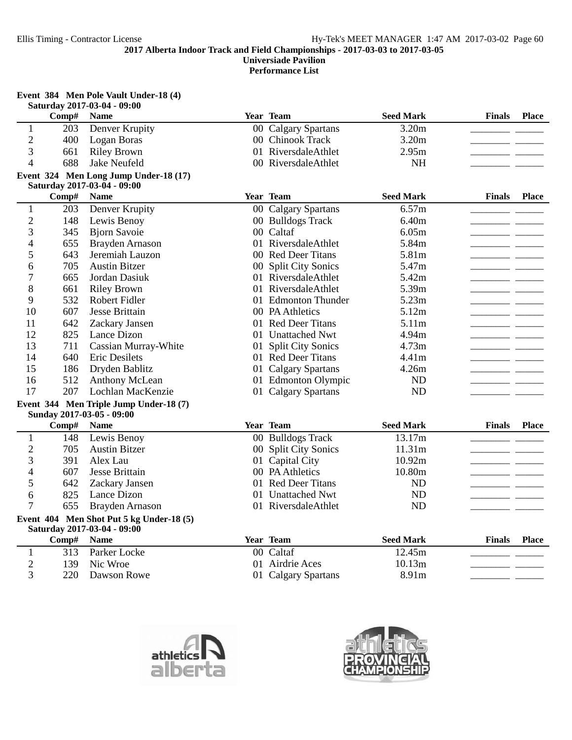**2017 Alberta Indoor Track and Field Championships - 2017-03-03 to 2017-03-05**
**Universiade Pavilion**
**Performance List**

### Event 384 Men Pole Vault Under-18 (4)
Saturday 2017-03-04 - 09:00

| | Comp# | Name | Year | Team | Seed Mark | Finals | Place |
|---|---|---|---|---|---|---|---|
| 1 | 203 | Denver Krupity | 00 | Calgary Spartans | 3.20m | | |
| 2 | 400 | Logan Boras | 00 | Chinook Track | 3.20m | | |
| 3 | 661 | Riley Brown | 01 | RiversdaleAthlet | 2.95m | | |
| 4 | 688 | Jake Neufeld | 00 | RiversdaleAthlet | NH | | |

### Event 324 Men Long Jump Under-18 (17)
Saturday 2017-03-04 - 09:00

| | Comp# | Name | Year | Team | Seed Mark | Finals | Place |
|---|---|---|---|---|---|---|---|
| 1 | 203 | Denver Krupity | 00 | Calgary Spartans | 6.57m | | |
| 2 | 148 | Lewis Benoy | 00 | Bulldogs Track | 6.40m | | |
| 3 | 345 | Bjorn Savoie | 00 | Caltaf | 6.05m | | |
| 4 | 655 | Brayden Arnason | 01 | RiversdaleAthlet | 5.84m | | |
| 5 | 643 | Jeremiah Lauzon | 00 | Red Deer Titans | 5.81m | | |
| 6 | 705 | Austin Bitzer | 00 | Split City Sonics | 5.47m | | |
| 7 | 665 | Jordan Dasiuk | 01 | RiversdaleAthlet | 5.42m | | |
| 8 | 661 | Riley Brown | 01 | RiversdaleAthlet | 5.39m | | |
| 9 | 532 | Robert Fidler | 01 | Edmonton Thunder | 5.23m | | |
| 10 | 607 | Jesse Brittain | 00 | PA Athletics | 5.12m | | |
| 11 | 642 | Zackary Jansen | 01 | Red Deer Titans | 5.11m | | |
| 12 | 825 | Lance Dizon | 01 | Unattached Nwt | 4.94m | | |
| 13 | 711 | Cassian Murray-White | 01 | Split City Sonics | 4.73m | | |
| 14 | 640 | Eric Desilets | 01 | Red Deer Titans | 4.41m | | |
| 15 | 186 | Dryden Bablitz | 01 | Calgary Spartans | 4.26m | | |
| 16 | 512 | Anthony McLean | 01 | Edmonton Olympic | ND | | |
| 17 | 207 | Lochlan MacKenzie | 01 | Calgary Spartans | ND | | |

### Event 344 Men Triple Jump Under-18 (7)
Sunday 2017-03-05 - 09:00

| | Comp# | Name | Year | Team | Seed Mark | Finals | Place |
|---|---|---|---|---|---|---|---|
| 1 | 148 | Lewis Benoy | 00 | Bulldogs Track | 13.17m | | |
| 2 | 705 | Austin Bitzer | 00 | Split City Sonics | 11.31m | | |
| 3 | 391 | Alex Lau | 01 | Capital City | 10.92m | | |
| 4 | 607 | Jesse Brittain | 00 | PA Athletics | 10.80m | | |
| 5 | 642 | Zackary Jansen | 01 | Red Deer Titans | ND | | |
| 6 | 825 | Lance Dizon | 01 | Unattached Nwt | ND | | |
| 7 | 655 | Brayden Arnason | 01 | RiversdaleAthlet | ND | | |

### Event 404 Men Shot Put 5 kg Under-18 (5)
Saturday 2017-03-04 - 09:00

| | Comp# | Name | Year | Team | Seed Mark | Finals | Place |
|---|---|---|---|---|---|---|---|
| 1 | 313 | Parker Locke | 00 | Caltaf | 12.45m | | |
| 2 | 139 | Nic Wroe | 01 | Airdrie Aces | 10.13m | | |
| 3 | 220 | Dawson Rowe | 01 | Calgary Spartans | 8.91m | | |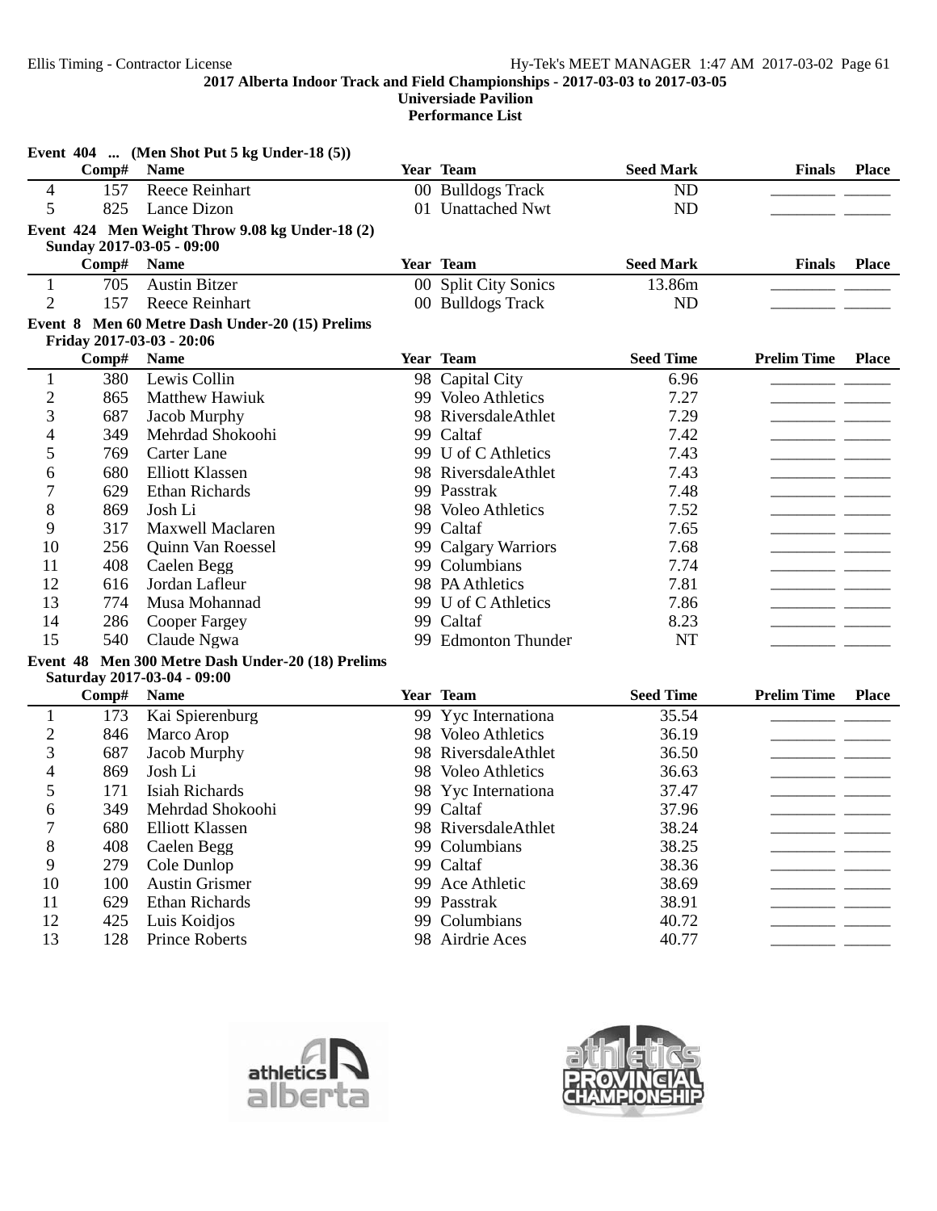**2017 Alberta Indoor Track and Field Championships - 2017-03-03 to 2017-03-05**
**Universiade Pavilion**
**Performance List**

**Event 404 ... (Men Shot Put 5 kg Under-18 (5))**

| | Comp# | Name | Year | Team | Seed Mark | Finals | Place |
|---|---|---|---|---|---|---|---|
| 4 | 157 | Reece Reinhart | 00 | Bulldogs Track | ND | ________ | ______ |
| 5 | 825 | Lance Dizon | 01 | Unattached Nwt | ND | ________ | ______ |

**Event 424 Men Weight Throw 9.08 kg Under-18 (2)**
**Sunday 2017-03-05 - 09:00**

| | Comp# | Name | Year | Team | Seed Mark | Finals | Place |
|---|---|---|---|---|---|---|---|
| 1 | 705 | Austin Bitzer | 00 | Split City Sonics | 13.86m | ________ | ______ |
| 2 | 157 | Reece Reinhart | 00 | Bulldogs Track | ND | ________ | ______ |

**Event 8 Men 60 Metre Dash Under-20 (15) Prelims**
**Friday 2017-03-03 - 20:06**

| | Comp# | Name | Year | Team | Seed Time | Prelim Time | Place |
|---|---|---|---|---|---|---|---|
| 1 | 380 | Lewis Collin | 98 | Capital City | 6.96 | ________ | ______ |
| 2 | 865 | Matthew Hawiuk | 99 | Voleo Athletics | 7.27 | ________ | ______ |
| 3 | 687 | Jacob Murphy | 98 | RiversdaleAthlet | 7.29 | ________ | ______ |
| 4 | 349 | Mehrdad Shokoohi | 99 | Caltaf | 7.42 | ________ | ______ |
| 5 | 769 | Carter Lane | 99 | U of C Athletics | 7.43 | ________ | ______ |
| 6 | 680 | Elliott Klassen | 98 | RiversdaleAthlet | 7.43 | ________ | ______ |
| 7 | 629 | Ethan Richards | 99 | Passtrak | 7.48 | ________ | ______ |
| 8 | 869 | Josh Li | 98 | Voleo Athletics | 7.52 | ________ | ______ |
| 9 | 317 | Maxwell Maclaren | 99 | Caltaf | 7.65 | ________ | ______ |
| 10 | 256 | Quinn Van Roessel | 99 | Calgary Warriors | 7.68 | ________ | ______ |
| 11 | 408 | Caelen Begg | 99 | Columbians | 7.74 | ________ | ______ |
| 12 | 616 | Jordan Lafleur | 98 | PA Athletics | 7.81 | ________ | ______ |
| 13 | 774 | Musa Mohannad | 99 | U of C Athletics | 7.86 | ________ | ______ |
| 14 | 286 | Cooper Fargey | 99 | Caltaf | 8.23 | ________ | ______ |
| 15 | 540 | Claude Ngwa | 99 | Edmonton Thunder | NT | ________ | ______ |

**Event 48 Men 300 Metre Dash Under-20 (18) Prelims**
**Saturday 2017-03-04 - 09:00**

| | Comp# | Name | Year | Team | Seed Time | Prelim Time | Place |
|---|---|---|---|---|---|---|---|
| 1 | 173 | Kai Spierenburg | 99 | Yyc Internationa | 35.54 | ________ | ______ |
| 2 | 846 | Marco Arop | 98 | Voleo Athletics | 36.19 | ________ | ______ |
| 3 | 687 | Jacob Murphy | 98 | RiversdaleAthlet | 36.50 | ________ | ______ |
| 4 | 869 | Josh Li | 98 | Voleo Athletics | 36.63 | ________ | ______ |
| 5 | 171 | Isiah Richards | 98 | Yyc Internationa | 37.47 | ________ | ______ |
| 6 | 349 | Mehrdad Shokoohi | 99 | Caltaf | 37.96 | ________ | ______ |
| 7 | 680 | Elliott Klassen | 98 | RiversdaleAthlet | 38.24 | ________ | ______ |
| 8 | 408 | Caelen Begg | 99 | Columbians | 38.25 | ________ | ______ |
| 9 | 279 | Cole Dunlop | 99 | Caltaf | 38.36 | ________ | ______ |
| 10 | 100 | Austin Grismer | 99 | Ace Athletic | 38.69 | ________ | ______ |
| 11 | 629 | Ethan Richards | 99 | Passtrak | 38.91 | ________ | ______ |
| 12 | 425 | Luis Koidjos | 99 | Columbians | 40.72 | ________ | ______ |
| 13 | 128 | Prince Roberts | 98 | Airdrie Aces | 40.77 | ________ | ______ |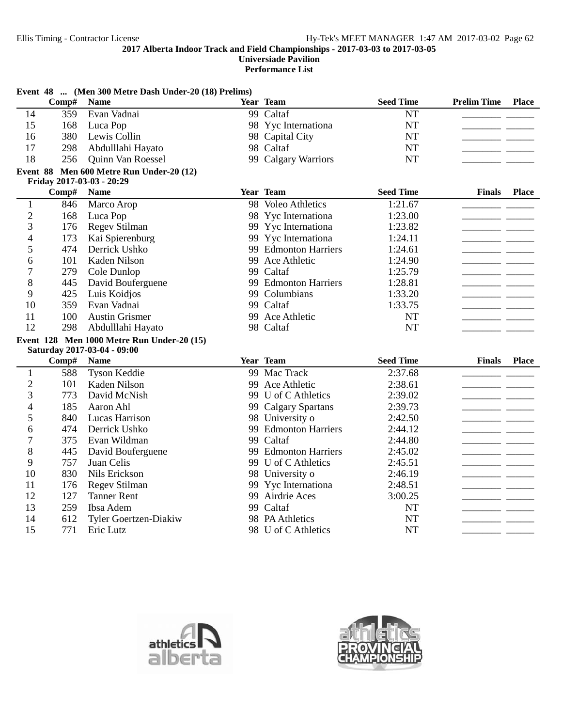## 2017 Alberta Indoor Track and Field Championships - 2017-03-03 to 2017-03-05

**Universiade Pavilion**

**Performance List**

### Event 48 ... (Men 300 Metre Dash Under-20 (18) Prelims)

| | Comp# | Name | Year | Team | Seed Time | Prelim Time | Place |
|---|---|---|---|---|---|---|---|
| 14 | 359 | Evan Vadnai | 99 | Caltaf | NT | ________ | ______ |
| 15 | 168 | Luca Pop | 98 | Yyc Internationa | NT | ________ | ______ |
| 16 | 380 | Lewis Collin | 98 | Capital City | NT | ________ | ______ |
| 17 | 298 | Abdulllahi Hayato | 98 | Caltaf | NT | ________ | ______ |
| 18 | 256 | Quinn Van Roessel | 99 | Calgary Warriors | NT | ________ | ______ |

### Event 88 Men 600 Metre Run Under-20 (12)

Friday 2017-03-03 - 20:29

| | Comp# | Name | Year | Team | Seed Time | Finals | Place |
|---|---|---|---|---|---|---|---|
| 1 | 846 | Marco Arop | 98 | Voleo Athletics | 1:21.67 | ________ | ______ |
| 2 | 168 | Luca Pop | 98 | Yyc Internationa | 1:23.00 | ________ | ______ |
| 3 | 176 | Regev Stilman | 99 | Yyc Internationa | 1:23.82 | ________ | ______ |
| 4 | 173 | Kai Spierenburg | 99 | Yyc Internationa | 1:24.11 | ________ | ______ |
| 5 | 474 | Derrick Ushko | 99 | Edmonton Harriers | 1:24.61 | ________ | ______ |
| 6 | 101 | Kaden Nilson | 99 | Ace Athletic | 1:24.90 | ________ | ______ |
| 7 | 279 | Cole Dunlop | 99 | Caltaf | 1:25.79 | ________ | ______ |
| 8 | 445 | David Bouferguene | 99 | Edmonton Harriers | 1:28.81 | ________ | ______ |
| 9 | 425 | Luis Koidjos | 99 | Columbians | 1:33.20 | ________ | ______ |
| 10 | 359 | Evan Vadnai | 99 | Caltaf | 1:33.75 | ________ | ______ |
| 11 | 100 | Austin Grismer | 99 | Ace Athletic | NT | ________ | ______ |
| 12 | 298 | Abdulllahi Hayato | 98 | Caltaf | NT | ________ | ______ |

### Event 128 Men 1000 Metre Run Under-20 (15)

Saturday 2017-03-04 - 09:00

| | Comp# | Name | Year | Team | Seed Time | Finals | Place |
|---|---|---|---|---|---|---|---|
| 1 | 588 | Tyson Keddie | 99 | Mac Track | 2:37.68 | ________ | ______ |
| 2 | 101 | Kaden Nilson | 99 | Ace Athletic | 2:38.61 | ________ | ______ |
| 3 | 773 | David McNish | 99 | U of C Athletics | 2:39.02 | ________ | ______ |
| 4 | 185 | Aaron Ahl | 99 | Calgary Spartans | 2:39.73 | ________ | ______ |
| 5 | 840 | Lucas Harrison | 98 | University o | 2:42.50 | ________ | ______ |
| 6 | 474 | Derrick Ushko | 99 | Edmonton Harriers | 2:44.12 | ________ | ______ |
| 7 | 375 | Evan Wildman | 99 | Caltaf | 2:44.80 | ________ | ______ |
| 8 | 445 | David Bouferguene | 99 | Edmonton Harriers | 2:45.02 | ________ | ______ |
| 9 | 757 | Juan Celis | 99 | U of C Athletics | 2:45.51 | ________ | ______ |
| 10 | 830 | Nils Erickson | 98 | University o | 2:46.19 | ________ | ______ |
| 11 | 176 | Regev Stilman | 99 | Yyc Internationa | 2:48.51 | ________ | ______ |
| 12 | 127 | Tanner Rent | 99 | Airdrie Aces | 3:00.25 | ________ | ______ |
| 13 | 259 | Ibsa Adem | 99 | Caltaf | NT | ________ | ______ |
| 14 | 612 | Tyler Goertzen-Diakiw | 98 | PA Athletics | NT | ________ | ______ |
| 15 | 771 | Eric Lutz | 98 | U of C Athletics | NT | ________ | ______ |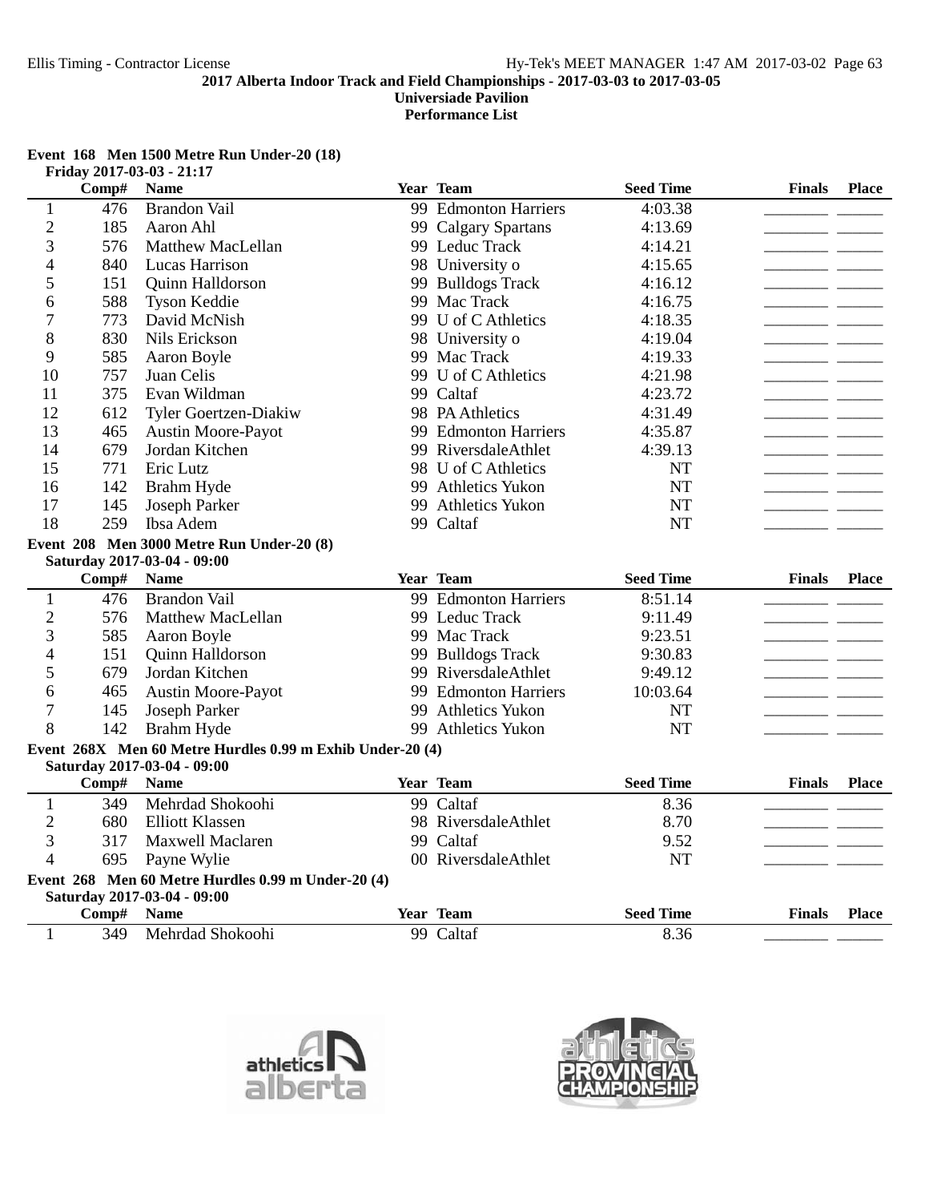**2017 Alberta Indoor Track and Field Championships - 2017-03-03 to 2017-03-05**
**Universiade Pavilion**
**Performance List**

### Event 168 Men 1500 Metre Run Under-20 (18)

Friday 2017-03-03 - 21:17

| | Comp# | Name | Year | Team | Seed Time | Finals | Place |
|---|---|---|---|---|---|---|---|
| 1 | 476 | Brandon Vail | 99 | Edmonton Harriers | 4:03.38 | ________ | ______ |
| 2 | 185 | Aaron Ahl | 99 | Calgary Spartans | 4:13.69 | ________ | ______ |
| 3 | 576 | Matthew MacLellan | 99 | Leduc Track | 4:14.21 | ________ | ______ |
| 4 | 840 | Lucas Harrison | 98 | University o | 4:15.65 | ________ | ______ |
| 5 | 151 | Quinn Halldorson | 99 | Bulldogs Track | 4:16.12 | ________ | ______ |
| 6 | 588 | Tyson Keddie | 99 | Mac Track | 4:16.75 | ________ | ______ |
| 7 | 773 | David McNish | 99 | U of C Athletics | 4:18.35 | ________ | ______ |
| 8 | 830 | Nils Erickson | 98 | University o | 4:19.04 | ________ | ______ |
| 9 | 585 | Aaron Boyle | 99 | Mac Track | 4:19.33 | ________ | ______ |
| 10 | 757 | Juan Celis | 99 | U of C Athletics | 4:21.98 | ________ | ______ |
| 11 | 375 | Evan Wildman | 99 | Caltaf | 4:23.72 | ________ | ______ |
| 12 | 612 | Tyler Goertzen-Diakiw | 98 | PA Athletics | 4:31.49 | ________ | ______ |
| 13 | 465 | Austin Moore-Payot | 99 | Edmonton Harriers | 4:35.87 | ________ | ______ |
| 14 | 679 | Jordan Kitchen | 99 | RiversdaleAthlet | 4:39.13 | ________ | ______ |
| 15 | 771 | Eric Lutz | 98 | U of C Athletics | NT | ________ | ______ |
| 16 | 142 | Brahm Hyde | 99 | Athletics Yukon | NT | ________ | ______ |
| 17 | 145 | Joseph Parker | 99 | Athletics Yukon | NT | ________ | ______ |
| 18 | 259 | Ibsa Adem | 99 | Caltaf | NT | ________ | ______ |

### Event 208 Men 3000 Metre Run Under-20 (8)

Saturday 2017-03-04 - 09:00

| | Comp# | Name | Year | Team | Seed Time | Finals | Place |
|---|---|---|---|---|---|---|---|
| 1 | 476 | Brandon Vail | 99 | Edmonton Harriers | 8:51.14 | ________ | ______ |
| 2 | 576 | Matthew MacLellan | 99 | Leduc Track | 9:11.49 | ________ | ______ |
| 3 | 585 | Aaron Boyle | 99 | Mac Track | 9:23.51 | ________ | ______ |
| 4 | 151 | Quinn Halldorson | 99 | Bulldogs Track | 9:30.83 | ________ | ______ |
| 5 | 679 | Jordan Kitchen | 99 | RiversdaleAthlet | 9:49.12 | ________ | ______ |
| 6 | 465 | Austin Moore-Payot | 99 | Edmonton Harriers | 10:03.64 | ________ | ______ |
| 7 | 145 | Joseph Parker | 99 | Athletics Yukon | NT | ________ | ______ |
| 8 | 142 | Brahm Hyde | 99 | Athletics Yukon | NT | ________ | ______ |

### Event 268X Men 60 Metre Hurdles 0.99 m Exhib Under-20 (4)

Saturday 2017-03-04 - 09:00

| | Comp# | Name | Year | Team | Seed Time | Finals | Place |
|---|---|---|---|---|---|---|---|
| 1 | 349 | Mehrdad Shokoohi | 99 | Caltaf | 8.36 | ________ | ______ |
| 2 | 680 | Elliott Klassen | 98 | RiversdaleAthlet | 8.70 | ________ | ______ |
| 3 | 317 | Maxwell Maclaren | 99 | Caltaf | 9.52 | ________ | ______ |
| 4 | 695 | Payne Wylie | 00 | RiversdaleAthlet | NT | ________ | ______ |

### Event 268 Men 60 Metre Hurdles 0.99 m Under-20 (4)

Saturday 2017-03-04 - 09:00

| | Comp# | Name | Year | Team | Seed Time | Finals | Place |
|---|---|---|---|---|---|---|---|
| 1 | 349 | Mehrdad Shokoohi | 99 | Caltaf | 8.36 | ________ | ______ |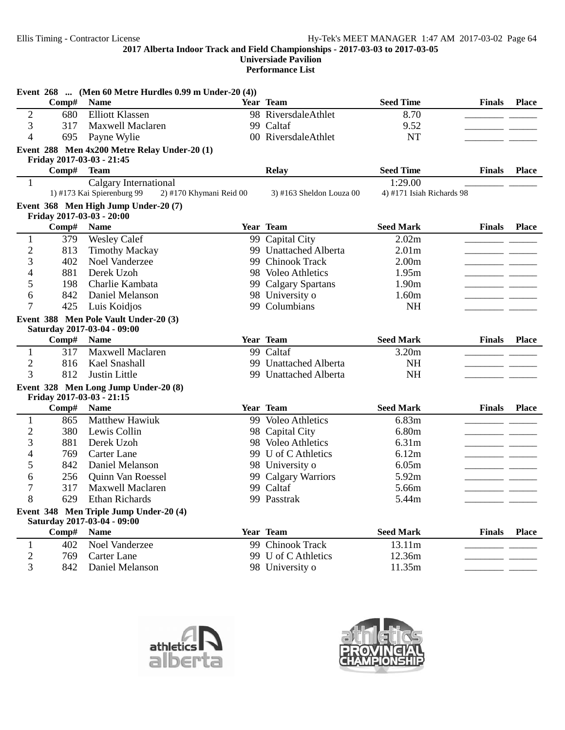2017 Alberta Indoor Track and Field Championships - 2017-03-03 to 2017-03-05
Universiade Pavilion
Performance List

### Event 268 ... (Men 60 Metre Hurdles 0.99 m Under-20 (4))

| | Comp# | Name | Year | Team | Seed Time | Finals | Place |
|---|---|---|---|---|---|---|---|
| 2 | 680 | Elliott Klassen | 98 | RiversdaleAthlet | 8.70 | ________ | ______ |
| 3 | 317 | Maxwell Maclaren | 99 | Caltaf | 9.52 | ________ | ______ |
| 4 | 695 | Payne Wylie | 00 | RiversdaleAthlet | NT | ________ | ______ |

### Event 288 Men 4x200 Metre Relay Under-20 (1)
Friday 2017-03-03 - 21:45

| | Comp# | Team | Relay | Seed Time | Finals | Place |
|---|---|---|---|---|---|---|
| 1 | | Calgary International | | 1:29.00 | ________ | ______ |
| | | 1) #173 Kai Spierenburg 99 | 2) #170 Khymani Reid 00 | 3) #163 Sheldon Louza 00 | 4) #171 Isiah Richards 98 | |

### Event 368 Men High Jump Under-20 (7)
Friday 2017-03-03 - 20:00

| | Comp# | Name | Year | Team | Seed Mark | Finals | Place |
|---|---|---|---|---|---|---|---|
| 1 | 379 | Wesley Calef | 99 | Capital City | 2.02m | ________ | ______ |
| 2 | 813 | Timothy Mackay | 99 | Unattached Alberta | 2.01m | ________ | ______ |
| 3 | 402 | Noel Vanderzee | 99 | Chinook Track | 2.00m | ________ | ______ |
| 4 | 881 | Derek Uzoh | 98 | Voleo Athletics | 1.95m | ________ | ______ |
| 5 | 198 | Charlie Kambata | 99 | Calgary Spartans | 1.90m | ________ | ______ |
| 6 | 842 | Daniel Melanson | 98 | University o | 1.60m | ________ | ______ |
| 7 | 425 | Luis Koidjos | 99 | Columbians | NH | ________ | ______ |

### Event 388 Men Pole Vault Under-20 (3)
Saturday 2017-03-04 - 09:00

| | Comp# | Name | Year | Team | Seed Mark | Finals | Place |
|---|---|---|---|---|---|---|---|
| 1 | 317 | Maxwell Maclaren | 99 | Caltaf | 3.20m | ________ | ______ |
| 2 | 816 | Kael Snashall | 99 | Unattached Alberta | NH | ________ | ______ |
| 3 | 812 | Justin Little | 99 | Unattached Alberta | NH | ________ | ______ |

### Event 328 Men Long Jump Under-20 (8)
Friday 2017-03-03 - 21:15

| | Comp# | Name | Year | Team | Seed Mark | Finals | Place |
|---|---|---|---|---|---|---|---|
| 1 | 865 | Matthew Hawiuk | 99 | Voleo Athletics | 6.83m | ________ | ______ |
| 2 | 380 | Lewis Collin | 98 | Capital City | 6.80m | ________ | ______ |
| 3 | 881 | Derek Uzoh | 98 | Voleo Athletics | 6.31m | ________ | ______ |
| 4 | 769 | Carter Lane | 99 | U of C Athletics | 6.12m | ________ | ______ |
| 5 | 842 | Daniel Melanson | 98 | University o | 6.05m | ________ | ______ |
| 6 | 256 | Quinn Van Roessel | 99 | Calgary Warriors | 5.92m | ________ | ______ |
| 7 | 317 | Maxwell Maclaren | 99 | Caltaf | 5.66m | ________ | ______ |
| 8 | 629 | Ethan Richards | 99 | Passtrak | 5.44m | ________ | ______ |

### Event 348 Men Triple Jump Under-20 (4)
Saturday 2017-03-04 - 09:00

| | Comp# | Name | Year | Team | Seed Mark | Finals | Place |
|---|---|---|---|---|---|---|---|
| 1 | 402 | Noel Vanderzee | 99 | Chinook Track | 13.11m | ________ | ______ |
| 2 | 769 | Carter Lane | 99 | U of C Athletics | 12.36m | ________ | ______ |
| 3 | 842 | Daniel Melanson | 98 | University o | 11.35m | ________ | ______ |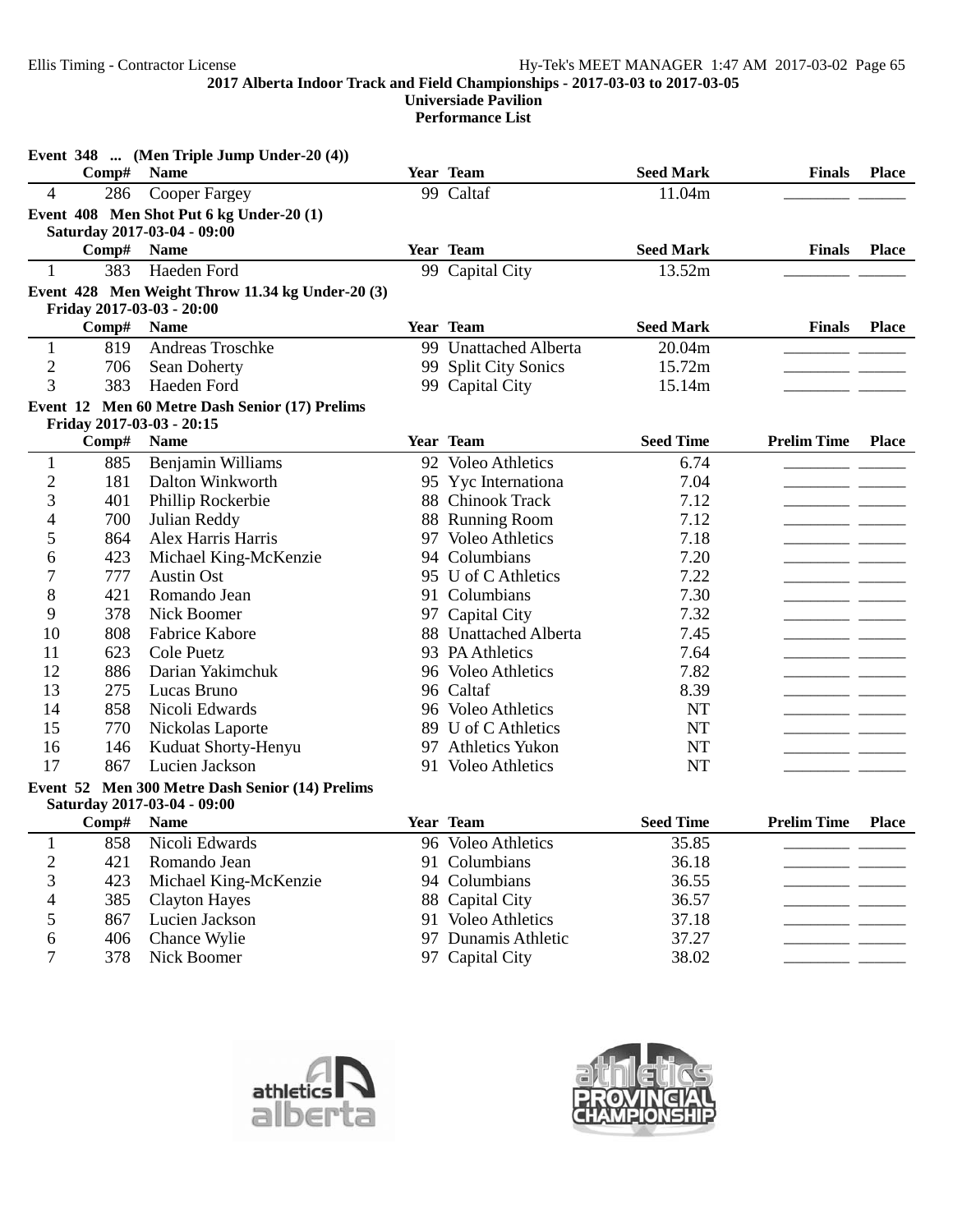Event 348 ... (Men Triple Jump Under-20 (4))

| | Comp# | Name | Year | Team | Seed Mark | Finals | Place |
|---|---|---|---|---|---|---|---|
| 4 | 286 | Cooper Fargey | 99 | Caltaf | 11.04m | | |

Event 408 Men Shot Put 6 kg Under-20 (1)
Saturday 2017-03-04 - 09:00

| | Comp# | Name | Year | Team | Seed Mark | Finals | Place |
|---|---|---|---|---|---|---|---|
| 1 | 383 | Haeden Ford | 99 | Capital City | 13.52m | | |

Event 428 Men Weight Throw 11.34 kg Under-20 (3)
Friday 2017-03-03 - 20:00

| | Comp# | Name | Year | Team | Seed Mark | Finals | Place |
|---|---|---|---|---|---|---|---|
| 1 | 819 | Andreas Troschke | 99 | Unattached Alberta | 20.04m | | |
| 2 | 706 | Sean Doherty | 99 | Split City Sonics | 15.72m | | |
| 3 | 383 | Haeden Ford | 99 | Capital City | 15.14m | | |

Event 12 Men 60 Metre Dash Senior (17) Prelims
Friday 2017-03-03 - 20:15

| | Comp# | Name | Year | Team | Seed Time | Prelim Time | Place |
|---|---|---|---|---|---|---|---|
| 1 | 885 | Benjamin Williams | 92 | Voleo Athletics | 6.74 | | |
| 2 | 181 | Dalton Winkworth | 95 | Yyc Internationa | 7.04 | | |
| 3 | 401 | Phillip Rockerbie | 88 | Chinook Track | 7.12 | | |
| 4 | 700 | Julian Reddy | 88 | Running Room | 7.12 | | |
| 5 | 864 | Alex Harris Harris | 97 | Voleo Athletics | 7.18 | | |
| 6 | 423 | Michael King-McKenzie | 94 | Columbians | 7.20 | | |
| 7 | 777 | Austin Ost | 95 | U of C Athletics | 7.22 | | |
| 8 | 421 | Romando Jean | 91 | Columbians | 7.30 | | |
| 9 | 378 | Nick Boomer | 97 | Capital City | 7.32 | | |
| 10 | 808 | Fabrice Kabore | 88 | Unattached Alberta | 7.45 | | |
| 11 | 623 | Cole Puetz | 93 | PA Athletics | 7.64 | | |
| 12 | 886 | Darian Yakimchuk | 96 | Voleo Athletics | 7.82 | | |
| 13 | 275 | Lucas Bruno | 96 | Caltaf | 8.39 | | |
| 14 | 858 | Nicoli Edwards | 96 | Voleo Athletics | NT | | |
| 15 | 770 | Nickolas Laporte | 89 | U of C Athletics | NT | | |
| 16 | 146 | Kuduat Shorty-Henyu | 97 | Athletics Yukon | NT | | |
| 17 | 867 | Lucien Jackson | 91 | Voleo Athletics | NT | | |

Event 52 Men 300 Metre Dash Senior (14) Prelims
Saturday 2017-03-04 - 09:00

| | Comp# | Name | Year | Team | Seed Time | Prelim Time | Place |
|---|---|---|---|---|---|---|---|
| 1 | 858 | Nicoli Edwards | 96 | Voleo Athletics | 35.85 | | |
| 2 | 421 | Romando Jean | 91 | Columbians | 36.18 | | |
| 3 | 423 | Michael King-McKenzie | 94 | Columbians | 36.55 | | |
| 4 | 385 | Clayton Hayes | 88 | Capital City | 36.57 | | |
| 5 | 867 | Lucien Jackson | 91 | Voleo Athletics | 37.18 | | |
| 6 | 406 | Chance Wylie | 97 | Dunamis Athletic | 37.27 | | |
| 7 | 378 | Nick Boomer | 97 | Capital City | 38.02 | | |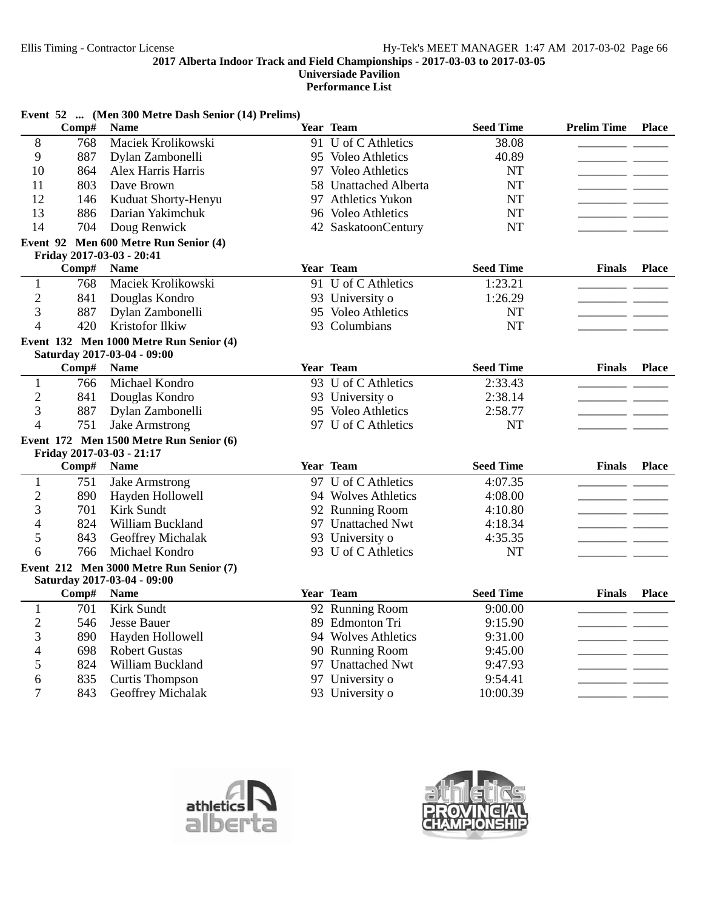**2017 Alberta Indoor Track and Field Championships - 2017-03-03 to 2017-03-05**
**Universiade Pavilion**
**Performance List**

### Event 52 ... (Men 300 Metre Dash Senior (14) Prelims)

| | Comp# | Name | Year | Team | Seed Time | Prelim Time | Place |
|---|---|---|---|---|---|---|---|
| 8 | 768 | Maciek Krolikowski | 91 | U of C Athletics | 38.08 | | |
| 9 | 887 | Dylan Zambonelli | 95 | Voleo Athletics | 40.89 | | |
| 10 | 864 | Alex Harris Harris | 97 | Voleo Athletics | NT | | |
| 11 | 803 | Dave Brown | 58 | Unattached Alberta | NT | | |
| 12 | 146 | Kuduat Shorty-Henyu | 97 | Athletics Yukon | NT | | |
| 13 | 886 | Darian Yakimchuk | 96 | Voleo Athletics | NT | | |
| 14 | 704 | Doug Renwick | 42 | SaskatoonCentury | NT | | |

### Event 92 Men 600 Metre Run Senior (4)

Friday 2017-03-03 - 20:41

| | Comp# | Name | Year | Team | Seed Time | Finals | Place |
|---|---|---|---|---|---|---|---|
| 1 | 768 | Maciek Krolikowski | 91 | U of C Athletics | 1:23.21 | | |
| 2 | 841 | Douglas Kondro | 93 | University o | 1:26.29 | | |
| 3 | 887 | Dylan Zambonelli | 95 | Voleo Athletics | NT | | |
| 4 | 420 | Kristofor Ilkiw | 93 | Columbians | NT | | |

### Event 132 Men 1000 Metre Run Senior (4)

Saturday 2017-03-04 - 09:00

| | Comp# | Name | Year | Team | Seed Time | Finals | Place |
|---|---|---|---|---|---|---|---|
| 1 | 766 | Michael Kondro | 93 | U of C Athletics | 2:33.43 | | |
| 2 | 841 | Douglas Kondro | 93 | University o | 2:38.14 | | |
| 3 | 887 | Dylan Zambonelli | 95 | Voleo Athletics | 2:58.77 | | |
| 4 | 751 | Jake Armstrong | 97 | U of C Athletics | NT | | |

### Event 172 Men 1500 Metre Run Senior (6)

Friday 2017-03-03 - 21:17

| | Comp# | Name | Year | Team | Seed Time | Finals | Place |
|---|---|---|---|---|---|---|---|
| 1 | 751 | Jake Armstrong | 97 | U of C Athletics | 4:07.35 | | |
| 2 | 890 | Hayden Hollowell | 94 | Wolves Athletics | 4:08.00 | | |
| 3 | 701 | Kirk Sundt | 92 | Running Room | 4:10.80 | | |
| 4 | 824 | William Buckland | 97 | Unattached Nwt | 4:18.34 | | |
| 5 | 843 | Geoffrey Michalak | 93 | University o | 4:35.35 | | |
| 6 | 766 | Michael Kondro | 93 | U of C Athletics | NT | | |

### Event 212 Men 3000 Metre Run Senior (7)

Saturday 2017-03-04 - 09:00

| | Comp# | Name | Year | Team | Seed Time | Finals | Place |
|---|---|---|---|---|---|---|---|
| 1 | 701 | Kirk Sundt | 92 | Running Room | 9:00.00 | | |
| 2 | 546 | Jesse Bauer | 89 | Edmonton Tri | 9:15.90 | | |
| 3 | 890 | Hayden Hollowell | 94 | Wolves Athletics | 9:31.00 | | |
| 4 | 698 | Robert Gustas | 90 | Running Room | 9:45.00 | | |
| 5 | 824 | William Buckland | 97 | Unattached Nwt | 9:47.93 | | |
| 6 | 835 | Curtis Thompson | 97 | University o | 9:54.41 | | |
| 7 | 843 | Geoffrey Michalak | 93 | University o | 10:00.39 | | |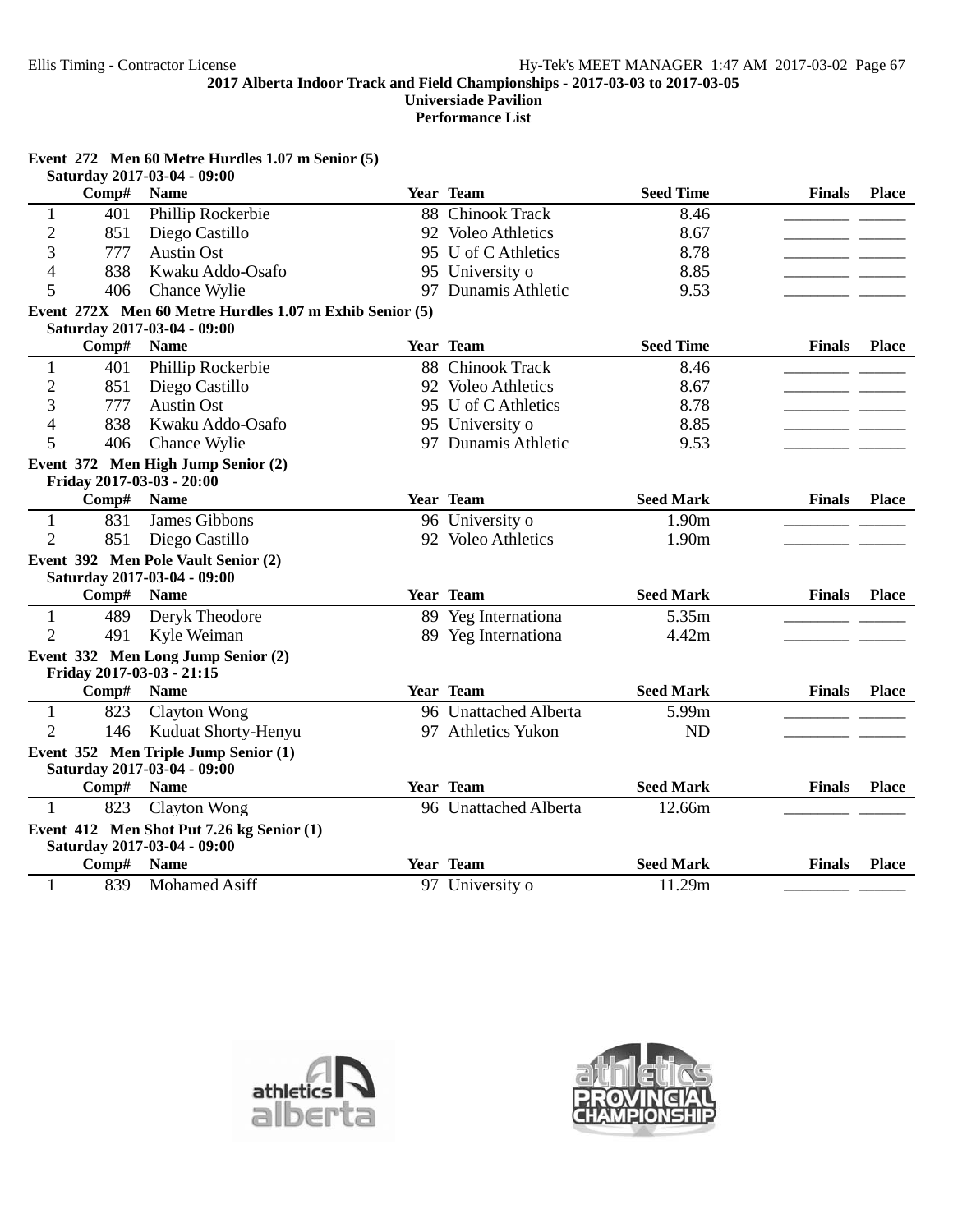## 2017 Alberta Indoor Track and Field Championships - 2017-03-03 to 2017-03-05

**Universiade Pavilion**

**Performance List**

### Event 272 Men 60 Metre Hurdles 1.07 m Senior (5)

Saturday 2017-03-04 - 09:00

| | Comp# | Name | Year | Team | Seed Time | Finals | Place |
|---|---|---|---|---|---|---|---|
| 1 | 401 | Phillip Rockerbie | 88 | Chinook Track | 8.46 | ________ | ______ |
| 2 | 851 | Diego Castillo | 92 | Voleo Athletics | 8.67 | ________ | ______ |
| 3 | 777 | Austin Ost | 95 | U of C Athletics | 8.78 | ________ | ______ |
| 4 | 838 | Kwaku Addo-Osafo | 95 | University o | 8.85 | ________ | ______ |
| 5 | 406 | Chance Wylie | 97 | Dunamis Athletic | 9.53 | ________ | ______ |

### Event 272X Men 60 Metre Hurdles 1.07 m Exhib Senior (5)

Saturday 2017-03-04 - 09:00

| | Comp# | Name | Year | Team | Seed Time | Finals | Place |
|---|---|---|---|---|---|---|---|
| 1 | 401 | Phillip Rockerbie | 88 | Chinook Track | 8.46 | ________ | ______ |
| 2 | 851 | Diego Castillo | 92 | Voleo Athletics | 8.67 | ________ | ______ |
| 3 | 777 | Austin Ost | 95 | U of C Athletics | 8.78 | ________ | ______ |
| 4 | 838 | Kwaku Addo-Osafo | 95 | University o | 8.85 | ________ | ______ |
| 5 | 406 | Chance Wylie | 97 | Dunamis Athletic | 9.53 | ________ | ______ |

### Event 372 Men High Jump Senior (2)

Friday 2017-03-03 - 20:00

| | Comp# | Name | Year | Team | Seed Mark | Finals | Place |
|---|---|---|---|---|---|---|---|
| 1 | 831 | James Gibbons | 96 | University o | 1.90m | ________ | ______ |
| 2 | 851 | Diego Castillo | 92 | Voleo Athletics | 1.90m | ________ | ______ |

### Event 392 Men Pole Vault Senior (2)

Saturday 2017-03-04 - 09:00

| | Comp# | Name | Year | Team | Seed Mark | Finals | Place |
|---|---|---|---|---|---|---|---|
| 1 | 489 | Deryk Theodore | 89 | Yeg Internationa | 5.35m | ________ | ______ |
| 2 | 491 | Kyle Weiman | 89 | Yeg Internationa | 4.42m | ________ | ______ |

### Event 332 Men Long Jump Senior (2)

Friday 2017-03-03 - 21:15

| | Comp# | Name | Year | Team | Seed Mark | Finals | Place |
|---|---|---|---|---|---|---|---|
| 1 | 823 | Clayton Wong | 96 | Unattached Alberta | 5.99m | ________ | ______ |
| 2 | 146 | Kuduat Shorty-Henyu | 97 | Athletics Yukon | ND | ________ | ______ |

### Event 352 Men Triple Jump Senior (1)

Saturday 2017-03-04 - 09:00

| | Comp# | Name | Year | Team | Seed Mark | Finals | Place |
|---|---|---|---|---|---|---|---|
| 1 | 823 | Clayton Wong | 96 | Unattached Alberta | 12.66m | ________ | ______ |

### Event 412 Men Shot Put 7.26 kg Senior (1)

Saturday 2017-03-04 - 09:00

| | Comp# | Name | Year | Team | Seed Mark | Finals | Place |
|---|---|---|---|---|---|---|---|
| 1 | 839 | Mohamed Asiff | 97 | University o | 11.29m | ________ | ______ |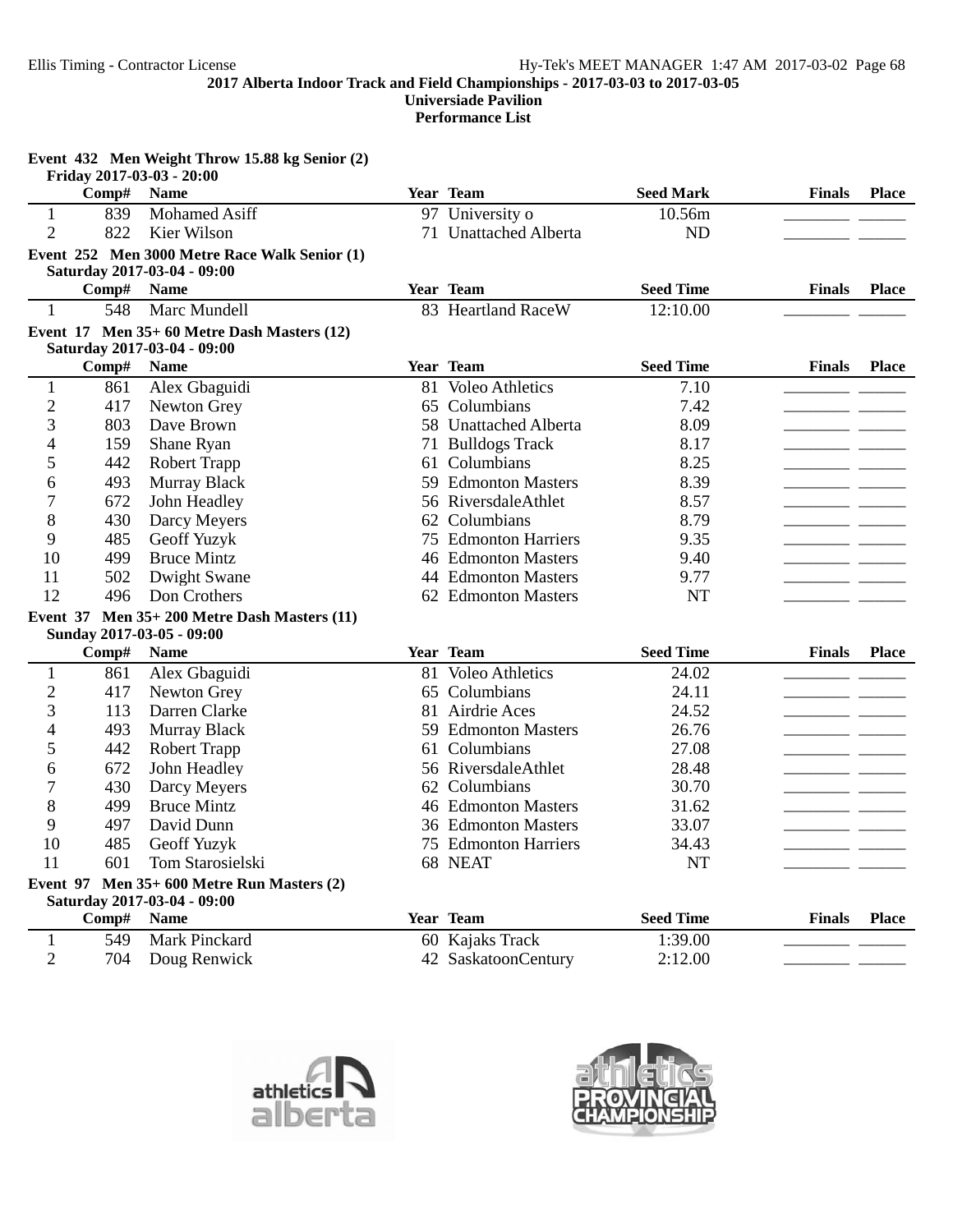**2017 Alberta Indoor Track and Field Championships - 2017-03-03 to 2017-03-05**
**Universiade Pavilion**
**Performance List**

### Event 432 Men Weight Throw 15.88 kg Senior (2)

Friday 2017-03-03 - 20:00

| | Comp# | Name | Year | Team | Seed Mark | Finals | Place |
|---|---|---|---|---|---|---|---|
| 1 | 839 | Mohamed Asiff | 97 | University o | 10.56m | | |
| 2 | 822 | Kier Wilson | 71 | Unattached Alberta | ND | | |

### Event 252 Men 3000 Metre Race Walk Senior (1)

Saturday 2017-03-04 - 09:00

| | Comp# | Name | Year | Team | Seed Time | Finals | Place |
|---|---|---|---|---|---|---|---|
| 1 | 548 | Marc Mundell | 83 | Heartland RaceW | 12:10.00 | | |

### Event 17 Men 35+ 60 Metre Dash Masters (12)

Saturday 2017-03-04 - 09:00

| | Comp# | Name | Year | Team | Seed Time | Finals | Place |
|---|---|---|---|---|---|---|---|
| 1 | 861 | Alex Gbaguidi | 81 | Voleo Athletics | 7.10 | | |
| 2 | 417 | Newton Grey | 65 | Columbians | 7.42 | | |
| 3 | 803 | Dave Brown | 58 | Unattached Alberta | 8.09 | | |
| 4 | 159 | Shane Ryan | 71 | Bulldogs Track | 8.17 | | |
| 5 | 442 | Robert Trapp | 61 | Columbians | 8.25 | | |
| 6 | 493 | Murray Black | 59 | Edmonton Masters | 8.39 | | |
| 7 | 672 | John Headley | 56 | RiversdaleAthlet | 8.57 | | |
| 8 | 430 | Darcy Meyers | 62 | Columbians | 8.79 | | |
| 9 | 485 | Geoff Yuzyk | 75 | Edmonton Harriers | 9.35 | | |
| 10 | 499 | Bruce Mintz | 46 | Edmonton Masters | 9.40 | | |
| 11 | 502 | Dwight Swane | 44 | Edmonton Masters | 9.77 | | |
| 12 | 496 | Don Crothers | 62 | Edmonton Masters | NT | | |

### Event 37 Men 35+ 200 Metre Dash Masters (11)

Sunday 2017-03-05 - 09:00

| | Comp# | Name | Year | Team | Seed Time | Finals | Place |
|---|---|---|---|---|---|---|---|
| 1 | 861 | Alex Gbaguidi | 81 | Voleo Athletics | 24.02 | | |
| 2 | 417 | Newton Grey | 65 | Columbians | 24.11 | | |
| 3 | 113 | Darren Clarke | 81 | Airdrie Aces | 24.52 | | |
| 4 | 493 | Murray Black | 59 | Edmonton Masters | 26.76 | | |
| 5 | 442 | Robert Trapp | 61 | Columbians | 27.08 | | |
| 6 | 672 | John Headley | 56 | RiversdaleAthlet | 28.48 | | |
| 7 | 430 | Darcy Meyers | 62 | Columbians | 30.70 | | |
| 8 | 499 | Bruce Mintz | 46 | Edmonton Masters | 31.62 | | |
| 9 | 497 | David Dunn | 36 | Edmonton Masters | 33.07 | | |
| 10 | 485 | Geoff Yuzyk | 75 | Edmonton Harriers | 34.43 | | |
| 11 | 601 | Tom Starosielski | 68 | NEAT | NT | | |

### Event 97 Men 35+ 600 Metre Run Masters (2)

Saturday 2017-03-04 - 09:00

| | Comp# | Name | Year | Team | Seed Time | Finals | Place |
|---|---|---|---|---|---|---|---|
| 1 | 549 | Mark Pinckard | 60 | Kajaks Track | 1:39.00 | | |
| 2 | 704 | Doug Renwick | 42 | SaskatoonCentury | 2:12.00 | | |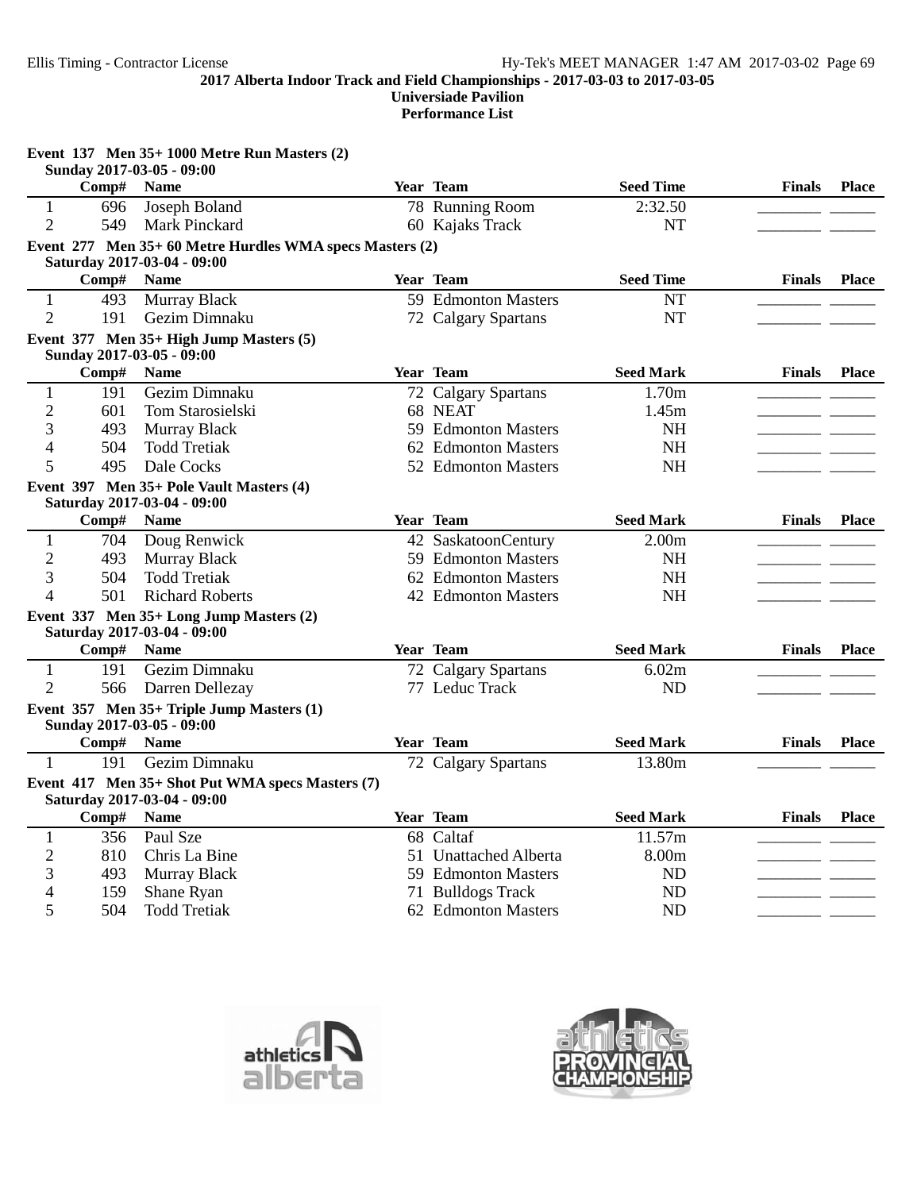**2017 Alberta Indoor Track and Field Championships - 2017-03-03 to 2017-03-05**
**Universiade Pavilion**
**Performance List**

**Event 137 Men 35+ 1000 Metre Run Masters (2)**
Sunday 2017-03-05 - 09:00

| | Comp# | Name | Year | Team | Seed Time | Finals | Place |
|---|---|---|---|---|---|---|---|
| 1 | 696 | Joseph Boland | 78 | Running Room | 2:32.50 | | |
| 2 | 549 | Mark Pinckard | 60 | Kajaks Track | NT | | |

**Event 277 Men 35+ 60 Metre Hurdles WMA specs Masters (2)**
Saturday 2017-03-04 - 09:00

| | Comp# | Name | Year | Team | Seed Time | Finals | Place |
|---|---|---|---|---|---|---|---|
| 1 | 493 | Murray Black | 59 | Edmonton Masters | NT | | |
| 2 | 191 | Gezim Dimnaku | 72 | Calgary Spartans | NT | | |

**Event 377 Men 35+ High Jump Masters (5)**
Sunday 2017-03-05 - 09:00

| | Comp# | Name | Year | Team | Seed Mark | Finals | Place |
|---|---|---|---|---|---|---|---|
| 1 | 191 | Gezim Dimnaku | 72 | Calgary Spartans | 1.70m | | |
| 2 | 601 | Tom Starosielski | 68 | NEAT | 1.45m | | |
| 3 | 493 | Murray Black | 59 | Edmonton Masters | NH | | |
| 4 | 504 | Todd Tretiak | 62 | Edmonton Masters | NH | | |
| 5 | 495 | Dale Cocks | 52 | Edmonton Masters | NH | | |

**Event 397 Men 35+ Pole Vault Masters (4)**
Saturday 2017-03-04 - 09:00

| | Comp# | Name | Year | Team | Seed Mark | Finals | Place |
|---|---|---|---|---|---|---|---|
| 1 | 704 | Doug Renwick | 42 | SaskatoonCentury | 2.00m | | |
| 2 | 493 | Murray Black | 59 | Edmonton Masters | NH | | |
| 3 | 504 | Todd Tretiak | 62 | Edmonton Masters | NH | | |
| 4 | 501 | Richard Roberts | 42 | Edmonton Masters | NH | | |

**Event 337 Men 35+ Long Jump Masters (2)**
Saturday 2017-03-04 - 09:00

| | Comp# | Name | Year | Team | Seed Mark | Finals | Place |
|---|---|---|---|---|---|---|---|
| 1 | 191 | Gezim Dimnaku | 72 | Calgary Spartans | 6.02m | | |
| 2 | 566 | Darren Dellezay | 77 | Leduc Track | ND | | |

**Event 357 Men 35+ Triple Jump Masters (1)**
Sunday 2017-03-05 - 09:00

| | Comp# | Name | Year | Team | Seed Mark | Finals | Place |
|---|---|---|---|---|---|---|---|
| 1 | 191 | Gezim Dimnaku | 72 | Calgary Spartans | 13.80m | | |

**Event 417 Men 35+ Shot Put WMA specs Masters (7)**
Saturday 2017-03-04 - 09:00

| | Comp# | Name | Year | Team | Seed Mark | Finals | Place |
|---|---|---|---|---|---|---|---|
| 1 | 356 | Paul Sze | 68 | Caltaf | 11.57m | | |
| 2 | 810 | Chris La Bine | 51 | Unattached Alberta | 8.00m | | |
| 3 | 493 | Murray Black | 59 | Edmonton Masters | ND | | |
| 4 | 159 | Shane Ryan | 71 | Bulldogs Track | ND | | |
| 5 | 504 | Todd Tretiak | 62 | Edmonton Masters | ND | | |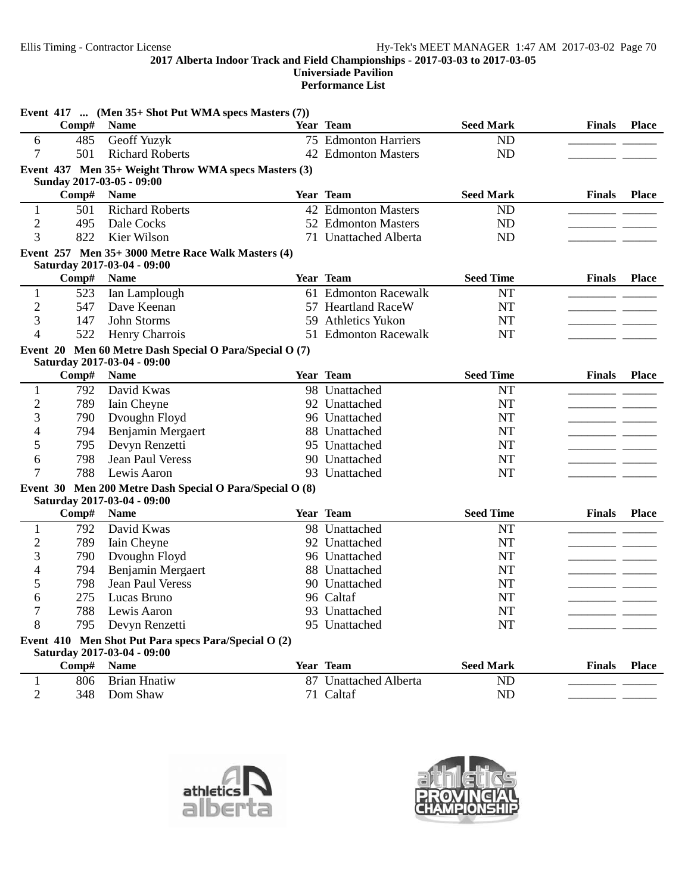## Event 417 ... (Men 35+ Shot Put WMA specs Masters (7))

| | Comp# | Name | Year | Team | Seed Mark | Finals | Place |
|---|---|---|---|---|---|---|---|
| 6 | 485 | Geoff Yuzyk | 75 | Edmonton Harriers | ND | ________ | ______ |
| 7 | 501 | Richard Roberts | 42 | Edmonton Masters | ND | ________ | ______ |

## Event 437 Men 35+ Weight Throw WMA specs Masters (3)

**Sunday 2017-03-05 - 09:00**

| | Comp# | Name | Year | Team | Seed Mark | Finals | Place |
|---|---|---|---|---|---|---|---|
| 1 | 501 | Richard Roberts | 42 | Edmonton Masters | ND | ________ | ______ |
| 2 | 495 | Dale Cocks | 52 | Edmonton Masters | ND | ________ | ______ |
| 3 | 822 | Kier Wilson | 71 | Unattached Alberta | ND | ________ | ______ |

## Event 257 Men 35+ 3000 Metre Race Walk Masters (4)

**Saturday 2017-03-04 - 09:00**

| | Comp# | Name | Year | Team | Seed Time | Finals | Place |
|---|---|---|---|---|---|---|---|
| 1 | 523 | Ian Lamplough | 61 | Edmonton Racewalk | NT | ________ | ______ |
| 2 | 547 | Dave Keenan | 57 | Heartland RaceW | NT | ________ | ______ |
| 3 | 147 | John Storms | 59 | Athletics Yukon | NT | ________ | ______ |
| 4 | 522 | Henry Charrois | 51 | Edmonton Racewalk | NT | ________ | ______ |

## Event 20 Men 60 Metre Dash Special O Para/Special O (7)

**Saturday 2017-03-04 - 09:00**

| | Comp# | Name | Year | Team | Seed Time | Finals | Place |
|---|---|---|---|---|---|---|---|
| 1 | 792 | David Kwas | 98 | Unattached | NT | ________ | ______ |
| 2 | 789 | Iain Cheyne | 92 | Unattached | NT | ________ | ______ |
| 3 | 790 | Dvoughn Floyd | 96 | Unattached | NT | ________ | ______ |
| 4 | 794 | Benjamin Mergaert | 88 | Unattached | NT | ________ | ______ |
| 5 | 795 | Devyn Renzetti | 95 | Unattached | NT | ________ | ______ |
| 6 | 798 | Jean Paul Veress | 90 | Unattached | NT | ________ | ______ |
| 7 | 788 | Lewis Aaron | 93 | Unattached | NT | ________ | ______ |

## Event 30 Men 200 Metre Dash Special O Para/Special O (8)

**Saturday 2017-03-04 - 09:00**

| | Comp# | Name | Year | Team | Seed Time | Finals | Place |
|---|---|---|---|---|---|---|---|
| 1 | 792 | David Kwas | 98 | Unattached | NT | ________ | ______ |
| 2 | 789 | Iain Cheyne | 92 | Unattached | NT | ________ | ______ |
| 3 | 790 | Dvoughn Floyd | 96 | Unattached | NT | ________ | ______ |
| 4 | 794 | Benjamin Mergaert | 88 | Unattached | NT | ________ | ______ |
| 5 | 798 | Jean Paul Veress | 90 | Unattached | NT | ________ | ______ |
| 6 | 275 | Lucas Bruno | 96 | Caltaf | NT | ________ | ______ |
| 7 | 788 | Lewis Aaron | 93 | Unattached | NT | ________ | ______ |
| 8 | 795 | Devyn Renzetti | 95 | Unattached | NT | ________ | ______ |

## Event 410 Men Shot Put Para specs Para/Special O (2)

**Saturday 2017-03-04 - 09:00**

| | Comp# | Name | Year | Team | Seed Mark | Finals | Place |
|---|---|---|---|---|---|---|---|
| 1 | 806 | Brian Hnatiw | 87 | Unattached Alberta | ND | ________ | ______ |
| 2 | 348 | Dom Shaw | 71 | Caltaf | ND | ________ | ______ |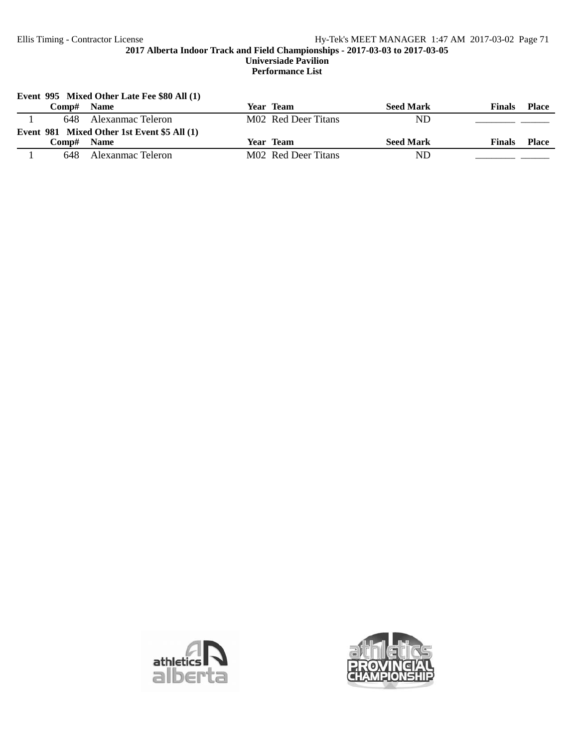**Event 995 Mixed Other Late Fee $80 All (1)**

| | Comp# | Name | Year | Team | Seed Mark | Finals | Place |
|---|---|---|---|---|---|---|---|
| 1 | 648 | Alexanmac Teleron | M02 | Red Deer Titans | ND | ________ | ______ |

**Event 981 Mixed Other 1st Event $5 All (1)**

| | Comp# | Name | Year | Team | Seed Mark | Finals | Place |
|---|---|---|---|---|---|---|---|
| 1 | 648 | Alexanmac Teleron | M02 | Red Deer Titans | ND | ________ | ______ |